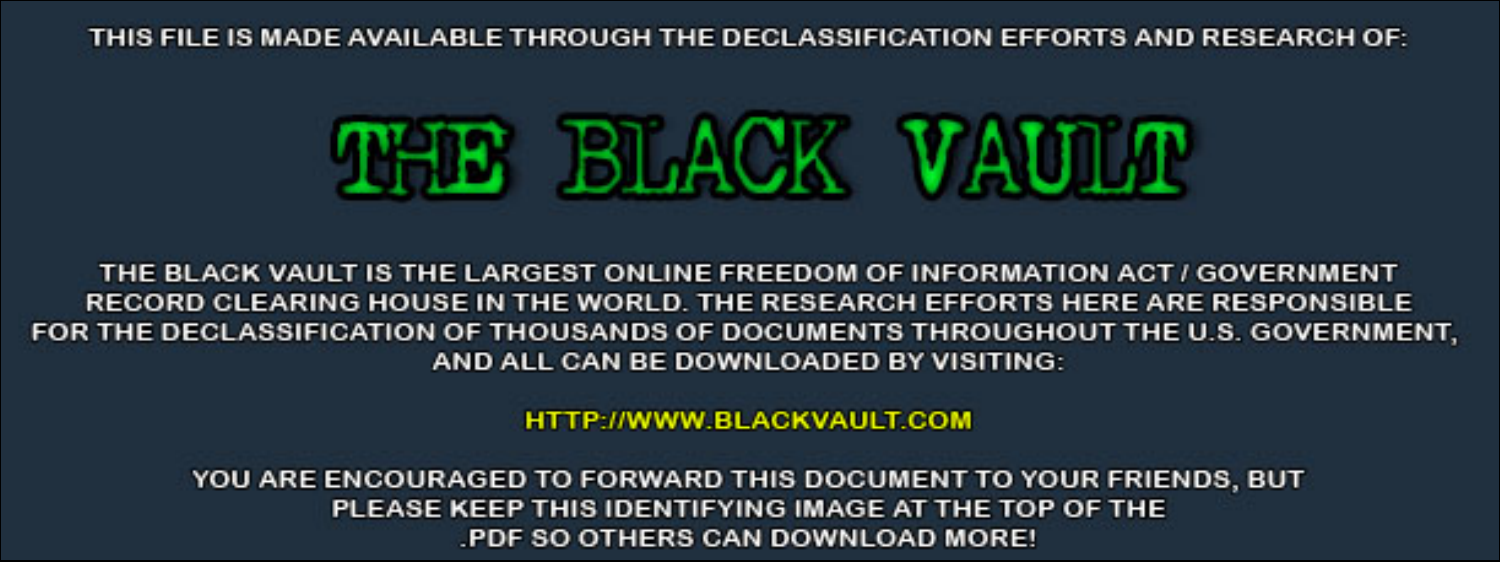THIS FILE IS MADE AVAILABLE THROUGH THE DECLASSIFICATION EFFORTS AND RESEARCH OF:

# THE BLACK VAULT

THE BLACK VAULT IS THE LARGEST ONLINE FREEDOM OF INFORMATION ACT / GOVERNMENT RECORD CLEARING HOUSE IN THE WORLD. THE RESEARCH EFFORTS HERE ARE RESPONSIBLE FOR THE DECLASSIFICATION OF THOUSANDS OF DOCUMENTS THROUGHOUT THE U.S. GOVERNMENT, AND ALL CAN BE DOWNLOADED BY VISITING:

HTTP://WWW.BLACKVAULT.COM

YOU ARE ENCOURAGED TO FORWARD THIS DOCUMENT TO YOUR FRIENDS, BUT PLEASE KEEP THIS IDENTIFYING IMAGE AT THE TOP OF THE .PDF SO OTHERS CAN DOWNLOAD MORE!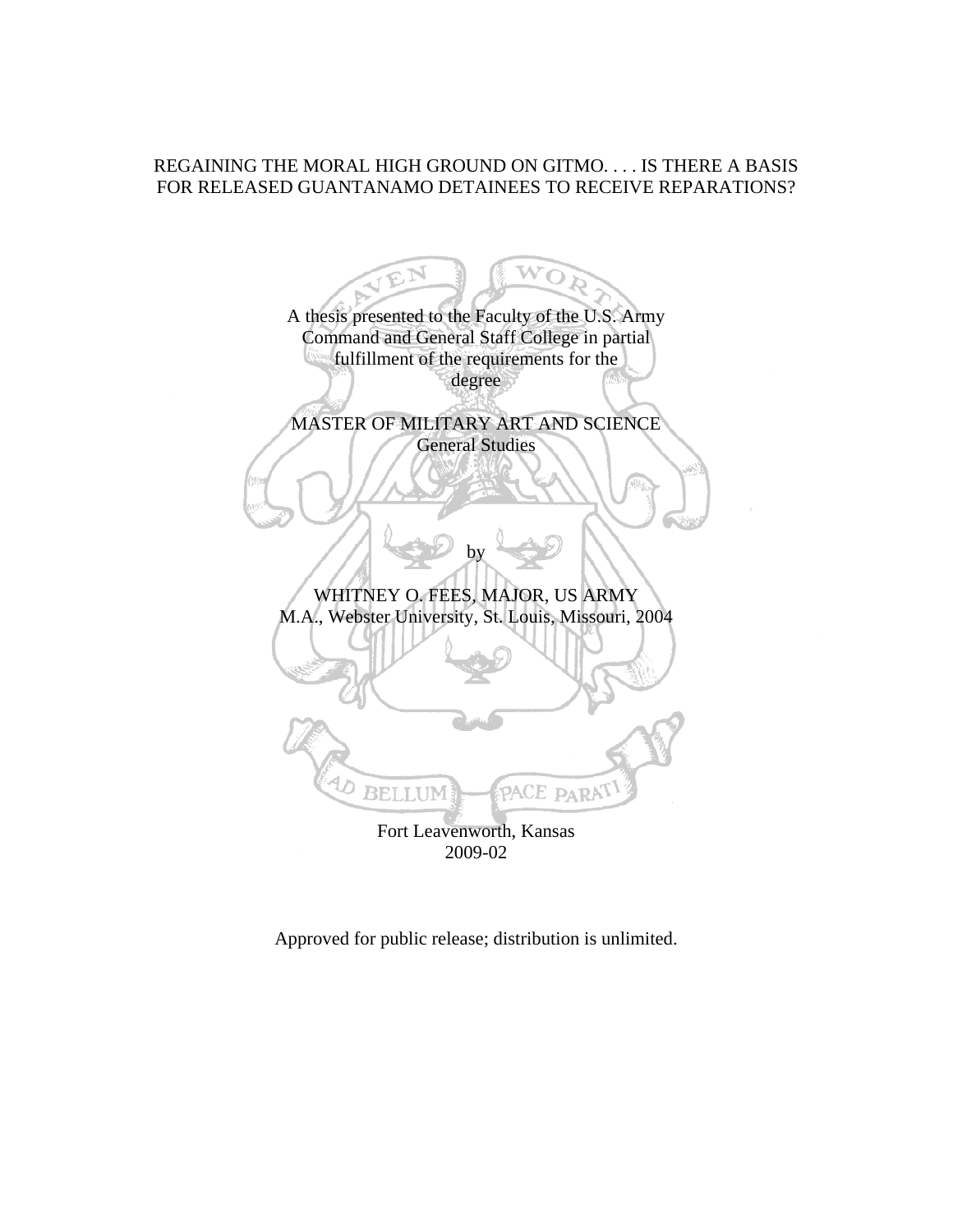REGAINING THE MORAL HIGH GROUND ON GITMO. . . . IS THERE A BASIS FOR RELEASED GUANTANAMO DETAINEES TO RECEIVE REPARATIONS?

A thesis presented to the Faculty of the U.S. Army Command and General Staff College in partial fulfillment of the requirements for the degree

MASTER OF MILITARY ART AND SCIENCE
General Studies

by

WHITNEY O. FEES, MAJOR, US ARMY
M.A., Webster University, St. Louis, Missouri, 2004

Fort Leavenworth, Kansas
2009-02

Approved for public release; distribution is unlimited.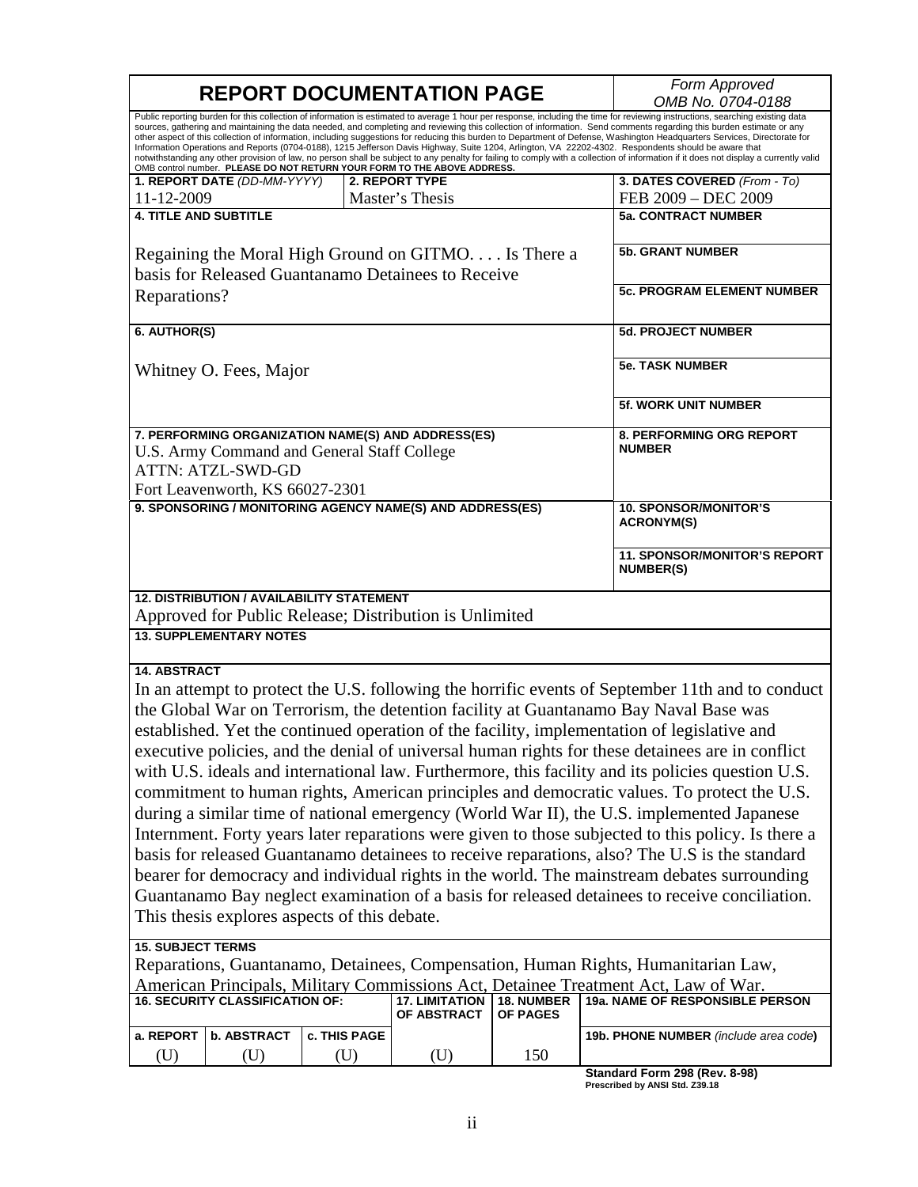# REPORT DOCUMENTATION PAGE

*Form Approved OMB No. 0704-0188*

Public reporting burden for this collection of information is estimated to average 1 hour per response, including the time for reviewing instructions, searching existing data sources, gathering and maintaining the data needed, and completing and reviewing this collection of information. Send comments regarding this burden estimate or any other aspect of this collection of information, including suggestions for reducing this burden to Department of Defense, Washington Headquarters Services, Directorate for Information Operations and Reports (0704-0188), 1215 Jefferson Davis Highway, Suite 1204, Arlington, VA 22202-4302. Respondents should be aware that notwithstanding any other provision of law, no person shall be subject to any penalty for failing to comply with a collection of information if it does not display a currently valid OMB control number. **PLEASE DO NOT RETURN YOUR FORM TO THE ABOVE ADDRESS.**

| **1. REPORT DATE** *(DD-MM-YYYY)* | **2. REPORT TYPE** | **3. DATES COVERED** *(From - To)* |
|---|---|---|
| 11-12-2009 | Master's Thesis | FEB 2009 – DEC 2009 |

**4. TITLE AND SUBTITLE**

Regaining the Moral High Ground on GITMO. . . . Is There a basis for Released Guantanamo Detainees to Receive Reparations?

**5a. CONTRACT NUMBER**

**5b. GRANT NUMBER**

**5c. PROGRAM ELEMENT NUMBER**

**6. AUTHOR(S)**

Whitney O. Fees, Major

**5d. PROJECT NUMBER**

**5e. TASK NUMBER**

**5f. WORK UNIT NUMBER**

**7. PERFORMING ORGANIZATION NAME(S) AND ADDRESS(ES)**

U.S. Army Command and General Staff College
ATTN: ATZL-SWD-GD
Fort Leavenworth, KS 66027-2301

**8. PERFORMING ORG REPORT NUMBER**

**9. SPONSORING / MONITORING AGENCY NAME(S) AND ADDRESS(ES)**

**10. SPONSOR/MONITOR'S ACRONYM(S)**

**11. SPONSOR/MONITOR'S REPORT NUMBER(S)**

**12. DISTRIBUTION / AVAILABILITY STATEMENT**

Approved for Public Release; Distribution is Unlimited

**13. SUPPLEMENTARY NOTES**

**14. ABSTRACT**

In an attempt to protect the U.S. following the horrific events of September 11th and to conduct the Global War on Terrorism, the detention facility at Guantanamo Bay Naval Base was established. Yet the continued operation of the facility, implementation of legislative and executive policies, and the denial of universal human rights for these detainees are in conflict with U.S. ideals and international law. Furthermore, this facility and its policies question U.S. commitment to human rights, American principles and democratic values. To protect the U.S. during a similar time of national emergency (World War II), the U.S. implemented Japanese Internment. Forty years later reparations were given to those subjected to this policy. Is there a basis for released Guantanamo detainees to receive reparations, also? The U.S is the standard bearer for democracy and individual rights in the world. The mainstream debates surrounding Guantanamo Bay neglect examination of a basis for released detainees to receive conciliation. This thesis explores aspects of this debate.

**15. SUBJECT TERMS**

Reparations, Guantanamo, Detainees, Compensation, Human Rights, Humanitarian Law, American Principals, Military Commissions Act, Detainee Treatment Act, Law of War.

| **16. SECURITY CLASSIFICATION OF:** | | | **17. LIMITATION OF ABSTRACT** | **18. NUMBER OF PAGES** | **19a. NAME OF RESPONSIBLE PERSON** |
|---|---|---|---|---|---|
| **a. REPORT** | **b. ABSTRACT** | **c. THIS PAGE** | | | **19b. PHONE NUMBER** *(include area code)* |
| (U) | (U) | (U) | (U) | 150 | |

**Standard Form 298 (Rev. 8-98)**
**Prescribed by ANSI Std. Z39.18**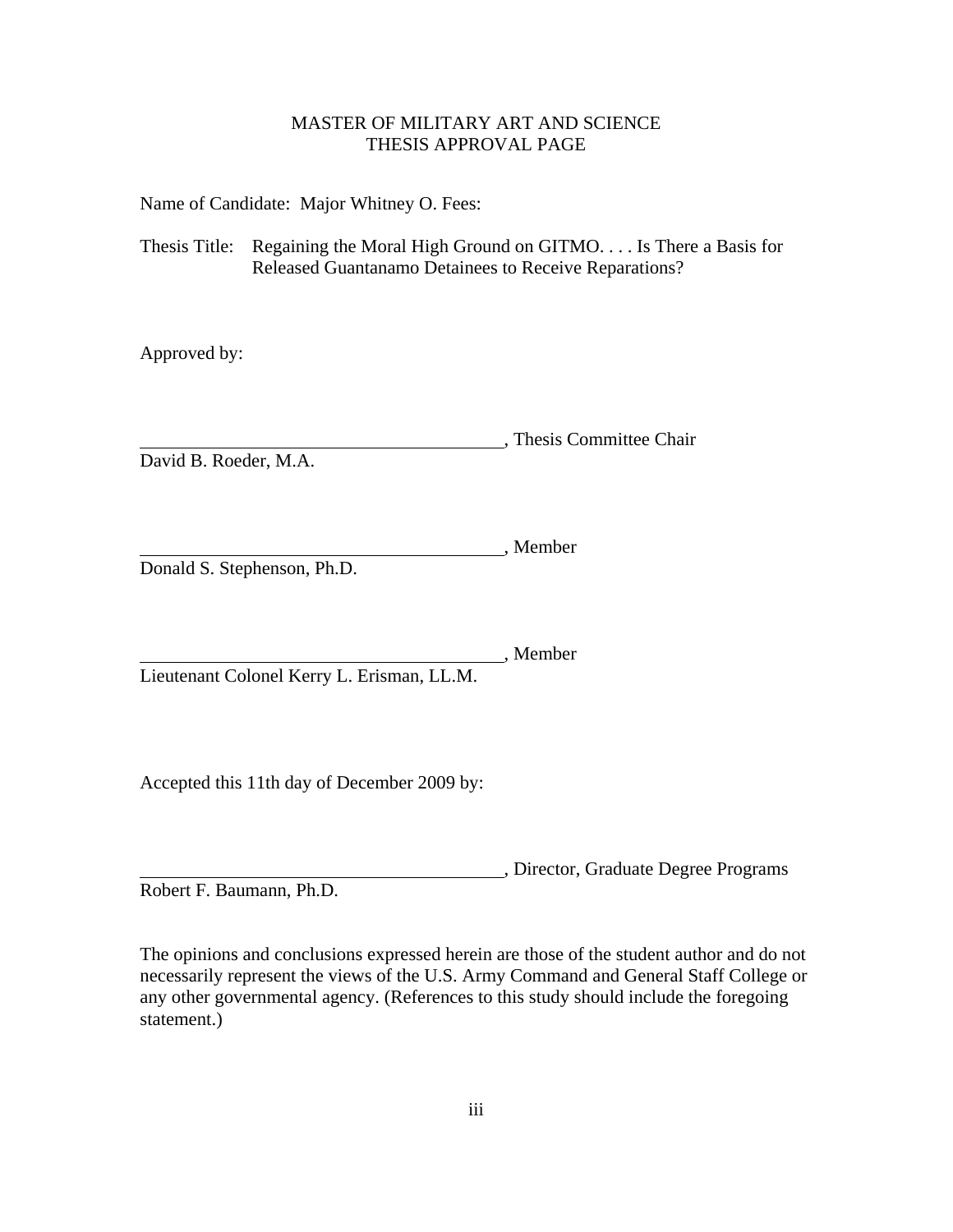MASTER OF MILITARY ART AND SCIENCE
THESIS APPROVAL PAGE

Name of Candidate: Major Whitney O. Fees:

Thesis Title: Regaining the Moral High Ground on GITMO. . . . Is There a Basis for Released Guantanamo Detainees to Receive Reparations?

Approved by:

\_\_\_\_\_\_\_\_\_\_\_\_\_\_\_\_\_\_\_\_\_\_\_\_\_\_\_\_\_\_\_\_\_\_\_\_\_\_\_\_, Thesis Committee Chair
David B. Roeder, M.A.

\_\_\_\_\_\_\_\_\_\_\_\_\_\_\_\_\_\_\_\_\_\_\_\_\_\_\_\_\_\_\_\_\_\_\_\_\_\_\_\_, Member
Donald S. Stephenson, Ph.D.

\_\_\_\_\_\_\_\_\_\_\_\_\_\_\_\_\_\_\_\_\_\_\_\_\_\_\_\_\_\_\_\_\_\_\_\_\_\_\_\_, Member
Lieutenant Colonel Kerry L. Erisman, LL.M.

Accepted this 11th day of December 2009 by:

\_\_\_\_\_\_\_\_\_\_\_\_\_\_\_\_\_\_\_\_\_\_\_\_\_\_\_\_\_\_\_\_\_\_\_\_\_\_\_\_, Director, Graduate Degree Programs
Robert F. Baumann, Ph.D.

The opinions and conclusions expressed herein are those of the student author and do not necessarily represent the views of the U.S. Army Command and General Staff College or any other governmental agency. (References to this study should include the foregoing statement.)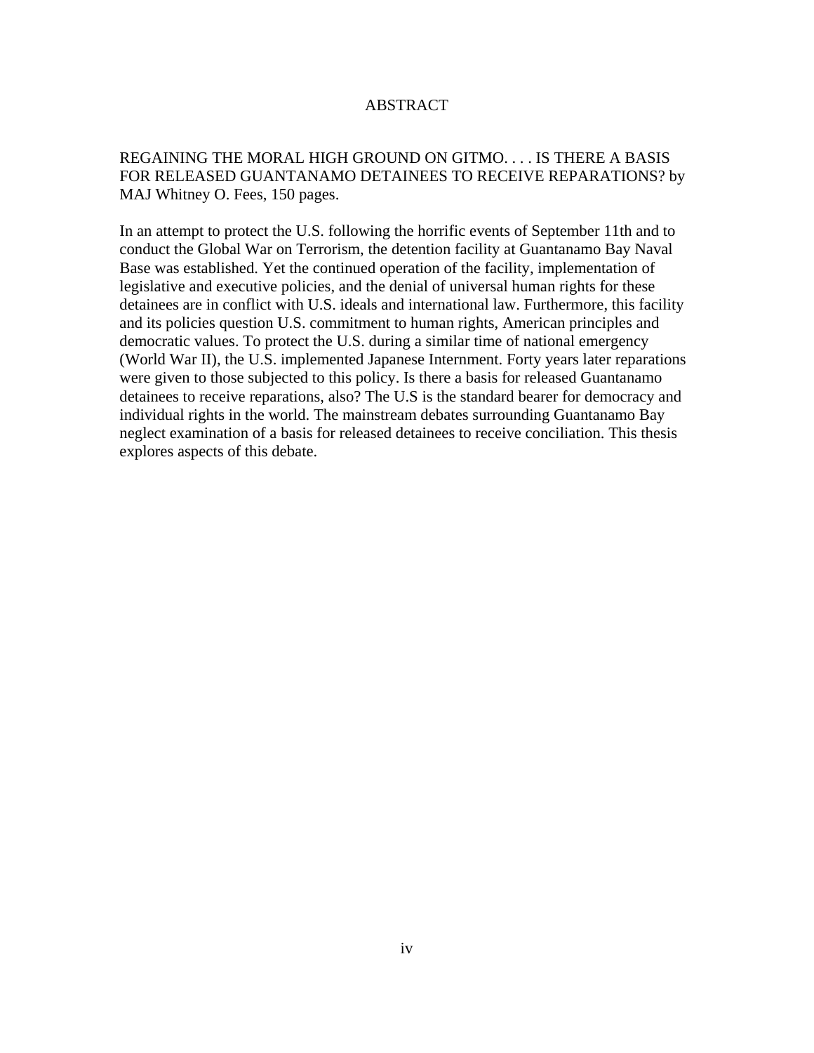# ABSTRACT

REGAINING THE MORAL HIGH GROUND ON GITMO. . . . IS THERE A BASIS FOR RELEASED GUANTANAMO DETAINEES TO RECEIVE REPARATIONS? by MAJ Whitney O. Fees, 150 pages.

In an attempt to protect the U.S. following the horrific events of September 11th and to conduct the Global War on Terrorism, the detention facility at Guantanamo Bay Naval Base was established. Yet the continued operation of the facility, implementation of legislative and executive policies, and the denial of universal human rights for these detainees are in conflict with U.S. ideals and international law. Furthermore, this facility and its policies question U.S. commitment to human rights, American principles and democratic values. To protect the U.S. during a similar time of national emergency (World War II), the U.S. implemented Japanese Internment. Forty years later reparations were given to those subjected to this policy. Is there a basis for released Guantanamo detainees to receive reparations, also? The U.S is the standard bearer for democracy and individual rights in the world. The mainstream debates surrounding Guantanamo Bay neglect examination of a basis for released detainees to receive conciliation. This thesis explores aspects of this debate.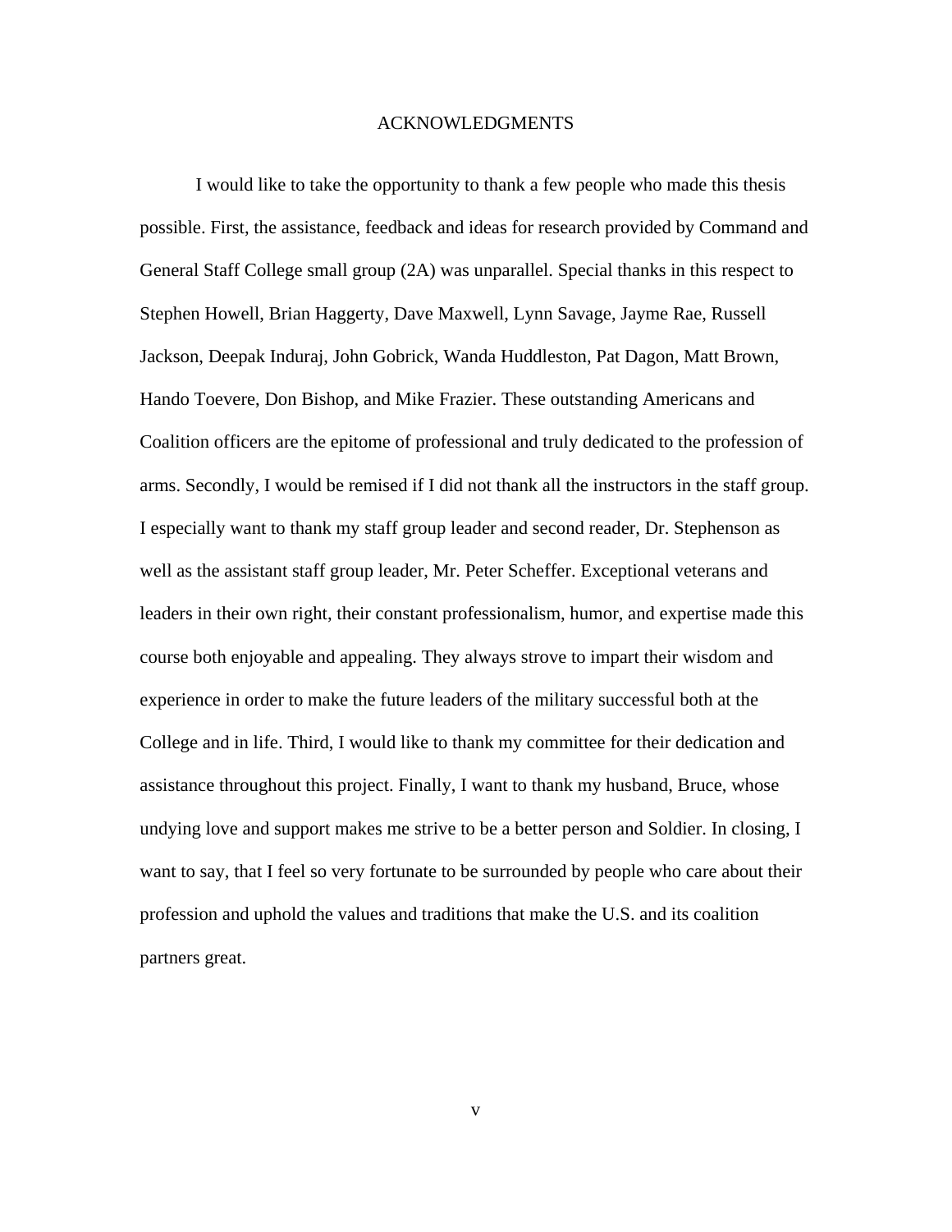# ACKNOWLEDGMENTS

I would like to take the opportunity to thank a few people who made this thesis possible. First, the assistance, feedback and ideas for research provided by Command and General Staff College small group (2A) was unparallel. Special thanks in this respect to Stephen Howell, Brian Haggerty, Dave Maxwell, Lynn Savage, Jayme Rae, Russell Jackson, Deepak Induraj, John Gobrick, Wanda Huddleston, Pat Dagon, Matt Brown, Hando Toevere, Don Bishop, and Mike Frazier. These outstanding Americans and Coalition officers are the epitome of professional and truly dedicated to the profession of arms. Secondly, I would be remised if I did not thank all the instructors in the staff group. I especially want to thank my staff group leader and second reader, Dr. Stephenson as well as the assistant staff group leader, Mr. Peter Scheffer. Exceptional veterans and leaders in their own right, their constant professionalism, humor, and expertise made this course both enjoyable and appealing. They always strove to impart their wisdom and experience in order to make the future leaders of the military successful both at the College and in life. Third, I would like to thank my committee for their dedication and assistance throughout this project. Finally, I want to thank my husband, Bruce, whose undying love and support makes me strive to be a better person and Soldier. In closing, I want to say, that I feel so very fortunate to be surrounded by people who care about their profession and uphold the values and traditions that make the U.S. and its coalition partners great.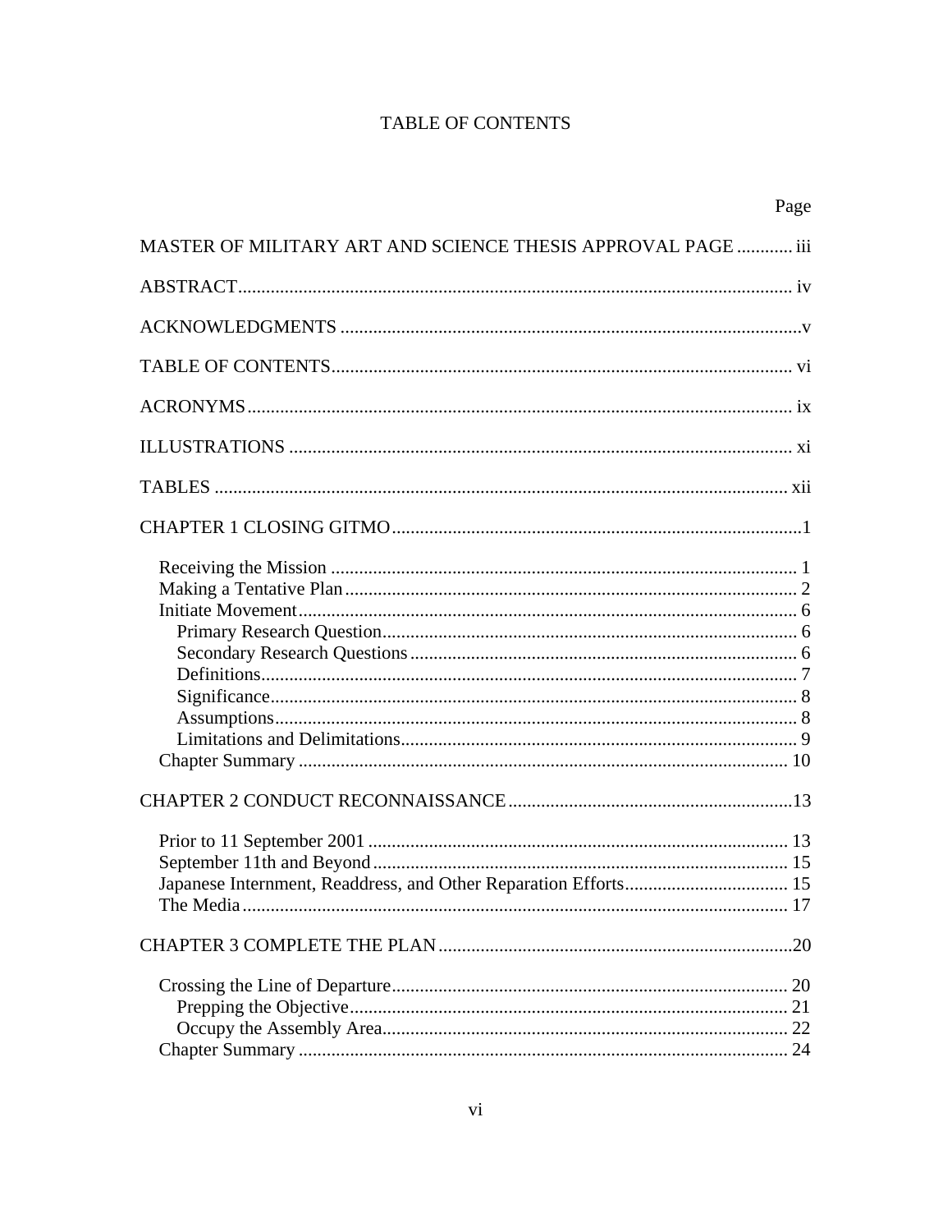# TABLE OF CONTENTS

Page

MASTER OF MILITARY ART AND SCIENCE THESIS APPROVAL PAGE ............ iii

ABSTRACT ...................................................................................................................... iv

ACKNOWLEDGMENTS ..................................................................................................v

TABLE OF CONTENTS .................................................................................................. vi

ACRONYMS .................................................................................................................... ix

ILLUSTRATIONS ........................................................................................................... xi

TABLES .......................................................................................................................... xii

CHAPTER 1 CLOSING GITMO .......................................................................................1

- Receiving the Mission ................................................................................................... 1
- Making a Tentative Plan ................................................................................................ 2
- Initiate Movement .......................................................................................................... 6
  - Primary Research Question ........................................................................................ 6
  - Secondary Research Questions .................................................................................. 6
  - Definitions .................................................................................................................. 7
  - Significance ................................................................................................................ 8
  - Assumptions ............................................................................................................... 8
  - Limitations and Delimitations .................................................................................... 9
- Chapter Summary ........................................................................................................ 10

CHAPTER 2 CONDUCT RECONNAISSANCE .............................................................13

- Prior to 11 September 2001 ......................................................................................... 13
- September 11th and Beyond ........................................................................................ 15
- Japanese Internment, Readdress, and Other Reparation Efforts ................................... 15
- The Media .................................................................................................................... 17

CHAPTER 3 COMPLETE THE PLAN ...........................................................................20

- Crossing the Line of Departure .................................................................................... 20
  - Prepping the Objective ............................................................................................. 21
  - Occupy the Assembly Area ...................................................................................... 22
- Chapter Summary ........................................................................................................ 24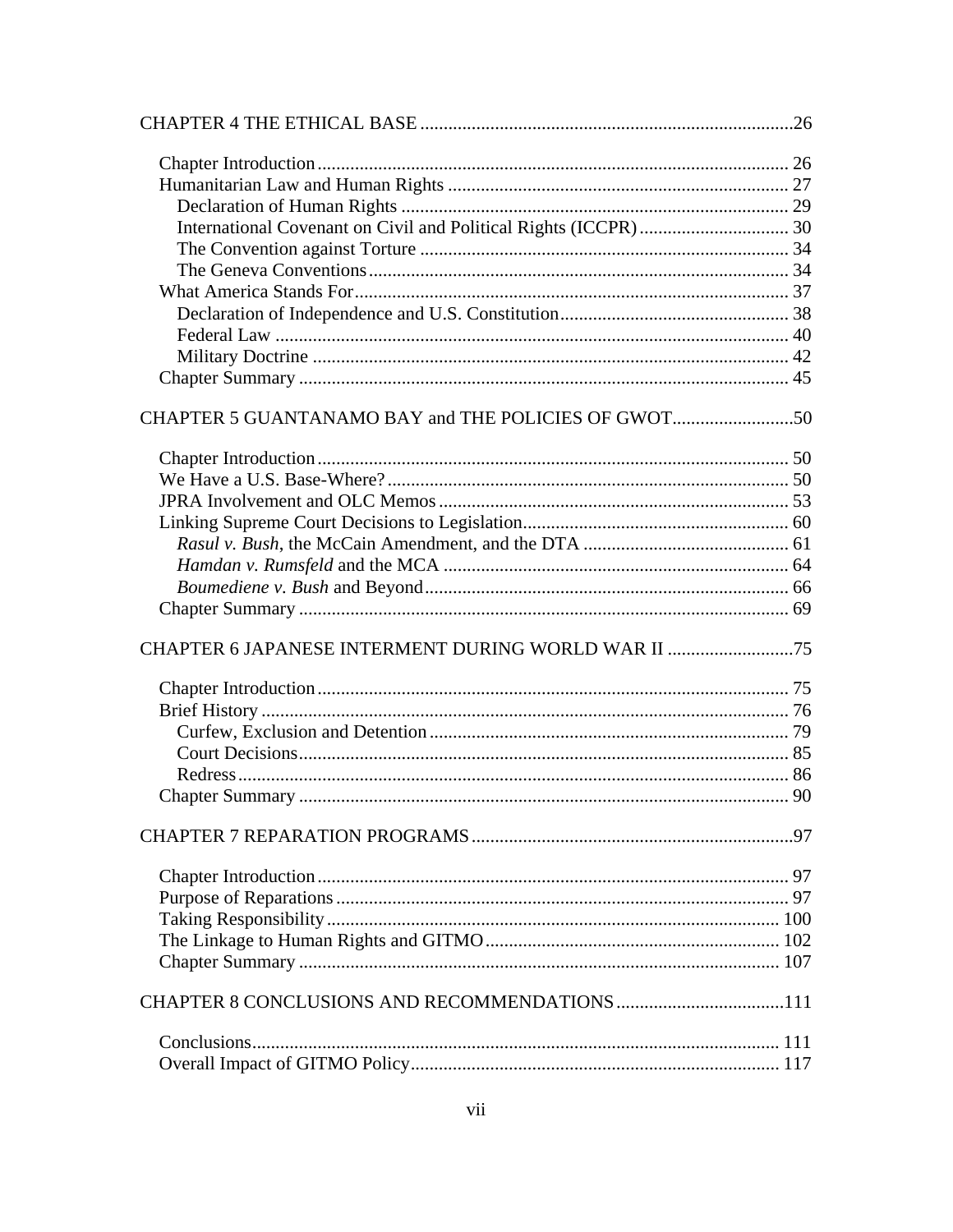CHAPTER 4 THE ETHICAL BASE ............................................................................... 26

- Chapter Introduction .................................................................................................... 26
- Humanitarian Law and Human Rights ......................................................................... 27
  - Declaration of Human Rights .................................................................................. 29
  - International Covenant on Civil and Political Rights (ICCPR) ................................ 30
  - The Convention against Torture ............................................................................... 34
  - The Geneva Conventions .......................................................................................... 34
- What America Stands For ............................................................................................ 37
  - Declaration of Independence and U.S. Constitution ................................................ 38
  - Federal Law .............................................................................................................. 40
  - Military Doctrine ...................................................................................................... 42
- Chapter Summary ........................................................................................................ 45

CHAPTER 5 GUANTANAMO BAY and THE POLICIES OF GWOT .......................... 50

- Chapter Introduction .................................................................................................... 50
- We Have a U.S. Base-Where? ..................................................................................... 50
- JPRA Involvement and OLC Memos ........................................................................... 53
- Linking Supreme Court Decisions to Legislation ......................................................... 60
  - *Rasul v. Bush*, the McCain Amendment, and the DTA ............................................ 61
  - *Hamdan v. Rumsfeld* and the MCA .......................................................................... 64
  - *Boumediene v. Bush* and Beyond .............................................................................. 66
- Chapter Summary ........................................................................................................ 69

CHAPTER 6 JAPANESE INTERMENT DURING WORLD WAR II ........................... 75

- Chapter Introduction .................................................................................................... 75
- Brief History ................................................................................................................ 76
  - Curfew, Exclusion and Detention ............................................................................. 79
  - Court Decisions ......................................................................................................... 85
  - Redress ...................................................................................................................... 86
- Chapter Summary ........................................................................................................ 90

CHAPTER 7 REPARATION PROGRAMS ..................................................................... 97

- Chapter Introduction .................................................................................................... 97
- Purpose of Reparations ................................................................................................ 97
- Taking Responsibility ................................................................................................. 100
- The Linkage to Human Rights and GITMO .............................................................. 102
- Chapter Summary ....................................................................................................... 107

CHAPTER 8 CONCLUSIONS AND RECOMMENDATIONS .................................... 111

- Conclusions ................................................................................................................ 111
- Overall Impact of GITMO Policy ............................................................................... 117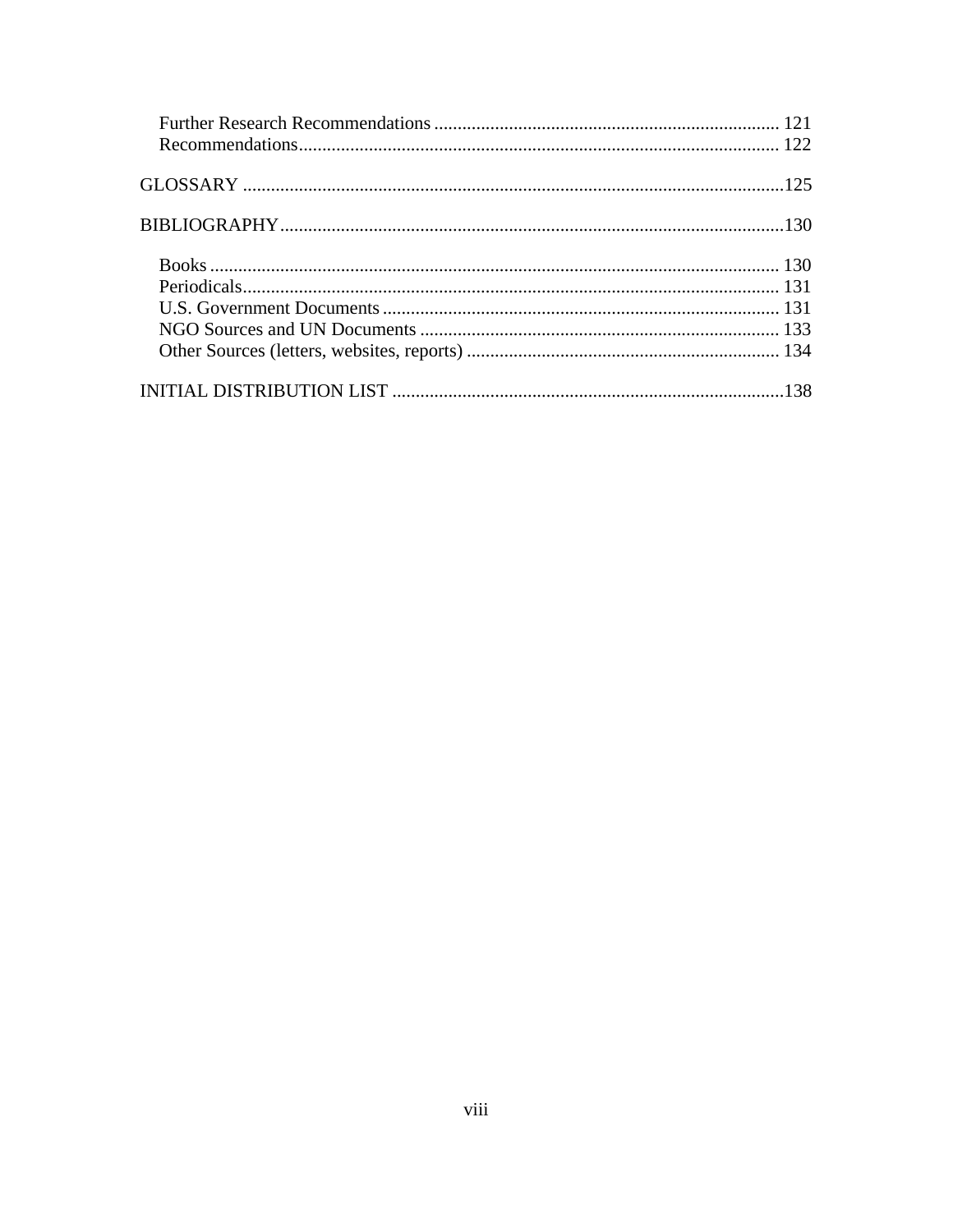Further Research Recommendations ........................................................................ 121
Recommendations...................................................................................................... 122

GLOSSARY ..................................................................................................................125

BIBLIOGRAPHY..........................................................................................................130

Books ........................................................................................................................ 130
Periodicals................................................................................................................. 131
U.S. Government Documents ................................................................................... 131
NGO Sources and UN Documents ........................................................................... 133
Other Sources (letters, websites, reports) .................................................................. 134

INITIAL DISTRIBUTION LIST ..................................................................................138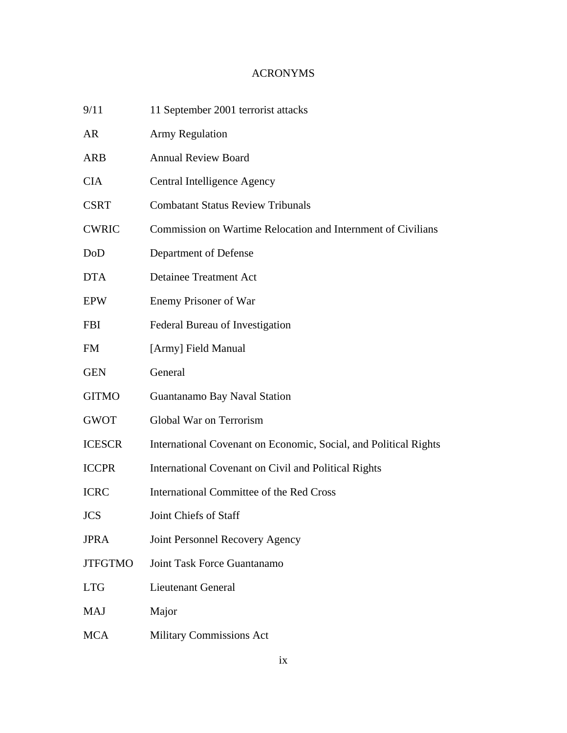# ACRONYMS

| | |
|---|---|
| 9/11 | 11 September 2001 terrorist attacks |
| AR | Army Regulation |
| ARB | Annual Review Board |
| CIA | Central Intelligence Agency |
| CSRT | Combatant Status Review Tribunals |
| CWRIC | Commission on Wartime Relocation and Internment of Civilians |
| DoD | Department of Defense |
| DTA | Detainee Treatment Act |
| EPW | Enemy Prisoner of War |
| FBI | Federal Bureau of Investigation |
| FM | [Army] Field Manual |
| GEN | General |
| GITMO | Guantanamo Bay Naval Station |
| GWOT | Global War on Terrorism |
| ICESCR | International Covenant on Economic, Social, and Political Rights |
| ICCPR | International Covenant on Civil and Political Rights |
| ICRC | International Committee of the Red Cross |
| JCS | Joint Chiefs of Staff |
| JPRA | Joint Personnel Recovery Agency |
| JTFGTMO | Joint Task Force Guantanamo |
| LTG | Lieutenant General |
| MAJ | Major |
| MCA | Military Commissions Act |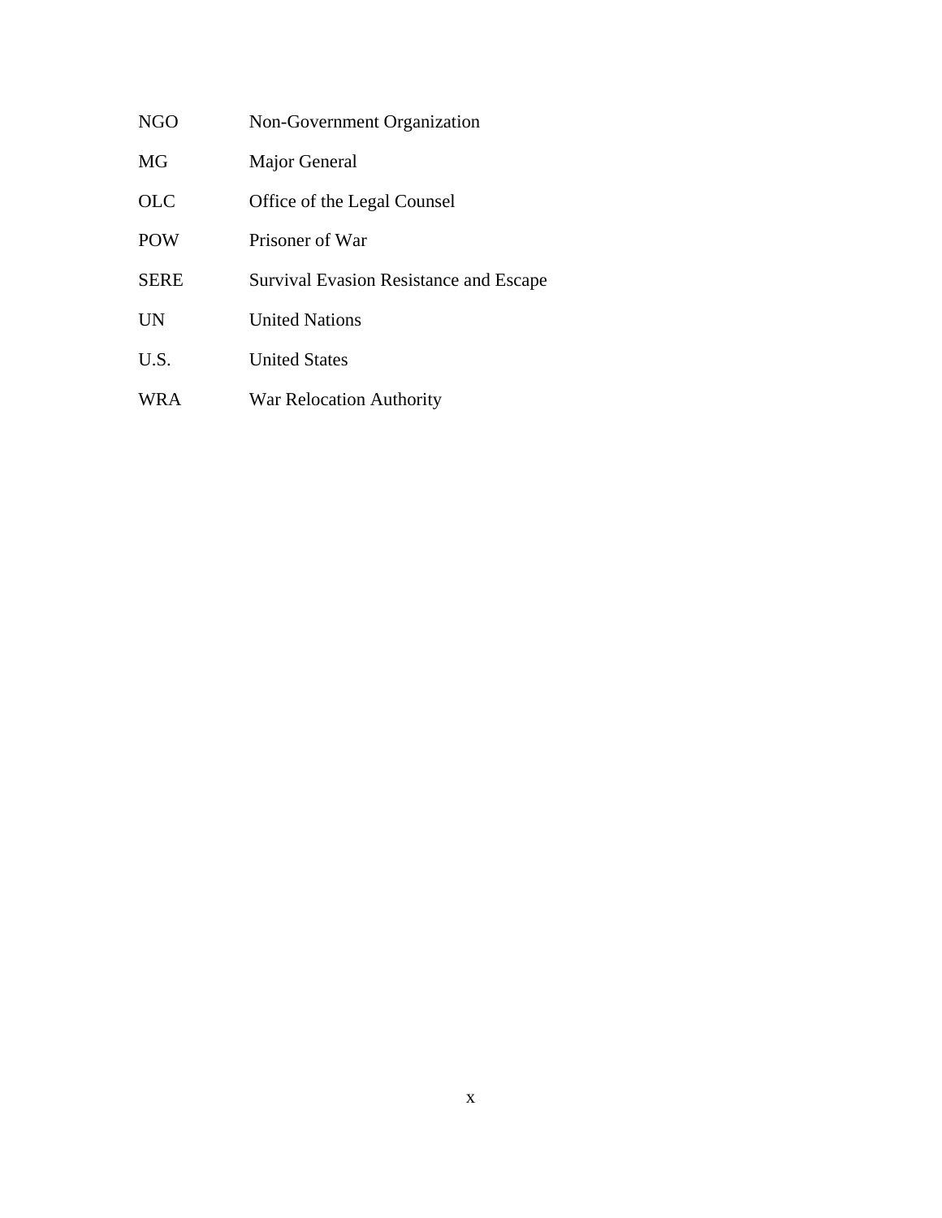| | |
|---|---|
| NGO | Non-Government Organization |
| MG | Major General |
| OLC | Office of the Legal Counsel |
| POW | Prisoner of War |
| SERE | Survival Evasion Resistance and Escape |
| UN | United Nations |
| U.S. | United States |
| WRA | War Relocation Authority |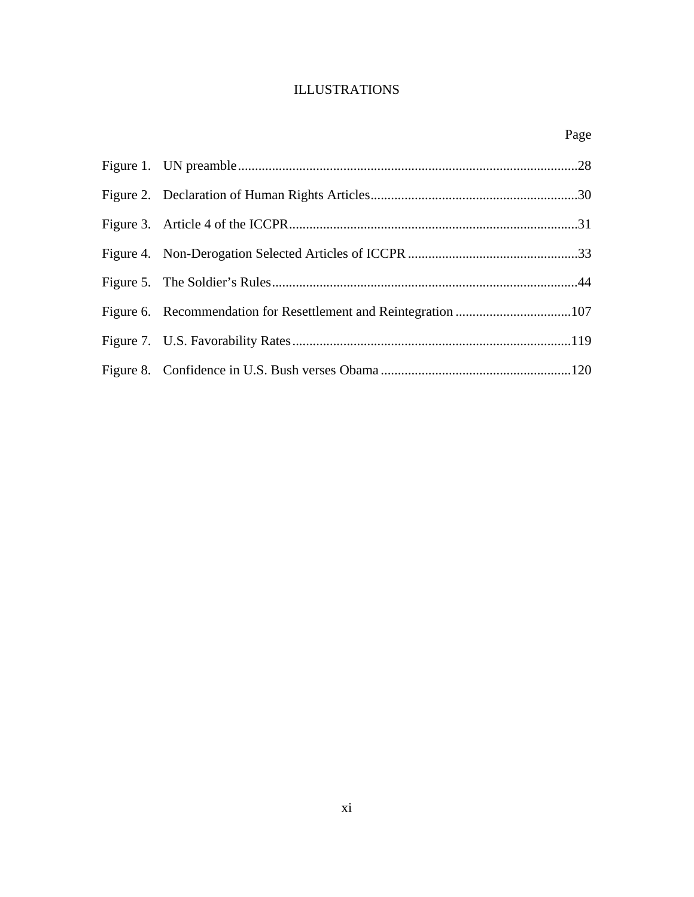# ILLUSTRATIONS

| | | Page |
|---|---|---|
| Figure 1. | UN preamble | 28 |
| Figure 2. | Declaration of Human Rights Articles | 30 |
| Figure 3. | Article 4 of the ICCPR | 31 |
| Figure 4. | Non-Derogation Selected Articles of ICCPR | 33 |
| Figure 5. | The Soldier's Rules | 44 |
| Figure 6. | Recommendation for Resettlement and Reintegration | 107 |
| Figure 7. | U.S. Favorability Rates | 119 |
| Figure 8. | Confidence in U.S. Bush verses Obama | 120 |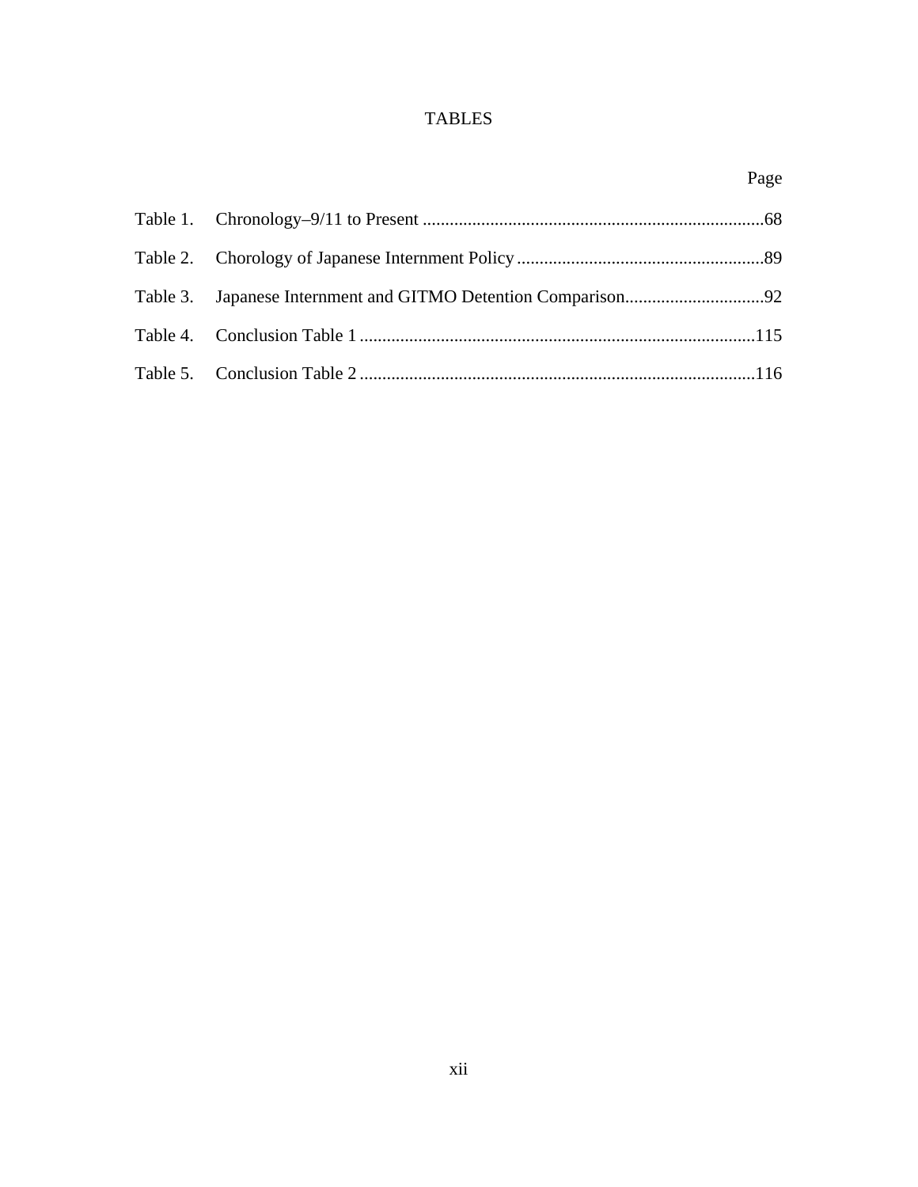# TABLES

Page

Table 1. Chronology–9/11 to Present ............................................................................68

Table 2. Chorology of Japanese Internment Policy .......................................................89

Table 3. Japanese Internment and GITMO Detention Comparison...............................92

Table 4. Conclusion Table 1 .......................................................................................115

Table 5. Conclusion Table 2 .......................................................................................116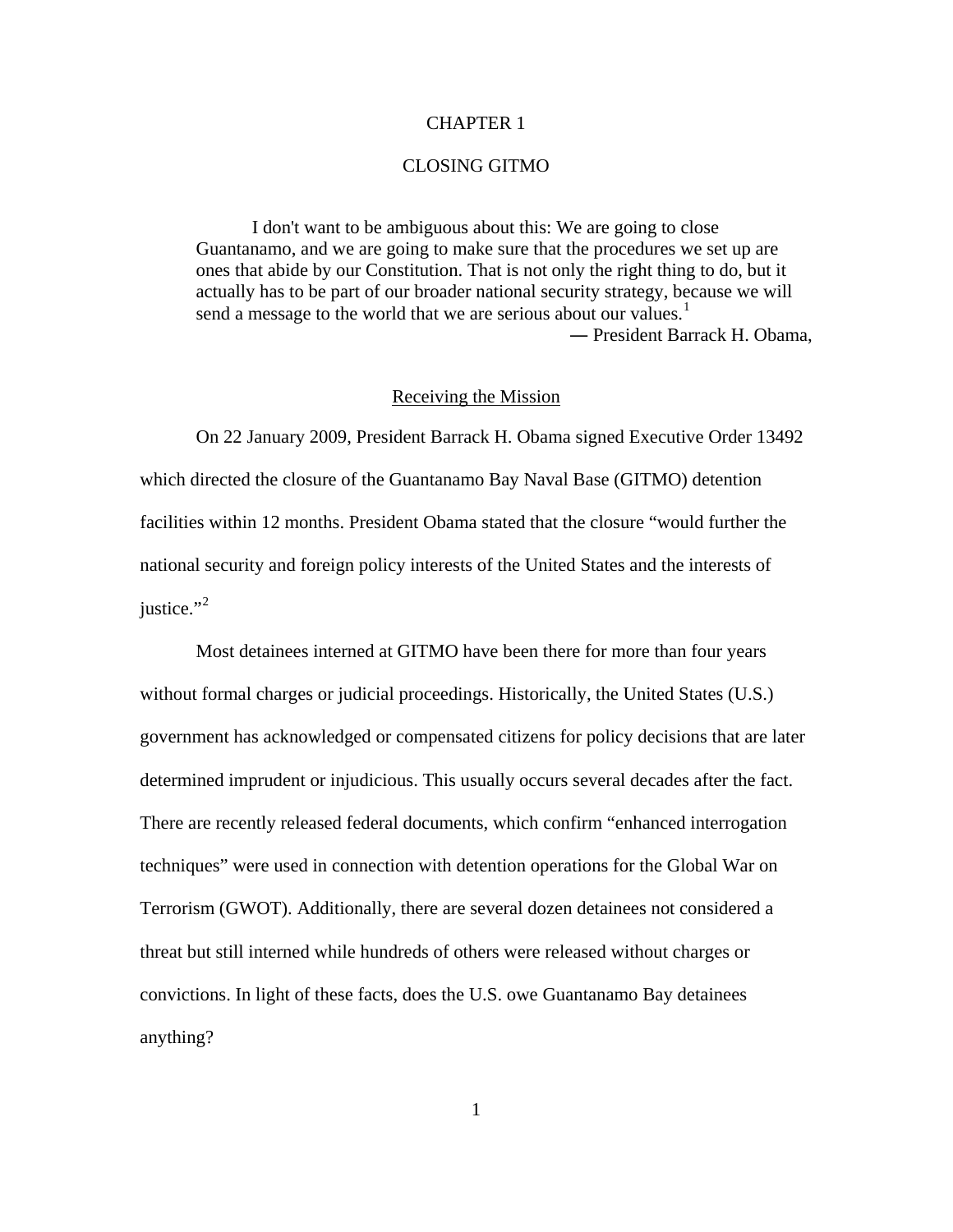# CHAPTER 1

# CLOSING GITMO

> I don't want to be ambiguous about this: We are going to close Guantanamo, and we are going to make sure that the procedures we set up are ones that abide by our Constitution. That is not only the right thing to do, but it actually has to be part of our broader national security strategy, because we will send a message to the world that we are serious about our values.[1]
>
> ― President Barrack H. Obama,

## Receiving the Mission

On 22 January 2009, President Barrack H. Obama signed Executive Order 13492 which directed the closure of the Guantanamo Bay Naval Base (GITMO) detention facilities within 12 months. President Obama stated that the closure "would further the national security and foreign policy interests of the United States and the interests of justice."[2]

Most detainees interned at GITMO have been there for more than four years without formal charges or judicial proceedings. Historically, the United States (U.S.) government has acknowledged or compensated citizens for policy decisions that are later determined imprudent or injudicious. This usually occurs several decades after the fact. There are recently released federal documents, which confirm "enhanced interrogation techniques" were used in connection with detention operations for the Global War on Terrorism (GWOT). Additionally, there are several dozen detainees not considered a threat but still interned while hundreds of others were released without charges or convictions. In light of these facts, does the U.S. owe Guantanamo Bay detainees anything?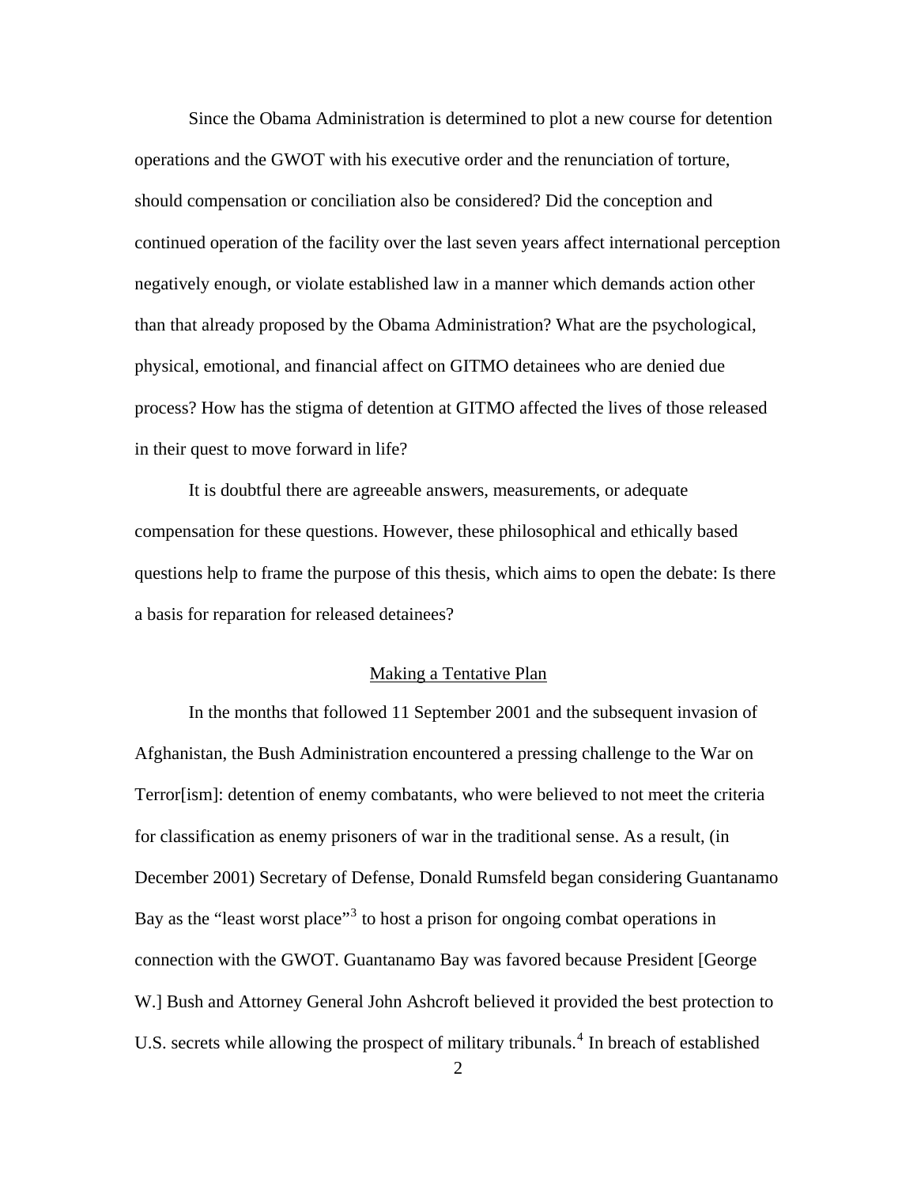Since the Obama Administration is determined to plot a new course for detention operations and the GWOT with his executive order and the renunciation of torture, should compensation or conciliation also be considered? Did the conception and continued operation of the facility over the last seven years affect international perception negatively enough, or violate established law in a manner which demands action other than that already proposed by the Obama Administration? What are the psychological, physical, emotional, and financial affect on GITMO detainees who are denied due process? How has the stigma of detention at GITMO affected the lives of those released in their quest to move forward in life?

It is doubtful there are agreeable answers, measurements, or adequate compensation for these questions. However, these philosophical and ethically based questions help to frame the purpose of this thesis, which aims to open the debate: Is there a basis for reparation for released detainees?

## Making a Tentative Plan

In the months that followed 11 September 2001 and the subsequent invasion of Afghanistan, the Bush Administration encountered a pressing challenge to the War on Terror[ism]: detention of enemy combatants, who were believed to not meet the criteria for classification as enemy prisoners of war in the traditional sense. As a result, (in December 2001) Secretary of Defense, Donald Rumsfeld began considering Guantanamo Bay as the "least worst place"[3] to host a prison for ongoing combat operations in connection with the GWOT. Guantanamo Bay was favored because President [George W.] Bush and Attorney General John Ashcroft believed it provided the best protection to U.S. secrets while allowing the prospect of military tribunals.[4] In breach of established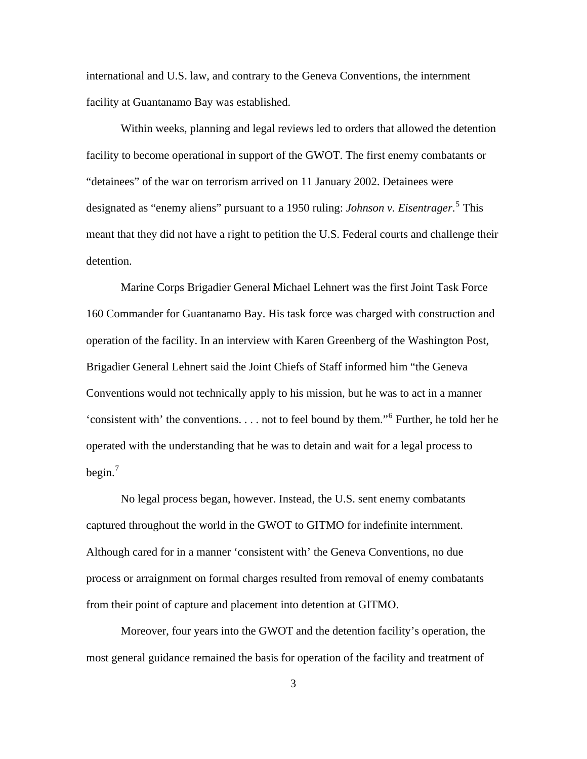international and U.S. law, and contrary to the Geneva Conventions, the internment facility at Guantanamo Bay was established.

Within weeks, planning and legal reviews led to orders that allowed the detention facility to become operational in support of the GWOT. The first enemy combatants or "detainees" of the war on terrorism arrived on 11 January 2002. Detainees were designated as "enemy aliens" pursuant to a 1950 ruling: *Johnson v. Eisentrager*.[5] This meant that they did not have a right to petition the U.S. Federal courts and challenge their detention.

Marine Corps Brigadier General Michael Lehnert was the first Joint Task Force 160 Commander for Guantanamo Bay. His task force was charged with construction and operation of the facility. In an interview with Karen Greenberg of the Washington Post, Brigadier General Lehnert said the Joint Chiefs of Staff informed him "the Geneva Conventions would not technically apply to his mission, but he was to act in a manner 'consistent with' the conventions. . . . not to feel bound by them."[6] Further, he told her he operated with the understanding that he was to detain and wait for a legal process to begin.[7]

No legal process began, however. Instead, the U.S. sent enemy combatants captured throughout the world in the GWOT to GITMO for indefinite internment. Although cared for in a manner 'consistent with' the Geneva Conventions, no due process or arraignment on formal charges resulted from removal of enemy combatants from their point of capture and placement into detention at GITMO.

Moreover, four years into the GWOT and the detention facility's operation, the most general guidance remained the basis for operation of the facility and treatment of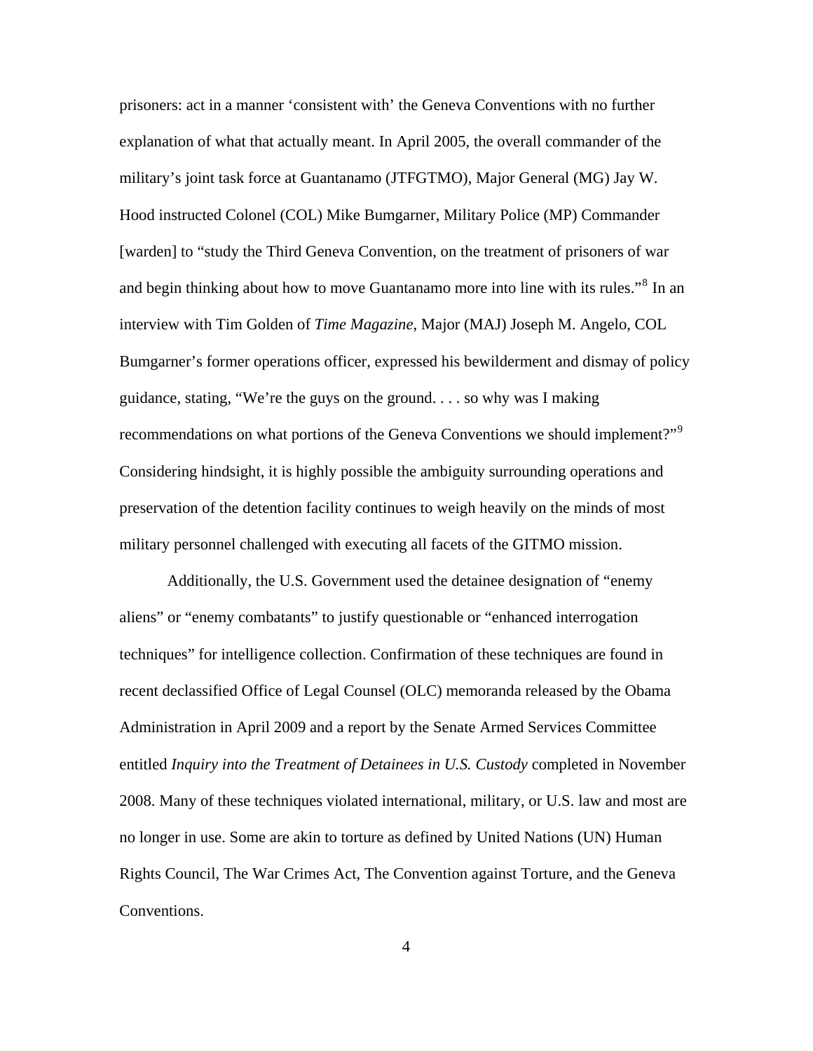prisoners: act in a manner 'consistent with' the Geneva Conventions with no further explanation of what that actually meant. In April 2005, the overall commander of the military's joint task force at Guantanamo (JTFGTMO), Major General (MG) Jay W. Hood instructed Colonel (COL) Mike Bumgarner, Military Police (MP) Commander [warden] to "study the Third Geneva Convention, on the treatment of prisoners of war and begin thinking about how to move Guantanamo more into line with its rules."[8] In an interview with Tim Golden of *Time Magazine*, Major (MAJ) Joseph M. Angelo, COL Bumgarner's former operations officer, expressed his bewilderment and dismay of policy guidance, stating, "We're the guys on the ground. . . . so why was I making recommendations on what portions of the Geneva Conventions we should implement?"[9] Considering hindsight, it is highly possible the ambiguity surrounding operations and preservation of the detention facility continues to weigh heavily on the minds of most military personnel challenged with executing all facets of the GITMO mission.

Additionally, the U.S. Government used the detainee designation of "enemy aliens" or "enemy combatants" to justify questionable or "enhanced interrogation techniques" for intelligence collection. Confirmation of these techniques are found in recent declassified Office of Legal Counsel (OLC) memoranda released by the Obama Administration in April 2009 and a report by the Senate Armed Services Committee entitled *Inquiry into the Treatment of Detainees in U.S. Custody* completed in November 2008. Many of these techniques violated international, military, or U.S. law and most are no longer in use. Some are akin to torture as defined by United Nations (UN) Human Rights Council, The War Crimes Act, The Convention against Torture, and the Geneva Conventions.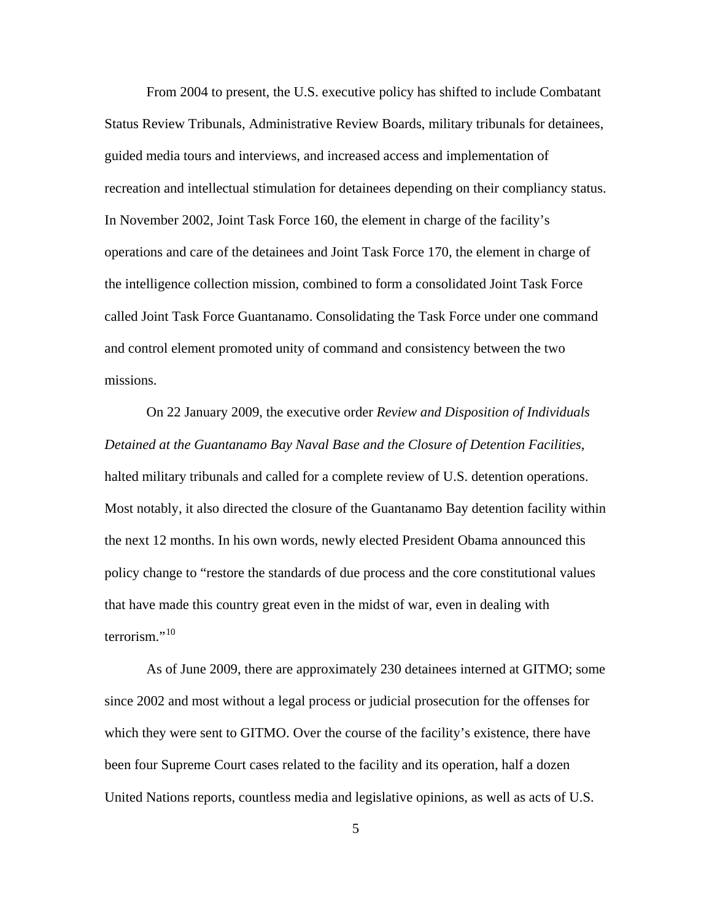From 2004 to present, the U.S. executive policy has shifted to include Combatant Status Review Tribunals, Administrative Review Boards, military tribunals for detainees, guided media tours and interviews, and increased access and implementation of recreation and intellectual stimulation for detainees depending on their compliancy status. In November 2002, Joint Task Force 160, the element in charge of the facility's operations and care of the detainees and Joint Task Force 170, the element in charge of the intelligence collection mission, combined to form a consolidated Joint Task Force called Joint Task Force Guantanamo. Consolidating the Task Force under one command and control element promoted unity of command and consistency between the two missions.

On 22 January 2009, the executive order *Review and Disposition of Individuals Detained at the Guantanamo Bay Naval Base and the Closure of Detention Facilities*, halted military tribunals and called for a complete review of U.S. detention operations. Most notably, it also directed the closure of the Guantanamo Bay detention facility within the next 12 months. In his own words, newly elected President Obama announced this policy change to "restore the standards of due process and the core constitutional values that have made this country great even in the midst of war, even in dealing with terrorism."[10]

As of June 2009, there are approximately 230 detainees interned at GITMO; some since 2002 and most without a legal process or judicial prosecution for the offenses for which they were sent to GITMO. Over the course of the facility's existence, there have been four Supreme Court cases related to the facility and its operation, half a dozen United Nations reports, countless media and legislative opinions, as well as acts of U.S.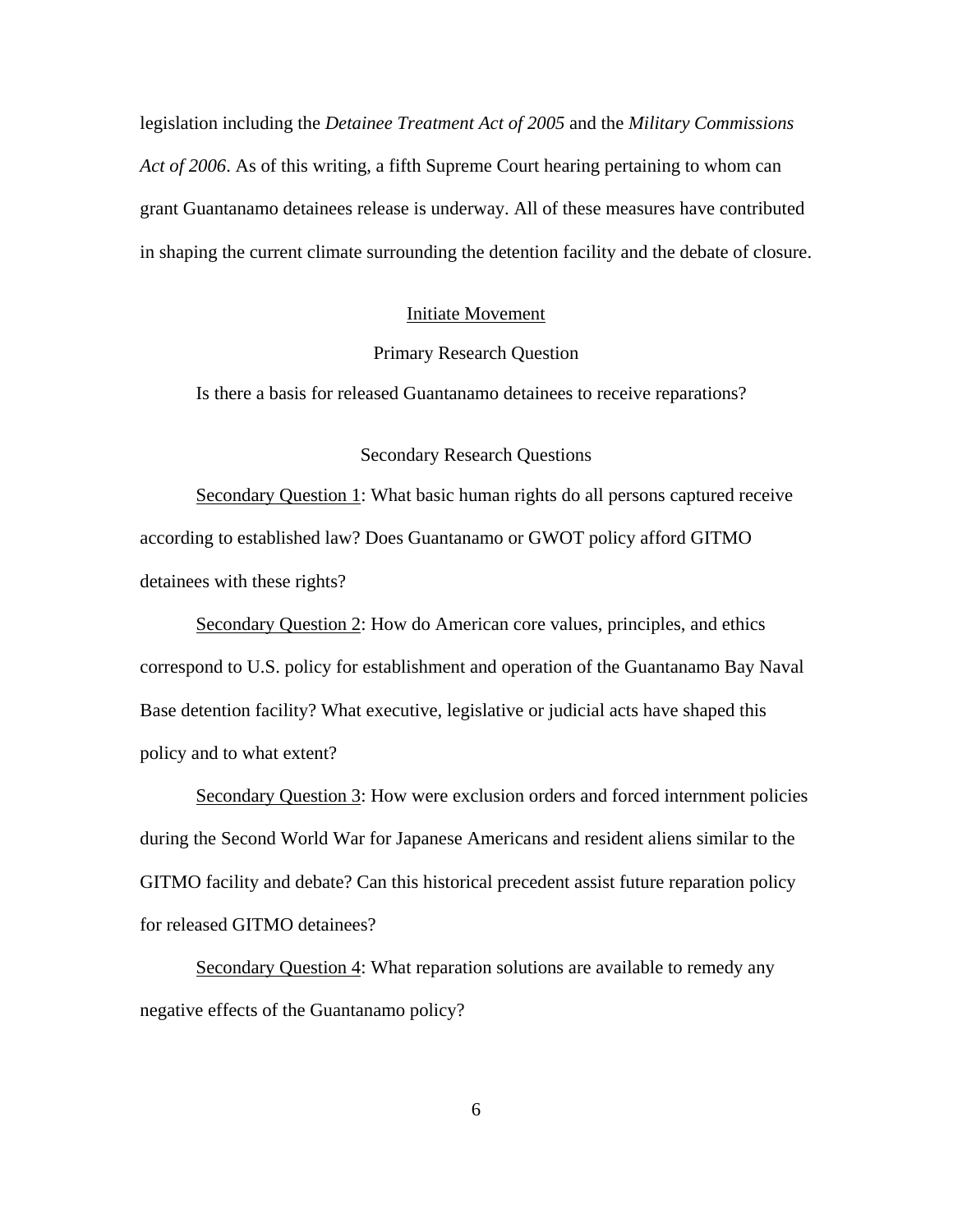legislation including the *Detainee Treatment Act of 2005* and the *Military Commissions Act of 2006*. As of this writing, a fifth Supreme Court hearing pertaining to whom can grant Guantanamo detainees release is underway. All of these measures have contributed in shaping the current climate surrounding the detention facility and the debate of closure.

## Initiate Movement

### Primary Research Question

Is there a basis for released Guantanamo detainees to receive reparations?

### Secondary Research Questions

Secondary Question 1: What basic human rights do all persons captured receive according to established law? Does Guantanamo or GWOT policy afford GITMO detainees with these rights?

Secondary Question 2: How do American core values, principles, and ethics correspond to U.S. policy for establishment and operation of the Guantanamo Bay Naval Base detention facility? What executive, legislative or judicial acts have shaped this policy and to what extent?

Secondary Question 3: How were exclusion orders and forced internment policies during the Second World War for Japanese Americans and resident aliens similar to the GITMO facility and debate? Can this historical precedent assist future reparation policy for released GITMO detainees?

Secondary Question 4: What reparation solutions are available to remedy any negative effects of the Guantanamo policy?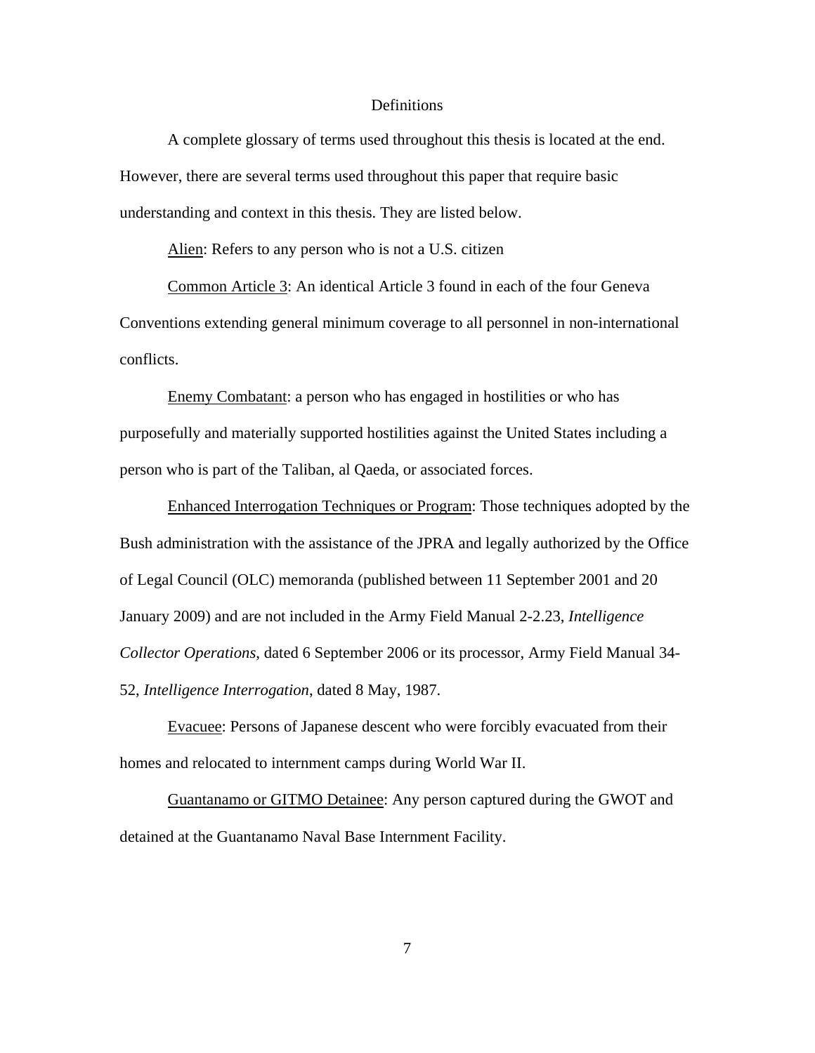## Definitions

A complete glossary of terms used throughout this thesis is located at the end. However, there are several terms used throughout this paper that require basic understanding and context in this thesis. They are listed below.

Alien: Refers to any person who is not a U.S. citizen

Common Article 3: An identical Article 3 found in each of the four Geneva Conventions extending general minimum coverage to all personnel in non-international conflicts.

Enemy Combatant: a person who has engaged in hostilities or who has purposefully and materially supported hostilities against the United States including a person who is part of the Taliban, al Qaeda, or associated forces.

Enhanced Interrogation Techniques or Program: Those techniques adopted by the Bush administration with the assistance of the JPRA and legally authorized by the Office of Legal Council (OLC) memoranda (published between 11 September 2001 and 20 January 2009) and are not included in the Army Field Manual 2-2.23, *Intelligence Collector Operations*, dated 6 September 2006 or its processor, Army Field Manual 34-52, *Intelligence Interrogation*, dated 8 May, 1987.

Evacuee: Persons of Japanese descent who were forcibly evacuated from their homes and relocated to internment camps during World War II.

Guantanamo or GITMO Detainee: Any person captured during the GWOT and detained at the Guantanamo Naval Base Internment Facility.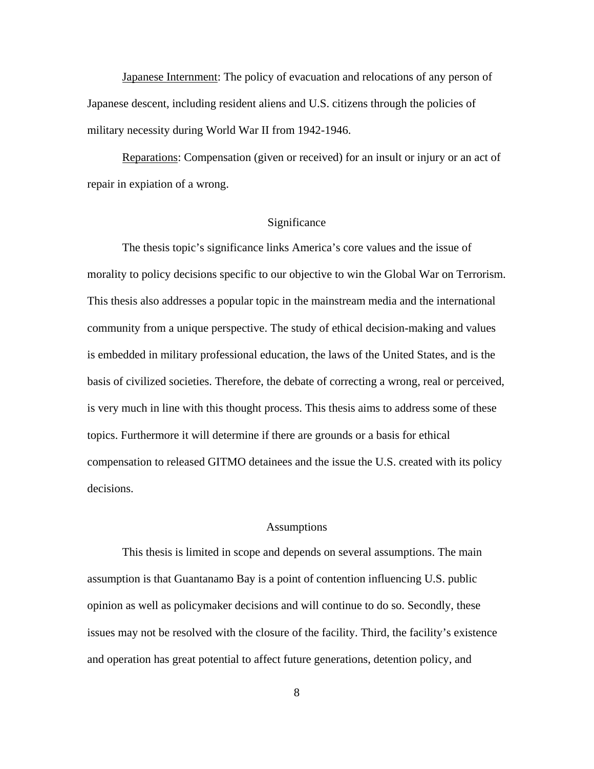<u>Japanese Internment</u>: The policy of evacuation and relocations of any person of Japanese descent, including resident aliens and U.S. citizens through the policies of military necessity during World War II from 1942-1946.

<u>Reparations</u>: Compensation (given or received) for an insult or injury or an act of repair in expiation of a wrong.

## Significance

The thesis topic's significance links America's core values and the issue of morality to policy decisions specific to our objective to win the Global War on Terrorism. This thesis also addresses a popular topic in the mainstream media and the international community from a unique perspective. The study of ethical decision-making and values is embedded in military professional education, the laws of the United States, and is the basis of civilized societies. Therefore, the debate of correcting a wrong, real or perceived, is very much in line with this thought process. This thesis aims to address some of these topics. Furthermore it will determine if there are grounds or a basis for ethical compensation to released GITMO detainees and the issue the U.S. created with its policy decisions.

## Assumptions

This thesis is limited in scope and depends on several assumptions. The main assumption is that Guantanamo Bay is a point of contention influencing U.S. public opinion as well as policymaker decisions and will continue to do so. Secondly, these issues may not be resolved with the closure of the facility. Third, the facility's existence and operation has great potential to affect future generations, detention policy, and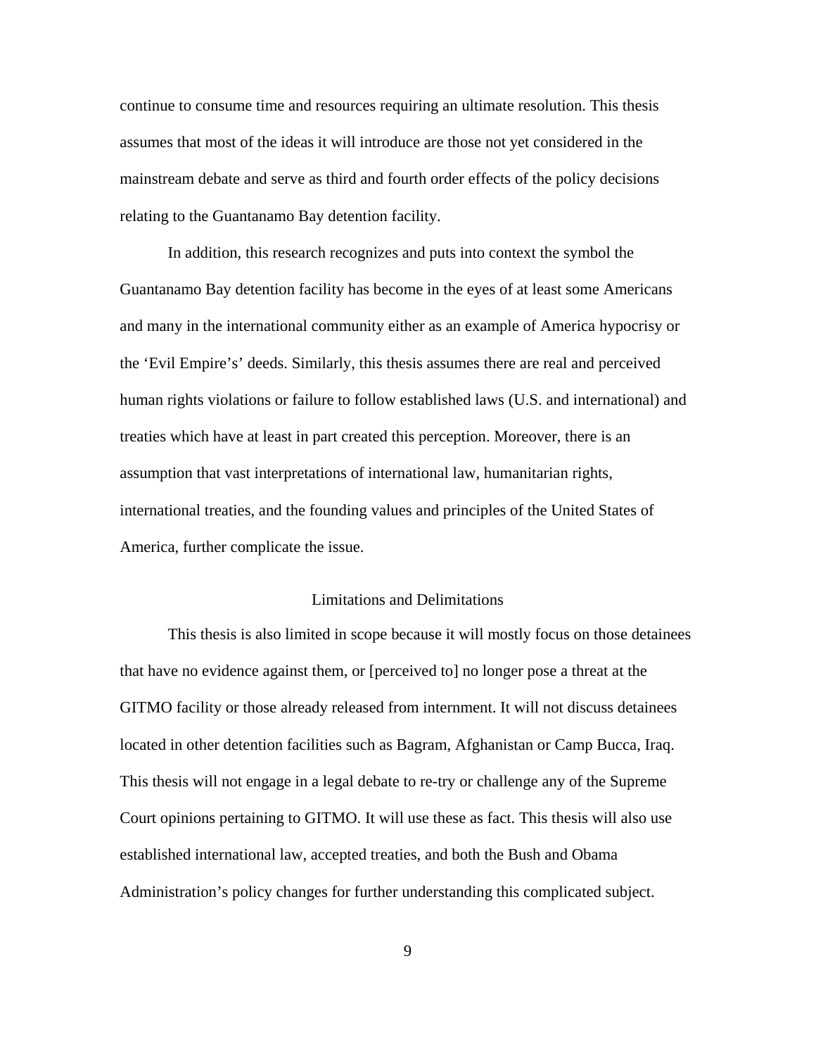continue to consume time and resources requiring an ultimate resolution. This thesis assumes that most of the ideas it will introduce are those not yet considered in the mainstream debate and serve as third and fourth order effects of the policy decisions relating to the Guantanamo Bay detention facility.

In addition, this research recognizes and puts into context the symbol the Guantanamo Bay detention facility has become in the eyes of at least some Americans and many in the international community either as an example of America hypocrisy or the 'Evil Empire's' deeds. Similarly, this thesis assumes there are real and perceived human rights violations or failure to follow established laws (U.S. and international) and treaties which have at least in part created this perception. Moreover, there is an assumption that vast interpretations of international law, humanitarian rights, international treaties, and the founding values and principles of the United States of America, further complicate the issue.

## Limitations and Delimitations

This thesis is also limited in scope because it will mostly focus on those detainees that have no evidence against them, or [perceived to] no longer pose a threat at the GITMO facility or those already released from internment. It will not discuss detainees located in other detention facilities such as Bagram, Afghanistan or Camp Bucca, Iraq. This thesis will not engage in a legal debate to re-try or challenge any of the Supreme Court opinions pertaining to GITMO. It will use these as fact. This thesis will also use established international law, accepted treaties, and both the Bush and Obama Administration's policy changes for further understanding this complicated subject.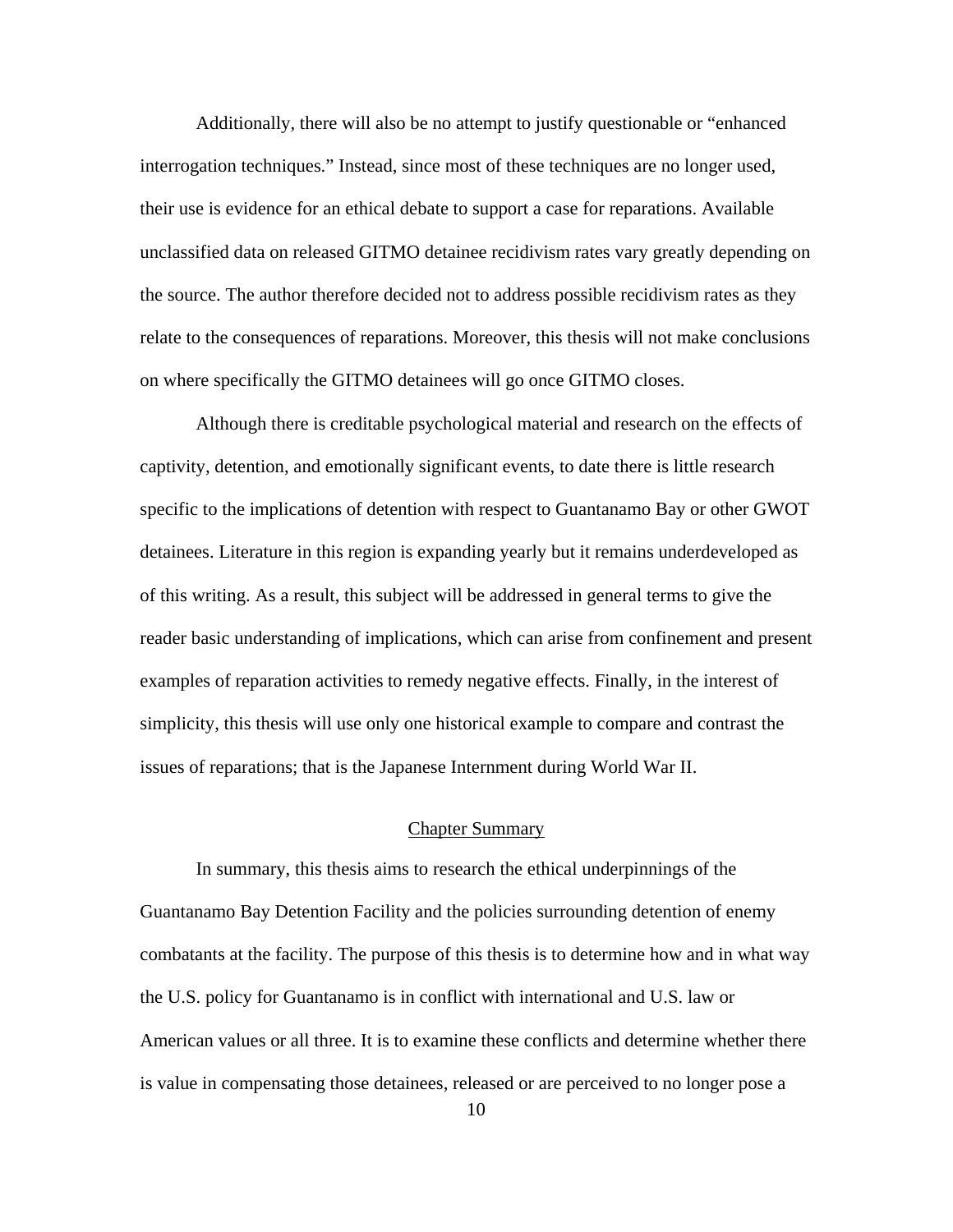Additionally, there will also be no attempt to justify questionable or "enhanced interrogation techniques." Instead, since most of these techniques are no longer used, their use is evidence for an ethical debate to support a case for reparations. Available unclassified data on released GITMO detainee recidivism rates vary greatly depending on the source. The author therefore decided not to address possible recidivism rates as they relate to the consequences of reparations. Moreover, this thesis will not make conclusions on where specifically the GITMO detainees will go once GITMO closes.

Although there is creditable psychological material and research on the effects of captivity, detention, and emotionally significant events, to date there is little research specific to the implications of detention with respect to Guantanamo Bay or other GWOT detainees. Literature in this region is expanding yearly but it remains underdeveloped as of this writing. As a result, this subject will be addressed in general terms to give the reader basic understanding of implications, which can arise from confinement and present examples of reparation activities to remedy negative effects. Finally, in the interest of simplicity, this thesis will use only one historical example to compare and contrast the issues of reparations; that is the Japanese Internment during World War II.

## Chapter Summary

In summary, this thesis aims to research the ethical underpinnings of the Guantanamo Bay Detention Facility and the policies surrounding detention of enemy combatants at the facility. The purpose of this thesis is to determine how and in what way the U.S. policy for Guantanamo is in conflict with international and U.S. law or American values or all three. It is to examine these conflicts and determine whether there is value in compensating those detainees, released or are perceived to no longer pose a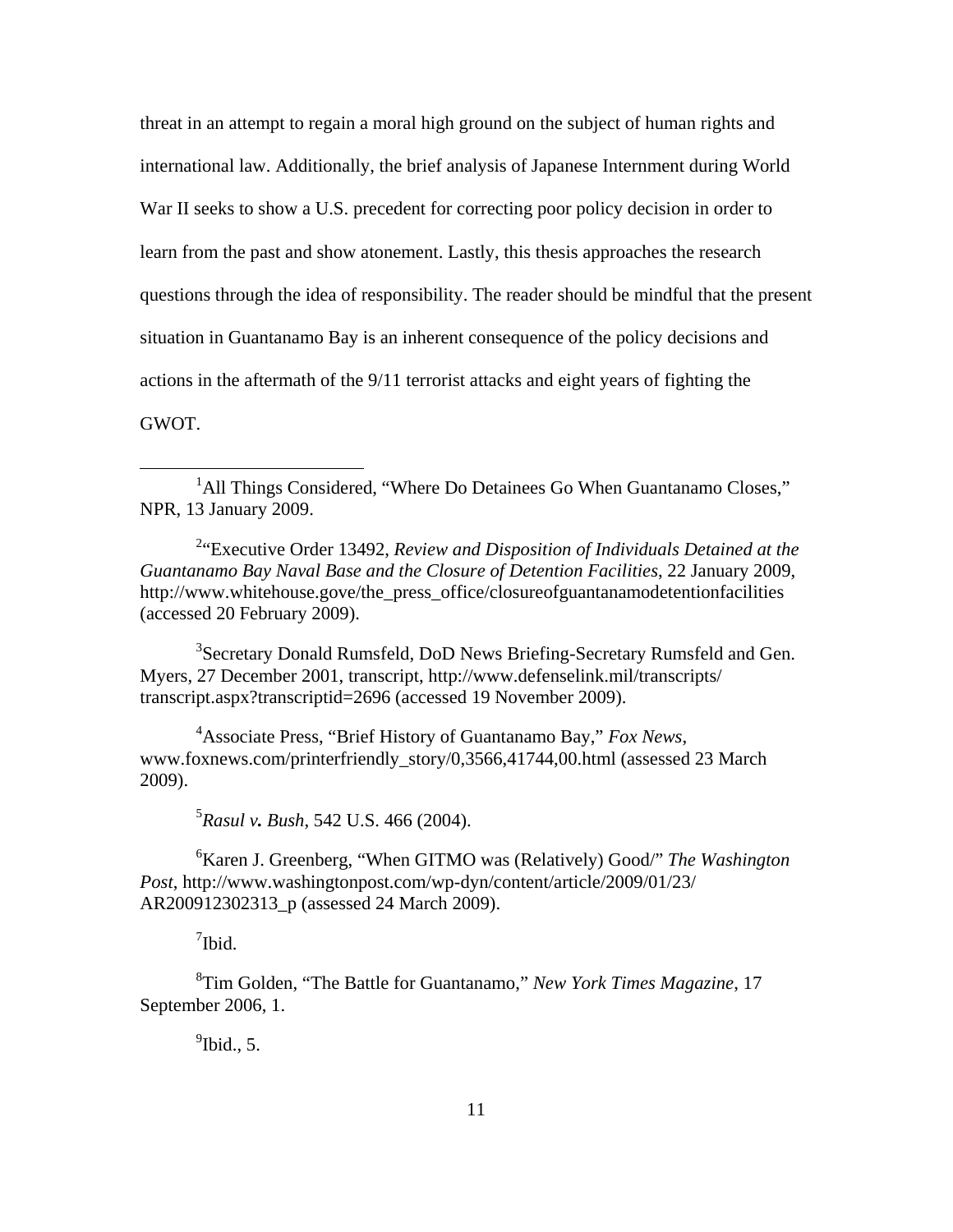threat in an attempt to regain a moral high ground on the subject of human rights and international law. Additionally, the brief analysis of Japanese Internment during World War II seeks to show a U.S. precedent for correcting poor policy decision in order to learn from the past and show atonement. Lastly, this thesis approaches the research questions through the idea of responsibility. The reader should be mindful that the present situation in Guantanamo Bay is an inherent consequence of the policy decisions and actions in the aftermath of the 9/11 terrorist attacks and eight years of fighting the GWOT.

---

[1]All Things Considered, "Where Do Detainees Go When Guantanamo Closes," NPR, 13 January 2009.

[2]"Executive Order 13492, *Review and Disposition of Individuals Detained at the Guantanamo Bay Naval Base and the Closure of Detention Facilities*, 22 January 2009, http://www.whitehouse.gove/the_press_office/closureofguantanamodetentionfacilities (accessed 20 February 2009).

[3]Secretary Donald Rumsfeld, DoD News Briefing-Secretary Rumsfeld and Gen. Myers, 27 December 2001, transcript, http://www.defenselink.mil/transcripts/ transcript.aspx?transcriptid=2696 (accessed 19 November 2009).

[4]Associate Press, "Brief History of Guantanamo Bay," *Fox News*, www.foxnews.com/printerfriendly_story/0,3566,41744,00.html (assessed 23 March 2009).

[5]*Rasul v. Bush*, 542 U.S. 466 (2004).

[6]Karen J. Greenberg, "When GITMO was (Relatively) Good/" *The Washington Post*, http://www.washingtonpost.com/wp-dyn/content/article/2009/01/23/ AR200912302313_p (assessed 24 March 2009).

[7]Ibid.

[8]Tim Golden, "The Battle for Guantanamo," *New York Times Magazine*, 17 September 2006, 1.

[9]Ibid., 5.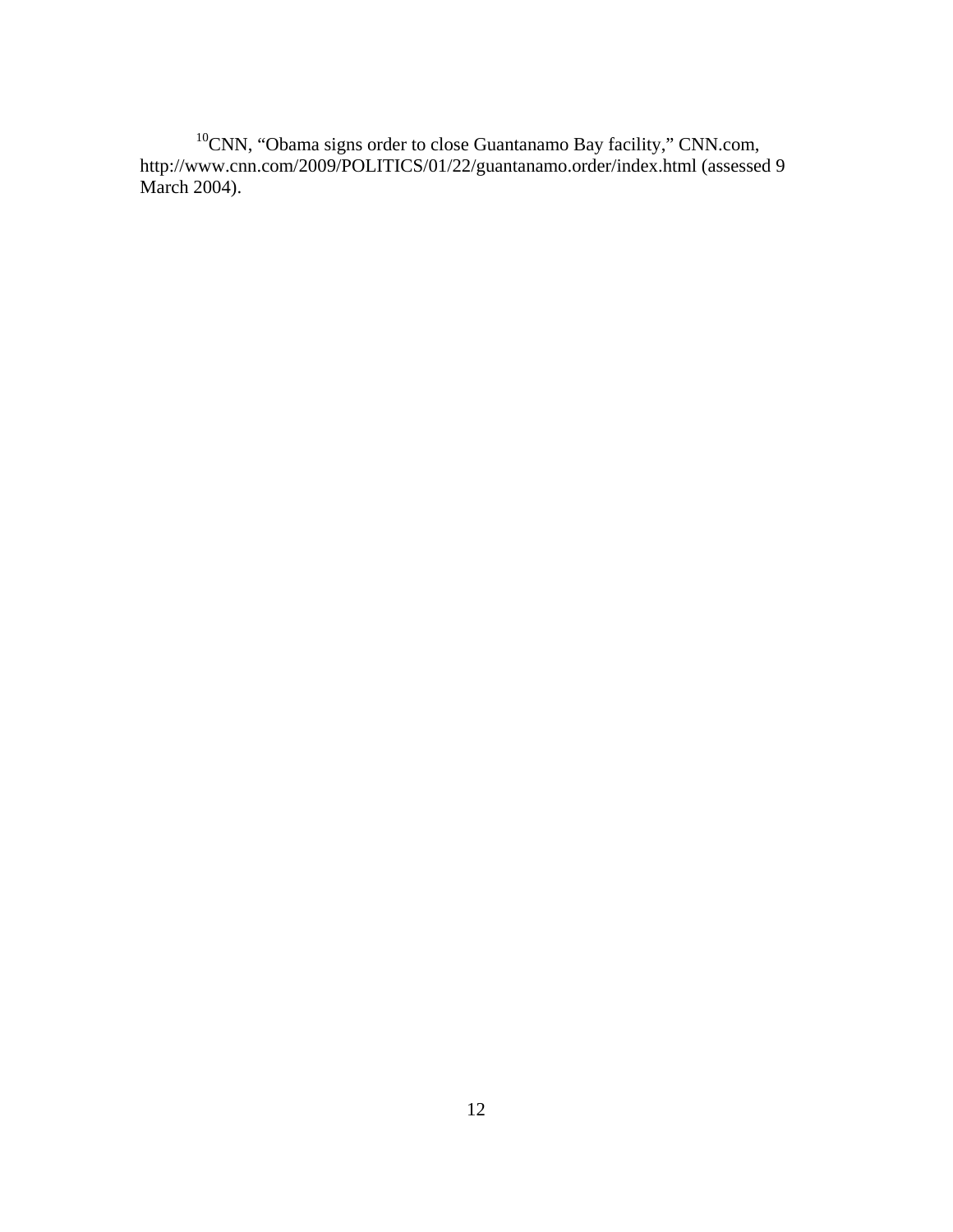[10]CNN, “Obama signs order to close Guantanamo Bay facility,” CNN.com, http://www.cnn.com/2009/POLITICS/01/22/guantanamo.order/index.html (assessed 9 March 2004).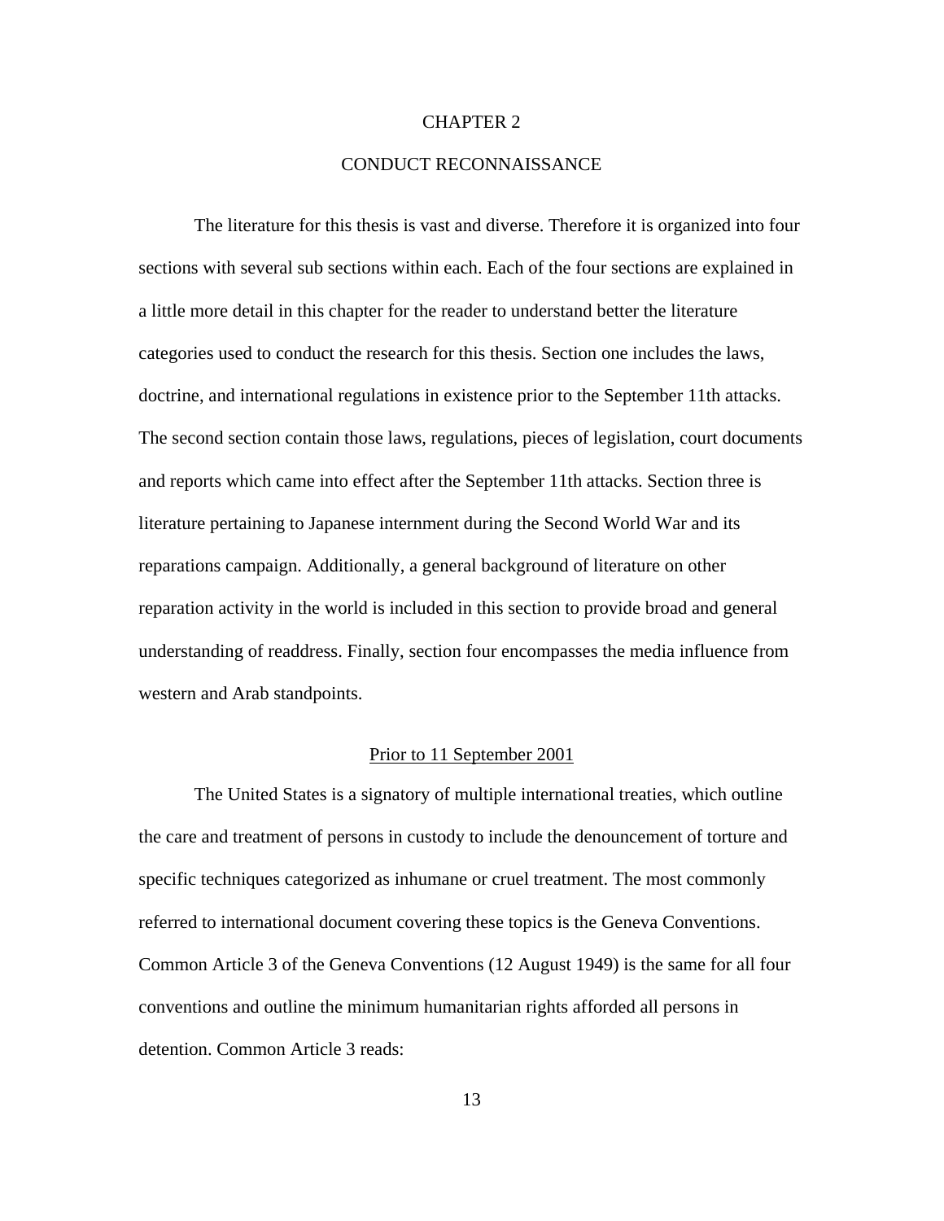# CHAPTER 2

# CONDUCT RECONNAISSANCE

The literature for this thesis is vast and diverse. Therefore it is organized into four sections with several sub sections within each. Each of the four sections are explained in a little more detail in this chapter for the reader to understand better the literature categories used to conduct the research for this thesis. Section one includes the laws, doctrine, and international regulations in existence prior to the September 11th attacks. The second section contain those laws, regulations, pieces of legislation, court documents and reports which came into effect after the September 11th attacks. Section three is literature pertaining to Japanese internment during the Second World War and its reparations campaign. Additionally, a general background of literature on other reparation activity in the world is included in this section to provide broad and general understanding of readdress. Finally, section four encompasses the media influence from western and Arab standpoints.

## Prior to 11 September 2001

The United States is a signatory of multiple international treaties, which outline the care and treatment of persons in custody to include the denouncement of torture and specific techniques categorized as inhumane or cruel treatment. The most commonly referred to international document covering these topics is the Geneva Conventions. Common Article 3 of the Geneva Conventions (12 August 1949) is the same for all four conventions and outline the minimum humanitarian rights afforded all persons in detention. Common Article 3 reads: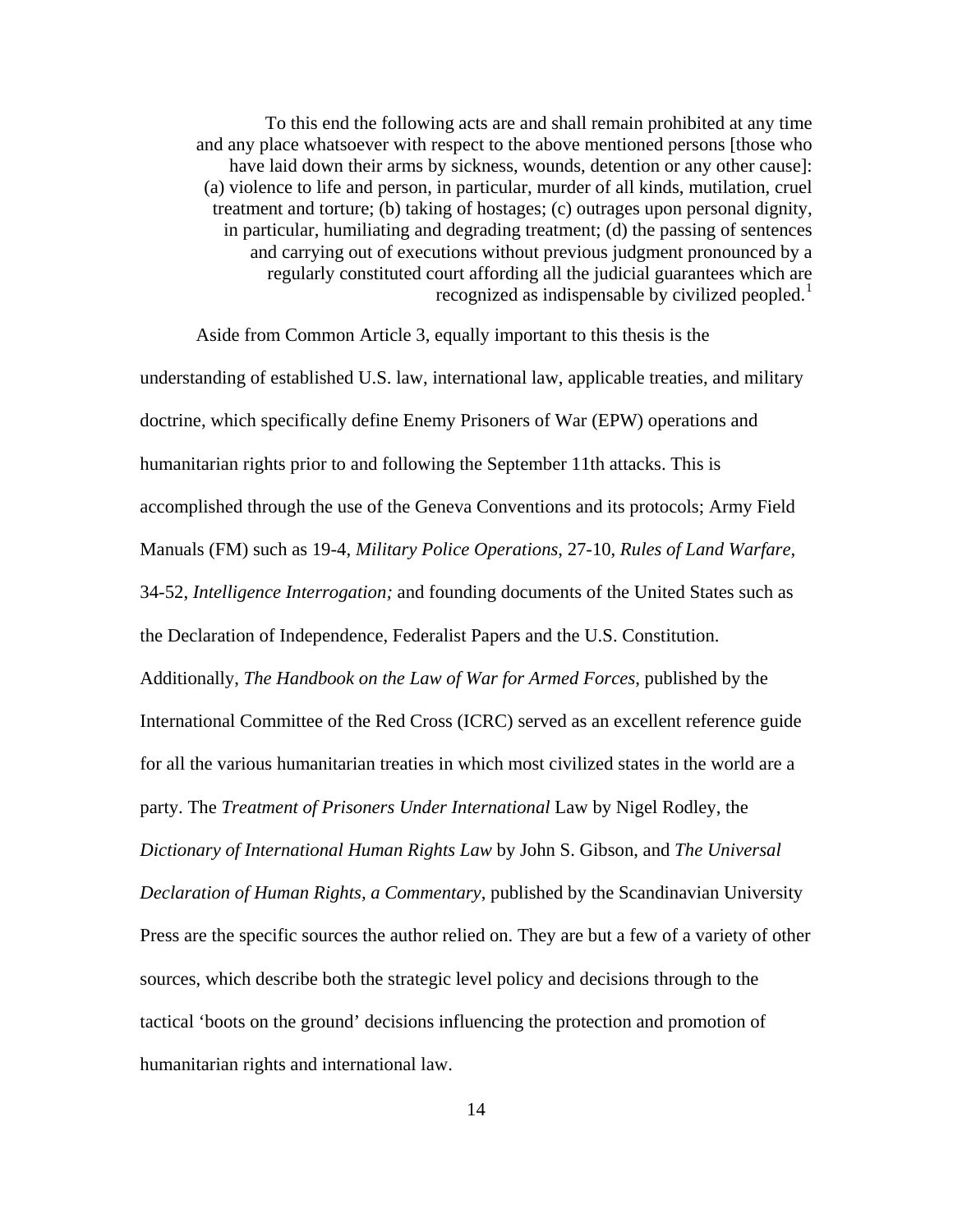> To this end the following acts are and shall remain prohibited at any time and any place whatsoever with respect to the above mentioned persons [those who have laid down their arms by sickness, wounds, detention or any other cause]: (a) violence to life and person, in particular, murder of all kinds, mutilation, cruel treatment and torture; (b) taking of hostages; (c) outrages upon personal dignity, in particular, humiliating and degrading treatment; (d) the passing of sentences and carrying out of executions without previous judgment pronounced by a regularly constituted court affording all the judicial guarantees which are recognized as indispensable by civilized peopled.[1]

Aside from Common Article 3, equally important to this thesis is the understanding of established U.S. law, international law, applicable treaties, and military doctrine, which specifically define Enemy Prisoners of War (EPW) operations and humanitarian rights prior to and following the September 11th attacks. This is accomplished through the use of the Geneva Conventions and its protocols; Army Field Manuals (FM) such as 19-4, *Military Police Operations*, 27-10, *Rules of Land Warfare*, 34-52, *Intelligence Interrogation;* and founding documents of the United States such as the Declaration of Independence, Federalist Papers and the U.S. Constitution. Additionally, *The Handbook on the Law of War for Armed Forces*, published by the International Committee of the Red Cross (ICRC) served as an excellent reference guide for all the various humanitarian treaties in which most civilized states in the world are a party. The *Treatment of Prisoners Under International* Law by Nigel Rodley, the *Dictionary of International Human Rights Law* by John S. Gibson, and *The Universal Declaration of Human Rights, a Commentary*, published by the Scandinavian University Press are the specific sources the author relied on. They are but a few of a variety of other sources, which describe both the strategic level policy and decisions through to the tactical 'boots on the ground' decisions influencing the protection and promotion of humanitarian rights and international law.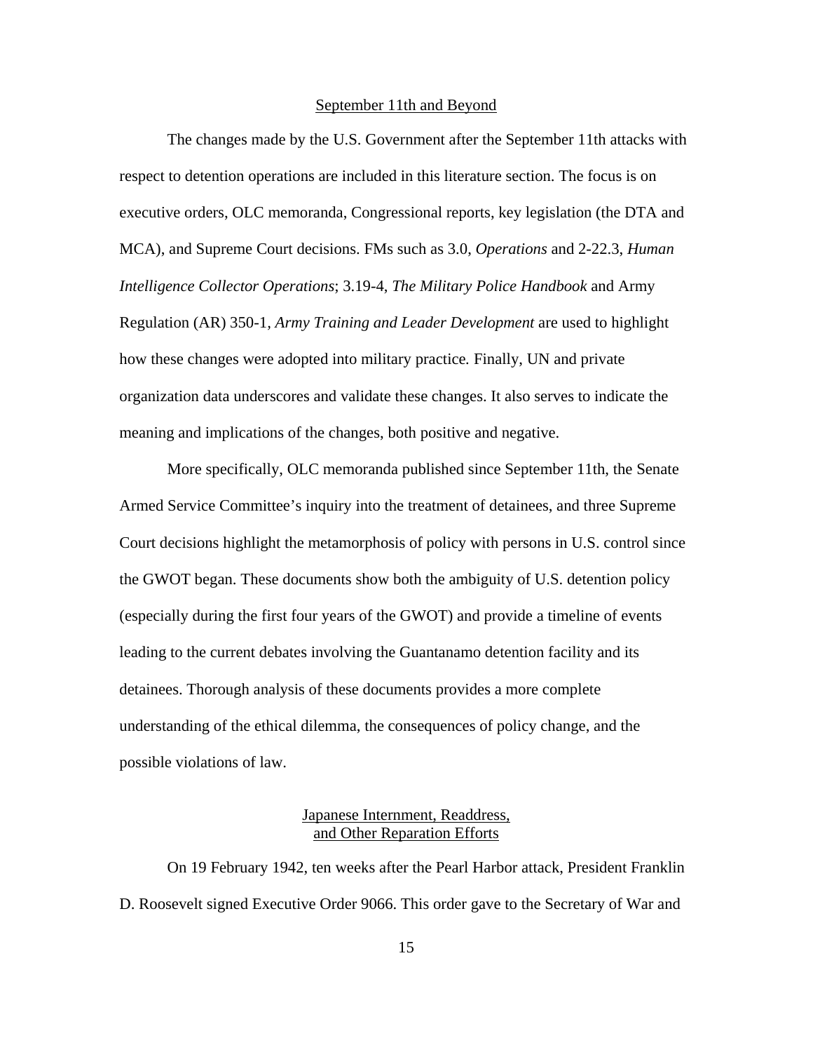## September 11th and Beyond

The changes made by the U.S. Government after the September 11th attacks with respect to detention operations are included in this literature section. The focus is on executive orders, OLC memoranda, Congressional reports, key legislation (the DTA and MCA), and Supreme Court decisions. FMs such as 3.0, *Operations* and 2-22.3, *Human Intelligence Collector Operations*; 3.19-4, *The Military Police Handbook* and Army Regulation (AR) 350-1, *Army Training and Leader Development* are used to highlight how these changes were adopted into military practice. Finally, UN and private organization data underscores and validate these changes. It also serves to indicate the meaning and implications of the changes, both positive and negative.

More specifically, OLC memoranda published since September 11th, the Senate Armed Service Committee's inquiry into the treatment of detainees, and three Supreme Court decisions highlight the metamorphosis of policy with persons in U.S. control since the GWOT began. These documents show both the ambiguity of U.S. detention policy (especially during the first four years of the GWOT) and provide a timeline of events leading to the current debates involving the Guantanamo detention facility and its detainees. Thorough analysis of these documents provides a more complete understanding of the ethical dilemma, the consequences of policy change, and the possible violations of law.

## Japanese Internment, Readdress, and Other Reparation Efforts

On 19 February 1942, ten weeks after the Pearl Harbor attack, President Franklin D. Roosevelt signed Executive Order 9066. This order gave to the Secretary of War and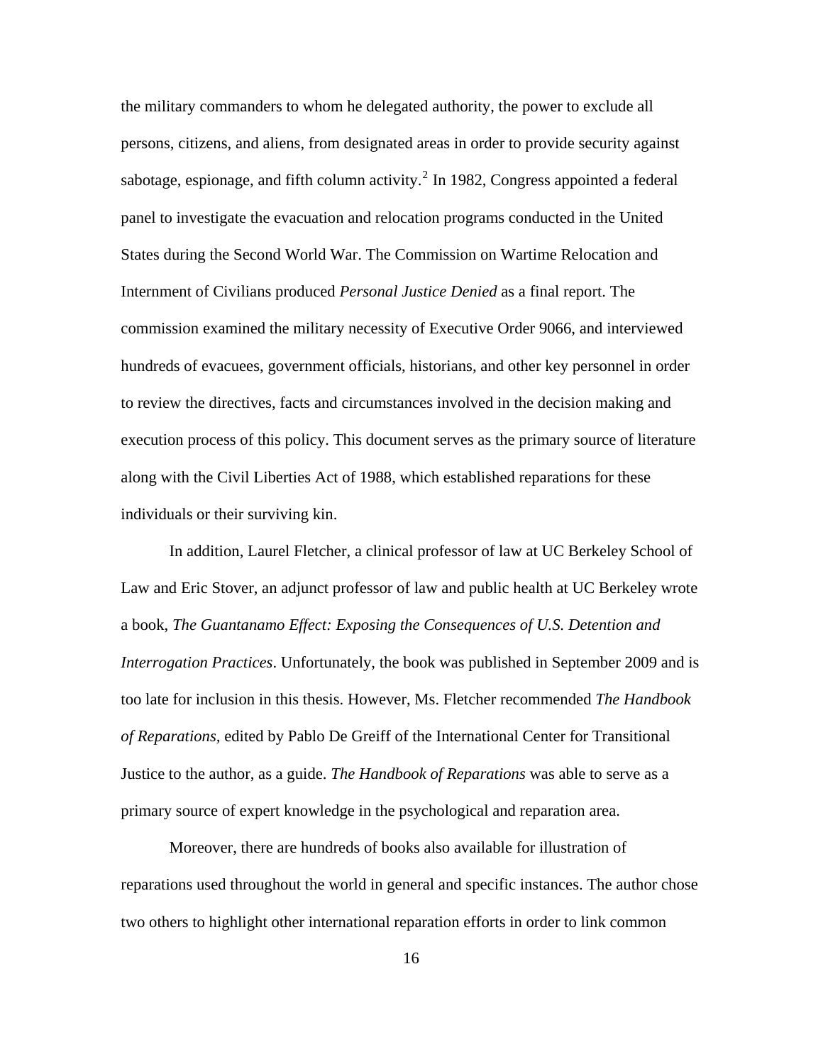the military commanders to whom he delegated authority, the power to exclude all persons, citizens, and aliens, from designated areas in order to provide security against sabotage, espionage, and fifth column activity.[2] In 1982, Congress appointed a federal panel to investigate the evacuation and relocation programs conducted in the United States during the Second World War. The Commission on Wartime Relocation and Internment of Civilians produced *Personal Justice Denied* as a final report. The commission examined the military necessity of Executive Order 9066, and interviewed hundreds of evacuees, government officials, historians, and other key personnel in order to review the directives, facts and circumstances involved in the decision making and execution process of this policy. This document serves as the primary source of literature along with the Civil Liberties Act of 1988, which established reparations for these individuals or their surviving kin.

In addition, Laurel Fletcher, a clinical professor of law at UC Berkeley School of Law and Eric Stover, an adjunct professor of law and public health at UC Berkeley wrote a book, *The Guantanamo Effect: Exposing the Consequences of U.S. Detention and Interrogation Practices*. Unfortunately, the book was published in September 2009 and is too late for inclusion in this thesis. However, Ms. Fletcher recommended *The Handbook of Reparations,* edited by Pablo De Greiff of the International Center for Transitional Justice to the author, as a guide. *The Handbook of Reparations* was able to serve as a primary source of expert knowledge in the psychological and reparation area.

Moreover, there are hundreds of books also available for illustration of reparations used throughout the world in general and specific instances. The author chose two others to highlight other international reparation efforts in order to link common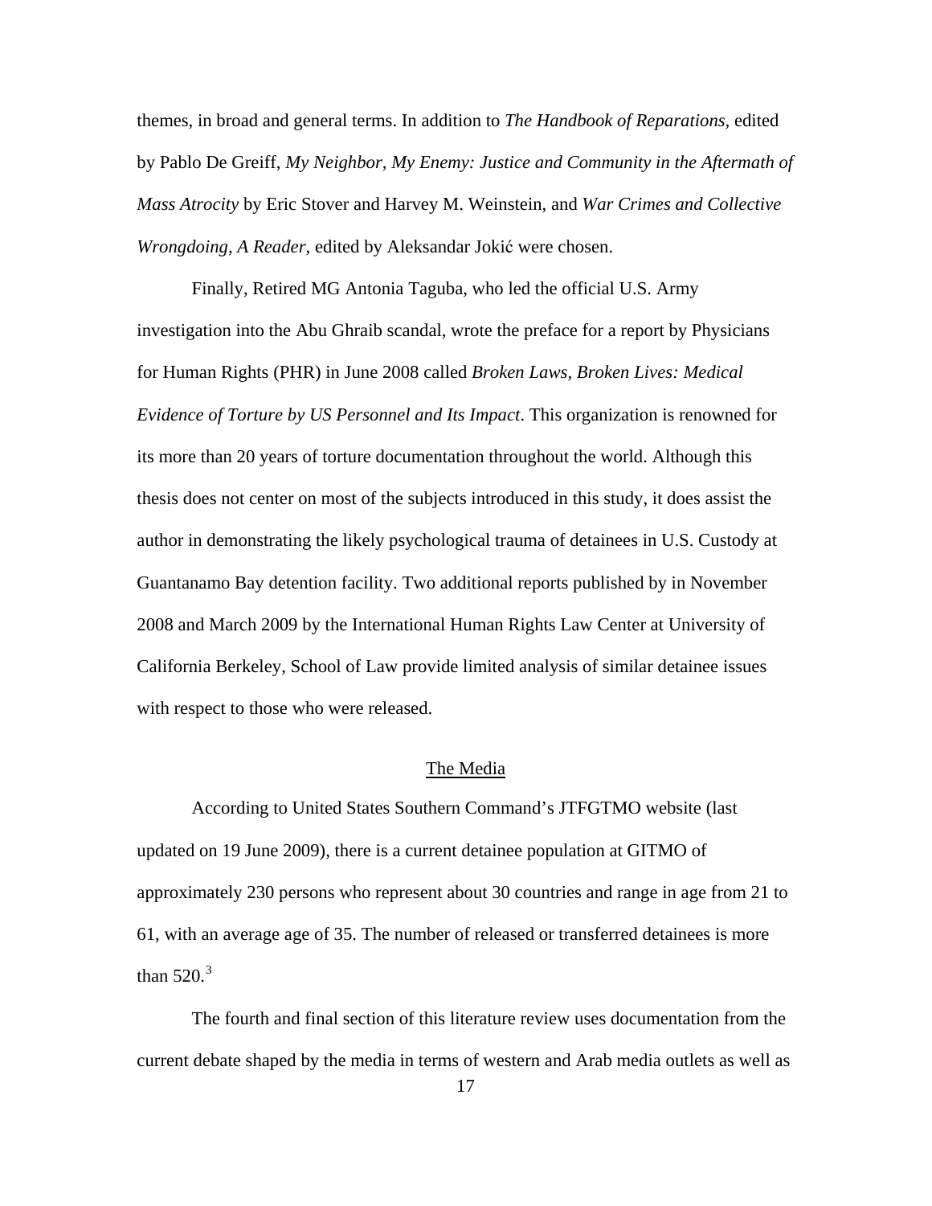themes, in broad and general terms. In addition to *The Handbook of Reparations,* edited by Pablo De Greiff, *My Neighbor, My Enemy: Justice and Community in the Aftermath of Mass Atrocity* by Eric Stover and Harvey M. Weinstein, and *War Crimes and Collective Wrongdoing, A Reader,* edited by Aleksandar Jokić were chosen.

Finally, Retired MG Antonia Taguba, who led the official U.S. Army investigation into the Abu Ghraib scandal, wrote the preface for a report by Physicians for Human Rights (PHR) in June 2008 called *Broken Laws, Broken Lives: Medical Evidence of Torture by US Personnel and Its Impact*. This organization is renowned for its more than 20 years of torture documentation throughout the world. Although this thesis does not center on most of the subjects introduced in this study, it does assist the author in demonstrating the likely psychological trauma of detainees in U.S. Custody at Guantanamo Bay detention facility. Two additional reports published by in November 2008 and March 2009 by the International Human Rights Law Center at University of California Berkeley, School of Law provide limited analysis of similar detainee issues with respect to those who were released.

## The Media

According to United States Southern Command's JTFGTMO website (last updated on 19 June 2009), there is a current detainee population at GITMO of approximately 230 persons who represent about 30 countries and range in age from 21 to 61, with an average age of 35. The number of released or transferred detainees is more than 520.[3]

The fourth and final section of this literature review uses documentation from the current debate shaped by the media in terms of western and Arab media outlets as well as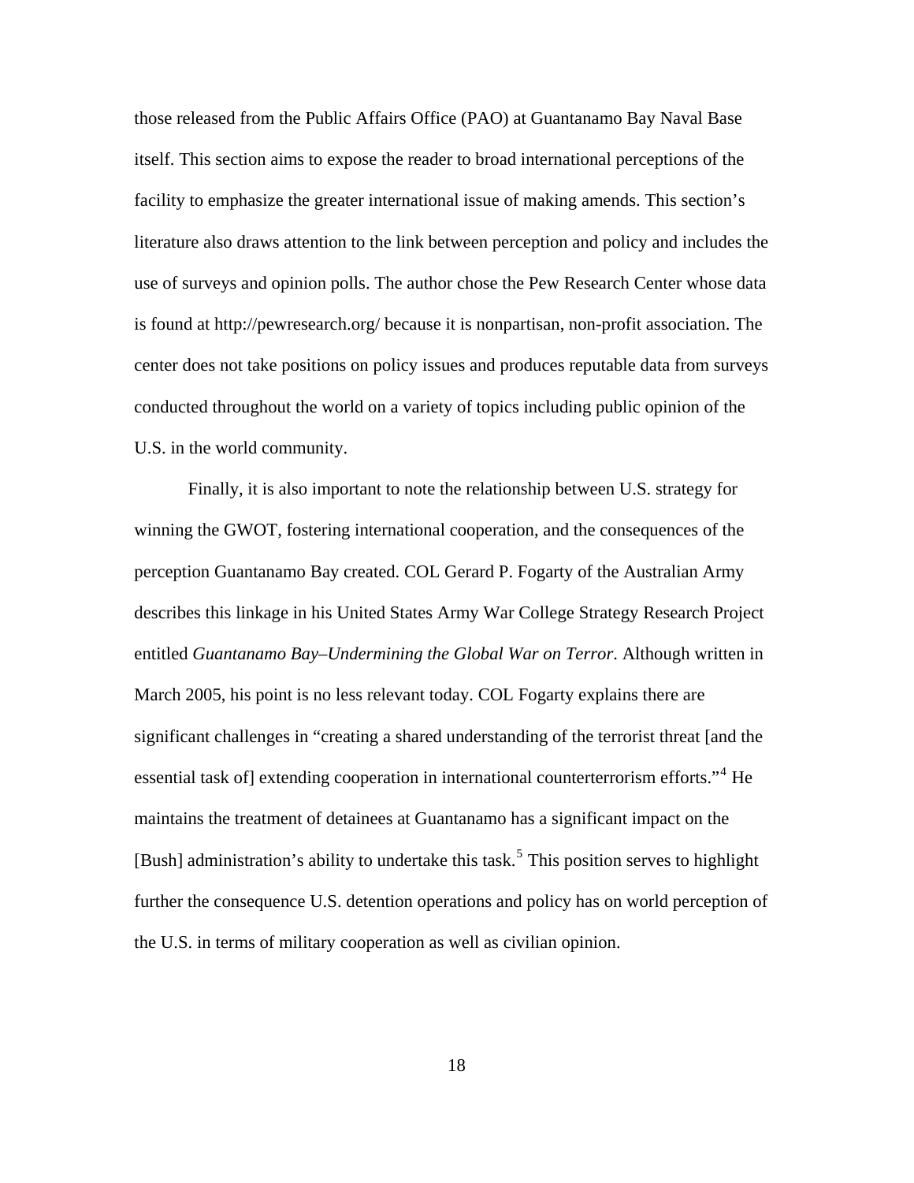those released from the Public Affairs Office (PAO) at Guantanamo Bay Naval Base itself. This section aims to expose the reader to broad international perceptions of the facility to emphasize the greater international issue of making amends. This section's literature also draws attention to the link between perception and policy and includes the use of surveys and opinion polls. The author chose the Pew Research Center whose data is found at http://pewresearch.org/ because it is nonpartisan, non-profit association. The center does not take positions on policy issues and produces reputable data from surveys conducted throughout the world on a variety of topics including public opinion of the U.S. in the world community.

Finally, it is also important to note the relationship between U.S. strategy for winning the GWOT, fostering international cooperation, and the consequences of the perception Guantanamo Bay created. COL Gerard P. Fogarty of the Australian Army describes this linkage in his United States Army War College Strategy Research Project entitled *Guantanamo Bay–Undermining the Global War on Terror*. Although written in March 2005, his point is no less relevant today. COL Fogarty explains there are significant challenges in "creating a shared understanding of the terrorist threat [and the essential task of] extending cooperation in international counterterrorism efforts."[4] He maintains the treatment of detainees at Guantanamo has a significant impact on the [Bush] administration's ability to undertake this task.[5] This position serves to highlight further the consequence U.S. detention operations and policy has on world perception of the U.S. in terms of military cooperation as well as civilian opinion.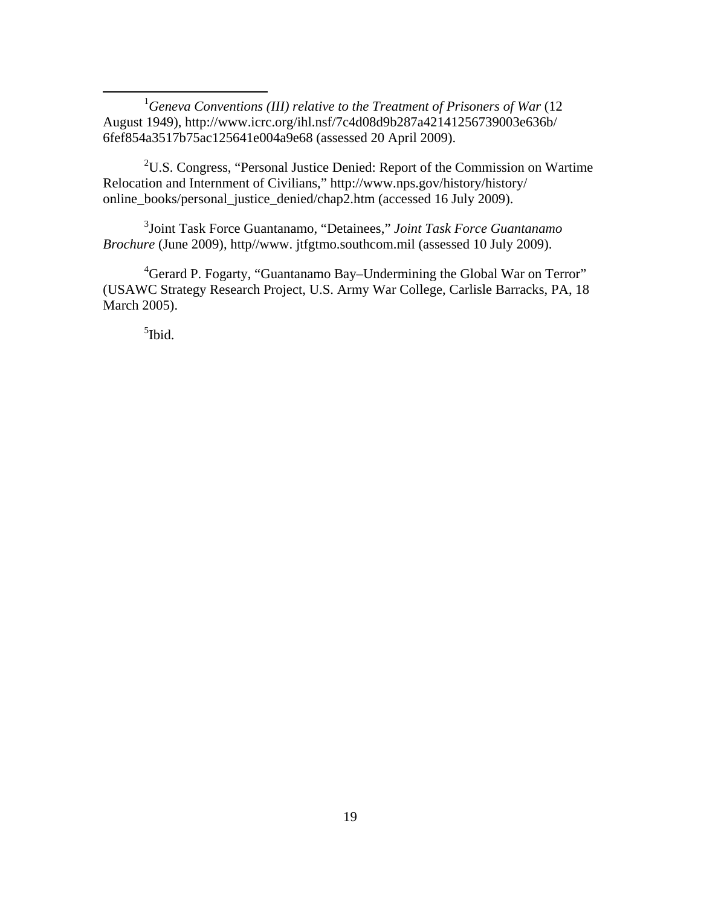[1]*Geneva Conventions (III) relative to the Treatment of Prisoners of War* (12 August 1949), http://www.icrc.org/ihl.nsf/7c4d08d9b287a42141256739003e636b/6fef854a3517b75ac125641e004a9e68 (assessed 20 April 2009).

[2]U.S. Congress, "Personal Justice Denied: Report of the Commission on Wartime Relocation and Internment of Civilians," http://www.nps.gov/history/history/online_books/personal_justice_denied/chap2.htm (accessed 16 July 2009).

[3]Joint Task Force Guantanamo, "Detainees," *Joint Task Force Guantanamo Brochure* (June 2009), http//www. jtfgtmo.southcom.mil (assessed 10 July 2009).

[4]Gerard P. Fogarty, "Guantanamo Bay–Undermining the Global War on Terror" (USAWC Strategy Research Project, U.S. Army War College, Carlisle Barracks, PA, 18 March 2005).

[5]Ibid.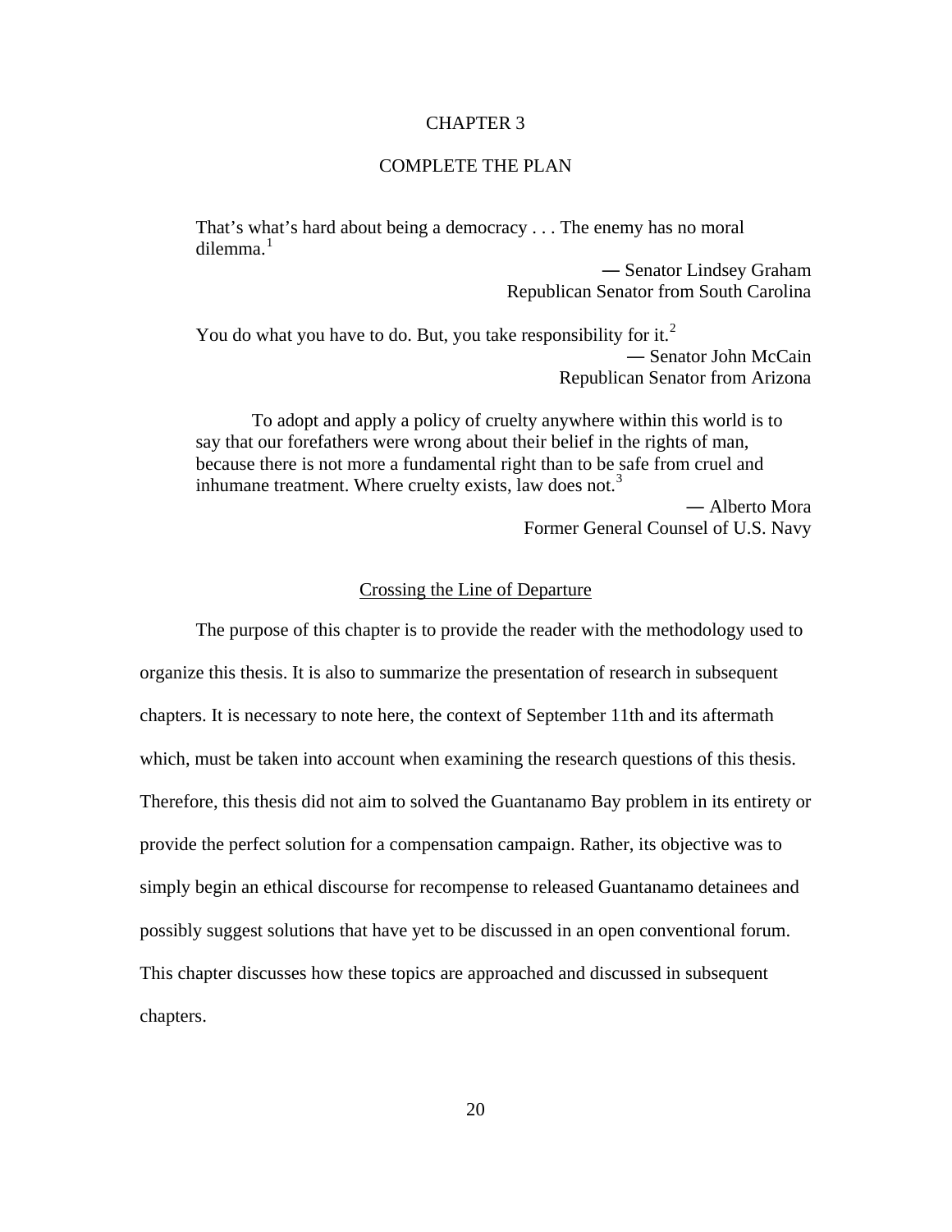# CHAPTER 3

# COMPLETE THE PLAN

> That's what's hard about being a democracy . . . The enemy has no moral dilemma.[1]
>
> — Senator Lindsey Graham
> Republican Senator from South Carolina

> You do what you have to do. But, you take responsibility for it.[2]
>
> — Senator John McCain
> Republican Senator from Arizona

> To adopt and apply a policy of cruelty anywhere within this world is to say that our forefathers were wrong about their belief in the rights of man, because there is not more a fundamental right than to be safe from cruel and inhumane treatment. Where cruelty exists, law does not.[3]
>
> — Alberto Mora
> Former General Counsel of U.S. Navy

## Crossing the Line of Departure

The purpose of this chapter is to provide the reader with the methodology used to organize this thesis. It is also to summarize the presentation of research in subsequent chapters. It is necessary to note here, the context of September 11th and its aftermath which, must be taken into account when examining the research questions of this thesis. Therefore, this thesis did not aim to solved the Guantanamo Bay problem in its entirety or provide the perfect solution for a compensation campaign. Rather, its objective was to simply begin an ethical discourse for recompense to released Guantanamo detainees and possibly suggest solutions that have yet to be discussed in an open conventional forum. This chapter discusses how these topics are approached and discussed in subsequent chapters.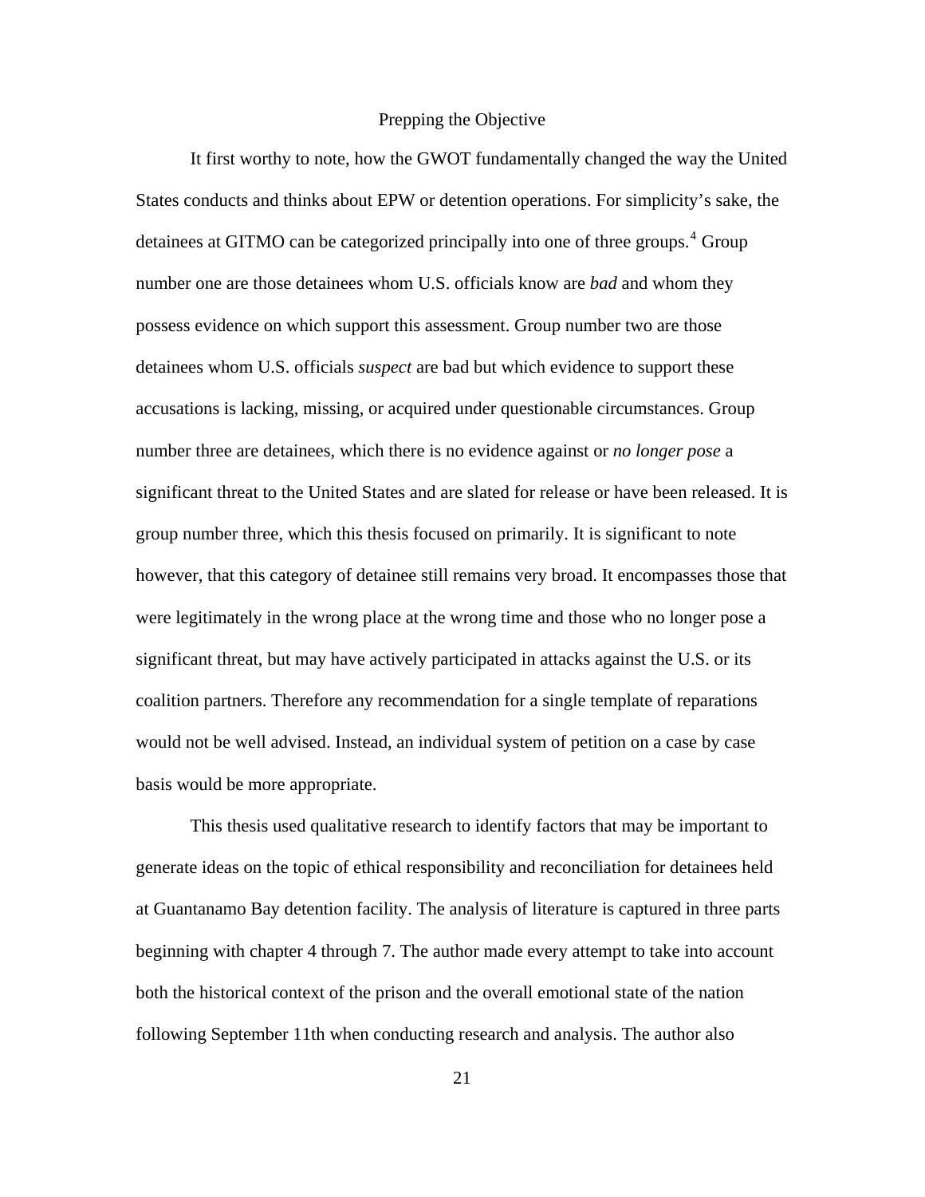## Prepping the Objective

It first worthy to note, how the GWOT fundamentally changed the way the United States conducts and thinks about EPW or detention operations. For simplicity's sake, the detainees at GITMO can be categorized principally into one of three groups.[4] Group number one are those detainees whom U.S. officials know are *bad* and whom they possess evidence on which support this assessment. Group number two are those detainees whom U.S. officials *suspect* are bad but which evidence to support these accusations is lacking, missing, or acquired under questionable circumstances. Group number three are detainees, which there is no evidence against or *no longer pose* a significant threat to the United States and are slated for release or have been released. It is group number three, which this thesis focused on primarily. It is significant to note however, that this category of detainee still remains very broad. It encompasses those that were legitimately in the wrong place at the wrong time and those who no longer pose a significant threat, but may have actively participated in attacks against the U.S. or its coalition partners. Therefore any recommendation for a single template of reparations would not be well advised. Instead, an individual system of petition on a case by case basis would be more appropriate.

This thesis used qualitative research to identify factors that may be important to generate ideas on the topic of ethical responsibility and reconciliation for detainees held at Guantanamo Bay detention facility. The analysis of literature is captured in three parts beginning with chapter 4 through 7. The author made every attempt to take into account both the historical context of the prison and the overall emotional state of the nation following September 11th when conducting research and analysis. The author also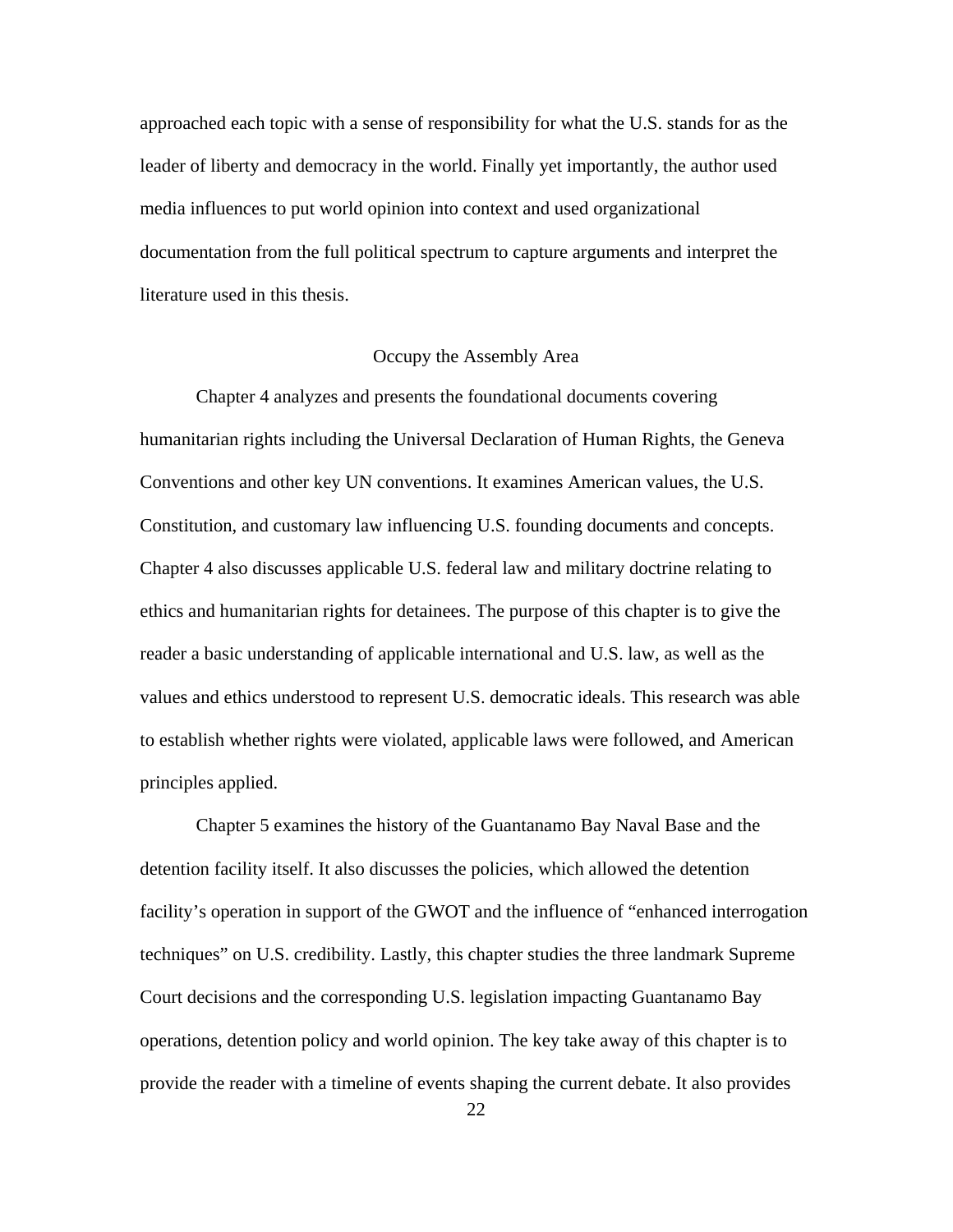approached each topic with a sense of responsibility for what the U.S. stands for as the leader of liberty and democracy in the world. Finally yet importantly, the author used media influences to put world opinion into context and used organizational documentation from the full political spectrum to capture arguments and interpret the literature used in this thesis.

## Occupy the Assembly Area

Chapter 4 analyzes and presents the foundational documents covering humanitarian rights including the Universal Declaration of Human Rights, the Geneva Conventions and other key UN conventions. It examines American values, the U.S. Constitution, and customary law influencing U.S. founding documents and concepts. Chapter 4 also discusses applicable U.S. federal law and military doctrine relating to ethics and humanitarian rights for detainees. The purpose of this chapter is to give the reader a basic understanding of applicable international and U.S. law, as well as the values and ethics understood to represent U.S. democratic ideals. This research was able to establish whether rights were violated, applicable laws were followed, and American principles applied.

Chapter 5 examines the history of the Guantanamo Bay Naval Base and the detention facility itself. It also discusses the policies, which allowed the detention facility's operation in support of the GWOT and the influence of "enhanced interrogation techniques" on U.S. credibility. Lastly, this chapter studies the three landmark Supreme Court decisions and the corresponding U.S. legislation impacting Guantanamo Bay operations, detention policy and world opinion. The key take away of this chapter is to provide the reader with a timeline of events shaping the current debate. It also provides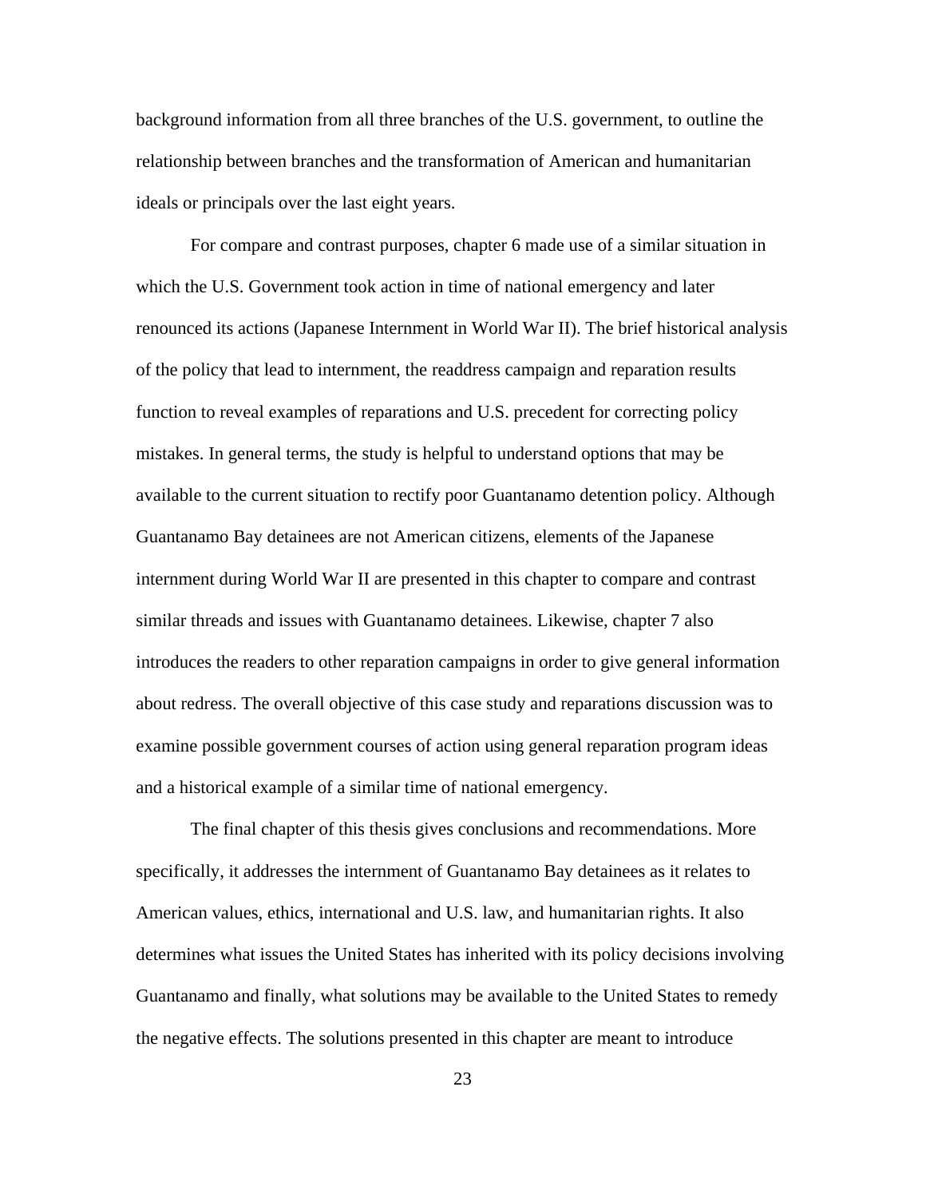background information from all three branches of the U.S. government, to outline the relationship between branches and the transformation of American and humanitarian ideals or principals over the last eight years.

For compare and contrast purposes, chapter 6 made use of a similar situation in which the U.S. Government took action in time of national emergency and later renounced its actions (Japanese Internment in World War II). The brief historical analysis of the policy that lead to internment, the readdress campaign and reparation results function to reveal examples of reparations and U.S. precedent for correcting policy mistakes. In general terms, the study is helpful to understand options that may be available to the current situation to rectify poor Guantanamo detention policy. Although Guantanamo Bay detainees are not American citizens, elements of the Japanese internment during World War II are presented in this chapter to compare and contrast similar threads and issues with Guantanamo detainees. Likewise, chapter 7 also introduces the readers to other reparation campaigns in order to give general information about redress. The overall objective of this case study and reparations discussion was to examine possible government courses of action using general reparation program ideas and a historical example of a similar time of national emergency.

The final chapter of this thesis gives conclusions and recommendations. More specifically, it addresses the internment of Guantanamo Bay detainees as it relates to American values, ethics, international and U.S. law, and humanitarian rights. It also determines what issues the United States has inherited with its policy decisions involving Guantanamo and finally, what solutions may be available to the United States to remedy the negative effects. The solutions presented in this chapter are meant to introduce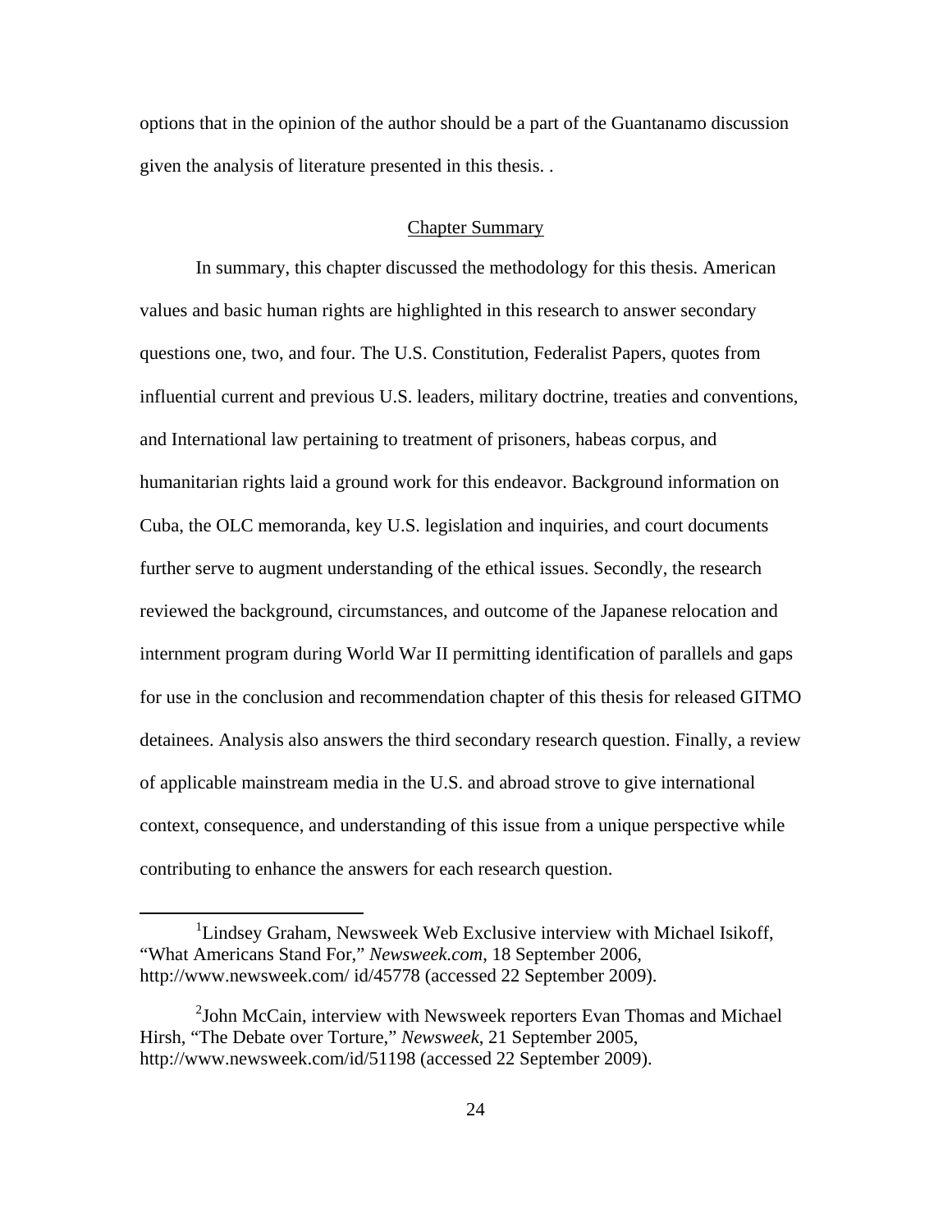options that in the opinion of the author should be a part of the Guantanamo discussion given the analysis of literature presented in this thesis. .

## Chapter Summary

In summary, this chapter discussed the methodology for this thesis. American values and basic human rights are highlighted in this research to answer secondary questions one, two, and four. The U.S. Constitution, Federalist Papers, quotes from influential current and previous U.S. leaders, military doctrine, treaties and conventions, and International law pertaining to treatment of prisoners, habeas corpus, and humanitarian rights laid a ground work for this endeavor. Background information on Cuba, the OLC memoranda, key U.S. legislation and inquiries, and court documents further serve to augment understanding of the ethical issues. Secondly, the research reviewed the background, circumstances, and outcome of the Japanese relocation and internment program during World War II permitting identification of parallels and gaps for use in the conclusion and recommendation chapter of this thesis for released GITMO detainees. Analysis also answers the third secondary research question. Finally, a review of applicable mainstream media in the U.S. and abroad strove to give international context, consequence, and understanding of this issue from a unique perspective while contributing to enhance the answers for each research question.

---

[1]Lindsey Graham, Newsweek Web Exclusive interview with Michael Isikoff, "What Americans Stand For," *Newsweek.com*, 18 September 2006, http://www.newsweek.com/ id/45778 (accessed 22 September 2009).

[2]John McCain, interview with Newsweek reporters Evan Thomas and Michael Hirsh, "The Debate over Torture," *Newsweek*, 21 September 2005, http://www.newsweek.com/id/51198 (accessed 22 September 2009).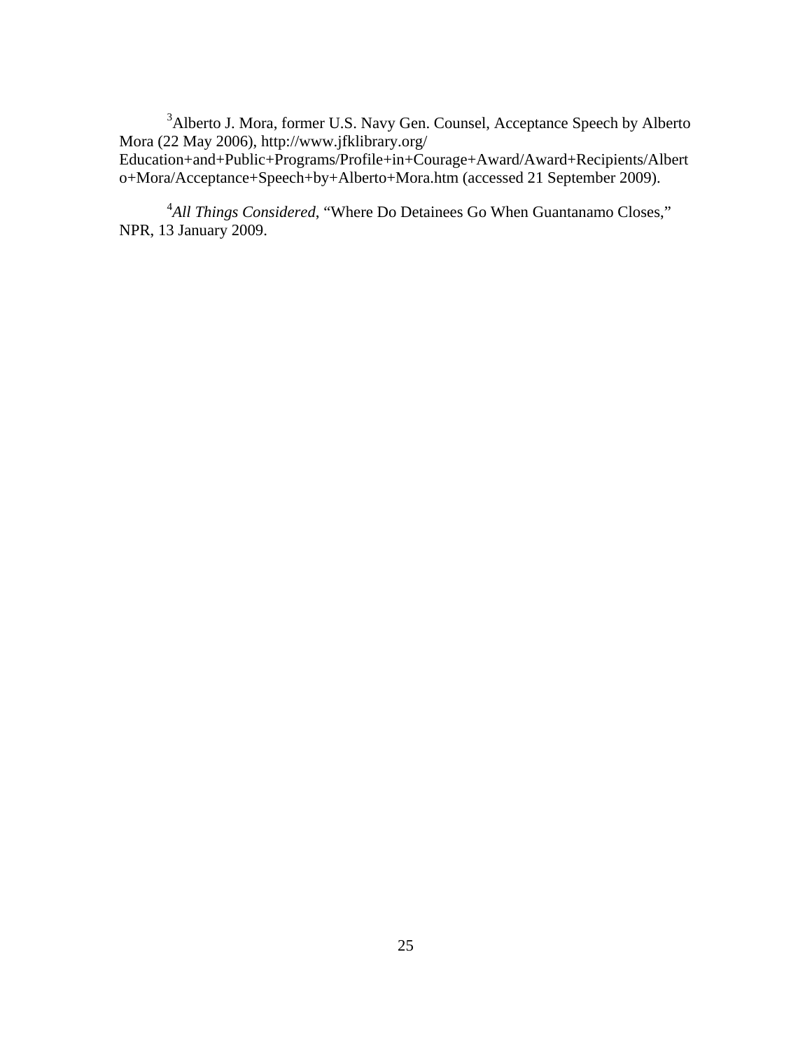[3]Alberto J. Mora, former U.S. Navy Gen. Counsel, Acceptance Speech by Alberto Mora (22 May 2006), http://www.jfklibrary.org/ Education+and+Public+Programs/Profile+in+Courage+Award/Award+Recipients/Alberto+Mora/Acceptance+Speech+by+Alberto+Mora.htm (accessed 21 September 2009).

[4]*All Things Considered*, "Where Do Detainees Go When Guantanamo Closes," NPR, 13 January 2009.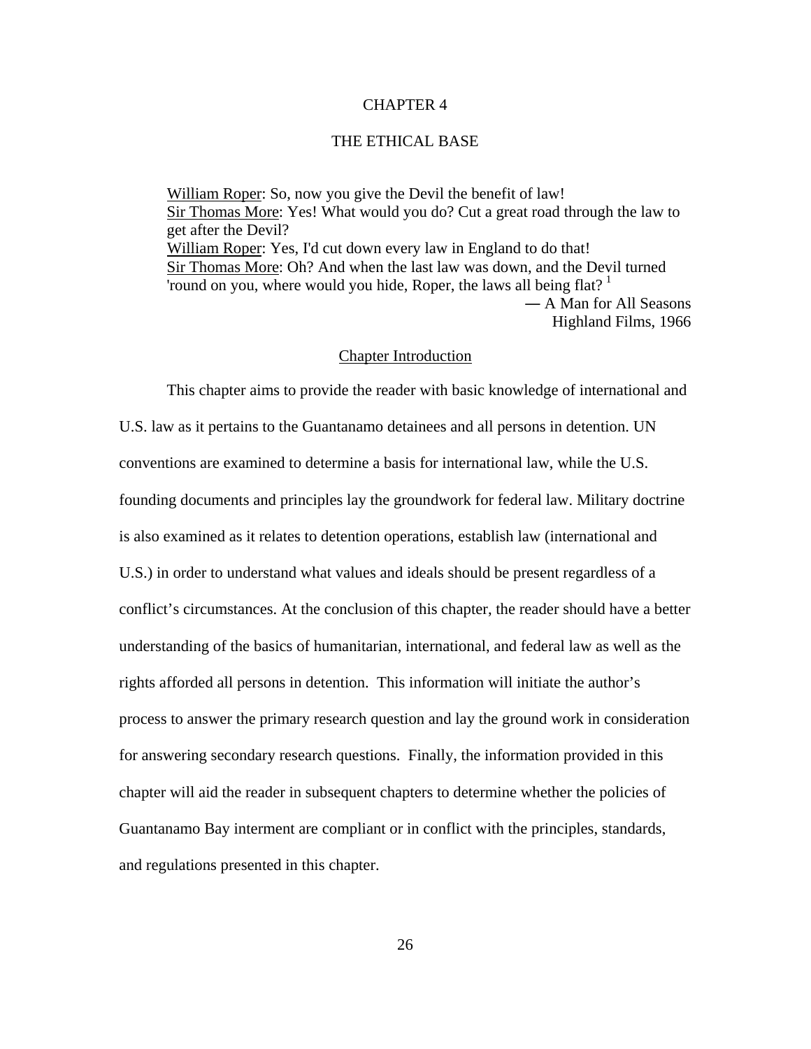# CHAPTER 4

# THE ETHICAL BASE

> <u>William Roper</u>: So, now you give the Devil the benefit of law!
> <u>Sir Thomas More</u>: Yes! What would you do? Cut a great road through the law to get after the Devil?
> <u>William Roper</u>: Yes, I'd cut down every law in England to do that!
> <u>Sir Thomas More</u>: Oh? And when the last law was down, and the Devil turned 'round on you, where would you hide, Roper, the laws all being flat? [1]
>
> ― A Man for All Seasons
> Highland Films, 1966

## Chapter Introduction

This chapter aims to provide the reader with basic knowledge of international and U.S. law as it pertains to the Guantanamo detainees and all persons in detention. UN conventions are examined to determine a basis for international law, while the U.S. founding documents and principles lay the groundwork for federal law. Military doctrine is also examined as it relates to detention operations, establish law (international and U.S.) in order to understand what values and ideals should be present regardless of a conflict's circumstances. At the conclusion of this chapter, the reader should have a better understanding of the basics of humanitarian, international, and federal law as well as the rights afforded all persons in detention. This information will initiate the author's process to answer the primary research question and lay the ground work in consideration for answering secondary research questions. Finally, the information provided in this chapter will aid the reader in subsequent chapters to determine whether the policies of Guantanamo Bay interment are compliant or in conflict with the principles, standards, and regulations presented in this chapter.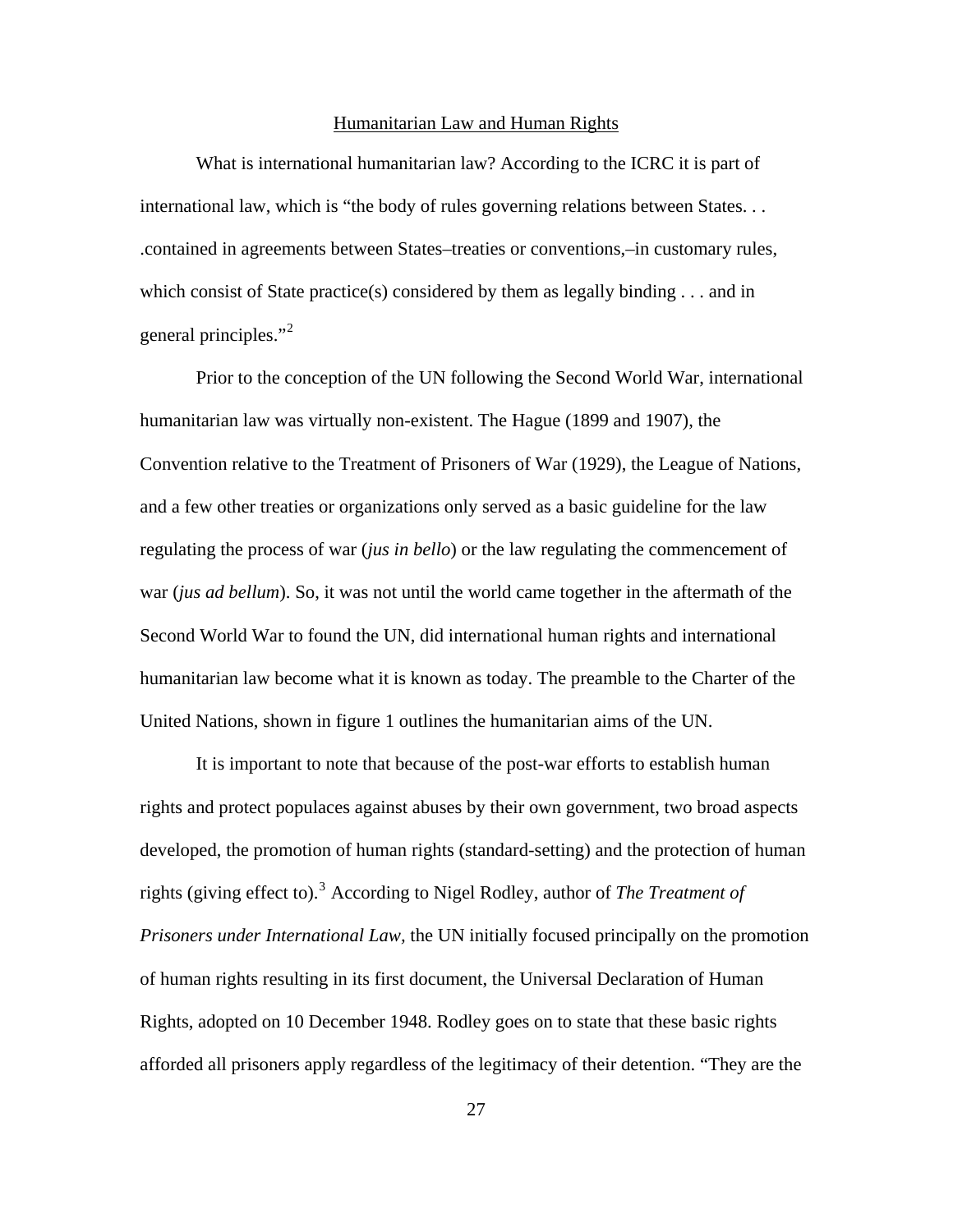## Humanitarian Law and Human Rights

What is international humanitarian law? According to the ICRC it is part of international law, which is "the body of rules governing relations between States. . . .contained in agreements between States–treaties or conventions,–in customary rules, which consist of State practice(s) considered by them as legally binding . . . and in general principles."[2]

Prior to the conception of the UN following the Second World War, international humanitarian law was virtually non-existent. The Hague (1899 and 1907), the Convention relative to the Treatment of Prisoners of War (1929), the League of Nations, and a few other treaties or organizations only served as a basic guideline for the law regulating the process of war (*jus in bello*) or the law regulating the commencement of war (*jus ad bellum*). So, it was not until the world came together in the aftermath of the Second World War to found the UN, did international human rights and international humanitarian law become what it is known as today. The preamble to the Charter of the United Nations, shown in figure 1 outlines the humanitarian aims of the UN.

It is important to note that because of the post-war efforts to establish human rights and protect populaces against abuses by their own government, two broad aspects developed, the promotion of human rights (standard-setting) and the protection of human rights (giving effect to).[3] According to Nigel Rodley, author of *The Treatment of Prisoners under International Law*, the UN initially focused principally on the promotion of human rights resulting in its first document, the Universal Declaration of Human Rights, adopted on 10 December 1948. Rodley goes on to state that these basic rights afforded all prisoners apply regardless of the legitimacy of their detention. "They are the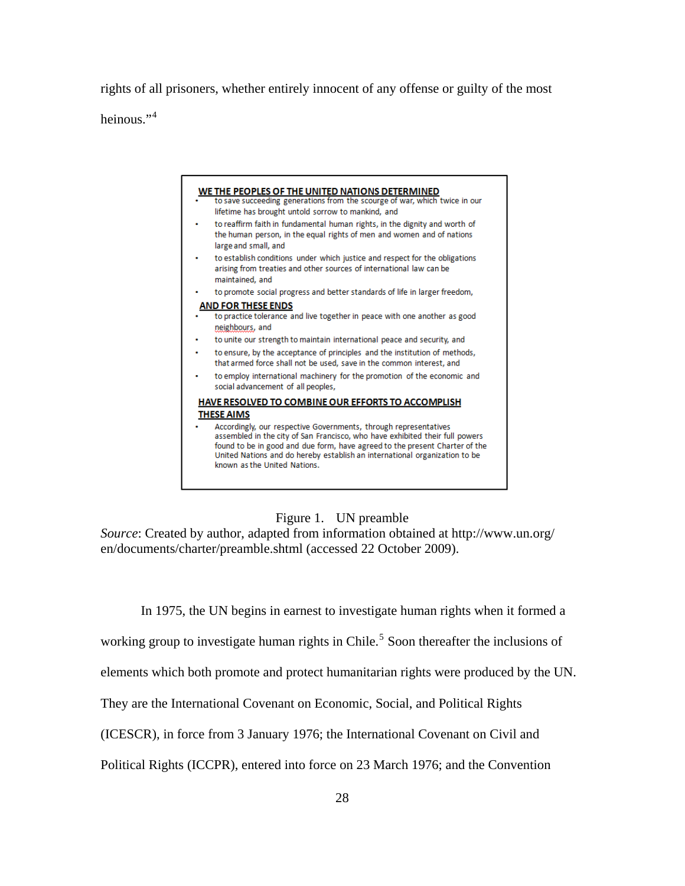rights of all prisoners, whether entirely innocent of any offense or guilty of the most heinous."[4]

**WE THE PEOPLES OF THE UNITED NATIONS DETERMINED**

- to save succeeding generations from the scourge of war, which twice in our lifetime has brought untold sorrow to mankind, and
- to reaffirm faith in fundamental human rights, in the dignity and worth of the human person, in the equal rights of men and women and of nations large and small, and
- to establish conditions under which justice and respect for the obligations arising from treaties and other sources of international law can be maintained, and
- to promote social progress and better standards of life in larger freedom,

**AND FOR THESE ENDS**

- to practice tolerance and live together in peace with one another as good neighbours, and
- to unite our strength to maintain international peace and security, and
- to ensure, by the acceptance of principles and the institution of methods, that armed force shall not be used, save in the common interest, and
- to employ international machinery for the promotion of the economic and social advancement of all peoples,

**HAVE RESOLVED TO COMBINE OUR EFFORTS TO ACCOMPLISH THESE AIMS**

- Accordingly, our respective Governments, through representatives assembled in the city of San Francisco, who have exhibited their full powers found to be in good and due form, have agreed to the present Charter of the United Nations and do hereby establish an international organization to be known as the United Nations.

Figure 1. UN preamble

*Source*: Created by author, adapted from information obtained at http://www.un.org/en/documents/charter/preamble.shtml (accessed 22 October 2009).

In 1975, the UN begins in earnest to investigate human rights when it formed a working group to investigate human rights in Chile.[5] Soon thereafter the inclusions of elements which both promote and protect humanitarian rights were produced by the UN. They are the International Covenant on Economic, Social, and Political Rights (ICESCR), in force from 3 January 1976; the International Covenant on Civil and Political Rights (ICCPR), entered into force on 23 March 1976; and the Convention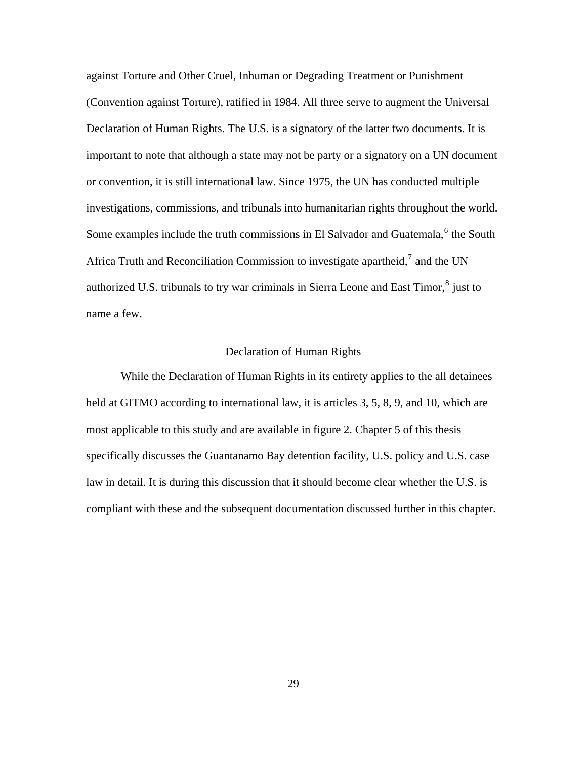against Torture and Other Cruel, Inhuman or Degrading Treatment or Punishment (Convention against Torture), ratified in 1984. All three serve to augment the Universal Declaration of Human Rights. The U.S. is a signatory of the latter two documents. It is important to note that although a state may not be party or a signatory on a UN document or convention, it is still international law. Since 1975, the UN has conducted multiple investigations, commissions, and tribunals into humanitarian rights throughout the world. Some examples include the truth commissions in El Salvador and Guatemala,[6] the South Africa Truth and Reconciliation Commission to investigate apartheid,[7] and the UN authorized U.S. tribunals to try war criminals in Sierra Leone and East Timor,[8] just to name a few.

## Declaration of Human Rights

While the Declaration of Human Rights in its entirety applies to the all detainees held at GITMO according to international law, it is articles 3, 5, 8, 9, and 10, which are most applicable to this study and are available in figure 2. Chapter 5 of this thesis specifically discusses the Guantanamo Bay detention facility, U.S. policy and U.S. case law in detail. It is during this discussion that it should become clear whether the U.S. is compliant with these and the subsequent documentation discussed further in this chapter.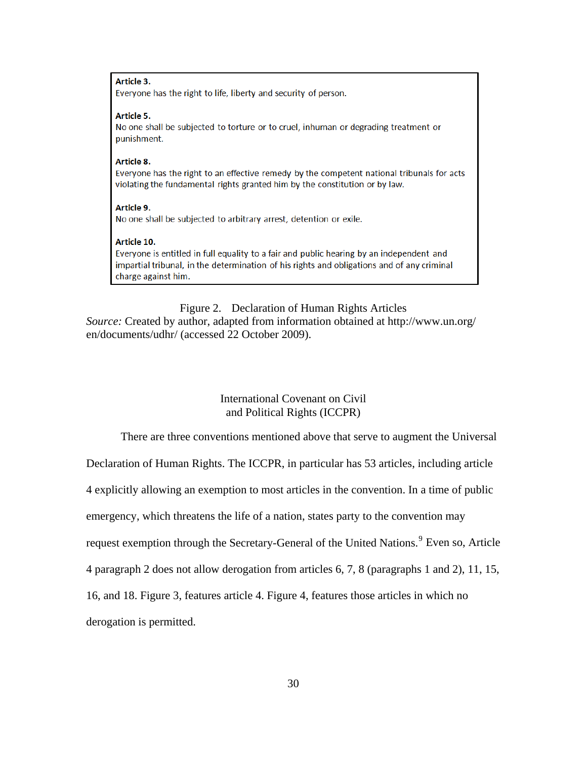**Article 3.**
Everyone has the right to life, liberty and security of person.

**Article 5.**
No one shall be subjected to torture or to cruel, inhuman or degrading treatment or punishment.

**Article 8.**
Everyone has the right to an effective remedy by the competent national tribunals for acts violating the fundamental rights granted him by the constitution or by law.

**Article 9.**
No one shall be subjected to arbitrary arrest, detention or exile.

**Article 10.**
Everyone is entitled in full equality to a fair and public hearing by an independent and impartial tribunal, in the determination of his rights and obligations and of any criminal charge against him.

Figure 2. Declaration of Human Rights Articles
*Source:* Created by author, adapted from information obtained at http://www.un.org/en/documents/udhr/ (accessed 22 October 2009).

## International Covenant on Civil and Political Rights (ICCPR)

There are three conventions mentioned above that serve to augment the Universal Declaration of Human Rights. The ICCPR, in particular has 53 articles, including article 4 explicitly allowing an exemption to most articles in the convention. In a time of public emergency, which threatens the life of a nation, states party to the convention may request exemption through the Secretary-General of the United Nations.[9] Even so, Article 4 paragraph 2 does not allow derogation from articles 6, 7, 8 (paragraphs 1 and 2), 11, 15, 16, and 18. Figure 3, features article 4. Figure 4, features those articles in which no derogation is permitted.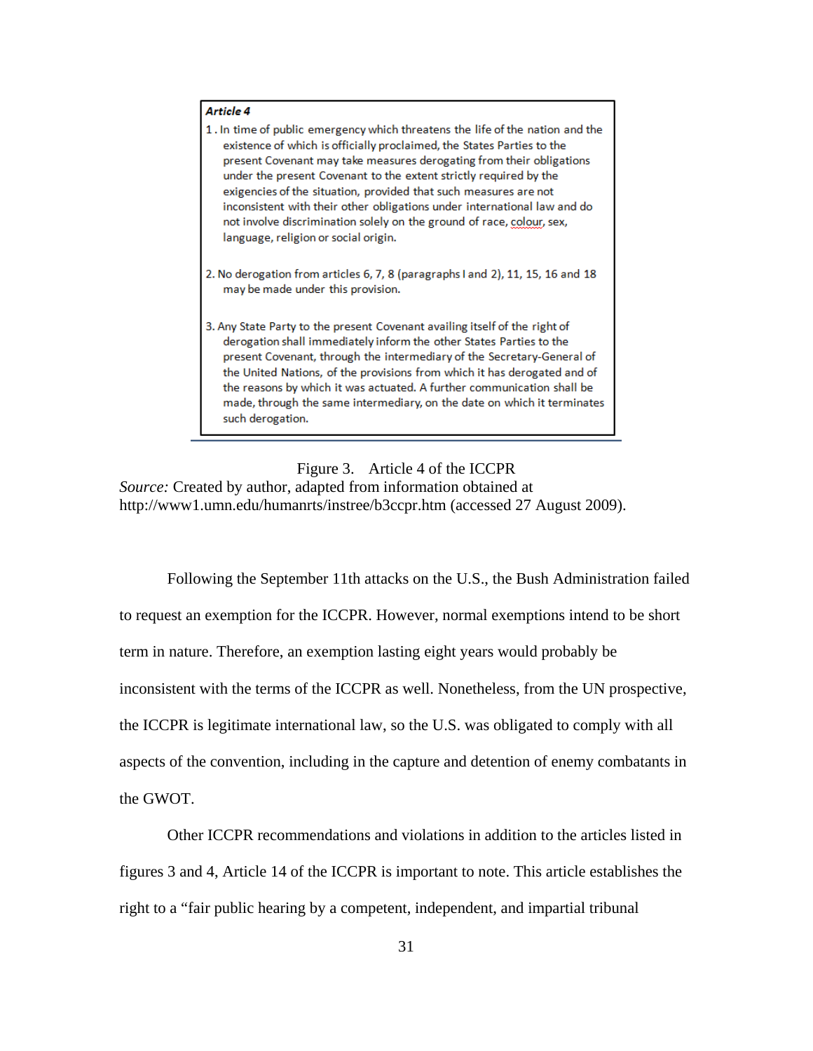> ***Article 4***
>
> 1 . In time of public emergency which threatens the life of the nation and the existence of which is officially proclaimed, the States Parties to the present Covenant may take measures derogating from their obligations under the present Covenant to the extent strictly required by the exigencies of the situation, provided that such measures are not inconsistent with their other obligations under international law and do not involve discrimination solely on the ground of race, colour, sex, language, religion or social origin.
>
> 2. No derogation from articles 6, 7, 8 (paragraphs I and 2), 11, 15, 16 and 18 may be made under this provision.
>
> 3. Any State Party to the present Covenant availing itself of the right of derogation shall immediately inform the other States Parties to the present Covenant, through the intermediary of the Secretary-General of the United Nations, of the provisions from which it has derogated and of the reasons by which it was actuated. A further communication shall be made, through the same intermediary, on the date on which it terminates such derogation.

Figure 3. Article 4 of the ICCPR

*Source:* Created by author, adapted from information obtained at http://www1.umn.edu/humanrts/instree/b3ccpr.htm (accessed 27 August 2009).

Following the September 11th attacks on the U.S., the Bush Administration failed to request an exemption for the ICCPR. However, normal exemptions intend to be short term in nature. Therefore, an exemption lasting eight years would probably be inconsistent with the terms of the ICCPR as well. Nonetheless, from the UN prospective, the ICCPR is legitimate international law, so the U.S. was obligated to comply with all aspects of the convention, including in the capture and detention of enemy combatants in the GWOT.

Other ICCPR recommendations and violations in addition to the articles listed in figures 3 and 4, Article 14 of the ICCPR is important to note. This article establishes the right to a "fair public hearing by a competent, independent, and impartial tribunal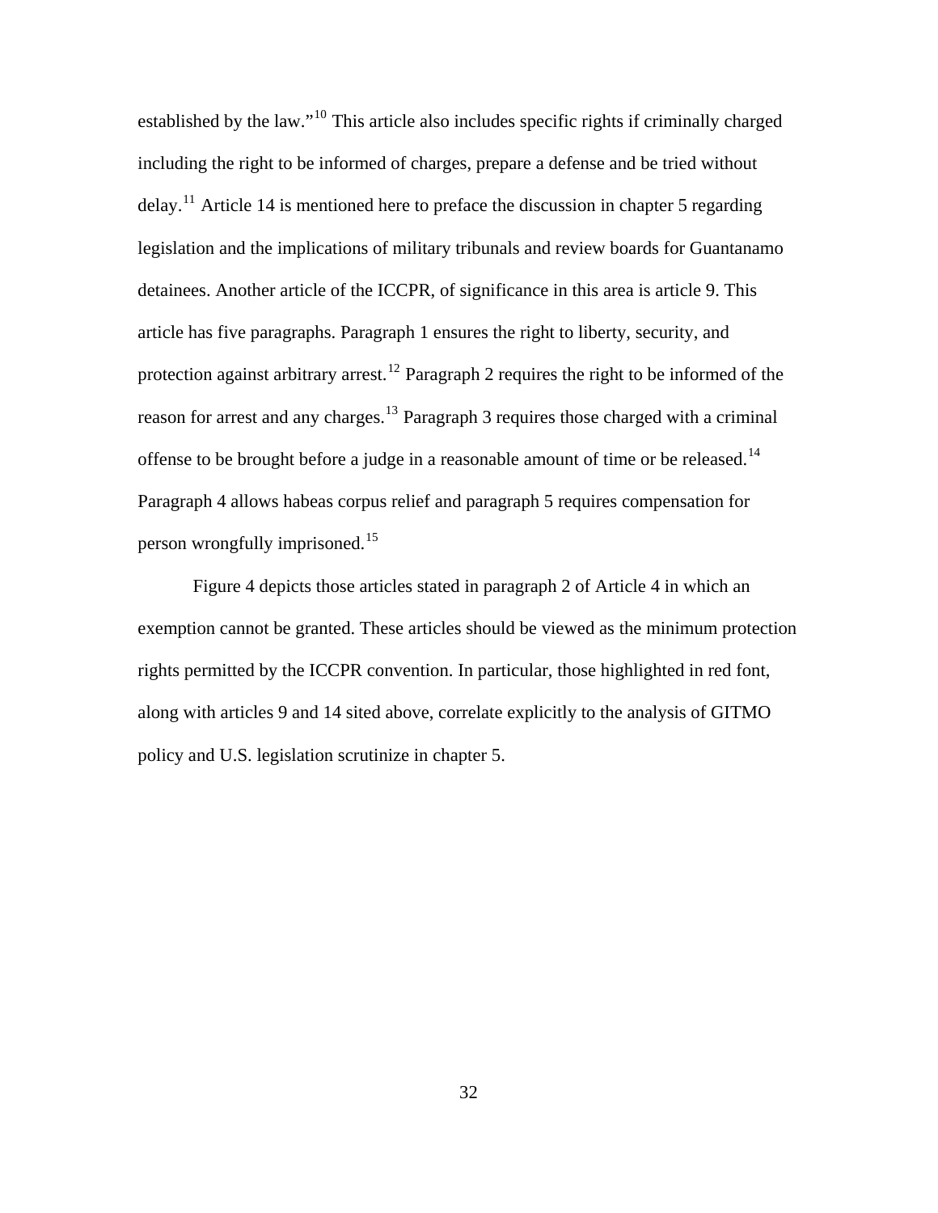established by the law."[10] This article also includes specific rights if criminally charged including the right to be informed of charges, prepare a defense and be tried without delay.[11] Article 14 is mentioned here to preface the discussion in chapter 5 regarding legislation and the implications of military tribunals and review boards for Guantanamo detainees. Another article of the ICCPR, of significance in this area is article 9. This article has five paragraphs. Paragraph 1 ensures the right to liberty, security, and protection against arbitrary arrest.[12] Paragraph 2 requires the right to be informed of the reason for arrest and any charges.[13] Paragraph 3 requires those charged with a criminal offense to be brought before a judge in a reasonable amount of time or be released.[14] Paragraph 4 allows habeas corpus relief and paragraph 5 requires compensation for person wrongfully imprisoned.[15]

Figure 4 depicts those articles stated in paragraph 2 of Article 4 in which an exemption cannot be granted. These articles should be viewed as the minimum protection rights permitted by the ICCPR convention. In particular, those highlighted in red font, along with articles 9 and 14 sited above, correlate explicitly to the analysis of GITMO policy and U.S. legislation scrutinize in chapter 5.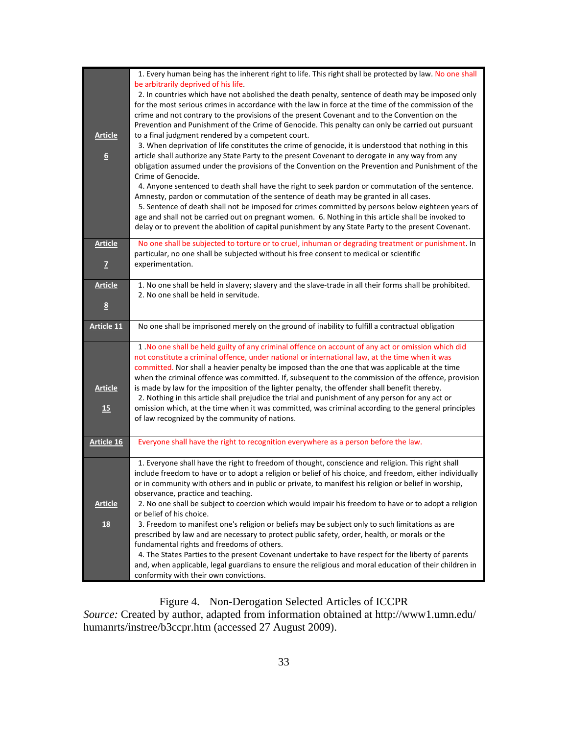| Article | Text |
|---|---|
| **Article 6** | 1. Every human being has the inherent right to life. This right shall be protected by law. No one shall be arbitrarily deprived of his life. 2. In countries which have not abolished the death penalty, sentence of death may be imposed only for the most serious crimes in accordance with the law in force at the time of the commission of the crime and not contrary to the provisions of the present Covenant and to the Convention on the Prevention and Punishment of the Crime of Genocide. This penalty can only be carried out pursuant to a final judgment rendered by a competent court. 3. When deprivation of life constitutes the crime of genocide, it is understood that nothing in this article shall authorize any State Party to the present Covenant to derogate in any way from any obligation assumed under the provisions of the Convention on the Prevention and Punishment of the Crime of Genocide. 4. Anyone sentenced to death shall have the right to seek pardon or commutation of the sentence. Amnesty, pardon or commutation of the sentence of death may be granted in all cases. 5. Sentence of death shall not be imposed for crimes committed by persons below eighteen years of age and shall not be carried out on pregnant women. 6. Nothing in this article shall be invoked to delay or to prevent the abolition of capital punishment by any State Party to the present Covenant. |
| **Article 7** | No one shall be subjected to torture or to cruel, inhuman or degrading treatment or punishment. In particular, no one shall be subjected without his free consent to medical or scientific experimentation. |
| **Article 8** | 1. No one shall be held in slavery; slavery and the slave-trade in all their forms shall be prohibited. 2. No one shall be held in servitude. |
| **Article 11** | No one shall be imprisoned merely on the ground of inability to fulfill a contractual obligation |
| **Article 15** | 1 .No one shall be held guilty of any criminal offence on account of any act or omission which did not constitute a criminal offence, under national or international law, at the time when it was committed. Nor shall a heavier penalty be imposed than the one that was applicable at the time when the criminal offence was committed. If, subsequent to the commission of the offence, provision is made by law for the imposition of the lighter penalty, the offender shall benefit thereby. 2. Nothing in this article shall prejudice the trial and punishment of any person for any act or omission which, at the time when it was committed, was criminal according to the general principles of law recognized by the community of nations. |
| **Article 16** | Everyone shall have the right to recognition everywhere as a person before the law. |
| **Article 18** | 1. Everyone shall have the right to freedom of thought, conscience and religion. This right shall include freedom to have or to adopt a religion or belief of his choice, and freedom, either individually or in community with others and in public or private, to manifest his religion or belief in worship, observance, practice and teaching. 2. No one shall be subject to coercion which would impair his freedom to have or to adopt a religion or belief of his choice. 3. Freedom to manifest one's religion or beliefs may be subject only to such limitations as are prescribed by law and are necessary to protect public safety, order, health, or morals or the fundamental rights and freedoms of others. 4. The States Parties to the present Covenant undertake to have respect for the liberty of parents and, when applicable, legal guardians to ensure the religious and moral education of their children in conformity with their own convictions. |

Figure 4. Non-Derogation Selected Articles of ICCPR
*Source:* Created by author, adapted from information obtained at http://www1.umn.edu/humanrts/instree/b3ccpr.htm (accessed 27 August 2009).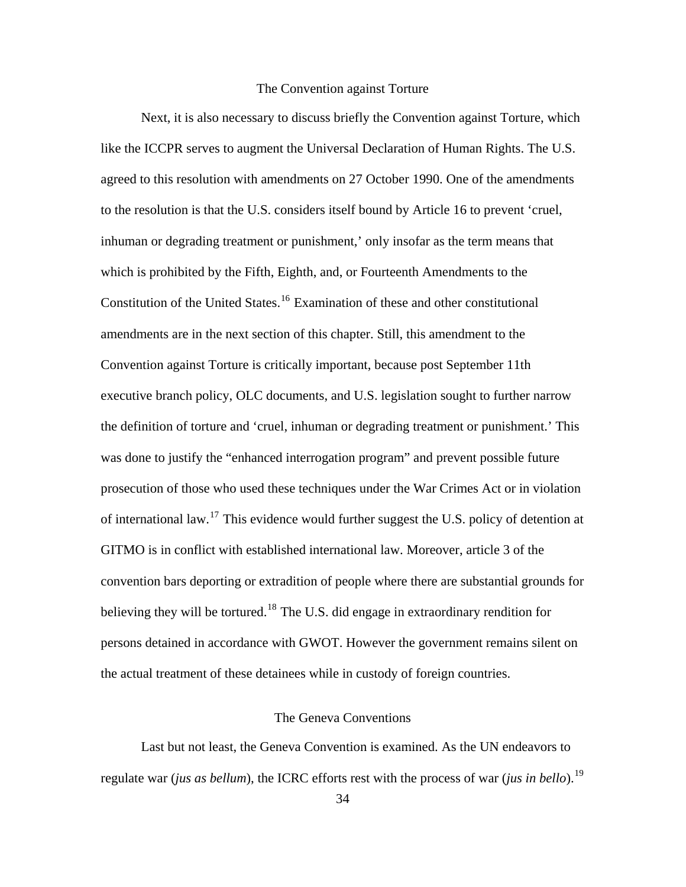## The Convention against Torture

Next, it is also necessary to discuss briefly the Convention against Torture, which like the ICCPR serves to augment the Universal Declaration of Human Rights. The U.S. agreed to this resolution with amendments on 27 October 1990. One of the amendments to the resolution is that the U.S. considers itself bound by Article 16 to prevent 'cruel, inhuman or degrading treatment or punishment,' only insofar as the term means that which is prohibited by the Fifth, Eighth, and, or Fourteenth Amendments to the Constitution of the United States.[16] Examination of these and other constitutional amendments are in the next section of this chapter. Still, this amendment to the Convention against Torture is critically important, because post September 11th executive branch policy, OLC documents, and U.S. legislation sought to further narrow the definition of torture and 'cruel, inhuman or degrading treatment or punishment.' This was done to justify the "enhanced interrogation program" and prevent possible future prosecution of those who used these techniques under the War Crimes Act or in violation of international law.[17] This evidence would further suggest the U.S. policy of detention at GITMO is in conflict with established international law. Moreover, article 3 of the convention bars deporting or extradition of people where there are substantial grounds for believing they will be tortured.[18] The U.S. did engage in extraordinary rendition for persons detained in accordance with GWOT. However the government remains silent on the actual treatment of these detainees while in custody of foreign countries.

## The Geneva Conventions

Last but not least, the Geneva Convention is examined. As the UN endeavors to regulate war (*jus as bellum*), the ICRC efforts rest with the process of war (*jus in bello*).[19]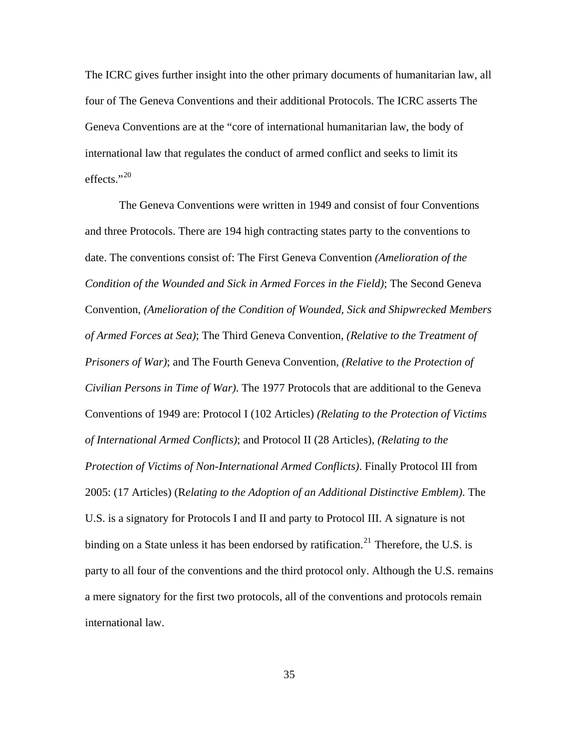The ICRC gives further insight into the other primary documents of humanitarian law, all four of The Geneva Conventions and their additional Protocols. The ICRC asserts The Geneva Conventions are at the "core of international humanitarian law, the body of international law that regulates the conduct of armed conflict and seeks to limit its effects."[20]

The Geneva Conventions were written in 1949 and consist of four Conventions and three Protocols. There are 194 high contracting states party to the conventions to date. The conventions consist of: The First Geneva Convention *(Amelioration of the Condition of the Wounded and Sick in Armed Forces in the Field)*; The Second Geneva Convention, *(Amelioration of the Condition of Wounded, Sick and Shipwrecked Members of Armed Forces at Sea)*; The Third Geneva Convention, *(Relative to the Treatment of Prisoners of War)*; and The Fourth Geneva Convention, *(Relative to the Protection of Civilian Persons in Time of War)*. The 1977 Protocols that are additional to the Geneva Conventions of 1949 are: Protocol I (102 Articles) *(Relating to the Protection of Victims of International Armed Conflicts)*; and Protocol II (28 Articles), *(Relating to the Protection of Victims of Non-International Armed Conflicts)*. Finally Protocol III from 2005: (17 Articles) (R*elating to the Adoption of an Additional Distinctive Emblem)*. The U.S. is a signatory for Protocols I and II and party to Protocol III. A signature is not binding on a State unless it has been endorsed by ratification.[21] Therefore, the U.S. is party to all four of the conventions and the third protocol only. Although the U.S. remains a mere signatory for the first two protocols, all of the conventions and protocols remain international law.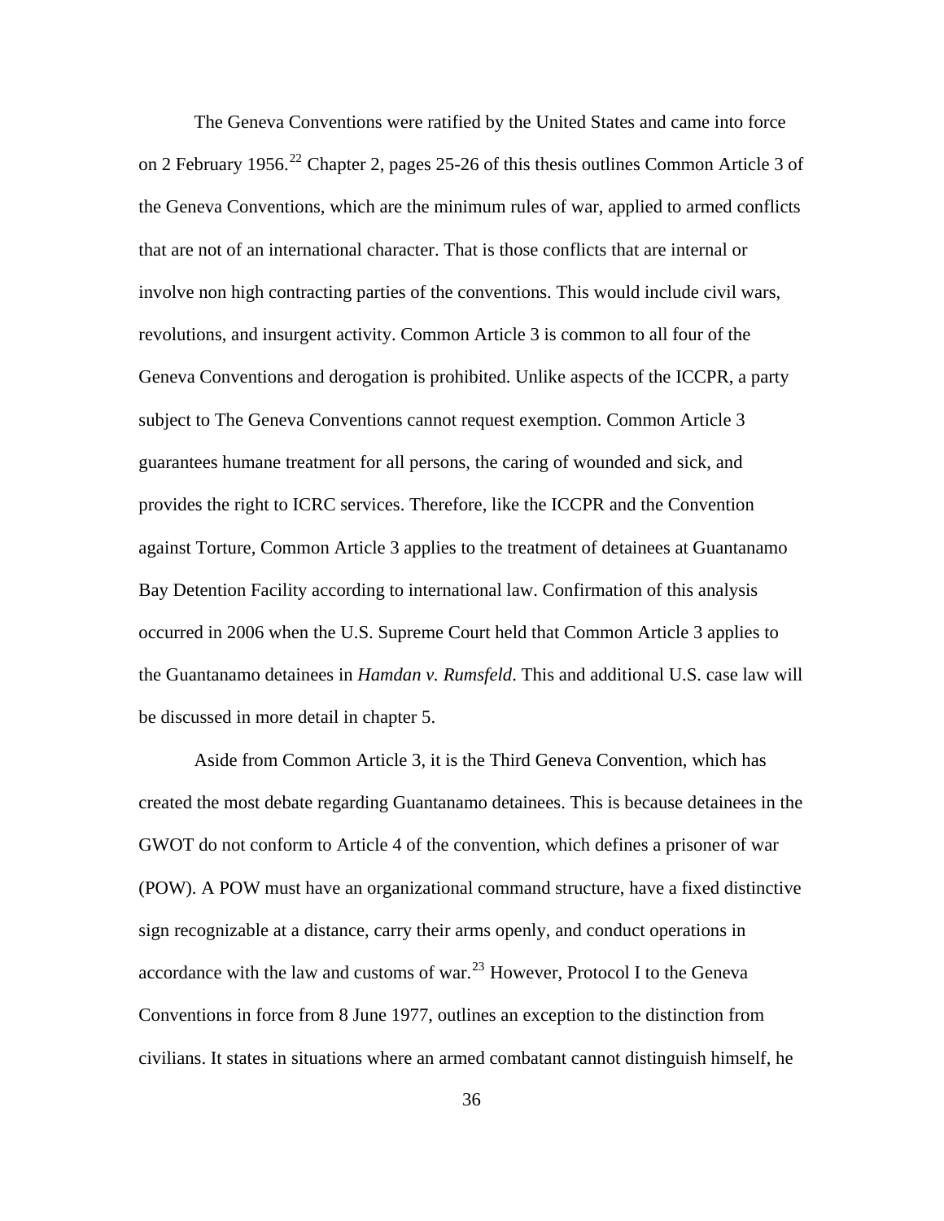The Geneva Conventions were ratified by the United States and came into force on 2 February 1956.[22] Chapter 2, pages 25-26 of this thesis outlines Common Article 3 of the Geneva Conventions, which are the minimum rules of war, applied to armed conflicts that are not of an international character. That is those conflicts that are internal or involve non high contracting parties of the conventions. This would include civil wars, revolutions, and insurgent activity. Common Article 3 is common to all four of the Geneva Conventions and derogation is prohibited. Unlike aspects of the ICCPR, a party subject to The Geneva Conventions cannot request exemption. Common Article 3 guarantees humane treatment for all persons, the caring of wounded and sick, and provides the right to ICRC services. Therefore, like the ICCPR and the Convention against Torture, Common Article 3 applies to the treatment of detainees at Guantanamo Bay Detention Facility according to international law. Confirmation of this analysis occurred in 2006 when the U.S. Supreme Court held that Common Article 3 applies to the Guantanamo detainees in *Hamdan v. Rumsfeld*. This and additional U.S. case law will be discussed in more detail in chapter 5.

Aside from Common Article 3, it is the Third Geneva Convention, which has created the most debate regarding Guantanamo detainees. This is because detainees in the GWOT do not conform to Article 4 of the convention, which defines a prisoner of war (POW). A POW must have an organizational command structure, have a fixed distinctive sign recognizable at a distance, carry their arms openly, and conduct operations in accordance with the law and customs of war.[23] However, Protocol I to the Geneva Conventions in force from 8 June 1977, outlines an exception to the distinction from civilians. It states in situations where an armed combatant cannot distinguish himself, he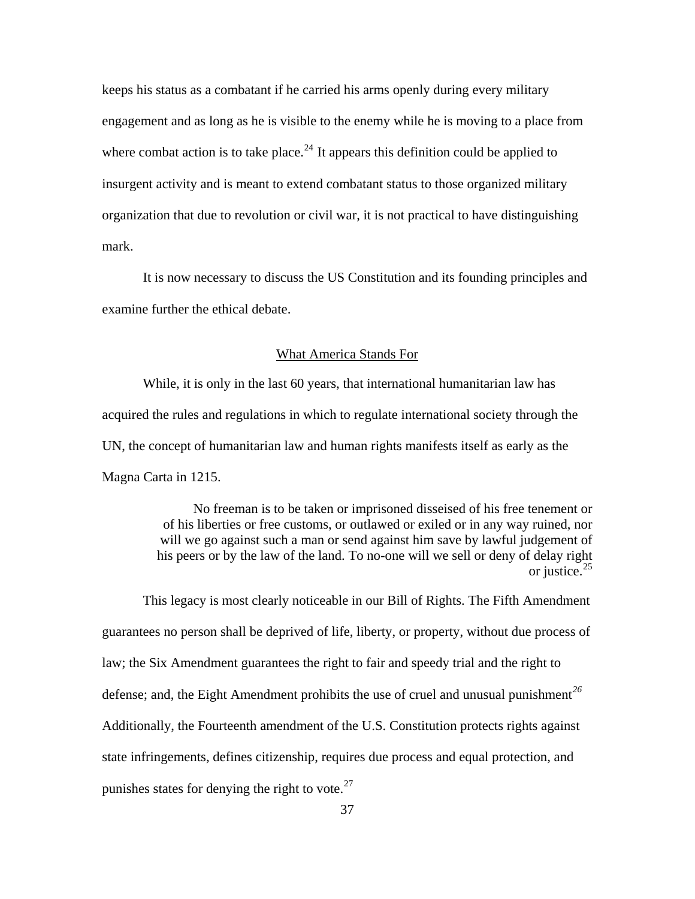keeps his status as a combatant if he carried his arms openly during every military engagement and as long as he is visible to the enemy while he is moving to a place from where combat action is to take place.[24] It appears this definition could be applied to insurgent activity and is meant to extend combatant status to those organized military organization that due to revolution or civil war, it is not practical to have distinguishing mark.

It is now necessary to discuss the US Constitution and its founding principles and examine further the ethical debate.

## What America Stands For

While, it is only in the last 60 years, that international humanitarian law has acquired the rules and regulations in which to regulate international society through the UN, the concept of humanitarian law and human rights manifests itself as early as the Magna Carta in 1215.

> No freeman is to be taken or imprisoned disseised of his free tenement or of his liberties or free customs, or outlawed or exiled or in any way ruined, nor will we go against such a man or send against him save by lawful judgement of his peers or by the law of the land. To no-one will we sell or deny of delay right or justice.[25]

This legacy is most clearly noticeable in our Bill of Rights. The Fifth Amendment guarantees no person shall be deprived of life, liberty, or property, without due process of law; the Six Amendment guarantees the right to fair and speedy trial and the right to defense; and, the Eight Amendment prohibits the use of cruel and unusual punishment[26] Additionally, the Fourteenth amendment of the U.S. Constitution protects rights against state infringements, defines citizenship, requires due process and equal protection, and punishes states for denying the right to vote.[27]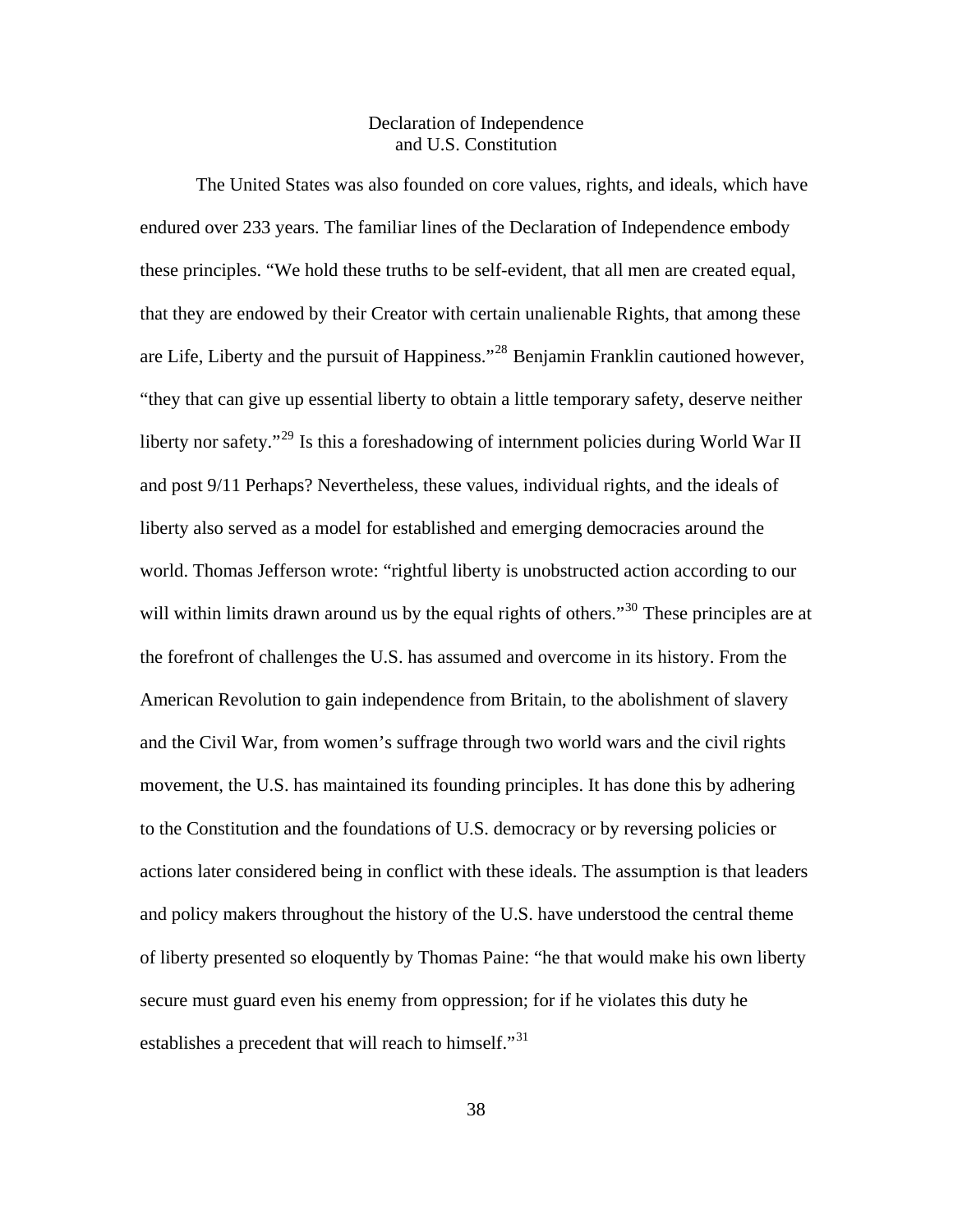## Declaration of Independence and U.S. Constitution

The United States was also founded on core values, rights, and ideals, which have endured over 233 years. The familiar lines of the Declaration of Independence embody these principles. "We hold these truths to be self-evident, that all men are created equal, that they are endowed by their Creator with certain unalienable Rights, that among these are Life, Liberty and the pursuit of Happiness."[28] Benjamin Franklin cautioned however, "they that can give up essential liberty to obtain a little temporary safety, deserve neither liberty nor safety."[29] Is this a foreshadowing of internment policies during World War II and post 9/11 Perhaps? Nevertheless, these values, individual rights, and the ideals of liberty also served as a model for established and emerging democracies around the world. Thomas Jefferson wrote: "rightful liberty is unobstructed action according to our will within limits drawn around us by the equal rights of others."[30] These principles are at the forefront of challenges the U.S. has assumed and overcome in its history. From the American Revolution to gain independence from Britain, to the abolishment of slavery and the Civil War, from women's suffrage through two world wars and the civil rights movement, the U.S. has maintained its founding principles. It has done this by adhering to the Constitution and the foundations of U.S. democracy or by reversing policies or actions later considered being in conflict with these ideals. The assumption is that leaders and policy makers throughout the history of the U.S. have understood the central theme of liberty presented so eloquently by Thomas Paine: "he that would make his own liberty secure must guard even his enemy from oppression; for if he violates this duty he establishes a precedent that will reach to himself."[31]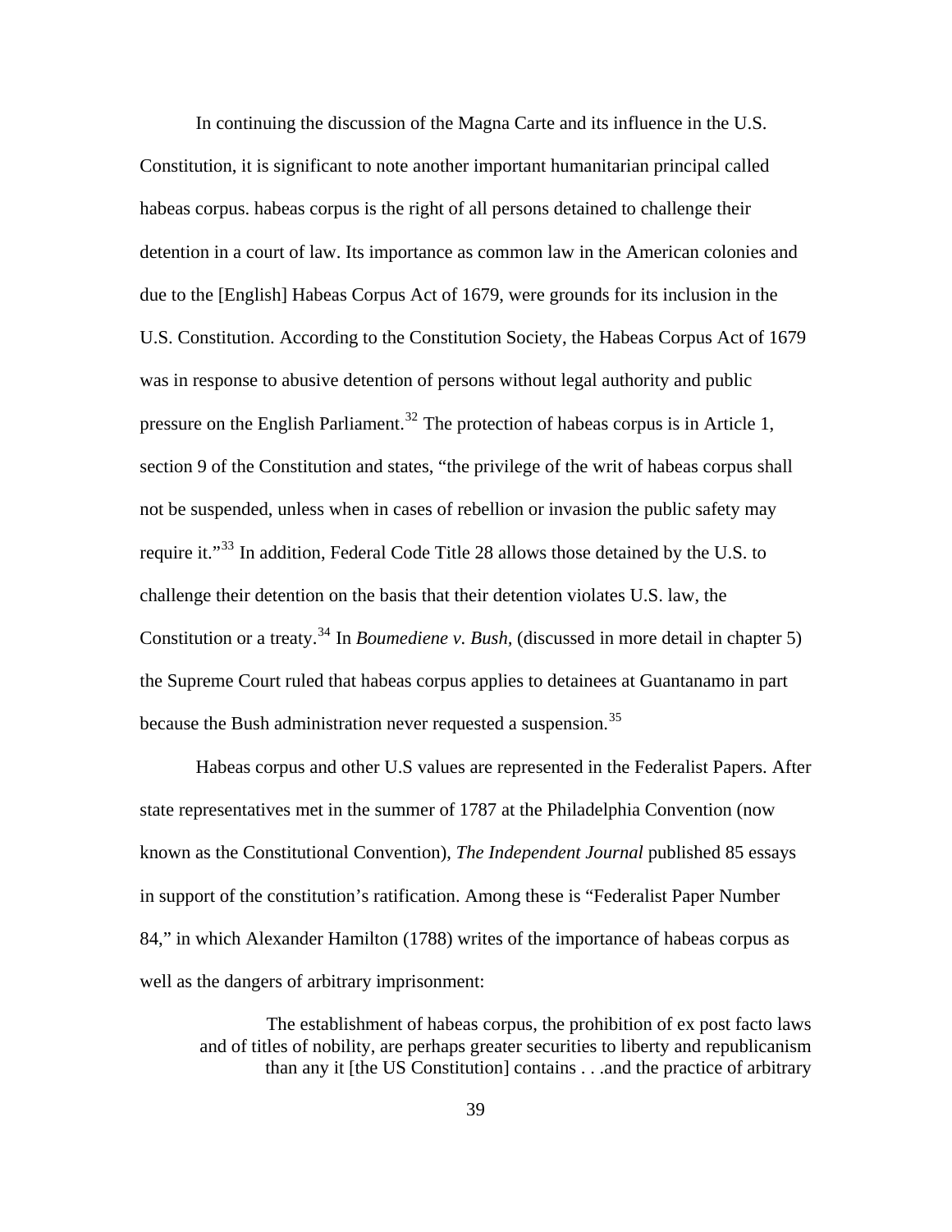In continuing the discussion of the Magna Carte and its influence in the U.S. Constitution, it is significant to note another important humanitarian principal called habeas corpus. habeas corpus is the right of all persons detained to challenge their detention in a court of law. Its importance as common law in the American colonies and due to the [English] Habeas Corpus Act of 1679, were grounds for its inclusion in the U.S. Constitution. According to the Constitution Society, the Habeas Corpus Act of 1679 was in response to abusive detention of persons without legal authority and public pressure on the English Parliament.[32] The protection of habeas corpus is in Article 1, section 9 of the Constitution and states, "the privilege of the writ of habeas corpus shall not be suspended, unless when in cases of rebellion or invasion the public safety may require it."[33] In addition, Federal Code Title 28 allows those detained by the U.S. to challenge their detention on the basis that their detention violates U.S. law, the Constitution or a treaty.[34] In *Boumediene v. Bush,* (discussed in more detail in chapter 5) the Supreme Court ruled that habeas corpus applies to detainees at Guantanamo in part because the Bush administration never requested a suspension.[35]

Habeas corpus and other U.S values are represented in the Federalist Papers. After state representatives met in the summer of 1787 at the Philadelphia Convention (now known as the Constitutional Convention), *The Independent Journal* published 85 essays in support of the constitution's ratification. Among these is "Federalist Paper Number 84," in which Alexander Hamilton (1788) writes of the importance of habeas corpus as well as the dangers of arbitrary imprisonment:

> The establishment of habeas corpus, the prohibition of ex post facto laws and of titles of nobility, are perhaps greater securities to liberty and republicanism than any it [the US Constitution] contains . . .and the practice of arbitrary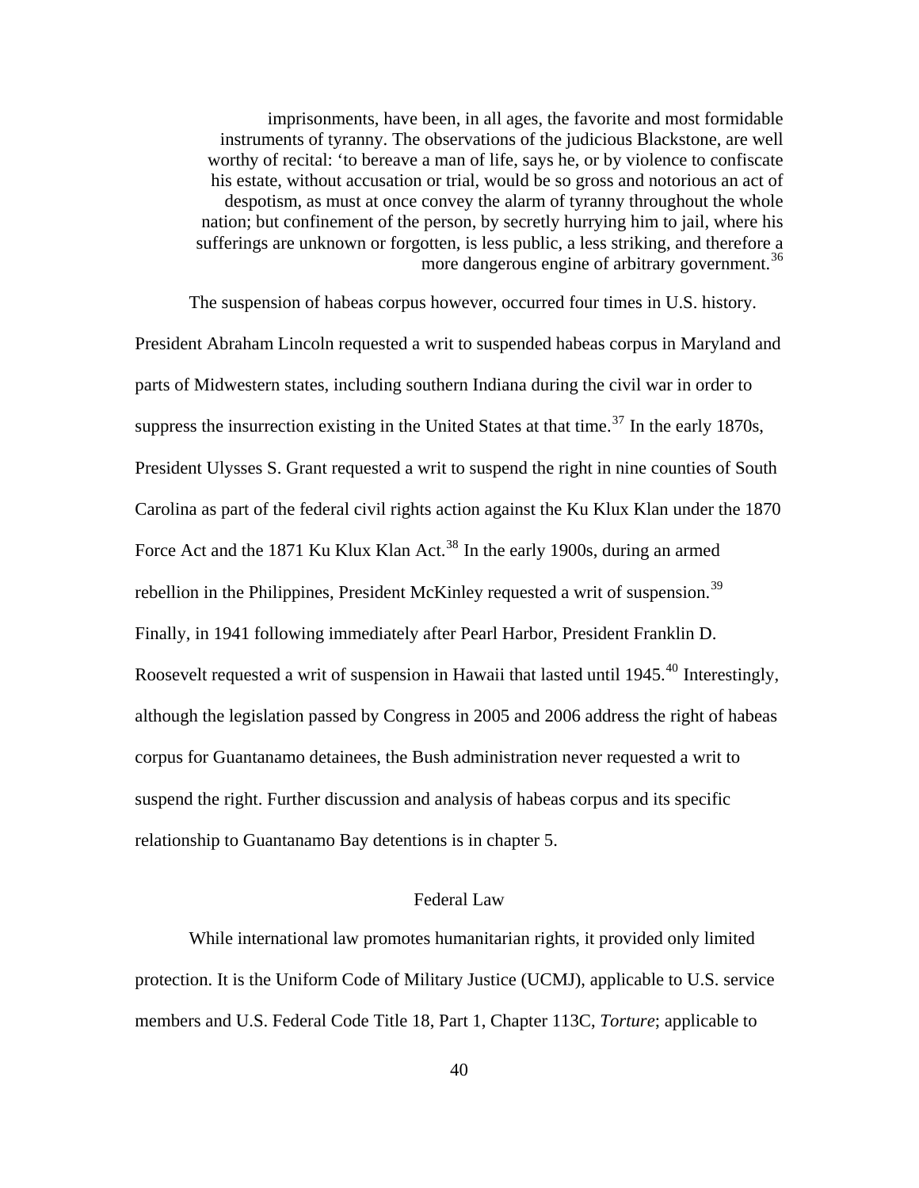> imprisonments, have been, in all ages, the favorite and most formidable instruments of tyranny. The observations of the judicious Blackstone, are well worthy of recital: 'to bereave a man of life, says he, or by violence to confiscate his estate, without accusation or trial, would be so gross and notorious an act of despotism, as must at once convey the alarm of tyranny throughout the whole nation; but confinement of the person, by secretly hurrying him to jail, where his sufferings are unknown or forgotten, is less public, a less striking, and therefore a more dangerous engine of arbitrary government.[36]

The suspension of habeas corpus however, occurred four times in U.S. history. President Abraham Lincoln requested a writ to suspended habeas corpus in Maryland and parts of Midwestern states, including southern Indiana during the civil war in order to suppress the insurrection existing in the United States at that time.[37] In the early 1870s, President Ulysses S. Grant requested a writ to suspend the right in nine counties of South Carolina as part of the federal civil rights action against the Ku Klux Klan under the 1870 Force Act and the 1871 Ku Klux Klan Act.[38] In the early 1900s, during an armed rebellion in the Philippines, President McKinley requested a writ of suspension.[39] Finally, in 1941 following immediately after Pearl Harbor, President Franklin D. Roosevelt requested a writ of suspension in Hawaii that lasted until 1945.[40] Interestingly, although the legislation passed by Congress in 2005 and 2006 address the right of habeas corpus for Guantanamo detainees, the Bush administration never requested a writ to suspend the right. Further discussion and analysis of habeas corpus and its specific relationship to Guantanamo Bay detentions is in chapter 5.

## Federal Law

While international law promotes humanitarian rights, it provided only limited protection. It is the Uniform Code of Military Justice (UCMJ), applicable to U.S. service members and U.S. Federal Code Title 18, Part 1, Chapter 113C, *Torture*; applicable to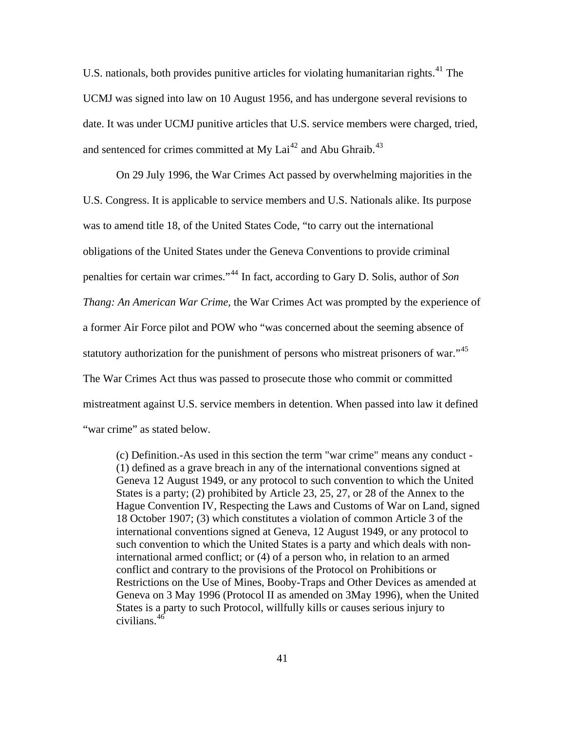U.S. nationals, both provides punitive articles for violating humanitarian rights.[41] The UCMJ was signed into law on 10 August 1956, and has undergone several revisions to date. It was under UCMJ punitive articles that U.S. service members were charged, tried, and sentenced for crimes committed at My Lai[42] and Abu Ghraib.[43]

On 29 July 1996, the War Crimes Act passed by overwhelming majorities in the U.S. Congress. It is applicable to service members and U.S. Nationals alike. Its purpose was to amend title 18, of the United States Code, "to carry out the international obligations of the United States under the Geneva Conventions to provide criminal penalties for certain war crimes."[44] In fact, according to Gary D. Solis, author of *Son Thang: An American War Crime*, the War Crimes Act was prompted by the experience of a former Air Force pilot and POW who "was concerned about the seeming absence of statutory authorization for the punishment of persons who mistreat prisoners of war."[45] The War Crimes Act thus was passed to prosecute those who commit or committed mistreatment against U.S. service members in detention. When passed into law it defined "war crime" as stated below.

> (c) Definition.-As used in this section the term "war crime" means any conduct - (1) defined as a grave breach in any of the international conventions signed at Geneva 12 August 1949, or any protocol to such convention to which the United States is a party; (2) prohibited by Article 23, 25, 27, or 28 of the Annex to the Hague Convention IV, Respecting the Laws and Customs of War on Land, signed 18 October 1907; (3) which constitutes a violation of common Article 3 of the international conventions signed at Geneva, 12 August 1949, or any protocol to such convention to which the United States is a party and which deals with non-international armed conflict; or (4) of a person who, in relation to an armed conflict and contrary to the provisions of the Protocol on Prohibitions or Restrictions on the Use of Mines, Booby-Traps and Other Devices as amended at Geneva on 3 May 1996 (Protocol II as amended on 3May 1996), when the United States is a party to such Protocol, willfully kills or causes serious injury to civilians.[46]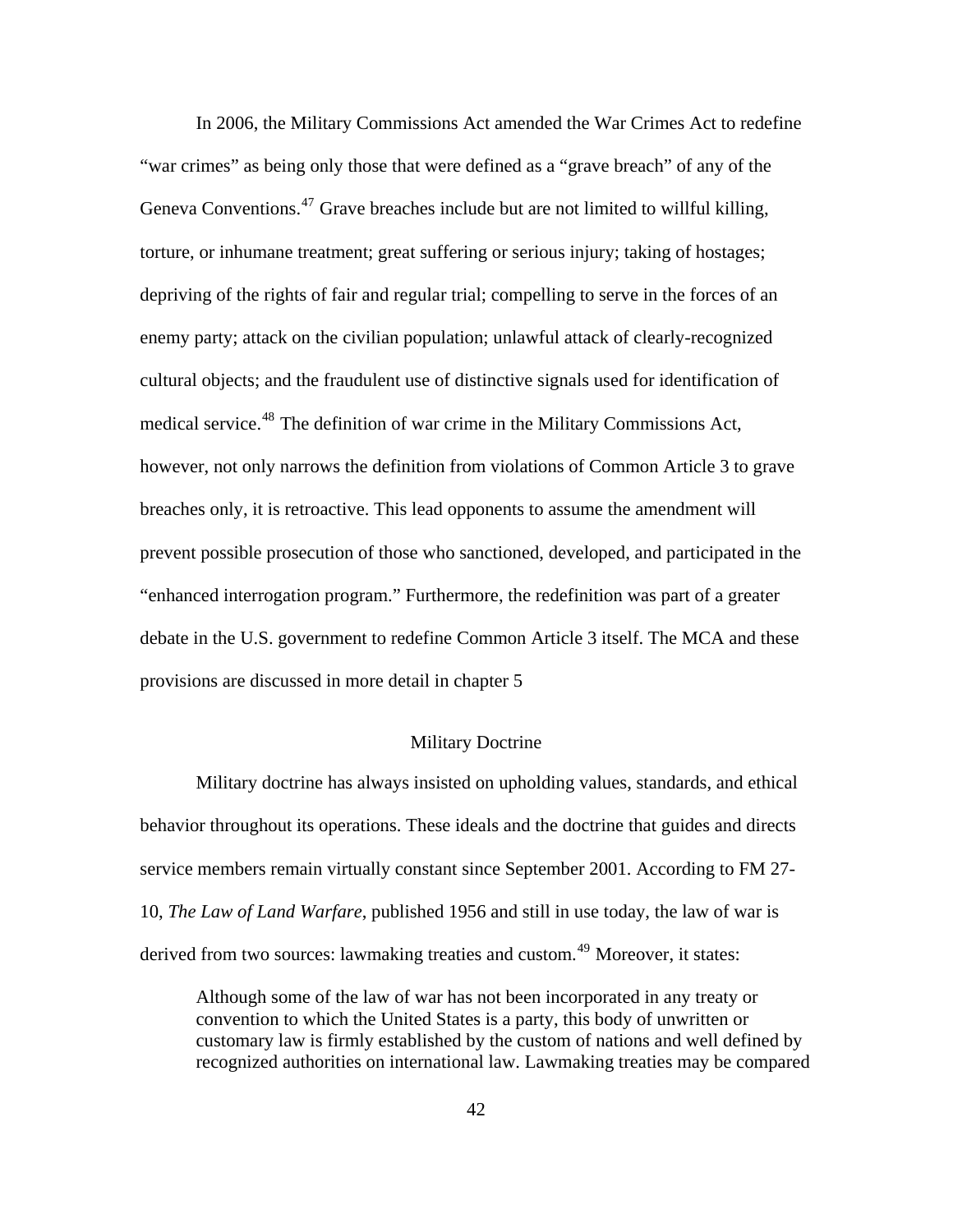In 2006, the Military Commissions Act amended the War Crimes Act to redefine "war crimes" as being only those that were defined as a "grave breach" of any of the Geneva Conventions.[47] Grave breaches include but are not limited to willful killing, torture, or inhumane treatment; great suffering or serious injury; taking of hostages; depriving of the rights of fair and regular trial; compelling to serve in the forces of an enemy party; attack on the civilian population; unlawful attack of clearly-recognized cultural objects; and the fraudulent use of distinctive signals used for identification of medical service.[48] The definition of war crime in the Military Commissions Act, however, not only narrows the definition from violations of Common Article 3 to grave breaches only, it is retroactive. This lead opponents to assume the amendment will prevent possible prosecution of those who sanctioned, developed, and participated in the "enhanced interrogation program." Furthermore, the redefinition was part of a greater debate in the U.S. government to redefine Common Article 3 itself. The MCA and these provisions are discussed in more detail in chapter 5

## Military Doctrine

Military doctrine has always insisted on upholding values, standards, and ethical behavior throughout its operations. These ideals and the doctrine that guides and directs service members remain virtually constant since September 2001. According to FM 27-10, *The Law of Land Warfare*, published 1956 and still in use today, the law of war is derived from two sources: lawmaking treaties and custom.[49] Moreover, it states:

> Although some of the law of war has not been incorporated in any treaty or convention to which the United States is a party, this body of unwritten or customary law is firmly established by the custom of nations and well defined by recognized authorities on international law. Lawmaking treaties may be compared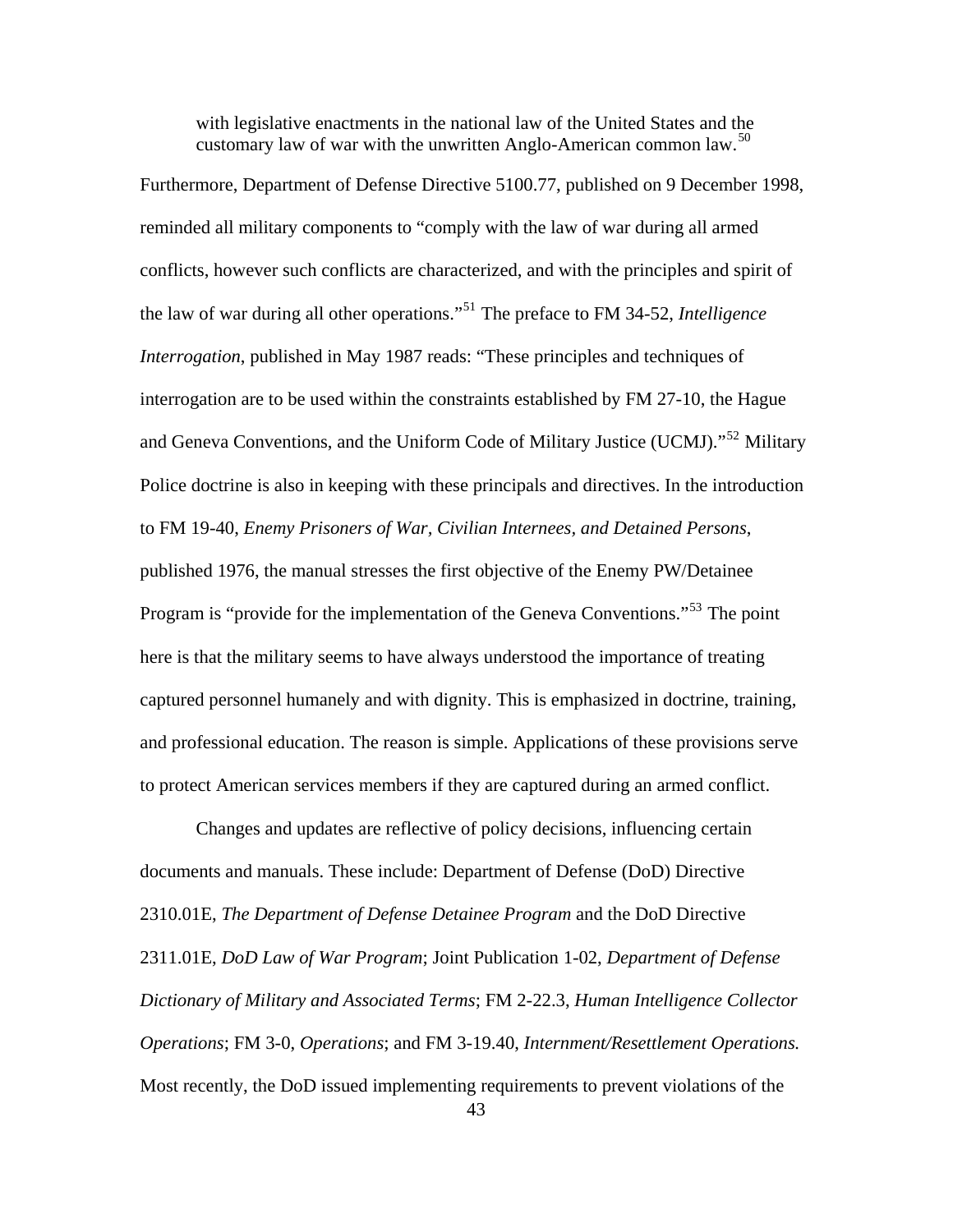> with legislative enactments in the national law of the United States and the customary law of war with the unwritten Anglo-American common law.[50]

Furthermore, Department of Defense Directive 5100.77, published on 9 December 1998, reminded all military components to "comply with the law of war during all armed conflicts, however such conflicts are characterized, and with the principles and spirit of the law of war during all other operations."[51] The preface to FM 34-52, *Intelligence Interrogation*, published in May 1987 reads: "These principles and techniques of interrogation are to be used within the constraints established by FM 27-10, the Hague and Geneva Conventions, and the Uniform Code of Military Justice (UCMJ)."[52] Military Police doctrine is also in keeping with these principals and directives. In the introduction to FM 19-40, *Enemy Prisoners of War, Civilian Internees, and Detained Persons*, published 1976, the manual stresses the first objective of the Enemy PW/Detainee Program is "provide for the implementation of the Geneva Conventions."[53] The point here is that the military seems to have always understood the importance of treating captured personnel humanely and with dignity. This is emphasized in doctrine, training, and professional education. The reason is simple. Applications of these provisions serve to protect American services members if they are captured during an armed conflict.

Changes and updates are reflective of policy decisions, influencing certain documents and manuals. These include: Department of Defense (DoD) Directive 2310.01E, *The Department of Defense Detainee Program* and the DoD Directive 2311.01E, *DoD Law of War Program*; Joint Publication 1-02, *Department of Defense Dictionary of Military and Associated Terms*; FM 2-22.3, *Human Intelligence Collector Operations*; FM 3-0, *Operations*; and FM 3-19.40, *Internment/Resettlement Operations.* Most recently, the DoD issued implementing requirements to prevent violations of the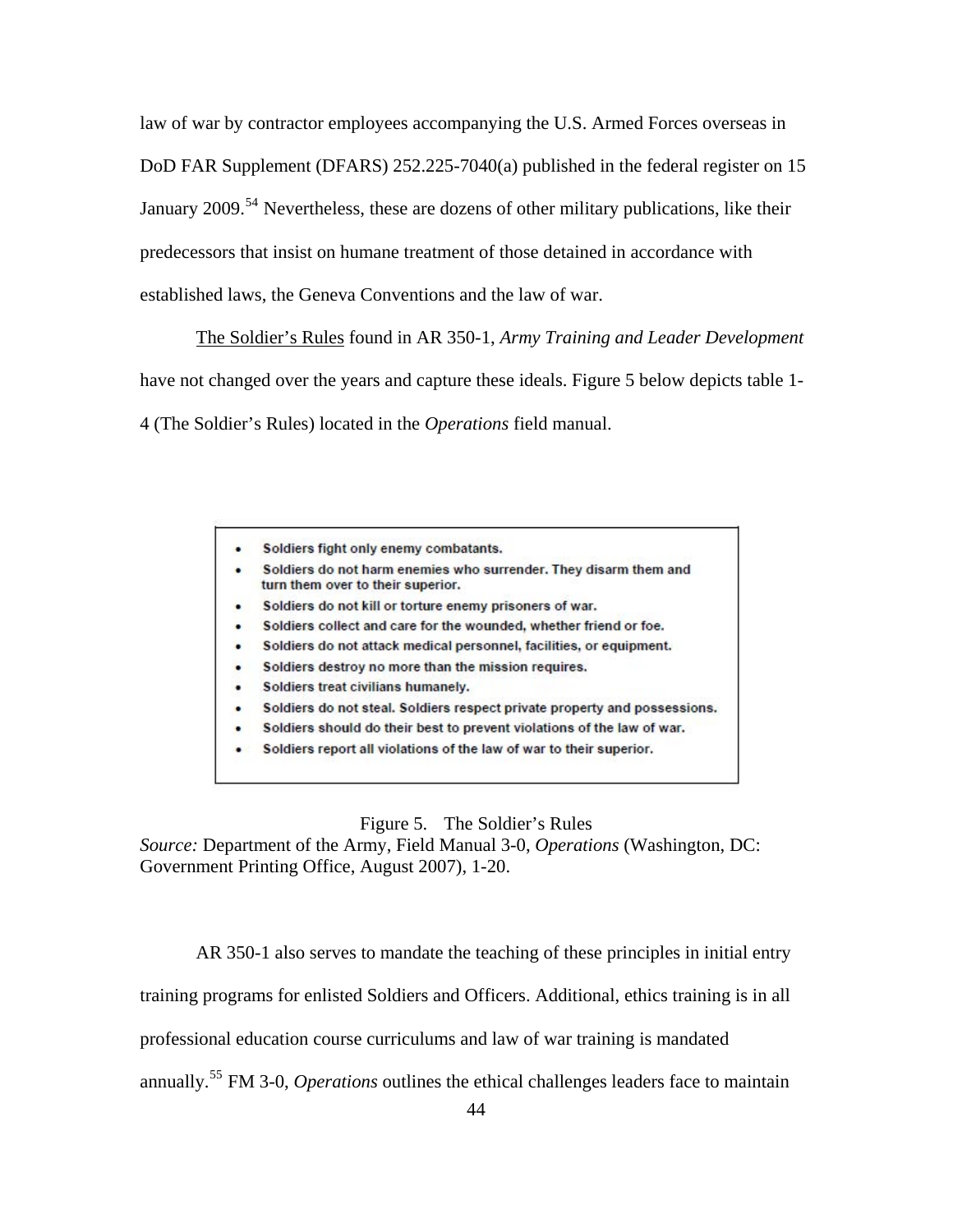law of war by contractor employees accompanying the U.S. Armed Forces overseas in DoD FAR Supplement (DFARS) 252.225-7040(a) published in the federal register on 15 January 2009.[54] Nevertheless, these are dozens of other military publications, like their predecessors that insist on humane treatment of those detained in accordance with established laws, the Geneva Conventions and the law of war.

The Soldier's Rules found in AR 350-1, *Army Training and Leader Development* have not changed over the years and capture these ideals. Figure 5 below depicts table 1-4 (The Soldier's Rules) located in the *Operations* field manual.

- Soldiers fight only enemy combatants.
- Soldiers do not harm enemies who surrender. They disarm them and turn them over to their superior.
- Soldiers do not kill or torture enemy prisoners of war.
- Soldiers collect and care for the wounded, whether friend or foe.
- Soldiers do not attack medical personnel, facilities, or equipment.
- Soldiers destroy no more than the mission requires.
- Soldiers treat civilians humanely.
- Soldiers do not steal. Soldiers respect private property and possessions.
- Soldiers should do their best to prevent violations of the law of war.
- Soldiers report all violations of the law of war to their superior.

Figure 5. The Soldier's Rules
*Source:* Department of the Army, Field Manual 3-0, *Operations* (Washington, DC: Government Printing Office, August 2007), 1-20.

AR 350-1 also serves to mandate the teaching of these principles in initial entry training programs for enlisted Soldiers and Officers. Additional, ethics training is in all professional education course curriculums and law of war training is mandated annually.[55] FM 3-0, *Operations* outlines the ethical challenges leaders face to maintain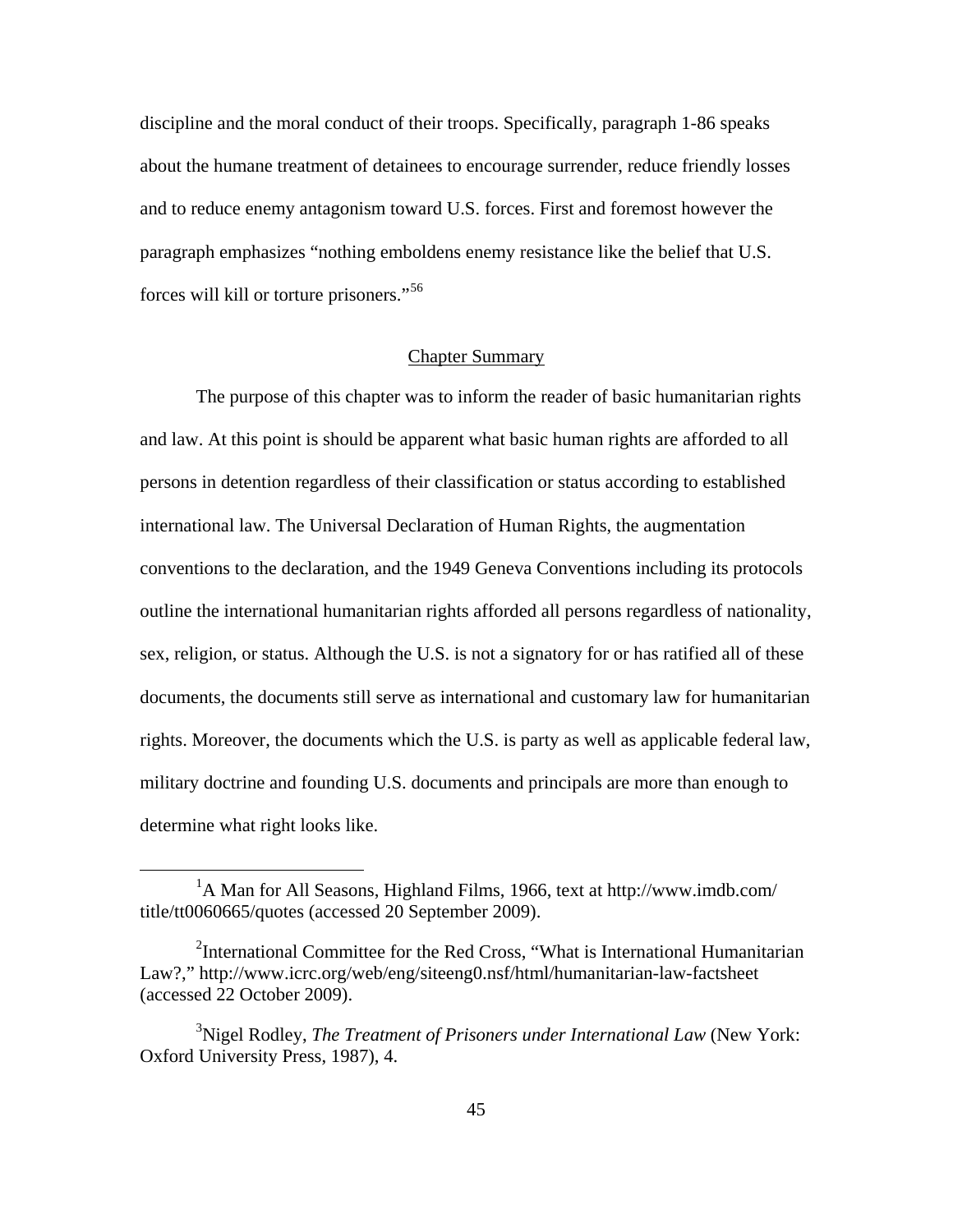discipline and the moral conduct of their troops. Specifically, paragraph 1-86 speaks about the humane treatment of detainees to encourage surrender, reduce friendly losses and to reduce enemy antagonism toward U.S. forces. First and foremost however the paragraph emphasizes "nothing emboldens enemy resistance like the belief that U.S. forces will kill or torture prisoners."[56]

## Chapter Summary

The purpose of this chapter was to inform the reader of basic humanitarian rights and law. At this point is should be apparent what basic human rights are afforded to all persons in detention regardless of their classification or status according to established international law. The Universal Declaration of Human Rights, the augmentation conventions to the declaration, and the 1949 Geneva Conventions including its protocols outline the international humanitarian rights afforded all persons regardless of nationality, sex, religion, or status. Although the U.S. is not a signatory for or has ratified all of these documents, the documents still serve as international and customary law for humanitarian rights. Moreover, the documents which the U.S. is party as well as applicable federal law, military doctrine and founding U.S. documents and principals are more than enough to determine what right looks like.

---

[1]A Man for All Seasons, Highland Films, 1966, text at http://www.imdb.com/title/tt0060665/quotes (accessed 20 September 2009).

[2]International Committee for the Red Cross, "What is International Humanitarian Law?," http://www.icrc.org/web/eng/siteeng0.nsf/html/humanitarian-law-factsheet (accessed 22 October 2009).

[3]Nigel Rodley, *The Treatment of Prisoners under International Law* (New York: Oxford University Press, 1987), 4.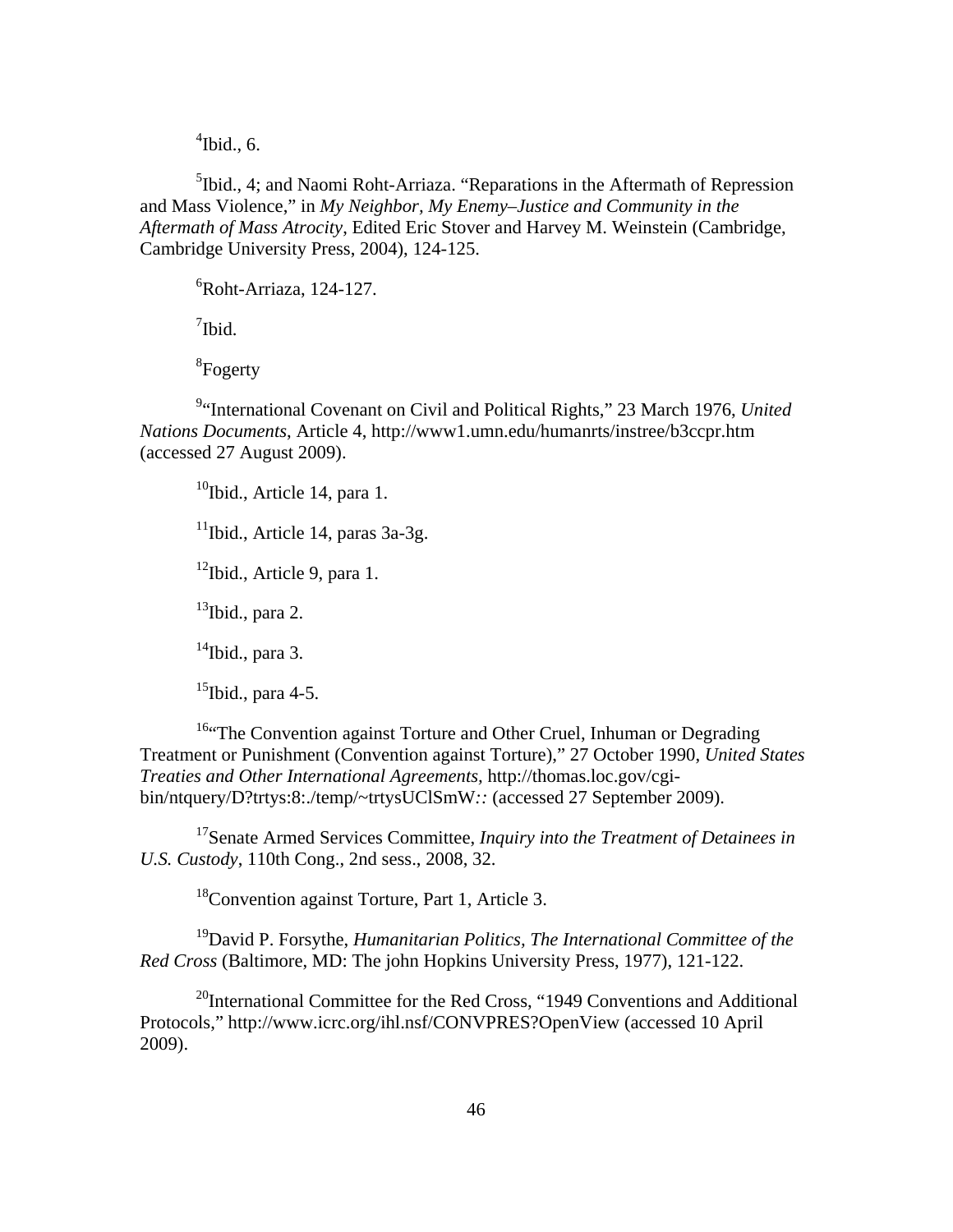[4]Ibid., 6.

[5]Ibid., 4; and Naomi Roht-Arriaza. "Reparations in the Aftermath of Repression and Mass Violence," in *My Neighbor, My Enemy–Justice and Community in the Aftermath of Mass Atrocity*, Edited Eric Stover and Harvey M. Weinstein (Cambridge, Cambridge University Press, 2004), 124-125.

[6]Roht-Arriaza, 124-127.

[7]Ibid.

[8]Fogerty

[9]"International Covenant on Civil and Political Rights," 23 March 1976, *United Nations Documents*, Article 4, http://www1.umn.edu/humanrts/instree/b3ccpr.htm (accessed 27 August 2009).

[10]Ibid., Article 14, para 1.

[11]Ibid., Article 14, paras 3a-3g.

[12]Ibid., Article 9, para 1.

[13]Ibid., para 2.

[14]Ibid., para 3.

[15]Ibid., para 4-5.

[16]"The Convention against Torture and Other Cruel, Inhuman or Degrading Treatment or Punishment (Convention against Torture)," 27 October 1990, *United States Treaties and Other International Agreements*, http://thomas.loc.gov/cgi-bin/ntquery/D?trtys:8:./temp/~trtysUClSmW*::* (accessed 27 September 2009).

[17]Senate Armed Services Committee, *Inquiry into the Treatment of Detainees in U.S. Custody*, 110th Cong., 2nd sess., 2008, 32.

[18]Convention against Torture, Part 1, Article 3.

[19]David P. Forsythe, *Humanitarian Politics, The International Committee of the Red Cross* (Baltimore, MD: The john Hopkins University Press, 1977), 121-122.

[20]International Committee for the Red Cross, "1949 Conventions and Additional Protocols," http://www.icrc.org/ihl.nsf/CONVPRES?OpenView (accessed 10 April 2009).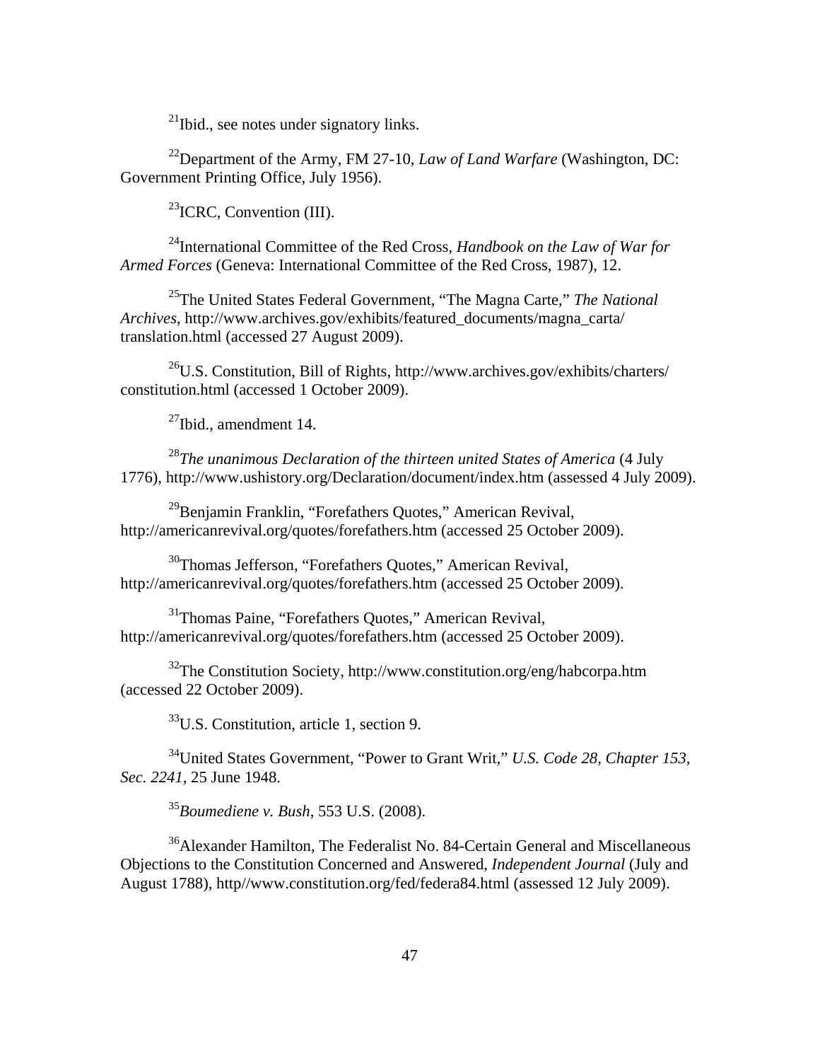[21]Ibid., see notes under signatory links.

[22]Department of the Army, FM 27-10, *Law of Land Warfare* (Washington, DC: Government Printing Office, July 1956).

[23]ICRC, Convention (III).

[24]International Committee of the Red Cross, *Handbook on the Law of War for Armed Forces* (Geneva: International Committee of the Red Cross, 1987), 12.

[25]The United States Federal Government, "The Magna Carte," *The National Archives*, http://www.archives.gov/exhibits/featured_documents/magna_carta/translation.html (accessed 27 August 2009).

[26]U.S. Constitution, Bill of Rights, http://www.archives.gov/exhibits/charters/constitution.html (accessed 1 October 2009).

[27]Ibid., amendment 14.

[28]*The unanimous Declaration of the thirteen united States of America* (4 July 1776), http://www.ushistory.org/Declaration/document/index.htm (assessed 4 July 2009).

[29]Benjamin Franklin, "Forefathers Quotes," American Revival, http://americanrevival.org/quotes/forefathers.htm (accessed 25 October 2009).

[30]Thomas Jefferson, "Forefathers Quotes," American Revival, http://americanrevival.org/quotes/forefathers.htm (accessed 25 October 2009).

[31]Thomas Paine, "Forefathers Quotes," American Revival, http://americanrevival.org/quotes/forefathers.htm (accessed 25 October 2009).

[32]The Constitution Society, http://www.constitution.org/eng/habcorpa.htm (accessed 22 October 2009).

[33]U.S. Constitution, article 1, section 9.

[34]United States Government, "Power to Grant Writ," *U.S. Code 28, Chapter 153, Sec. 2241*, 25 June 1948.

[35]*Boumediene v. Bush*, 553 U.S. (2008).

[36]Alexander Hamilton, The Federalist No. 84-Certain General and Miscellaneous Objections to the Constitution Concerned and Answered, *Independent Journal* (July and August 1788), http//www.constitution.org/fed/federa84.html (assessed 12 July 2009).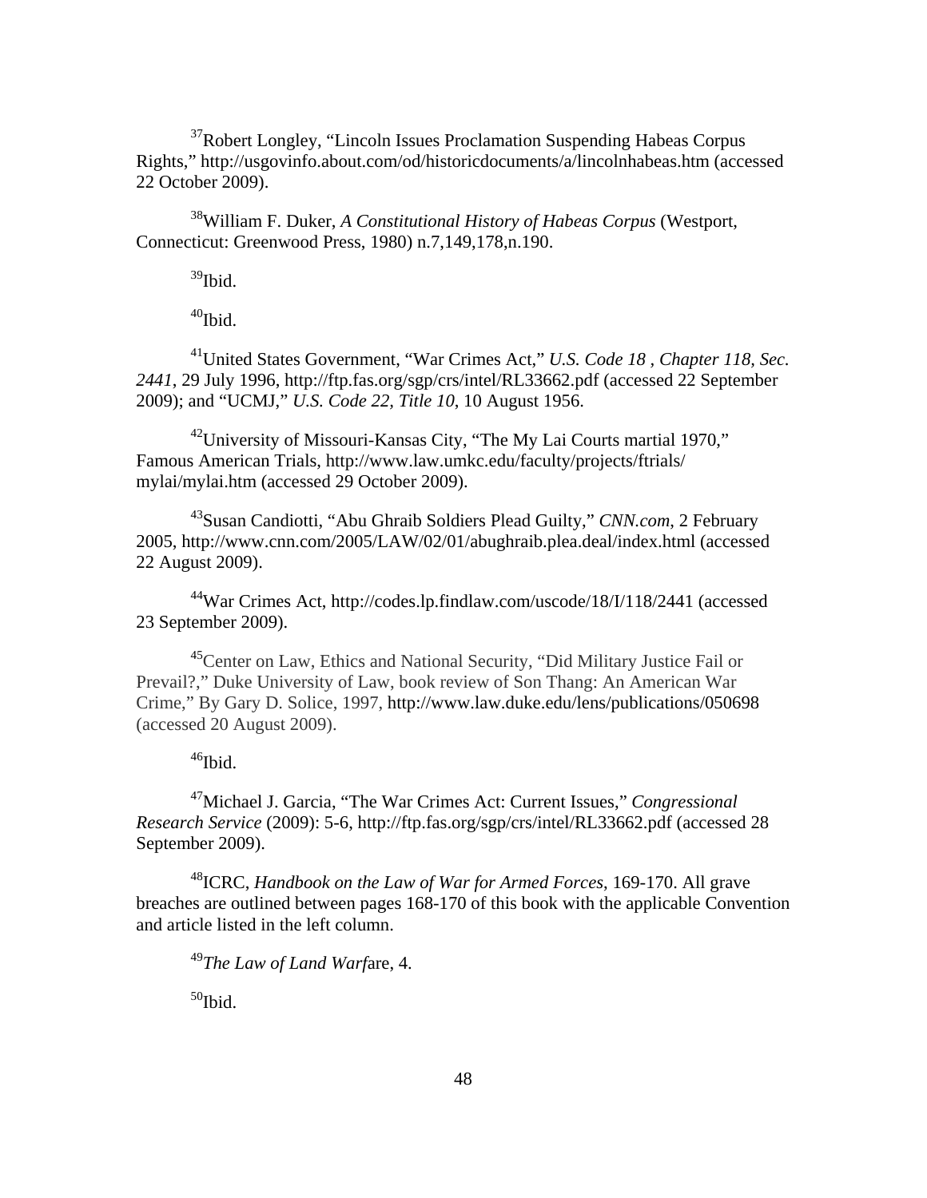[37]Robert Longley, "Lincoln Issues Proclamation Suspending Habeas Corpus Rights," http://usgovinfo.about.com/od/historicdocuments/a/lincolnhabeas.htm (accessed 22 October 2009).

[38]William F. Duker, *A Constitutional History of Habeas Corpus* (Westport, Connecticut: Greenwood Press, 1980) n.7,149,178,n.190.

[39]Ibid.

[40]Ibid.

[41]United States Government, "War Crimes Act," *U.S. Code 18 , Chapter 118, Sec. 2441*, 29 July 1996, http://ftp.fas.org/sgp/crs/intel/RL33662.pdf (accessed 22 September 2009); and "UCMJ," *U.S. Code 22, Title 10*, 10 August 1956.

[42]University of Missouri-Kansas City, "The My Lai Courts martial 1970," Famous American Trials, http://www.law.umkc.edu/faculty/projects/ftrials/mylai/mylai.htm (accessed 29 October 2009).

[43]Susan Candiotti, "Abu Ghraib Soldiers Plead Guilty," *CNN.com*, 2 February 2005, http://www.cnn.com/2005/LAW/02/01/abughraib.plea.deal/index.html (accessed 22 August 2009).

[44]War Crimes Act, http://codes.lp.findlaw.com/uscode/18/I/118/2441 (accessed 23 September 2009).

[45]Center on Law, Ethics and National Security, "Did Military Justice Fail or Prevail?," Duke University of Law, book review of Son Thang: An American War Crime," By Gary D. Solice, 1997, http://www.law.duke.edu/lens/publications/050698 (accessed 20 August 2009).

[46]Ibid.

[47]Michael J. Garcia, "The War Crimes Act: Current Issues," *Congressional Research Service* (2009): 5-6, http://ftp.fas.org/sgp/crs/intel/RL33662.pdf (accessed 28 September 2009).

[48]ICRC, *Handbook on the Law of War for Armed Forces*, 169-170. All grave breaches are outlined between pages 168-170 of this book with the applicable Convention and article listed in the left column.

[49]*The Law of Land Warf*are, 4.

[50]Ibid.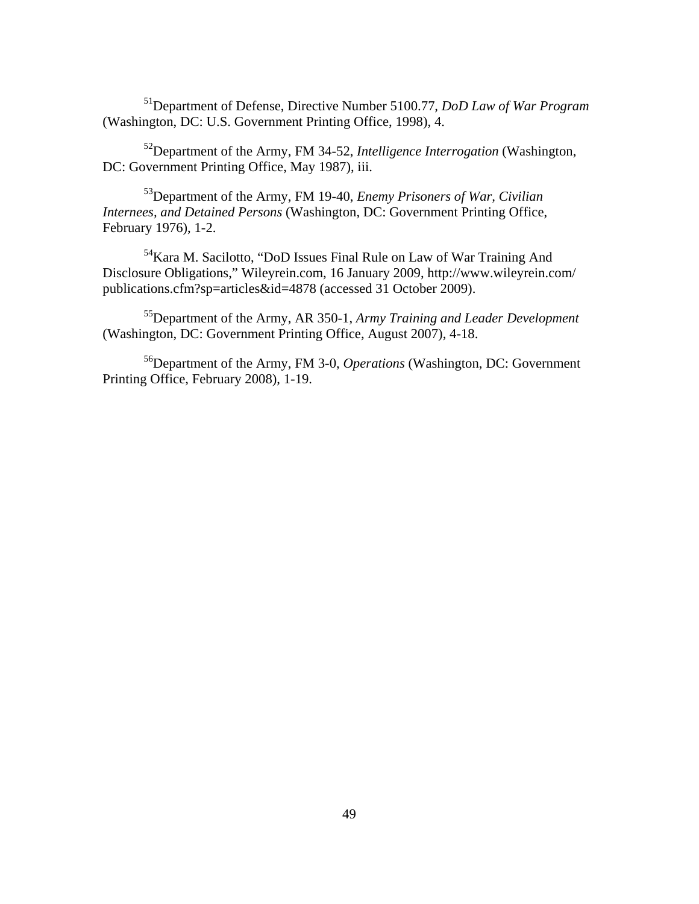[51]Department of Defense, Directive Number 5100.77, *DoD Law of War Program* (Washington, DC: U.S. Government Printing Office, 1998), 4.

[52]Department of the Army, FM 34-52, *Intelligence Interrogation* (Washington, DC: Government Printing Office, May 1987), iii.

[53]Department of the Army, FM 19-40, *Enemy Prisoners of War, Civilian Internees, and Detained Persons* (Washington, DC: Government Printing Office, February 1976), 1-2.

[54]Kara M. Sacilotto, "DoD Issues Final Rule on Law of War Training And Disclosure Obligations," Wileyrein.com, 16 January 2009, http://www.wileyrein.com/publications.cfm?sp=articles&id=4878 (accessed 31 October 2009).

[55]Department of the Army, AR 350-1, *Army Training and Leader Development* (Washington, DC: Government Printing Office, August 2007), 4-18.

[56]Department of the Army, FM 3-0, *Operations* (Washington, DC: Government Printing Office, February 2008), 1-19.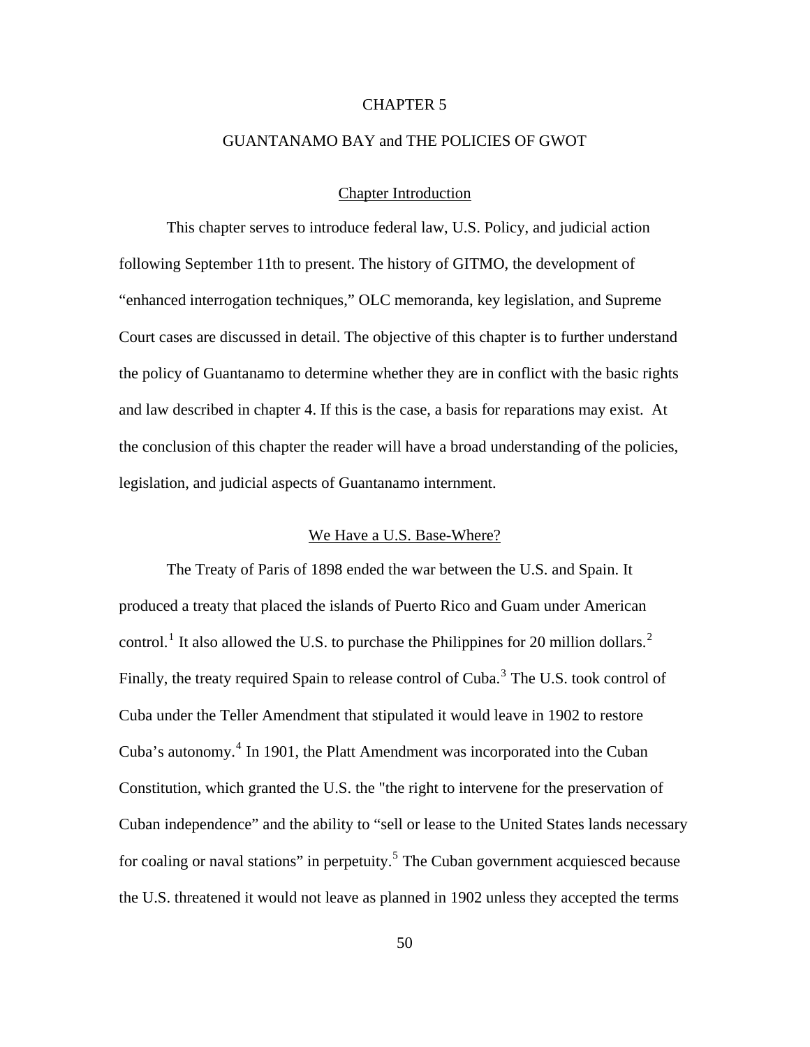# CHAPTER 5

# GUANTANAMO BAY and THE POLICIES OF GWOT

## Chapter Introduction

This chapter serves to introduce federal law, U.S. Policy, and judicial action following September 11th to present. The history of GITMO, the development of "enhanced interrogation techniques," OLC memoranda, key legislation, and Supreme Court cases are discussed in detail. The objective of this chapter is to further understand the policy of Guantanamo to determine whether they are in conflict with the basic rights and law described in chapter 4. If this is the case, a basis for reparations may exist. At the conclusion of this chapter the reader will have a broad understanding of the policies, legislation, and judicial aspects of Guantanamo internment.

## We Have a U.S. Base-Where?

The Treaty of Paris of 1898 ended the war between the U.S. and Spain. It produced a treaty that placed the islands of Puerto Rico and Guam under American control.[1] It also allowed the U.S. to purchase the Philippines for 20 million dollars.[2] Finally, the treaty required Spain to release control of Cuba.[3] The U.S. took control of Cuba under the Teller Amendment that stipulated it would leave in 1902 to restore Cuba's autonomy.[4] In 1901, the Platt Amendment was incorporated into the Cuban Constitution, which granted the U.S. the "the right to intervene for the preservation of Cuban independence" and the ability to "sell or lease to the United States lands necessary for coaling or naval stations" in perpetuity.[5] The Cuban government acquiesced because the U.S. threatened it would not leave as planned in 1902 unless they accepted the terms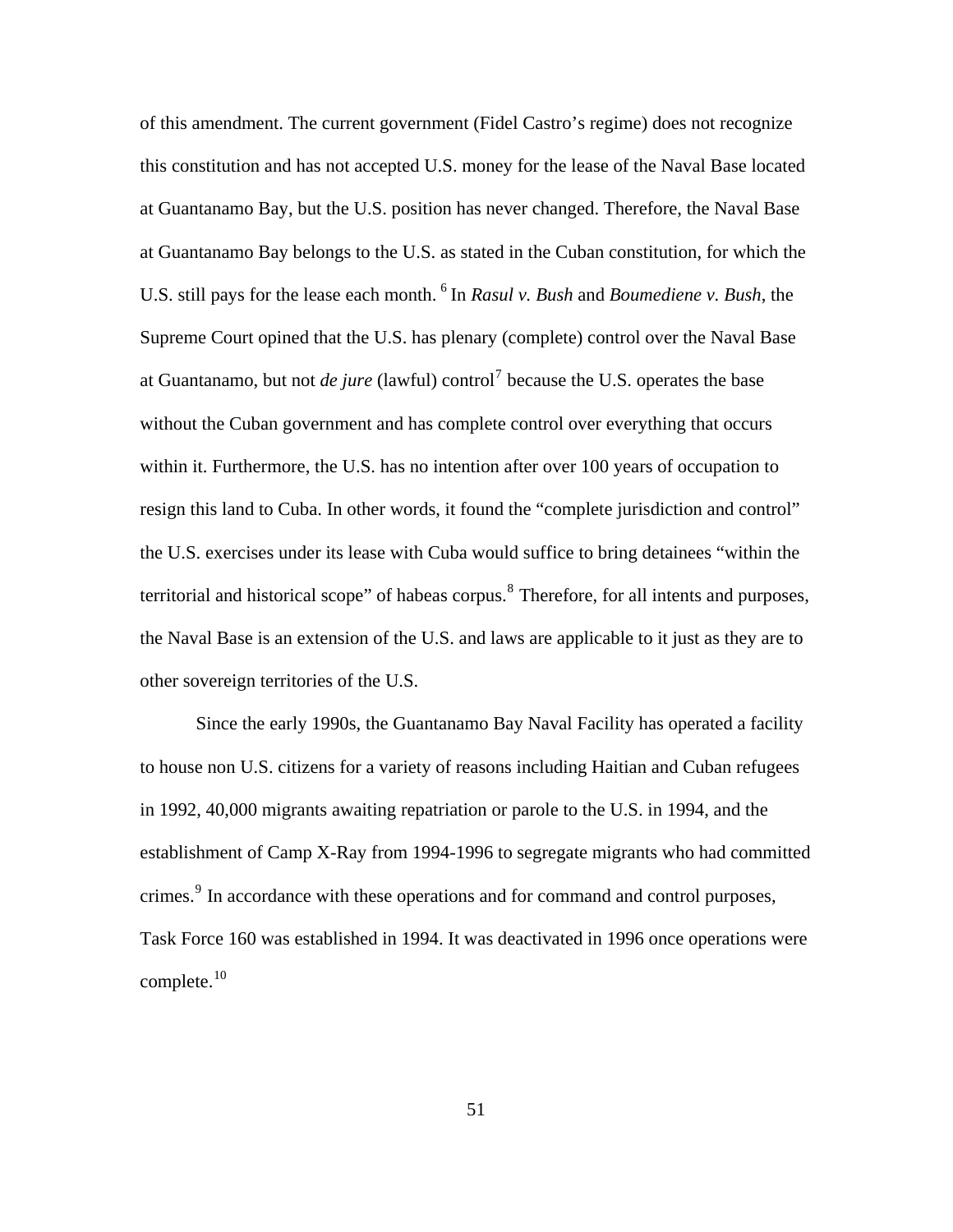of this amendment. The current government (Fidel Castro's regime) does not recognize this constitution and has not accepted U.S. money for the lease of the Naval Base located at Guantanamo Bay, but the U.S. position has never changed. Therefore, the Naval Base at Guantanamo Bay belongs to the U.S. as stated in the Cuban constitution, for which the U.S. still pays for the lease each month. [6] In *Rasul v. Bush* and *Boumediene v. Bush*, the Supreme Court opined that the U.S. has plenary (complete) control over the Naval Base at Guantanamo, but not *de jure* (lawful) control[7] because the U.S. operates the base without the Cuban government and has complete control over everything that occurs within it. Furthermore, the U.S. has no intention after over 100 years of occupation to resign this land to Cuba. In other words, it found the "complete jurisdiction and control" the U.S. exercises under its lease with Cuba would suffice to bring detainees "within the territorial and historical scope" of habeas corpus.[8] Therefore, for all intents and purposes, the Naval Base is an extension of the U.S. and laws are applicable to it just as they are to other sovereign territories of the U.S.

Since the early 1990s, the Guantanamo Bay Naval Facility has operated a facility to house non U.S. citizens for a variety of reasons including Haitian and Cuban refugees in 1992, 40,000 migrants awaiting repatriation or parole to the U.S. in 1994, and the establishment of Camp X-Ray from 1994-1996 to segregate migrants who had committed crimes.[9] In accordance with these operations and for command and control purposes, Task Force 160 was established in 1994. It was deactivated in 1996 once operations were complete.[10]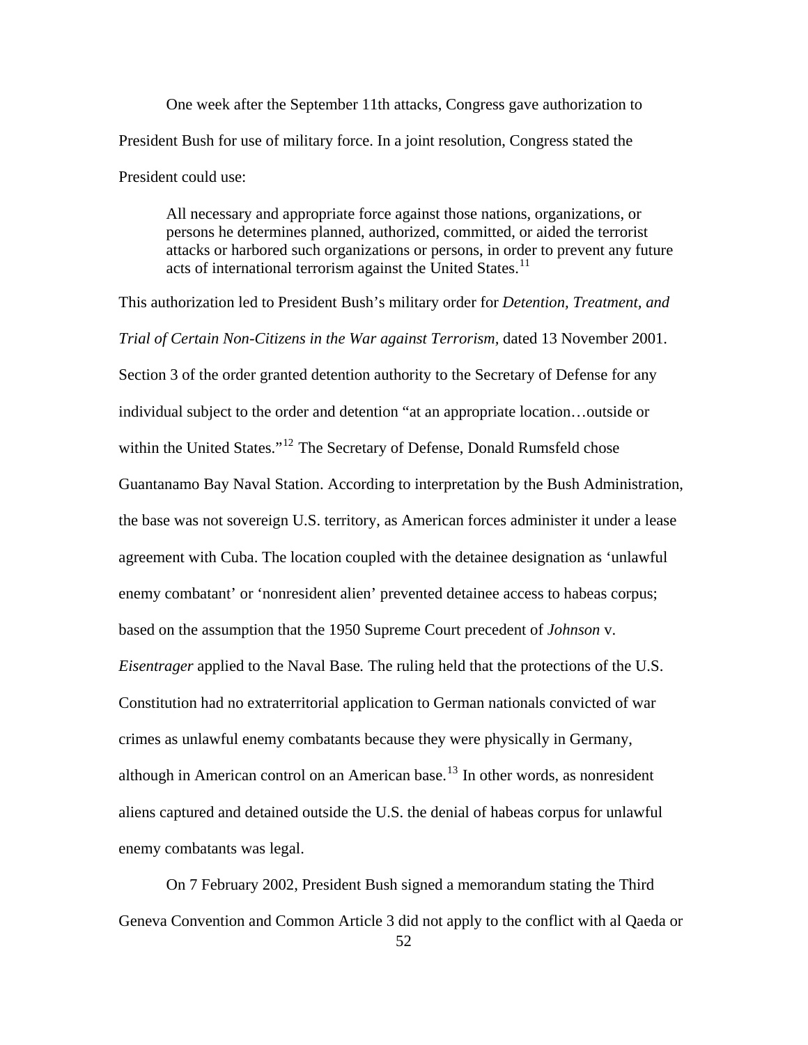One week after the September 11th attacks, Congress gave authorization to President Bush for use of military force. In a joint resolution, Congress stated the President could use:

> All necessary and appropriate force against those nations, organizations, or persons he determines planned, authorized, committed, or aided the terrorist attacks or harbored such organizations or persons, in order to prevent any future acts of international terrorism against the United States.[11]

This authorization led to President Bush's military order for *Detention, Treatment, and Trial of Certain Non-Citizens in the War against Terrorism,* dated 13 November 2001. Section 3 of the order granted detention authority to the Secretary of Defense for any individual subject to the order and detention "at an appropriate location…outside or within the United States."[12] The Secretary of Defense, Donald Rumsfeld chose Guantanamo Bay Naval Station. According to interpretation by the Bush Administration, the base was not sovereign U.S. territory, as American forces administer it under a lease agreement with Cuba. The location coupled with the detainee designation as 'unlawful enemy combatant' or 'nonresident alien' prevented detainee access to habeas corpus; based on the assumption that the 1950 Supreme Court precedent of *Johnson* v. *Eisentrager* applied to the Naval Base*.* The ruling held that the protections of the U.S. Constitution had no extraterritorial application to German nationals convicted of war crimes as unlawful enemy combatants because they were physically in Germany, although in American control on an American base.[13] In other words, as nonresident aliens captured and detained outside the U.S. the denial of habeas corpus for unlawful enemy combatants was legal.

On 7 February 2002, President Bush signed a memorandum stating the Third Geneva Convention and Common Article 3 did not apply to the conflict with al Qaeda or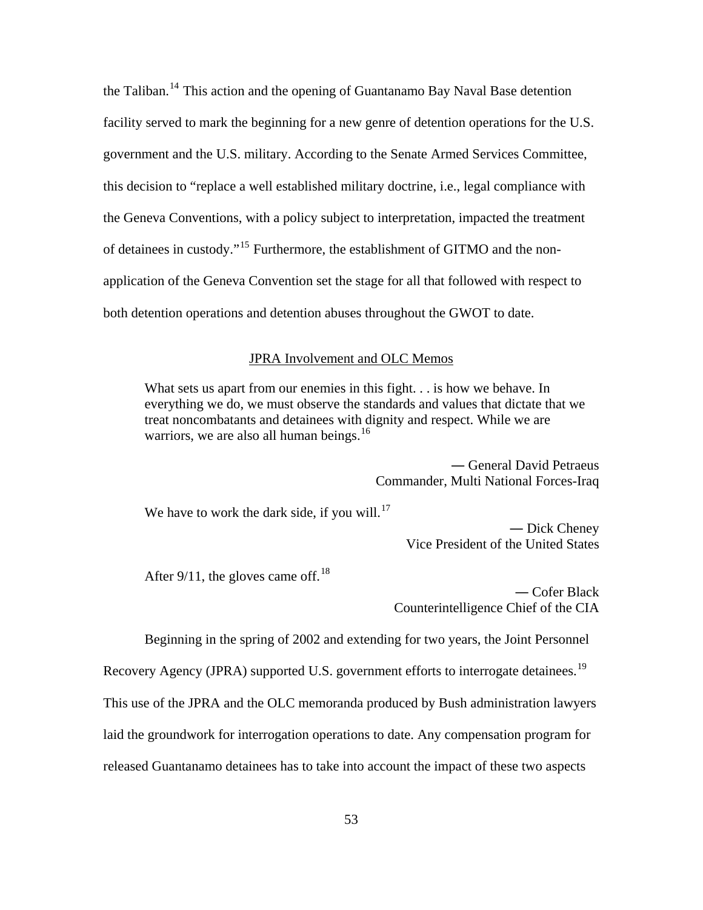the Taliban.[14] This action and the opening of Guantanamo Bay Naval Base detention facility served to mark the beginning for a new genre of detention operations for the U.S. government and the U.S. military. According to the Senate Armed Services Committee, this decision to "replace a well established military doctrine, i.e., legal compliance with the Geneva Conventions, with a policy subject to interpretation, impacted the treatment of detainees in custody."[15] Furthermore, the establishment of GITMO and the non-application of the Geneva Convention set the stage for all that followed with respect to both detention operations and detention abuses throughout the GWOT to date.

## JPRA Involvement and OLC Memos

> What sets us apart from our enemies in this fight. . . is how we behave. In everything we do, we must observe the standards and values that dictate that we treat noncombatants and detainees with dignity and respect. While we are warriors, we are also all human beings.[16]
>
> — General David Petraeus
> Commander, Multi National Forces-Iraq

> We have to work the dark side, if you will.[17]
>
> — Dick Cheney
> Vice President of the United States

> After 9/11, the gloves came off.[18]
>
> — Cofer Black
> Counterintelligence Chief of the CIA

Beginning in the spring of 2002 and extending for two years, the Joint Personnel Recovery Agency (JPRA) supported U.S. government efforts to interrogate detainees.[19] This use of the JPRA and the OLC memoranda produced by Bush administration lawyers laid the groundwork for interrogation operations to date. Any compensation program for released Guantanamo detainees has to take into account the impact of these two aspects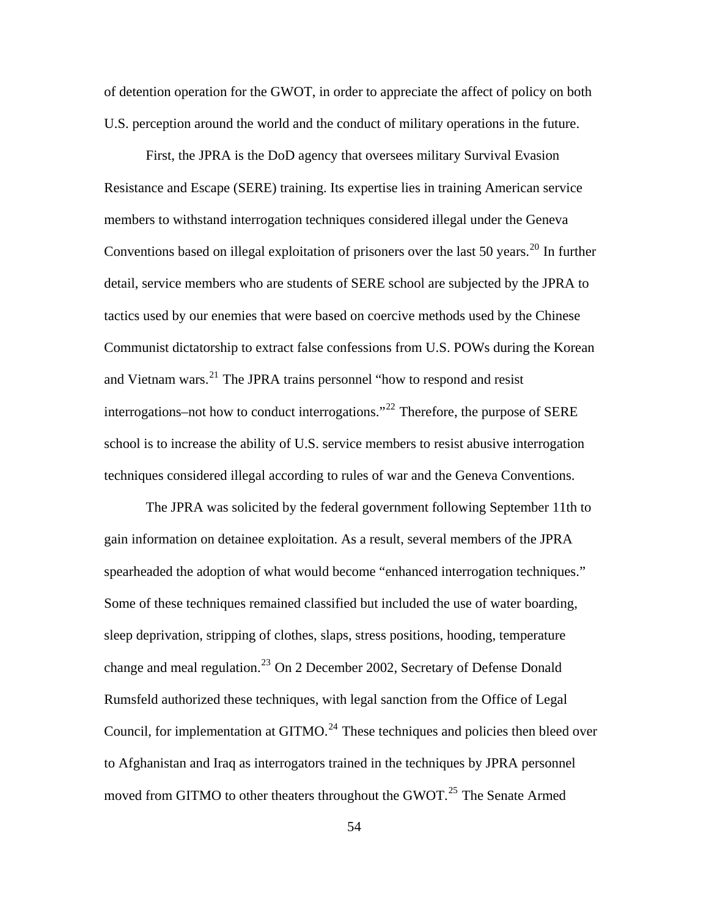of detention operation for the GWOT, in order to appreciate the affect of policy on both U.S. perception around the world and the conduct of military operations in the future.

First, the JPRA is the DoD agency that oversees military Survival Evasion Resistance and Escape (SERE) training. Its expertise lies in training American service members to withstand interrogation techniques considered illegal under the Geneva Conventions based on illegal exploitation of prisoners over the last 50 years.[20] In further detail, service members who are students of SERE school are subjected by the JPRA to tactics used by our enemies that were based on coercive methods used by the Chinese Communist dictatorship to extract false confessions from U.S. POWs during the Korean and Vietnam wars.[21] The JPRA trains personnel "how to respond and resist interrogations–not how to conduct interrogations."[22] Therefore, the purpose of SERE school is to increase the ability of U.S. service members to resist abusive interrogation techniques considered illegal according to rules of war and the Geneva Conventions.

The JPRA was solicited by the federal government following September 11th to gain information on detainee exploitation. As a result, several members of the JPRA spearheaded the adoption of what would become "enhanced interrogation techniques." Some of these techniques remained classified but included the use of water boarding, sleep deprivation, stripping of clothes, slaps, stress positions, hooding, temperature change and meal regulation.[23] On 2 December 2002, Secretary of Defense Donald Rumsfeld authorized these techniques, with legal sanction from the Office of Legal Council, for implementation at GITMO.[24] These techniques and policies then bleed over to Afghanistan and Iraq as interrogators trained in the techniques by JPRA personnel moved from GITMO to other theaters throughout the GWOT.[25] The Senate Armed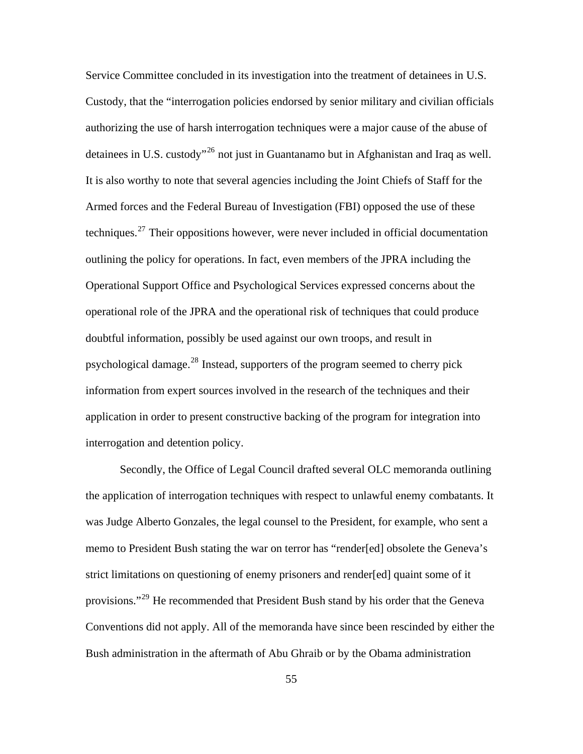Service Committee concluded in its investigation into the treatment of detainees in U.S. Custody, that the "interrogation policies endorsed by senior military and civilian officials authorizing the use of harsh interrogation techniques were a major cause of the abuse of detainees in U.S. custody"[26] not just in Guantanamo but in Afghanistan and Iraq as well. It is also worthy to note that several agencies including the Joint Chiefs of Staff for the Armed forces and the Federal Bureau of Investigation (FBI) opposed the use of these techniques.[27] Their oppositions however, were never included in official documentation outlining the policy for operations. In fact, even members of the JPRA including the Operational Support Office and Psychological Services expressed concerns about the operational role of the JPRA and the operational risk of techniques that could produce doubtful information, possibly be used against our own troops, and result in psychological damage.[28] Instead, supporters of the program seemed to cherry pick information from expert sources involved in the research of the techniques and their application in order to present constructive backing of the program for integration into interrogation and detention policy.

Secondly, the Office of Legal Council drafted several OLC memoranda outlining the application of interrogation techniques with respect to unlawful enemy combatants. It was Judge Alberto Gonzales, the legal counsel to the President, for example, who sent a memo to President Bush stating the war on terror has "render[ed] obsolete the Geneva's strict limitations on questioning of enemy prisoners and render[ed] quaint some of it provisions."[29] He recommended that President Bush stand by his order that the Geneva Conventions did not apply. All of the memoranda have since been rescinded by either the Bush administration in the aftermath of Abu Ghraib or by the Obama administration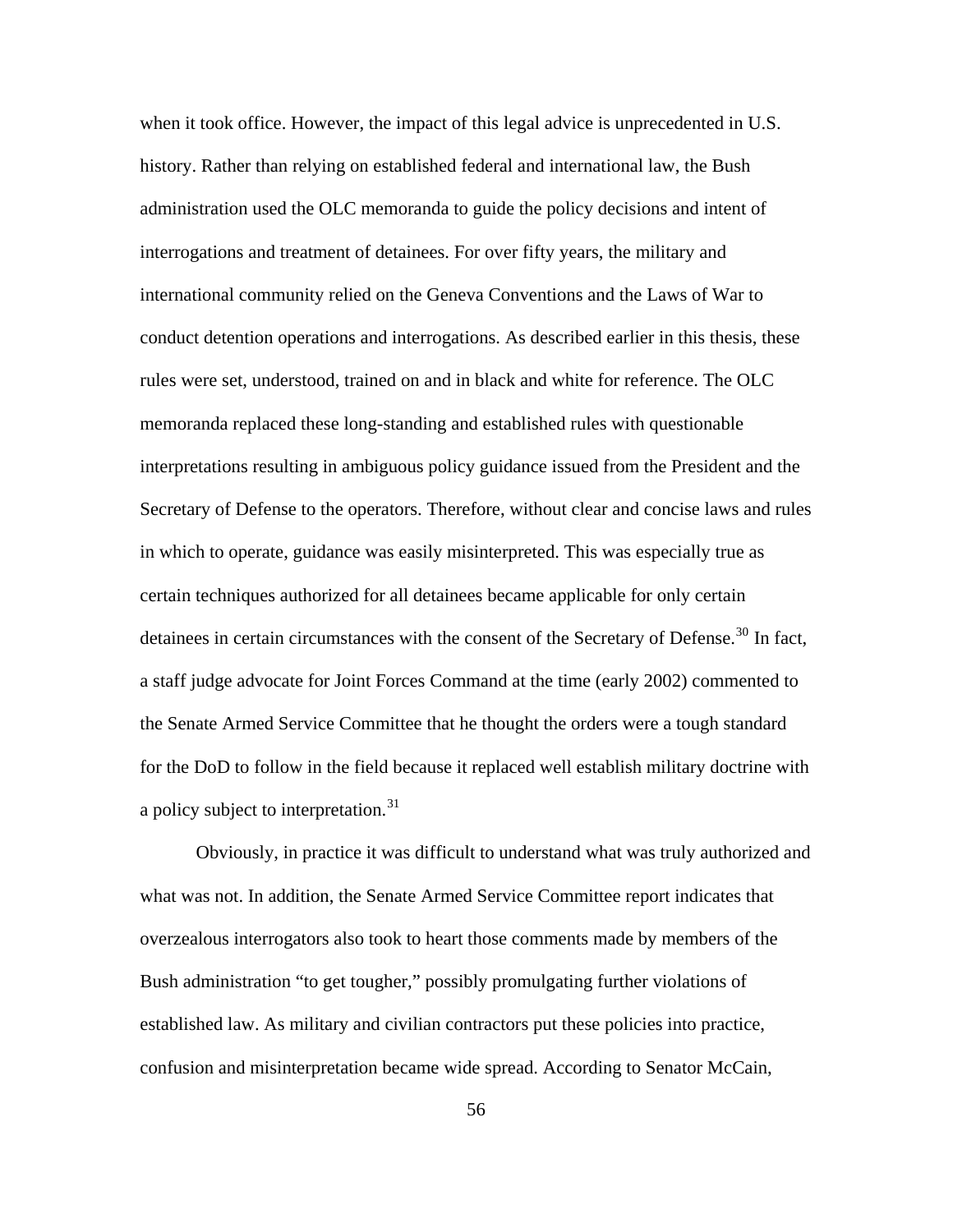when it took office. However, the impact of this legal advice is unprecedented in U.S. history. Rather than relying on established federal and international law, the Bush administration used the OLC memoranda to guide the policy decisions and intent of interrogations and treatment of detainees. For over fifty years, the military and international community relied on the Geneva Conventions and the Laws of War to conduct detention operations and interrogations. As described earlier in this thesis, these rules were set, understood, trained on and in black and white for reference. The OLC memoranda replaced these long-standing and established rules with questionable interpretations resulting in ambiguous policy guidance issued from the President and the Secretary of Defense to the operators. Therefore, without clear and concise laws and rules in which to operate, guidance was easily misinterpreted. This was especially true as certain techniques authorized for all detainees became applicable for only certain detainees in certain circumstances with the consent of the Secretary of Defense.[30] In fact, a staff judge advocate for Joint Forces Command at the time (early 2002) commented to the Senate Armed Service Committee that he thought the orders were a tough standard for the DoD to follow in the field because it replaced well establish military doctrine with a policy subject to interpretation.[31]

Obviously, in practice it was difficult to understand what was truly authorized and what was not. In addition, the Senate Armed Service Committee report indicates that overzealous interrogators also took to heart those comments made by members of the Bush administration "to get tougher," possibly promulgating further violations of established law. As military and civilian contractors put these policies into practice, confusion and misinterpretation became wide spread. According to Senator McCain,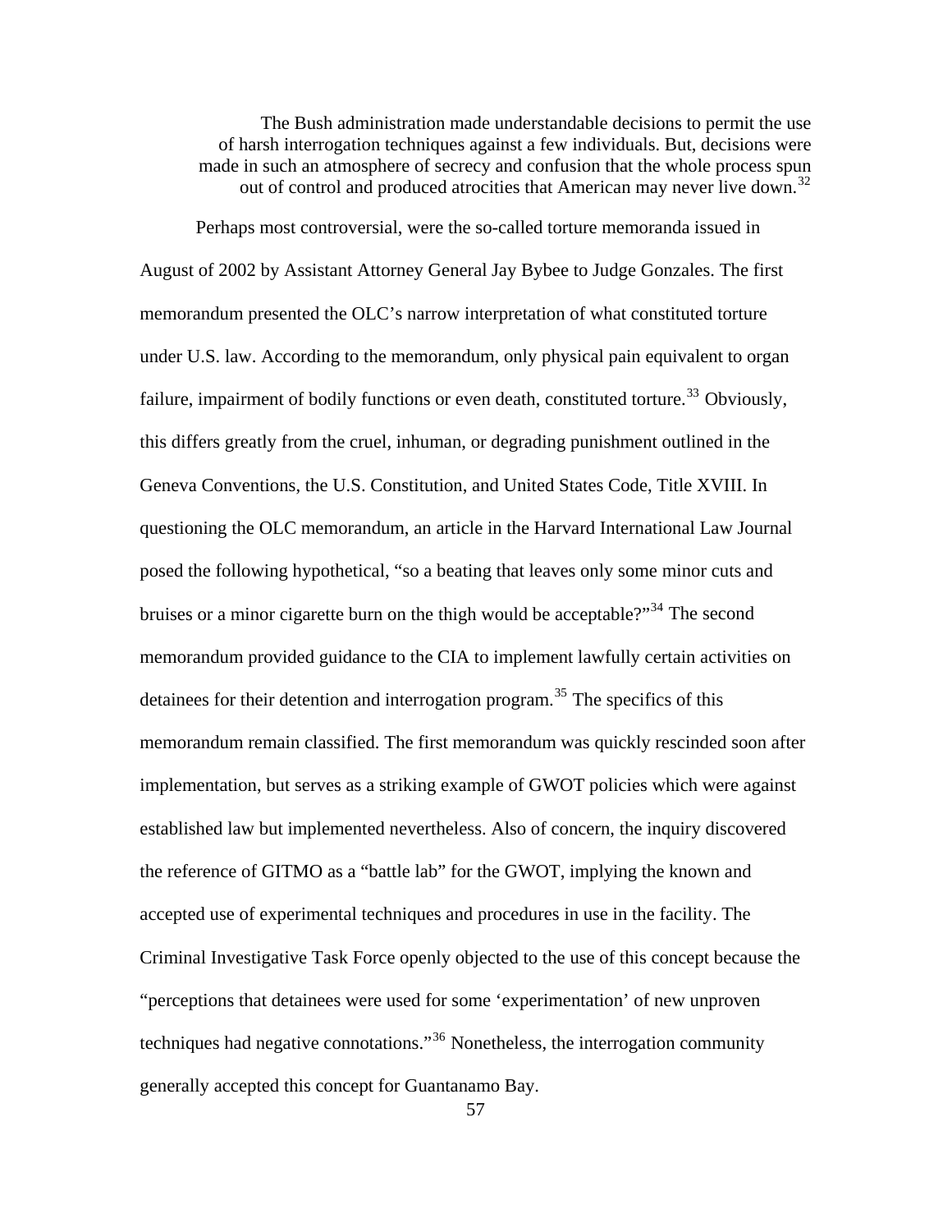> The Bush administration made understandable decisions to permit the use of harsh interrogation techniques against a few individuals. But, decisions were made in such an atmosphere of secrecy and confusion that the whole process spun out of control and produced atrocities that American may never live down.[32]

Perhaps most controversial, were the so-called torture memoranda issued in August of 2002 by Assistant Attorney General Jay Bybee to Judge Gonzales. The first memorandum presented the OLC's narrow interpretation of what constituted torture under U.S. law. According to the memorandum, only physical pain equivalent to organ failure, impairment of bodily functions or even death, constituted torture.[33] Obviously, this differs greatly from the cruel, inhuman, or degrading punishment outlined in the Geneva Conventions, the U.S. Constitution, and United States Code, Title XVIII. In questioning the OLC memorandum, an article in the Harvard International Law Journal posed the following hypothetical, "so a beating that leaves only some minor cuts and bruises or a minor cigarette burn on the thigh would be acceptable?"[34] The second memorandum provided guidance to the CIA to implement lawfully certain activities on detainees for their detention and interrogation program.[35] The specifics of this memorandum remain classified. The first memorandum was quickly rescinded soon after implementation, but serves as a striking example of GWOT policies which were against established law but implemented nevertheless. Also of concern, the inquiry discovered the reference of GITMO as a "battle lab" for the GWOT, implying the known and accepted use of experimental techniques and procedures in use in the facility. The Criminal Investigative Task Force openly objected to the use of this concept because the "perceptions that detainees were used for some 'experimentation' of new unproven techniques had negative connotations."[36] Nonetheless, the interrogation community generally accepted this concept for Guantanamo Bay.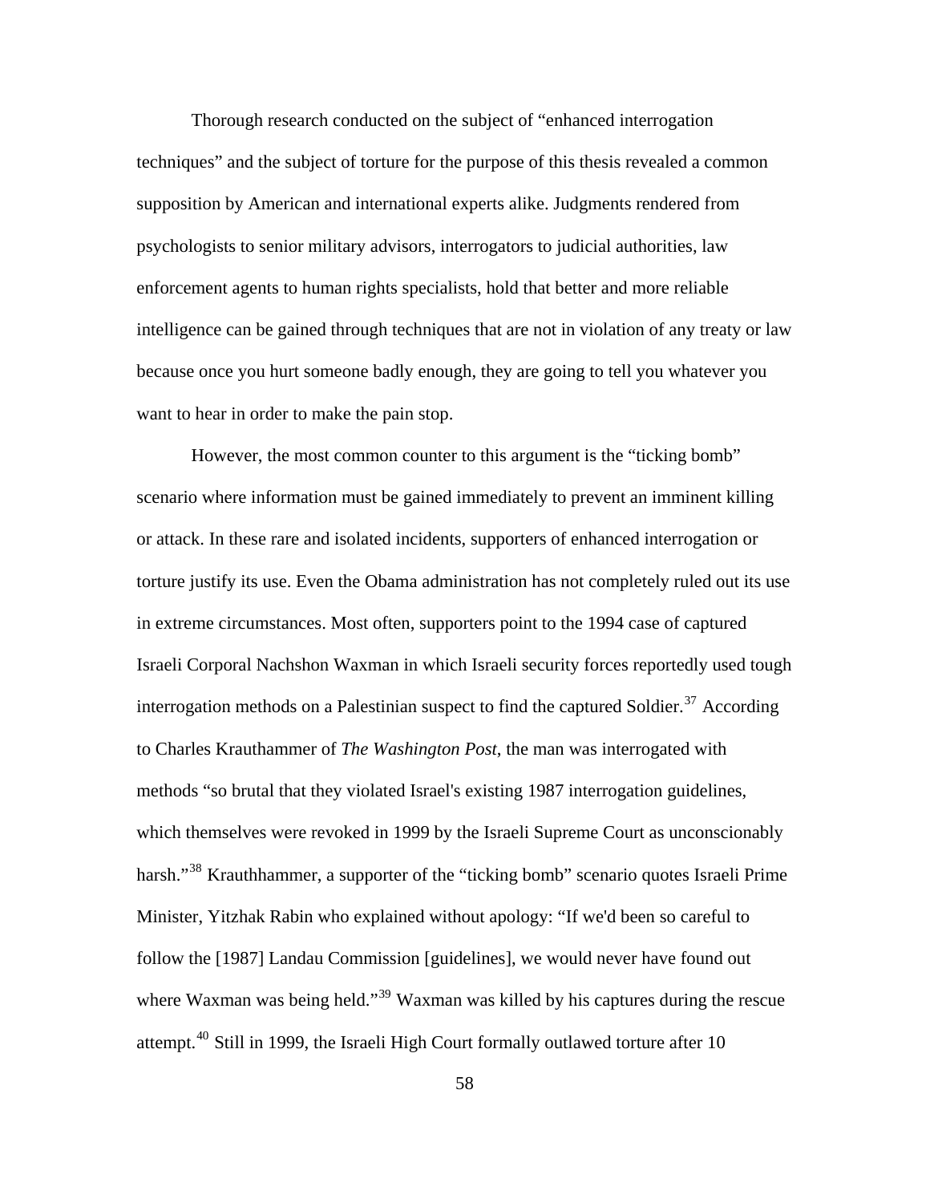Thorough research conducted on the subject of "enhanced interrogation techniques" and the subject of torture for the purpose of this thesis revealed a common supposition by American and international experts alike. Judgments rendered from psychologists to senior military advisors, interrogators to judicial authorities, law enforcement agents to human rights specialists, hold that better and more reliable intelligence can be gained through techniques that are not in violation of any treaty or law because once you hurt someone badly enough, they are going to tell you whatever you want to hear in order to make the pain stop.

However, the most common counter to this argument is the "ticking bomb" scenario where information must be gained immediately to prevent an imminent killing or attack. In these rare and isolated incidents, supporters of enhanced interrogation or torture justify its use. Even the Obama administration has not completely ruled out its use in extreme circumstances. Most often, supporters point to the 1994 case of captured Israeli Corporal Nachshon Waxman in which Israeli security forces reportedly used tough interrogation methods on a Palestinian suspect to find the captured Soldier.[37] According to Charles Krauthammer of *The Washington Post*, the man was interrogated with methods "so brutal that they violated Israel's existing 1987 interrogation guidelines, which themselves were revoked in 1999 by the Israeli Supreme Court as unconscionably harsh."[38] Krauthhammer, a supporter of the "ticking bomb" scenario quotes Israeli Prime Minister, Yitzhak Rabin who explained without apology: "If we'd been so careful to follow the [1987] Landau Commission [guidelines], we would never have found out where Waxman was being held."[39] Waxman was killed by his captures during the rescue attempt.[40] Still in 1999, the Israeli High Court formally outlawed torture after 10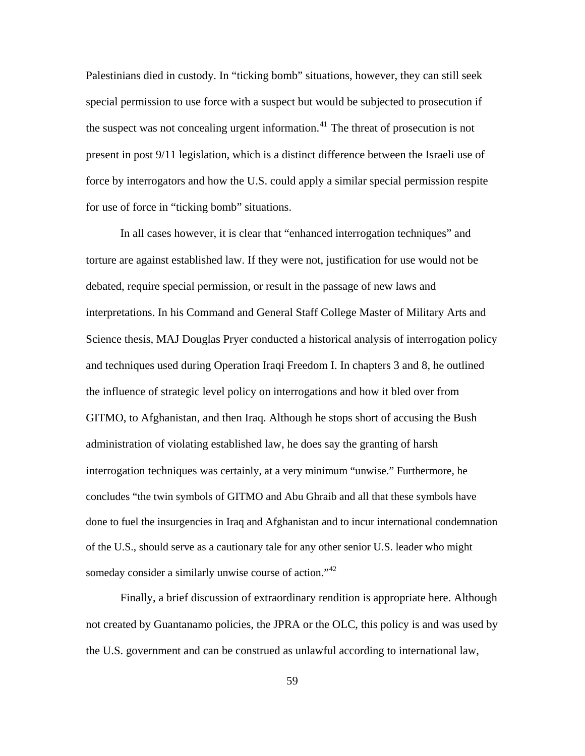Palestinians died in custody. In "ticking bomb" situations, however, they can still seek special permission to use force with a suspect but would be subjected to prosecution if the suspect was not concealing urgent information.[41] The threat of prosecution is not present in post 9/11 legislation, which is a distinct difference between the Israeli use of force by interrogators and how the U.S. could apply a similar special permission respite for use of force in "ticking bomb" situations.

In all cases however, it is clear that "enhanced interrogation techniques" and torture are against established law. If they were not, justification for use would not be debated, require special permission, or result in the passage of new laws and interpretations. In his Command and General Staff College Master of Military Arts and Science thesis, MAJ Douglas Pryer conducted a historical analysis of interrogation policy and techniques used during Operation Iraqi Freedom I. In chapters 3 and 8, he outlined the influence of strategic level policy on interrogations and how it bled over from GITMO, to Afghanistan, and then Iraq. Although he stops short of accusing the Bush administration of violating established law, he does say the granting of harsh interrogation techniques was certainly, at a very minimum "unwise." Furthermore, he concludes "the twin symbols of GITMO and Abu Ghraib and all that these symbols have done to fuel the insurgencies in Iraq and Afghanistan and to incur international condemnation of the U.S., should serve as a cautionary tale for any other senior U.S. leader who might someday consider a similarly unwise course of action."[42]

Finally, a brief discussion of extraordinary rendition is appropriate here. Although not created by Guantanamo policies, the JPRA or the OLC, this policy is and was used by the U.S. government and can be construed as unlawful according to international law,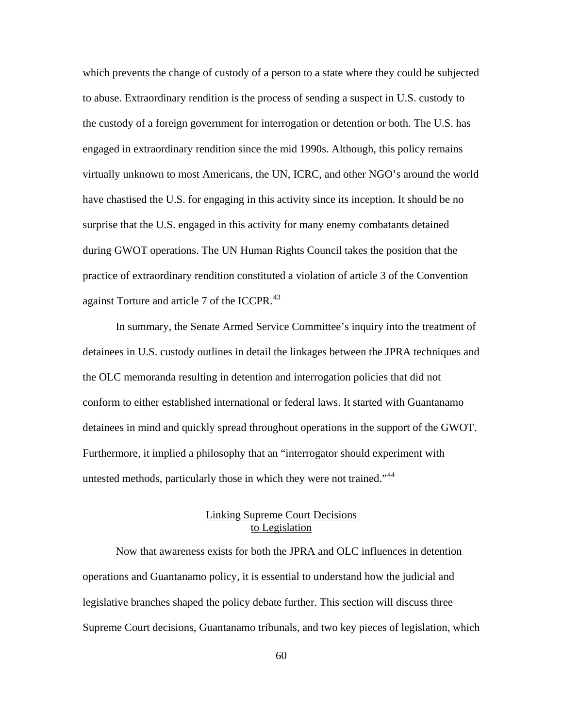which prevents the change of custody of a person to a state where they could be subjected to abuse. Extraordinary rendition is the process of sending a suspect in U.S. custody to the custody of a foreign government for interrogation or detention or both. The U.S. has engaged in extraordinary rendition since the mid 1990s. Although, this policy remains virtually unknown to most Americans, the UN, ICRC, and other NGO's around the world have chastised the U.S. for engaging in this activity since its inception. It should be no surprise that the U.S. engaged in this activity for many enemy combatants detained during GWOT operations. The UN Human Rights Council takes the position that the practice of extraordinary rendition constituted a violation of article 3 of the Convention against Torture and article 7 of the ICCPR.[43]

In summary, the Senate Armed Service Committee's inquiry into the treatment of detainees in U.S. custody outlines in detail the linkages between the JPRA techniques and the OLC memoranda resulting in detention and interrogation policies that did not conform to either established international or federal laws. It started with Guantanamo detainees in mind and quickly spread throughout operations in the support of the GWOT. Furthermore, it implied a philosophy that an "interrogator should experiment with untested methods, particularly those in which they were not trained."[44]

## Linking Supreme Court Decisions to Legislation

Now that awareness exists for both the JPRA and OLC influences in detention operations and Guantanamo policy, it is essential to understand how the judicial and legislative branches shaped the policy debate further. This section will discuss three Supreme Court decisions, Guantanamo tribunals, and two key pieces of legislation, which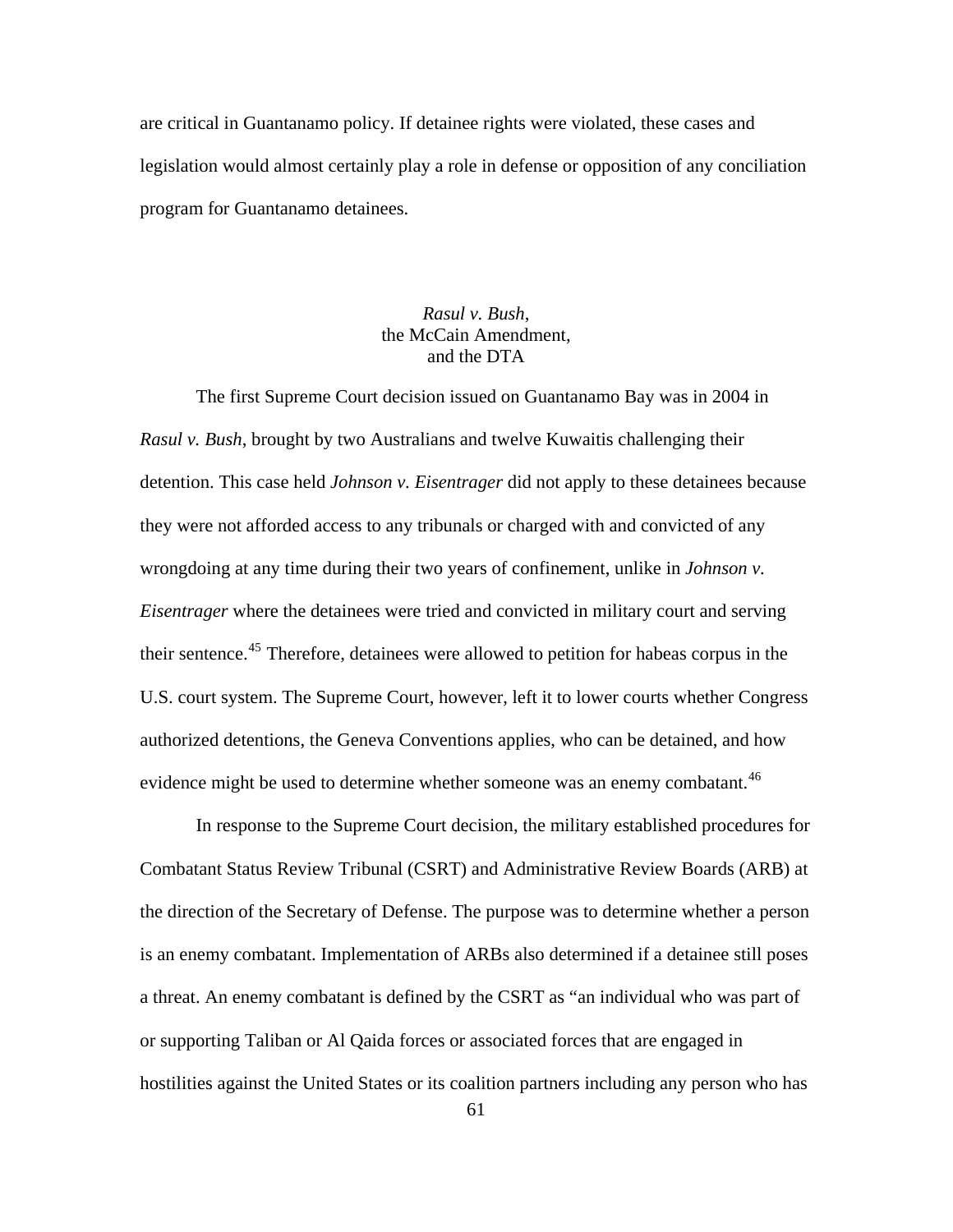are critical in Guantanamo policy. If detainee rights were violated, these cases and legislation would almost certainly play a role in defense or opposition of any conciliation program for Guantanamo detainees.

### *Rasul v. Bush*, the McCain Amendment, and the DTA

The first Supreme Court decision issued on Guantanamo Bay was in 2004 in *Rasul v. Bush*, brought by two Australians and twelve Kuwaitis challenging their detention. This case held *Johnson v. Eisentrager* did not apply to these detainees because they were not afforded access to any tribunals or charged with and convicted of any wrongdoing at any time during their two years of confinement, unlike in *Johnson v. Eisentrager* where the detainees were tried and convicted in military court and serving their sentence.[45] Therefore, detainees were allowed to petition for habeas corpus in the U.S. court system. The Supreme Court, however, left it to lower courts whether Congress authorized detentions, the Geneva Conventions applies, who can be detained, and how evidence might be used to determine whether someone was an enemy combatant.[46]

In response to the Supreme Court decision, the military established procedures for Combatant Status Review Tribunal (CSRT) and Administrative Review Boards (ARB) at the direction of the Secretary of Defense. The purpose was to determine whether a person is an enemy combatant. Implementation of ARBs also determined if a detainee still poses a threat. An enemy combatant is defined by the CSRT as "an individual who was part of or supporting Taliban or Al Qaida forces or associated forces that are engaged in hostilities against the United States or its coalition partners including any person who has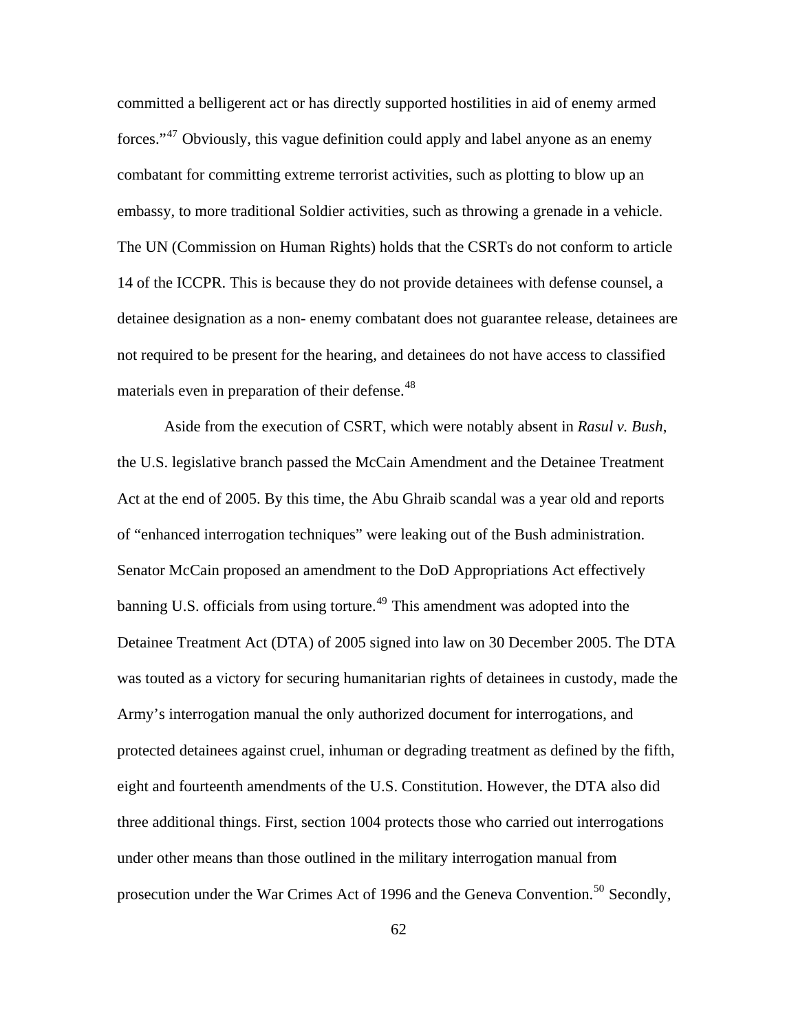committed a belligerent act or has directly supported hostilities in aid of enemy armed forces."[47] Obviously, this vague definition could apply and label anyone as an enemy combatant for committing extreme terrorist activities, such as plotting to blow up an embassy, to more traditional Soldier activities, such as throwing a grenade in a vehicle. The UN (Commission on Human Rights) holds that the CSRTs do not conform to article 14 of the ICCPR. This is because they do not provide detainees with defense counsel, a detainee designation as a non- enemy combatant does not guarantee release, detainees are not required to be present for the hearing, and detainees do not have access to classified materials even in preparation of their defense.[48]

Aside from the execution of CSRT, which were notably absent in *Rasul v. Bush*, the U.S. legislative branch passed the McCain Amendment and the Detainee Treatment Act at the end of 2005. By this time, the Abu Ghraib scandal was a year old and reports of "enhanced interrogation techniques" were leaking out of the Bush administration. Senator McCain proposed an amendment to the DoD Appropriations Act effectively banning U.S. officials from using torture.[49] This amendment was adopted into the Detainee Treatment Act (DTA) of 2005 signed into law on 30 December 2005. The DTA was touted as a victory for securing humanitarian rights of detainees in custody, made the Army's interrogation manual the only authorized document for interrogations, and protected detainees against cruel, inhuman or degrading treatment as defined by the fifth, eight and fourteenth amendments of the U.S. Constitution. However, the DTA also did three additional things. First, section 1004 protects those who carried out interrogations under other means than those outlined in the military interrogation manual from prosecution under the War Crimes Act of 1996 and the Geneva Convention.[50] Secondly,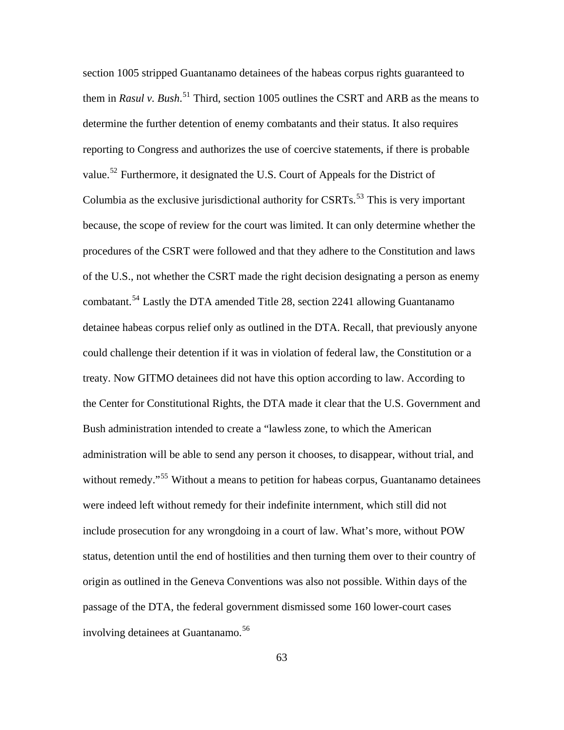section 1005 stripped Guantanamo detainees of the habeas corpus rights guaranteed to them in *Rasul v. Bush*.[51] Third, section 1005 outlines the CSRT and ARB as the means to determine the further detention of enemy combatants and their status. It also requires reporting to Congress and authorizes the use of coercive statements, if there is probable value.[52] Furthermore, it designated the U.S. Court of Appeals for the District of Columbia as the exclusive jurisdictional authority for CSRTs.[53] This is very important because, the scope of review for the court was limited. It can only determine whether the procedures of the CSRT were followed and that they adhere to the Constitution and laws of the U.S., not whether the CSRT made the right decision designating a person as enemy combatant.[54] Lastly the DTA amended Title 28, section 2241 allowing Guantanamo detainee habeas corpus relief only as outlined in the DTA. Recall, that previously anyone could challenge their detention if it was in violation of federal law, the Constitution or a treaty. Now GITMO detainees did not have this option according to law. According to the Center for Constitutional Rights, the DTA made it clear that the U.S. Government and Bush administration intended to create a "lawless zone, to which the American administration will be able to send any person it chooses, to disappear, without trial, and without remedy."[55] Without a means to petition for habeas corpus, Guantanamo detainees were indeed left without remedy for their indefinite internment, which still did not include prosecution for any wrongdoing in a court of law. What's more, without POW status, detention until the end of hostilities and then turning them over to their country of origin as outlined in the Geneva Conventions was also not possible. Within days of the passage of the DTA, the federal government dismissed some 160 lower-court cases involving detainees at Guantanamo.[56]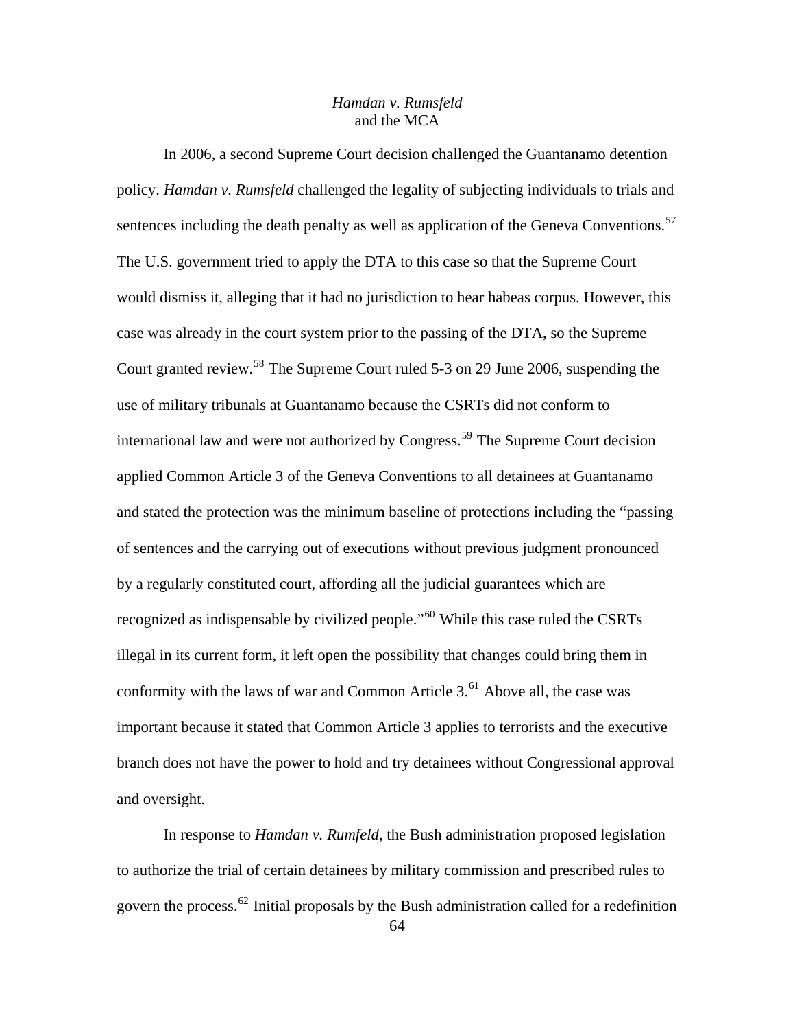## *Hamdan v. Rumsfeld* and the MCA

In 2006, a second Supreme Court decision challenged the Guantanamo detention policy. *Hamdan v. Rumsfeld* challenged the legality of subjecting individuals to trials and sentences including the death penalty as well as application of the Geneva Conventions.[57] The U.S. government tried to apply the DTA to this case so that the Supreme Court would dismiss it, alleging that it had no jurisdiction to hear habeas corpus. However, this case was already in the court system prior to the passing of the DTA, so the Supreme Court granted review.[58] The Supreme Court ruled 5-3 on 29 June 2006, suspending the use of military tribunals at Guantanamo because the CSRTs did not conform to international law and were not authorized by Congress.[59] The Supreme Court decision applied Common Article 3 of the Geneva Conventions to all detainees at Guantanamo and stated the protection was the minimum baseline of protections including the "passing of sentences and the carrying out of executions without previous judgment pronounced by a regularly constituted court, affording all the judicial guarantees which are recognized as indispensable by civilized people."[60] While this case ruled the CSRTs illegal in its current form, it left open the possibility that changes could bring them in conformity with the laws of war and Common Article 3.[61] Above all, the case was important because it stated that Common Article 3 applies to terrorists and the executive branch does not have the power to hold and try detainees without Congressional approval and oversight.

In response to *Hamdan v. Rumfeld*, the Bush administration proposed legislation to authorize the trial of certain detainees by military commission and prescribed rules to govern the process.[62] Initial proposals by the Bush administration called for a redefinition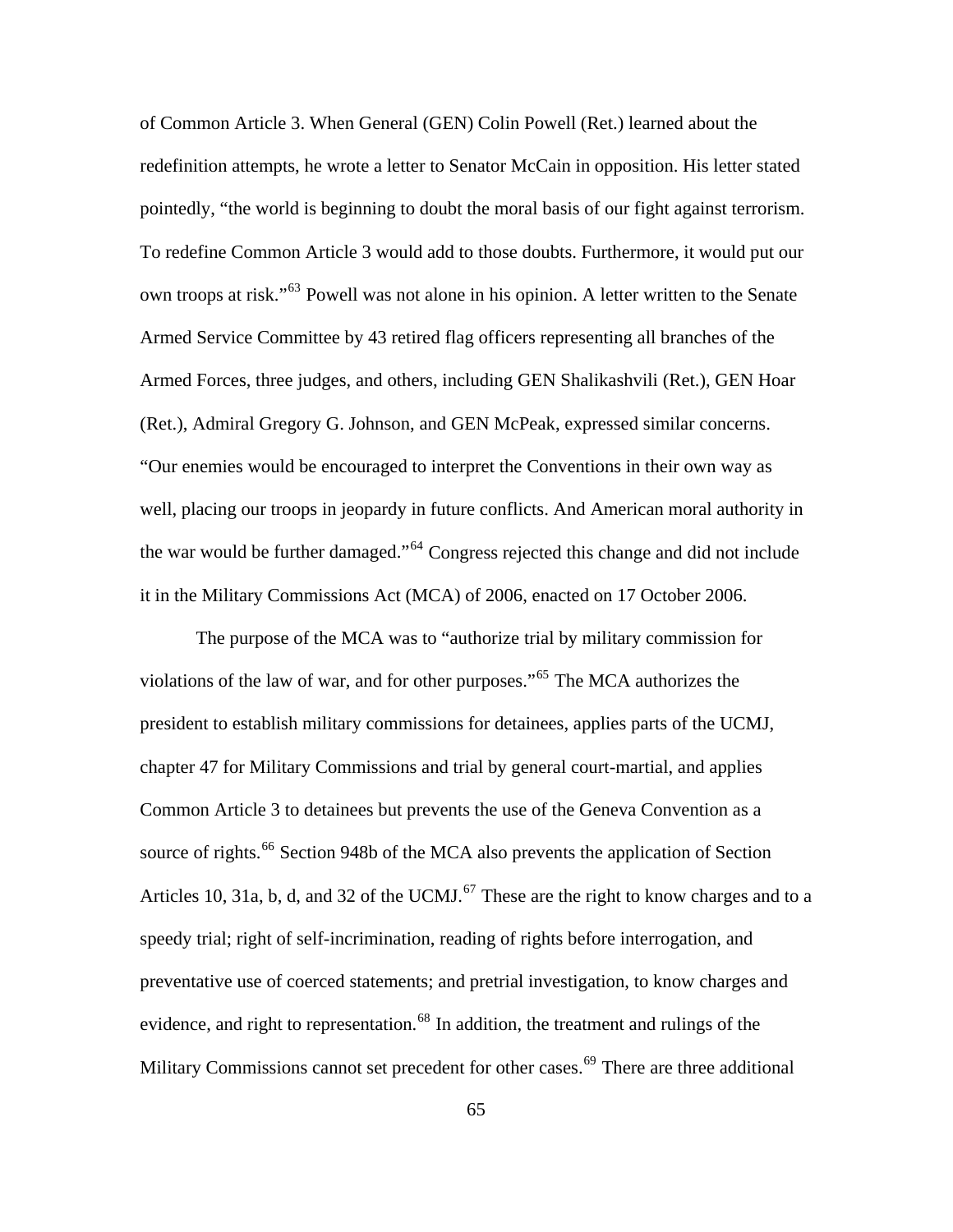of Common Article 3. When General (GEN) Colin Powell (Ret.) learned about the redefinition attempts, he wrote a letter to Senator McCain in opposition. His letter stated pointedly, "the world is beginning to doubt the moral basis of our fight against terrorism. To redefine Common Article 3 would add to those doubts. Furthermore, it would put our own troops at risk."[63] Powell was not alone in his opinion. A letter written to the Senate Armed Service Committee by 43 retired flag officers representing all branches of the Armed Forces, three judges, and others, including GEN Shalikashvili (Ret.), GEN Hoar (Ret.), Admiral Gregory G. Johnson, and GEN McPeak, expressed similar concerns. "Our enemies would be encouraged to interpret the Conventions in their own way as well, placing our troops in jeopardy in future conflicts. And American moral authority in the war would be further damaged."[64] Congress rejected this change and did not include it in the Military Commissions Act (MCA) of 2006, enacted on 17 October 2006.

The purpose of the MCA was to "authorize trial by military commission for violations of the law of war, and for other purposes."[65] The MCA authorizes the president to establish military commissions for detainees, applies parts of the UCMJ, chapter 47 for Military Commissions and trial by general court-martial, and applies Common Article 3 to detainees but prevents the use of the Geneva Convention as a source of rights.[66] Section 948b of the MCA also prevents the application of Section Articles 10, 31a, b, d, and 32 of the UCMJ.[67] These are the right to know charges and to a speedy trial; right of self-incrimination, reading of rights before interrogation, and preventative use of coerced statements; and pretrial investigation, to know charges and evidence, and right to representation.[68] In addition, the treatment and rulings of the Military Commissions cannot set precedent for other cases.[69] There are three additional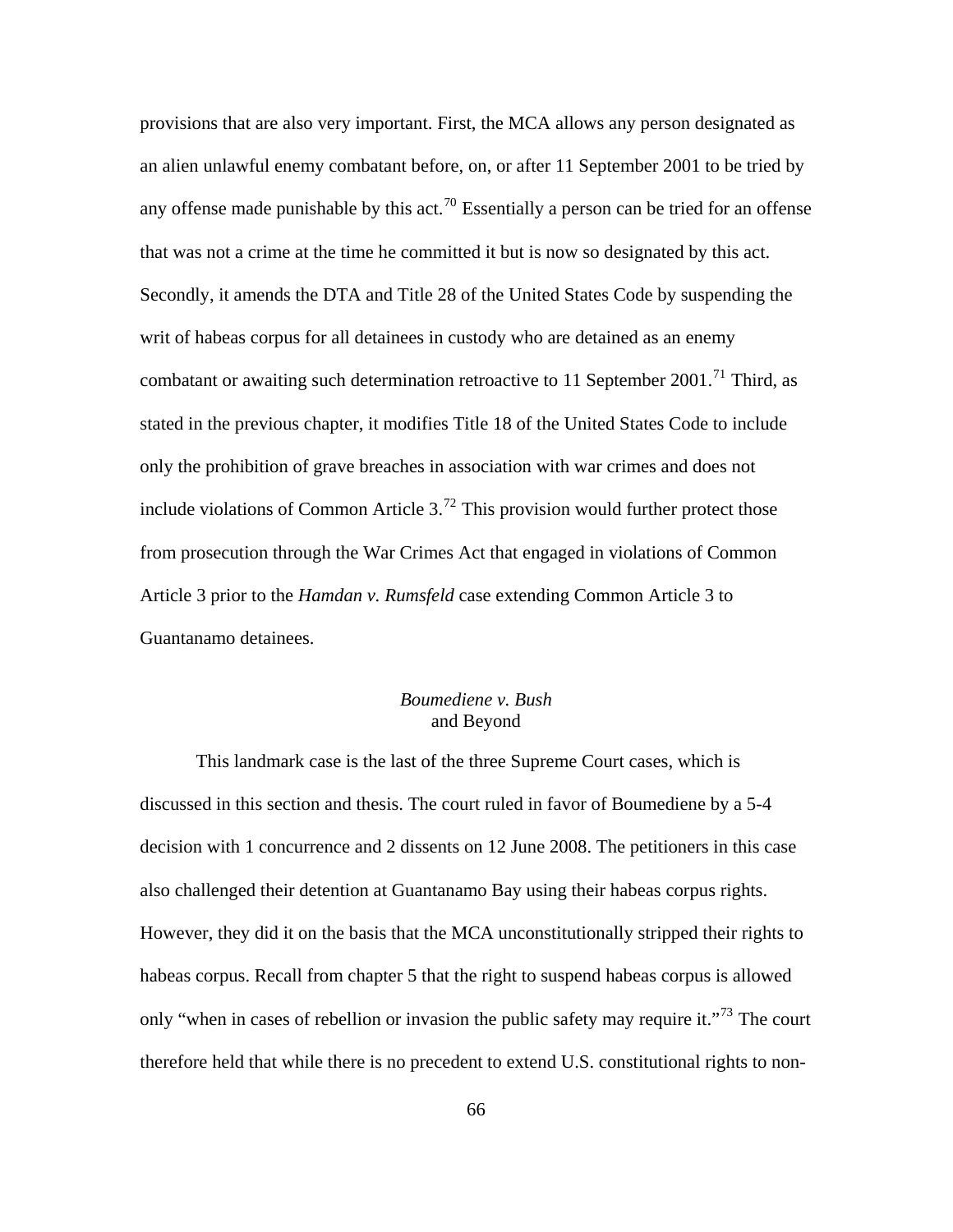provisions that are also very important. First, the MCA allows any person designated as an alien unlawful enemy combatant before, on, or after 11 September 2001 to be tried by any offense made punishable by this act.[70] Essentially a person can be tried for an offense that was not a crime at the time he committed it but is now so designated by this act. Secondly, it amends the DTA and Title 28 of the United States Code by suspending the writ of habeas corpus for all detainees in custody who are detained as an enemy combatant or awaiting such determination retroactive to 11 September 2001.[71] Third, as stated in the previous chapter, it modifies Title 18 of the United States Code to include only the prohibition of grave breaches in association with war crimes and does not include violations of Common Article 3.[72] This provision would further protect those from prosecution through the War Crimes Act that engaged in violations of Common Article 3 prior to the *Hamdan v. Rumsfeld* case extending Common Article 3 to Guantanamo detainees.

### *Boumediene v. Bush* and Beyond

This landmark case is the last of the three Supreme Court cases, which is discussed in this section and thesis. The court ruled in favor of Boumediene by a 5-4 decision with 1 concurrence and 2 dissents on 12 June 2008. The petitioners in this case also challenged their detention at Guantanamo Bay using their habeas corpus rights. However, they did it on the basis that the MCA unconstitutionally stripped their rights to habeas corpus. Recall from chapter 5 that the right to suspend habeas corpus is allowed only "when in cases of rebellion or invasion the public safety may require it."[73] The court therefore held that while there is no precedent to extend U.S. constitutional rights to non-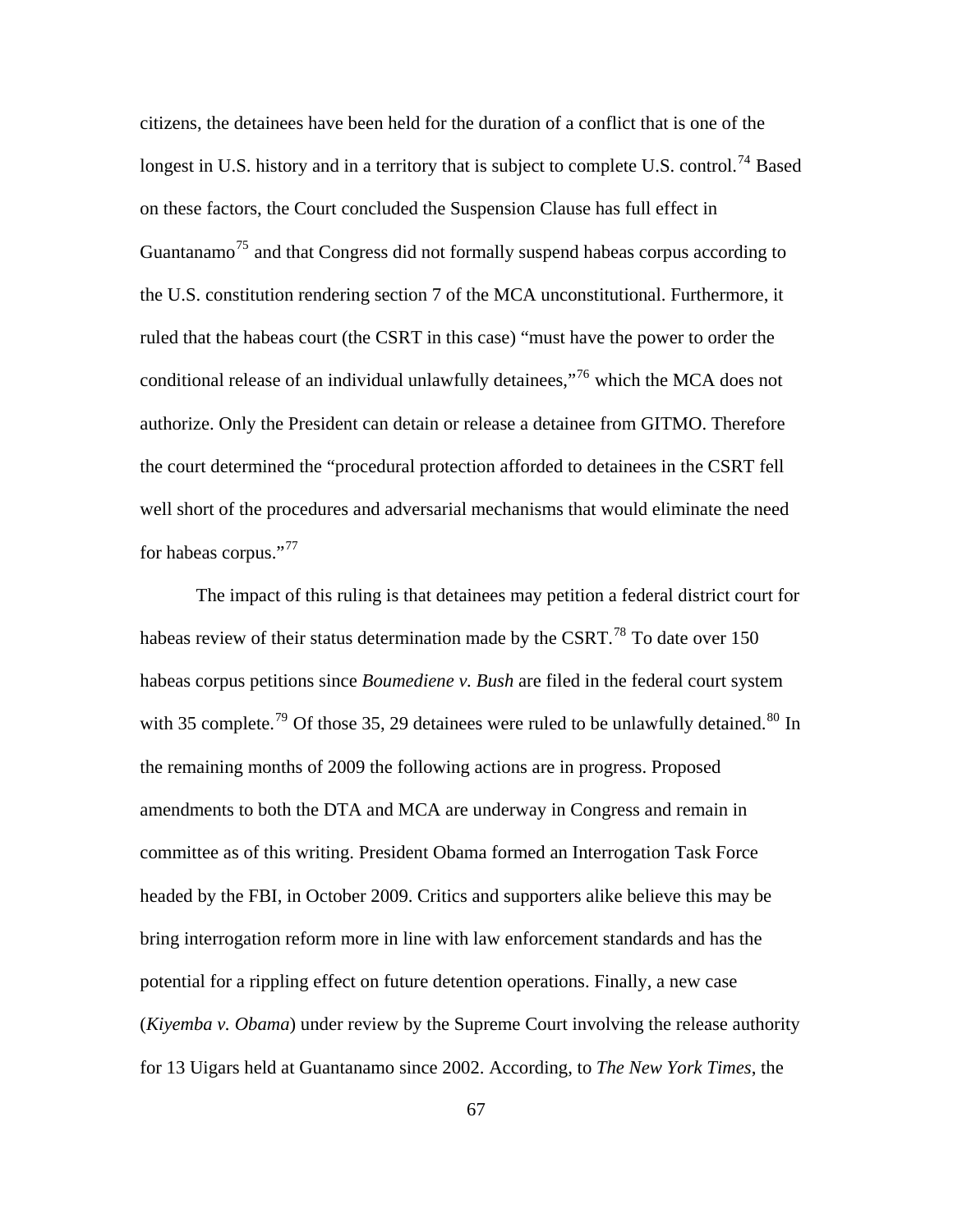citizens, the detainees have been held for the duration of a conflict that is one of the longest in U.S. history and in a territory that is subject to complete U.S. control.[74] Based on these factors, the Court concluded the Suspension Clause has full effect in Guantanamo[75] and that Congress did not formally suspend habeas corpus according to the U.S. constitution rendering section 7 of the MCA unconstitutional. Furthermore, it ruled that the habeas court (the CSRT in this case) "must have the power to order the conditional release of an individual unlawfully detainees,"[76] which the MCA does not authorize. Only the President can detain or release a detainee from GITMO. Therefore the court determined the "procedural protection afforded to detainees in the CSRT fell well short of the procedures and adversarial mechanisms that would eliminate the need for habeas corpus."[77]

The impact of this ruling is that detainees may petition a federal district court for habeas review of their status determination made by the CSRT.[78] To date over 150 habeas corpus petitions since *Boumediene v. Bush* are filed in the federal court system with 35 complete.[79] Of those 35, 29 detainees were ruled to be unlawfully detained.[80] In the remaining months of 2009 the following actions are in progress. Proposed amendments to both the DTA and MCA are underway in Congress and remain in committee as of this writing. President Obama formed an Interrogation Task Force headed by the FBI, in October 2009. Critics and supporters alike believe this may be bring interrogation reform more in line with law enforcement standards and has the potential for a rippling effect on future detention operations. Finally, a new case (*Kiyemba v. Obama*) under review by the Supreme Court involving the release authority for 13 Uigars held at Guantanamo since 2002. According, to *The New York Times*, the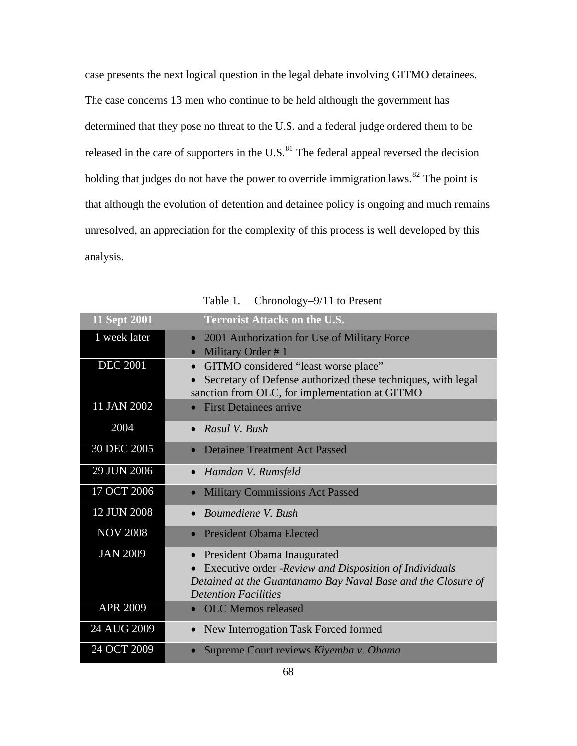case presents the next logical question in the legal debate involving GITMO detainees. The case concerns 13 men who continue to be held although the government has determined that they pose no threat to the U.S. and a federal judge ordered them to be released in the care of supporters in the U.S.[81] The federal appeal reversed the decision holding that judges do not have the power to override immigration laws.[82] The point is that although the evolution of detention and detainee policy is ongoing and much remains unresolved, an appreciation for the complexity of this process is well developed by this analysis.

Table 1. Chronology–9/11 to Present

| **11 Sept 2001** | **Terrorist Attacks on the U.S.** |
|---|---|
| 1 week later | • 2001 Authorization for Use of Military Force<br>• Military Order # 1 |
| DEC 2001 | • GITMO considered "least worse place"<br>• Secretary of Defense authorized these techniques, with legal sanction from OLC, for implementation at GITMO |
| 11 JAN 2002 | • First Detainees arrive |
| 2004 | • *Rasul V. Bush* |
| 30 DEC 2005 | • Detainee Treatment Act Passed |
| 29 JUN 2006 | • *Hamdan V. Rumsfeld* |
| 17 OCT 2006 | • Military Commissions Act Passed |
| 12 JUN 2008 | • *Boumediene V. Bush* |
| NOV 2008 | • President Obama Elected |
| JAN 2009 | • President Obama Inaugurated<br>• Executive order -*Review and Disposition of Individuals Detained at the Guantanamo Bay Naval Base and the Closure of Detention Facilities* |
| APR 2009 | • OLC Memos released |
| 24 AUG 2009 | • New Interrogation Task Forced formed |
| 24 OCT 2009 | • Supreme Court reviews *Kiyemba v. Obama* |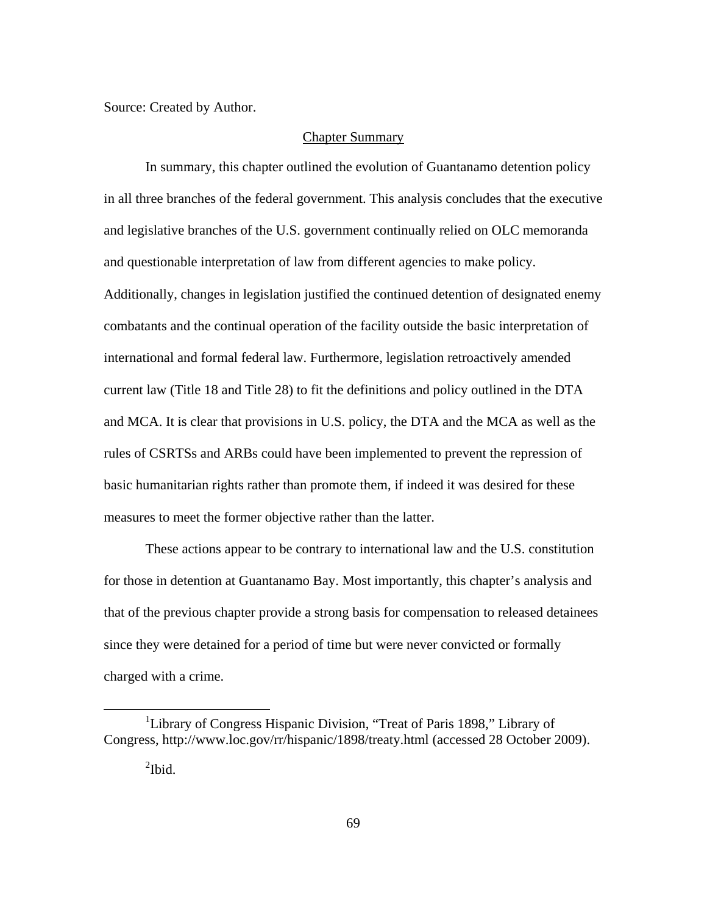Source: Created by Author.

## Chapter Summary

In summary, this chapter outlined the evolution of Guantanamo detention policy in all three branches of the federal government. This analysis concludes that the executive and legislative branches of the U.S. government continually relied on OLC memoranda and questionable interpretation of law from different agencies to make policy. Additionally, changes in legislation justified the continued detention of designated enemy combatants and the continual operation of the facility outside the basic interpretation of international and formal federal law. Furthermore, legislation retroactively amended current law (Title 18 and Title 28) to fit the definitions and policy outlined in the DTA and MCA. It is clear that provisions in U.S. policy, the DTA and the MCA as well as the rules of CSRTSs and ARBs could have been implemented to prevent the repression of basic humanitarian rights rather than promote them, if indeed it was desired for these measures to meet the former objective rather than the latter.

These actions appear to be contrary to international law and the U.S. constitution for those in detention at Guantanamo Bay. Most importantly, this chapter's analysis and that of the previous chapter provide a strong basis for compensation to released detainees since they were detained for a period of time but were never convicted or formally charged with a crime.

---

[1]Library of Congress Hispanic Division, "Treat of Paris 1898," Library of Congress, http://www.loc.gov/rr/hispanic/1898/treaty.html (accessed 28 October 2009).

[2]Ibid.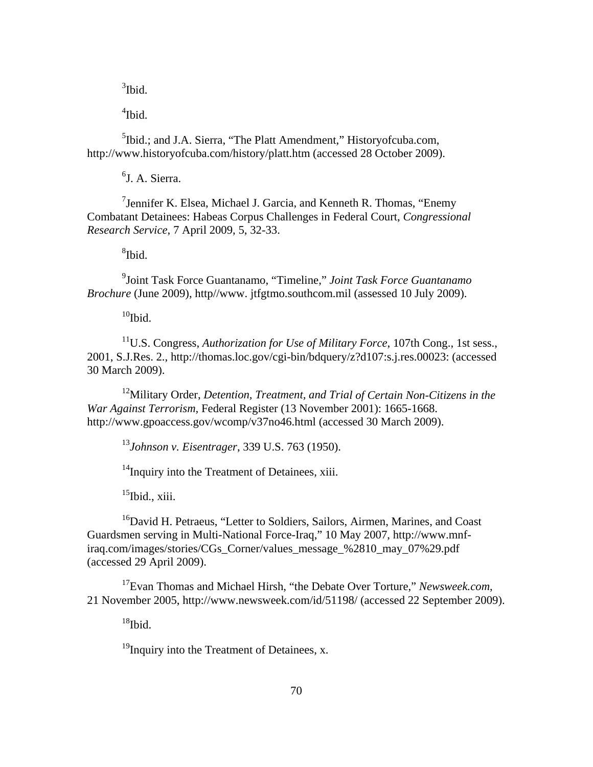[3]Ibid.

[4]Ibid.

[5]Ibid.; and J.A. Sierra, "The Platt Amendment," Historyofcuba.com, http://www.historyofcuba.com/history/platt.htm (accessed 28 October 2009).

[6]J. A. Sierra.

[7]Jennifer K. Elsea, Michael J. Garcia, and Kenneth R. Thomas, "Enemy Combatant Detainees: Habeas Corpus Challenges in Federal Court, *Congressional Research Service*, 7 April 2009, 5, 32-33.

[8]Ibid.

[9]Joint Task Force Guantanamo, "Timeline," *Joint Task Force Guantanamo Brochure* (June 2009), http//www. jtfgtmo.southcom.mil (assessed 10 July 2009).

[10]Ibid.

[11]U.S. Congress, *Authorization for Use of Military Force*, 107th Cong., 1st sess., 2001, S.J.Res. 2., http://thomas.loc.gov/cgi-bin/bdquery/z?d107:s.j.res.00023: (accessed 30 March 2009).

[12]Military Order, *Detention, Treatment, and Trial of Certain Non-Citizens in the War Against Terrorism*, Federal Register (13 November 2001): 1665-1668. http://www.gpoaccess.gov/wcomp/v37no46.html (accessed 30 March 2009).

[13]*Johnson v. Eisentrager*, 339 U.S. 763 (1950).

[14]Inquiry into the Treatment of Detainees, xiii.

[15]Ibid., xiii.

[16]David H. Petraeus, "Letter to Soldiers, Sailors, Airmen, Marines, and Coast Guardsmen serving in Multi-National Force-Iraq," 10 May 2007, http://www.mnf-iraq.com/images/stories/CGs_Corner/values_message_%2810_may_07%29.pdf (accessed 29 April 2009).

[17]Evan Thomas and Michael Hirsh, "the Debate Over Torture," *Newsweek.com*, 21 November 2005, http://www.newsweek.com/id/51198/ (accessed 22 September 2009).

[18]Ibid.

[19]Inquiry into the Treatment of Detainees, x.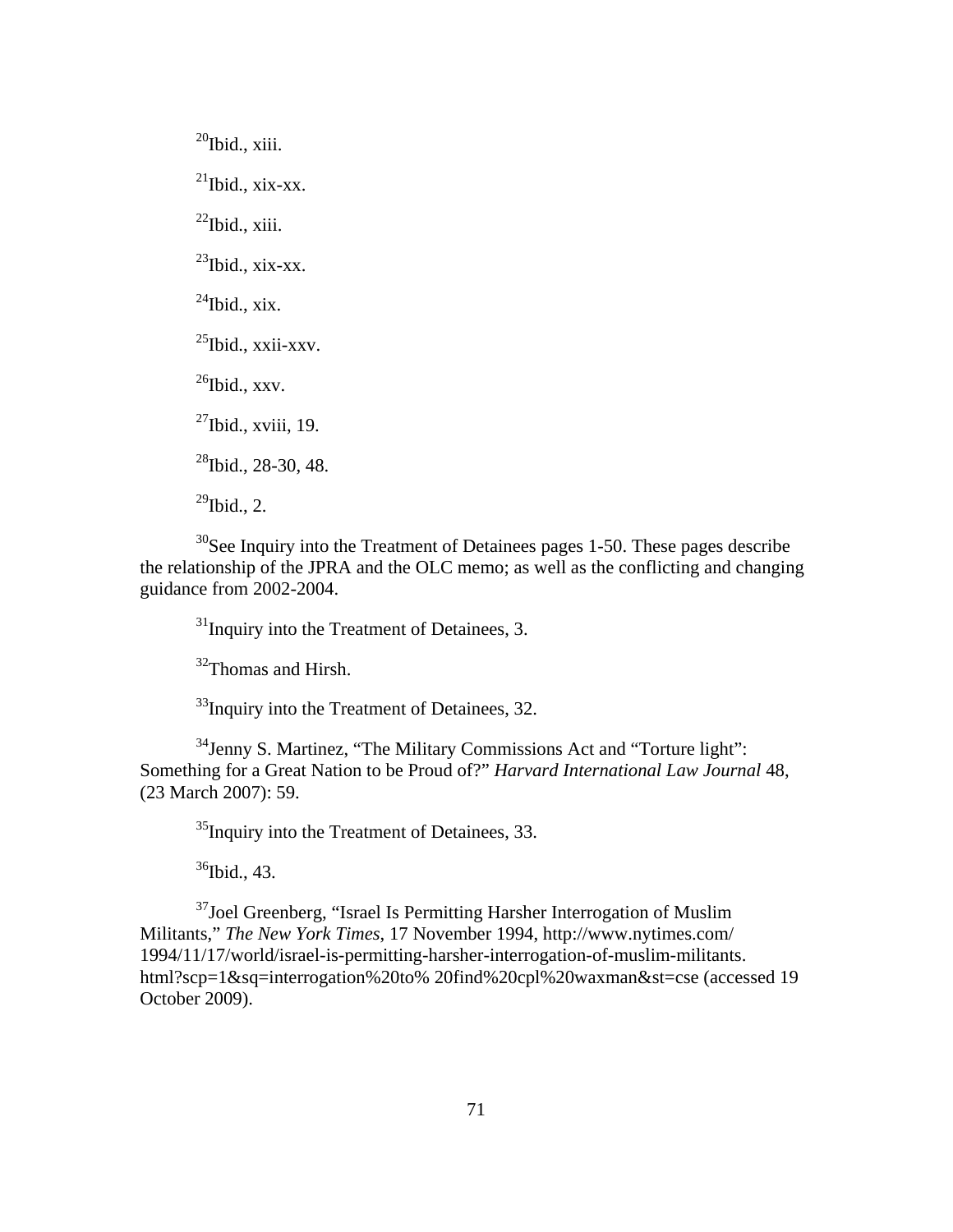[20]Ibid., xiii.

[21]Ibid., xix-xx.

[22]Ibid., xiii.

[23]Ibid., xix-xx.

[24]Ibid., xix.

[25]Ibid., xxii-xxv.

[26]Ibid., xxv.

[27]Ibid., xviii, 19.

[28]Ibid., 28-30, 48.

[29]Ibid., 2.

[30]See Inquiry into the Treatment of Detainees pages 1-50. These pages describe the relationship of the JPRA and the OLC memo; as well as the conflicting and changing guidance from 2002-2004.

[31]Inquiry into the Treatment of Detainees, 3.

[32]Thomas and Hirsh.

[33]Inquiry into the Treatment of Detainees, 32.

[34]Jenny S. Martinez, "The Military Commissions Act and "Torture light": Something for a Great Nation to be Proud of?" *Harvard International Law Journal* 48, (23 March 2007): 59.

[35]Inquiry into the Treatment of Detainees, 33.

[36]Ibid., 43.

[37]Joel Greenberg, "Israel Is Permitting Harsher Interrogation of Muslim Militants," *The New York Times*, 17 November 1994, http://www.nytimes.com/ 1994/11/17/world/israel-is-permitting-harsher-interrogation-of-muslim-militants. html?scp=1&sq=interrogation%20to% 20find%20cpl%20waxman&st=cse (accessed 19 October 2009).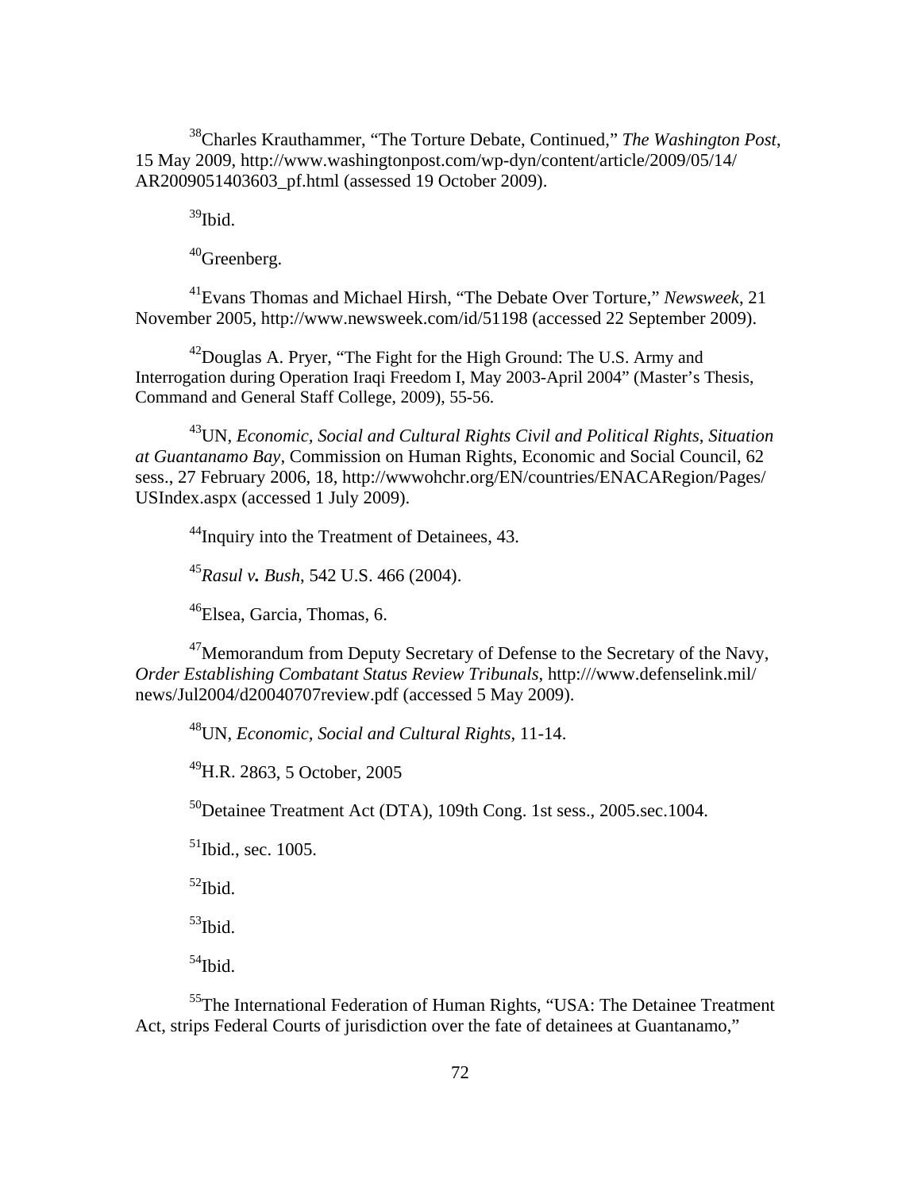[38]Charles Krauthammer, "The Torture Debate, Continued," *The Washington Post*, 15 May 2009, http://www.washingtonpost.com/wp-dyn/content/article/2009/05/14/AR2009051403603_pf.html (assessed 19 October 2009).

[39]Ibid.

[40]Greenberg.

[41]Evans Thomas and Michael Hirsh, "The Debate Over Torture," *Newsweek*, 21 November 2005, http://www.newsweek.com/id/51198 (accessed 22 September 2009).

[42]Douglas A. Pryer, "The Fight for the High Ground: The U.S. Army and Interrogation during Operation Iraqi Freedom I, May 2003-April 2004" (Master's Thesis, Command and General Staff College, 2009), 55-56.

[43]UN, *Economic, Social and Cultural Rights Civil and Political Rights, Situation at Guantanamo Bay*, Commission on Human Rights, Economic and Social Council, 62 sess., 27 February 2006, 18, http://wwwohchr.org/EN/countries/ENACARegion/Pages/USIndex.aspx (accessed 1 July 2009).

[44]Inquiry into the Treatment of Detainees, 43.

[45]*Rasul v. Bush*, 542 U.S. 466 (2004).

[46]Elsea, Garcia, Thomas, 6.

[47]Memorandum from Deputy Secretary of Defense to the Secretary of the Navy, *Order Establishing Combatant Status Review Tribunals*, http:///www.defenselink.mil/news/Jul2004/d20040707review.pdf (accessed 5 May 2009).

[48]UN, *Economic, Social and Cultural Rights*, 11-14.

[49]H.R. 2863, 5 October, 2005

[50]Detainee Treatment Act (DTA), 109th Cong. 1st sess., 2005.sec.1004.

[51]Ibid., sec. 1005.

[52]Ibid.

[53]Ibid.

[54]Ibid.

[55]The International Federation of Human Rights, "USA: The Detainee Treatment Act, strips Federal Courts of jurisdiction over the fate of detainees at Guantanamo,"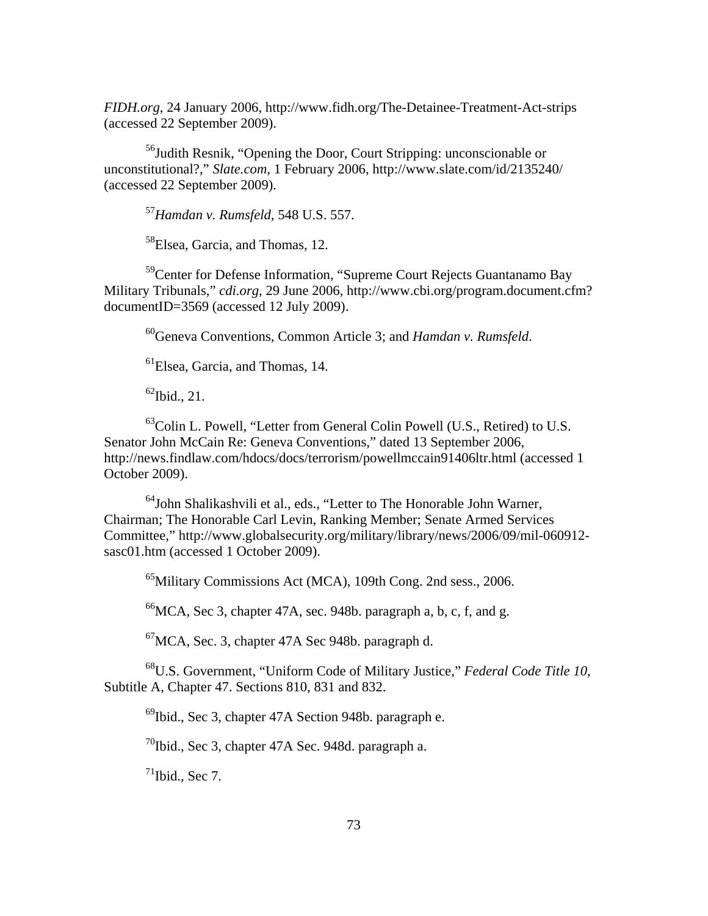*FIDH.org*, 24 January 2006, http://www.fidh.org/The-Detainee-Treatment-Act-strips (accessed 22 September 2009).

[56]Judith Resnik, "Opening the Door, Court Stripping: unconscionable or unconstitutional?," *Slate.com*, 1 February 2006, http://www.slate.com/id/2135240/ (accessed 22 September 2009).

[57]*Hamdan v. Rumsfeld*, 548 U.S. 557.

[58]Elsea, Garcia, and Thomas, 12.

[59]Center for Defense Information, "Supreme Court Rejects Guantanamo Bay Military Tribunals," *cdi.org*, 29 June 2006, http://www.cbi.org/program.document.cfm?documentID=3569 (accessed 12 July 2009).

[60]Geneva Conventions, Common Article 3; and *Hamdan v. Rumsfeld*.

[61]Elsea, Garcia, and Thomas, 14.

[62]Ibid., 21.

[63]Colin L. Powell, "Letter from General Colin Powell (U.S., Retired) to U.S. Senator John McCain Re: Geneva Conventions," dated 13 September 2006, http://news.findlaw.com/hdocs/docs/terrorism/powellmccain91406ltr.html (accessed 1 October 2009).

[64]John Shalikashvili et al., eds., "Letter to The Honorable John Warner, Chairman; The Honorable Carl Levin, Ranking Member; Senate Armed Services Committee," http://www.globalsecurity.org/military/library/news/2006/09/mil-060912-sasc01.htm (accessed 1 October 2009).

[65]Military Commissions Act (MCA), 109th Cong. 2nd sess., 2006.

[66]MCA, Sec 3, chapter 47A, sec. 948b. paragraph a, b, c, f, and g.

[67]MCA, Sec. 3, chapter 47A Sec 948b. paragraph d.

[68]U.S. Government, "Uniform Code of Military Justice," *Federal Code Title 10*, Subtitle A, Chapter 47. Sections 810, 831 and 832.

[69]Ibid., Sec 3, chapter 47A Section 948b. paragraph e.

[70]Ibid., Sec 3, chapter 47A Sec. 948d. paragraph a.

[71]Ibid., Sec 7.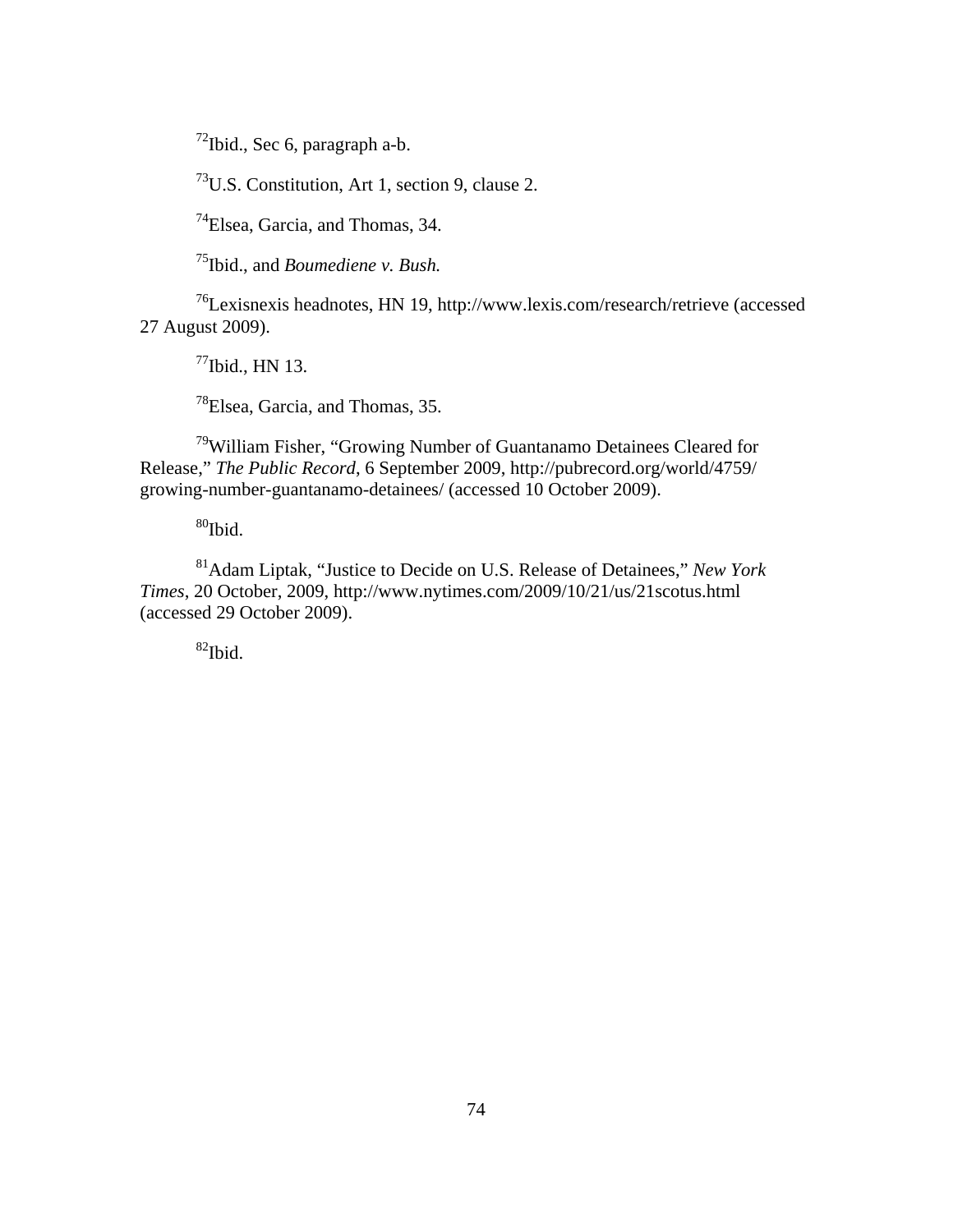[72]Ibid., Sec 6, paragraph a-b.

[73]U.S. Constitution, Art 1, section 9, clause 2.

[74]Elsea, Garcia, and Thomas, 34.

[75]Ibid., and *Boumediene v. Bush.*

[76]Lexisnexis headnotes, HN 19, http://www.lexis.com/research/retrieve (accessed 27 August 2009).

[77]Ibid., HN 13.

[78]Elsea, Garcia, and Thomas, 35.

[79]William Fisher, "Growing Number of Guantanamo Detainees Cleared for Release," *The Public Record*, 6 September 2009, http://pubrecord.org/world/4759/growing-number-guantanamo-detainees/ (accessed 10 October 2009).

[80]Ibid.

[81]Adam Liptak, "Justice to Decide on U.S. Release of Detainees," *New York Times*, 20 October, 2009, http://www.nytimes.com/2009/10/21/us/21scotus.html (accessed 29 October 2009).

[82]Ibid.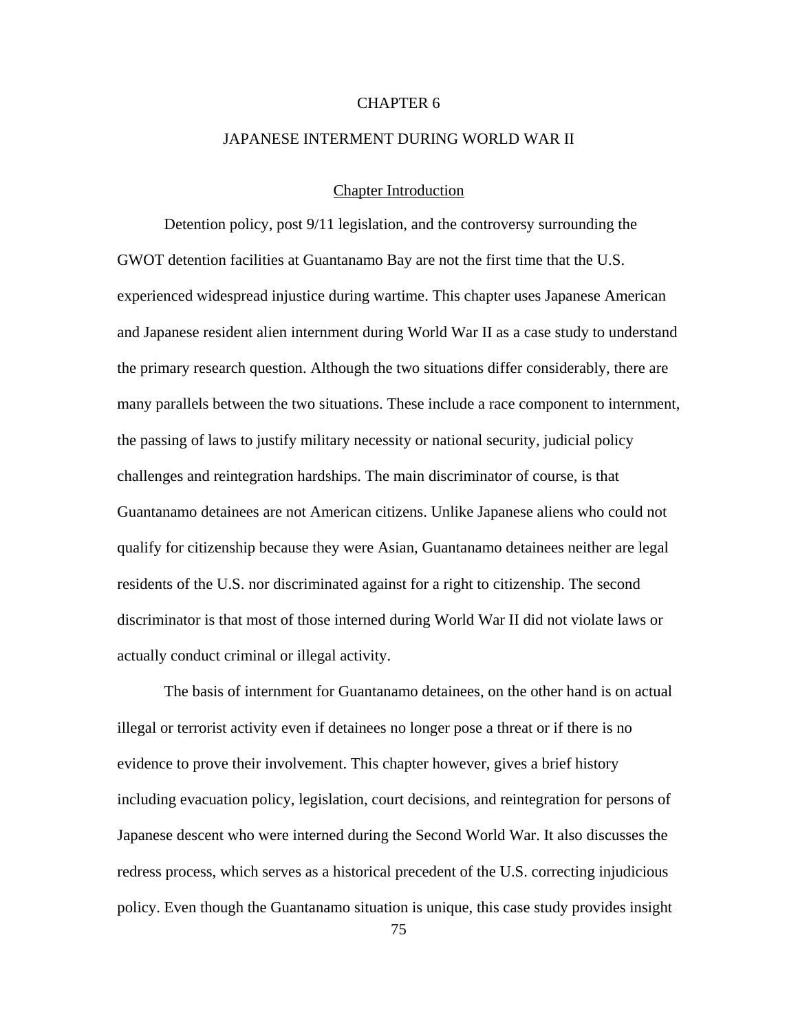# CHAPTER 6

# JAPANESE INTERMENT DURING WORLD WAR II

## Chapter Introduction

Detention policy, post 9/11 legislation, and the controversy surrounding the GWOT detention facilities at Guantanamo Bay are not the first time that the U.S. experienced widespread injustice during wartime. This chapter uses Japanese American and Japanese resident alien internment during World War II as a case study to understand the primary research question. Although the two situations differ considerably, there are many parallels between the two situations. These include a race component to internment, the passing of laws to justify military necessity or national security, judicial policy challenges and reintegration hardships. The main discriminator of course, is that Guantanamo detainees are not American citizens. Unlike Japanese aliens who could not qualify for citizenship because they were Asian, Guantanamo detainees neither are legal residents of the U.S. nor discriminated against for a right to citizenship. The second discriminator is that most of those interned during World War II did not violate laws or actually conduct criminal or illegal activity.

The basis of internment for Guantanamo detainees, on the other hand is on actual illegal or terrorist activity even if detainees no longer pose a threat or if there is no evidence to prove their involvement. This chapter however, gives a brief history including evacuation policy, legislation, court decisions, and reintegration for persons of Japanese descent who were interned during the Second World War. It also discusses the redress process, which serves as a historical precedent of the U.S. correcting injudicious policy. Even though the Guantanamo situation is unique, this case study provides insight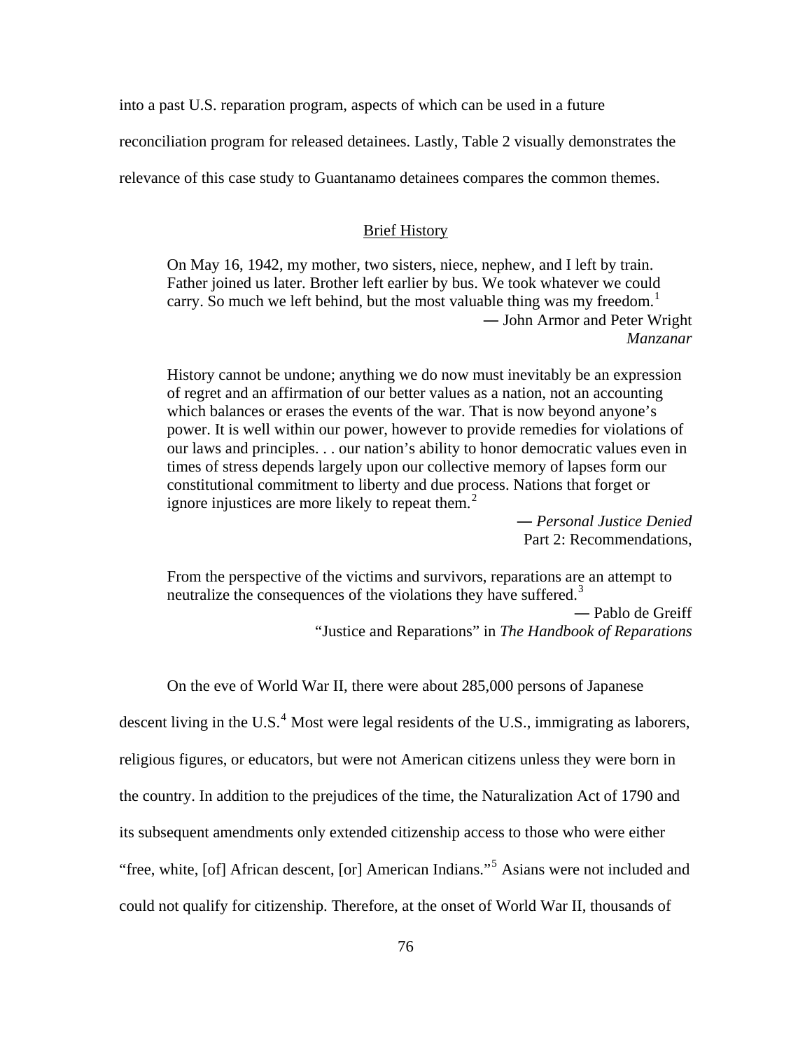into a past U.S. reparation program, aspects of which can be used in a future reconciliation program for released detainees. Lastly, Table 2 visually demonstrates the relevance of this case study to Guantanamo detainees compares the common themes.

## Brief History

> On May 16, 1942, my mother, two sisters, niece, nephew, and I left by train. Father joined us later. Brother left earlier by bus. We took whatever we could carry. So much we left behind, but the most valuable thing was my freedom.[1]
>
> — John Armor and Peter Wright
> *Manzanar*

> History cannot be undone; anything we do now must inevitably be an expression of regret and an affirmation of our better values as a nation, not an accounting which balances or erases the events of the war. That is now beyond anyone's power. It is well within our power, however to provide remedies for violations of our laws and principles. . . our nation's ability to honor democratic values even in times of stress depends largely upon our collective memory of lapses form our constitutional commitment to liberty and due process. Nations that forget or ignore injustices are more likely to repeat them.[2]
>
> — *Personal Justice Denied*
> Part 2: Recommendations,

> From the perspective of the victims and survivors, reparations are an attempt to neutralize the consequences of the violations they have suffered.[3]
>
> — Pablo de Greiff
> "Justice and Reparations" in *The Handbook of Reparations*

On the eve of World War II, there were about 285,000 persons of Japanese descent living in the U.S.[4] Most were legal residents of the U.S., immigrating as laborers, religious figures, or educators, but were not American citizens unless they were born in the country. In addition to the prejudices of the time, the Naturalization Act of 1790 and its subsequent amendments only extended citizenship access to those who were either "free, white, [of] African descent, [or] American Indians."[5] Asians were not included and could not qualify for citizenship. Therefore, at the onset of World War II, thousands of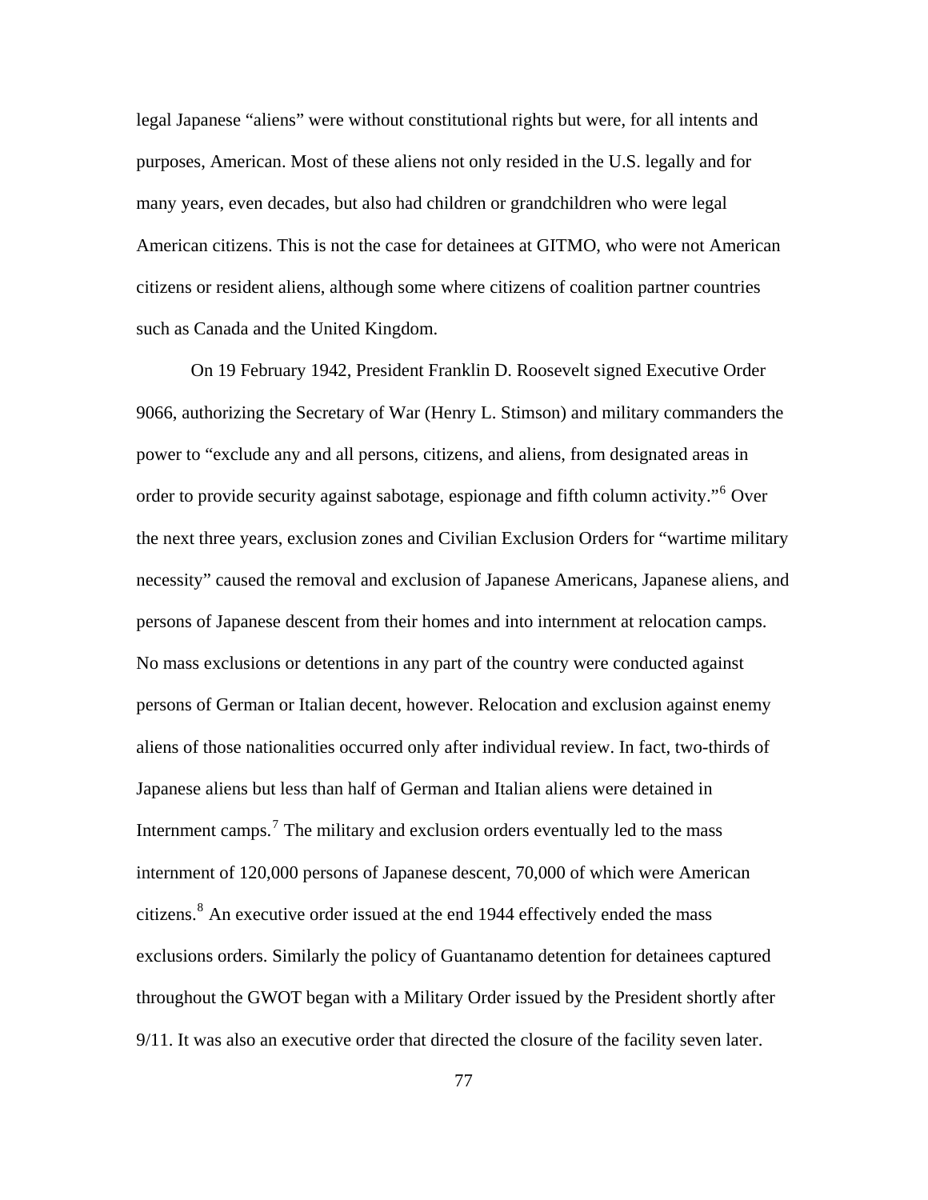legal Japanese "aliens" were without constitutional rights but were, for all intents and purposes, American. Most of these aliens not only resided in the U.S. legally and for many years, even decades, but also had children or grandchildren who were legal American citizens. This is not the case for detainees at GITMO, who were not American citizens or resident aliens, although some where citizens of coalition partner countries such as Canada and the United Kingdom.

On 19 February 1942, President Franklin D. Roosevelt signed Executive Order 9066, authorizing the Secretary of War (Henry L. Stimson) and military commanders the power to "exclude any and all persons, citizens, and aliens, from designated areas in order to provide security against sabotage, espionage and fifth column activity."[6] Over the next three years, exclusion zones and Civilian Exclusion Orders for "wartime military necessity" caused the removal and exclusion of Japanese Americans, Japanese aliens, and persons of Japanese descent from their homes and into internment at relocation camps. No mass exclusions or detentions in any part of the country were conducted against persons of German or Italian decent, however. Relocation and exclusion against enemy aliens of those nationalities occurred only after individual review. In fact, two-thirds of Japanese aliens but less than half of German and Italian aliens were detained in Internment camps.[7] The military and exclusion orders eventually led to the mass internment of 120,000 persons of Japanese descent, 70,000 of which were American citizens.[8] An executive order issued at the end 1944 effectively ended the mass exclusions orders. Similarly the policy of Guantanamo detention for detainees captured throughout the GWOT began with a Military Order issued by the President shortly after 9/11. It was also an executive order that directed the closure of the facility seven later.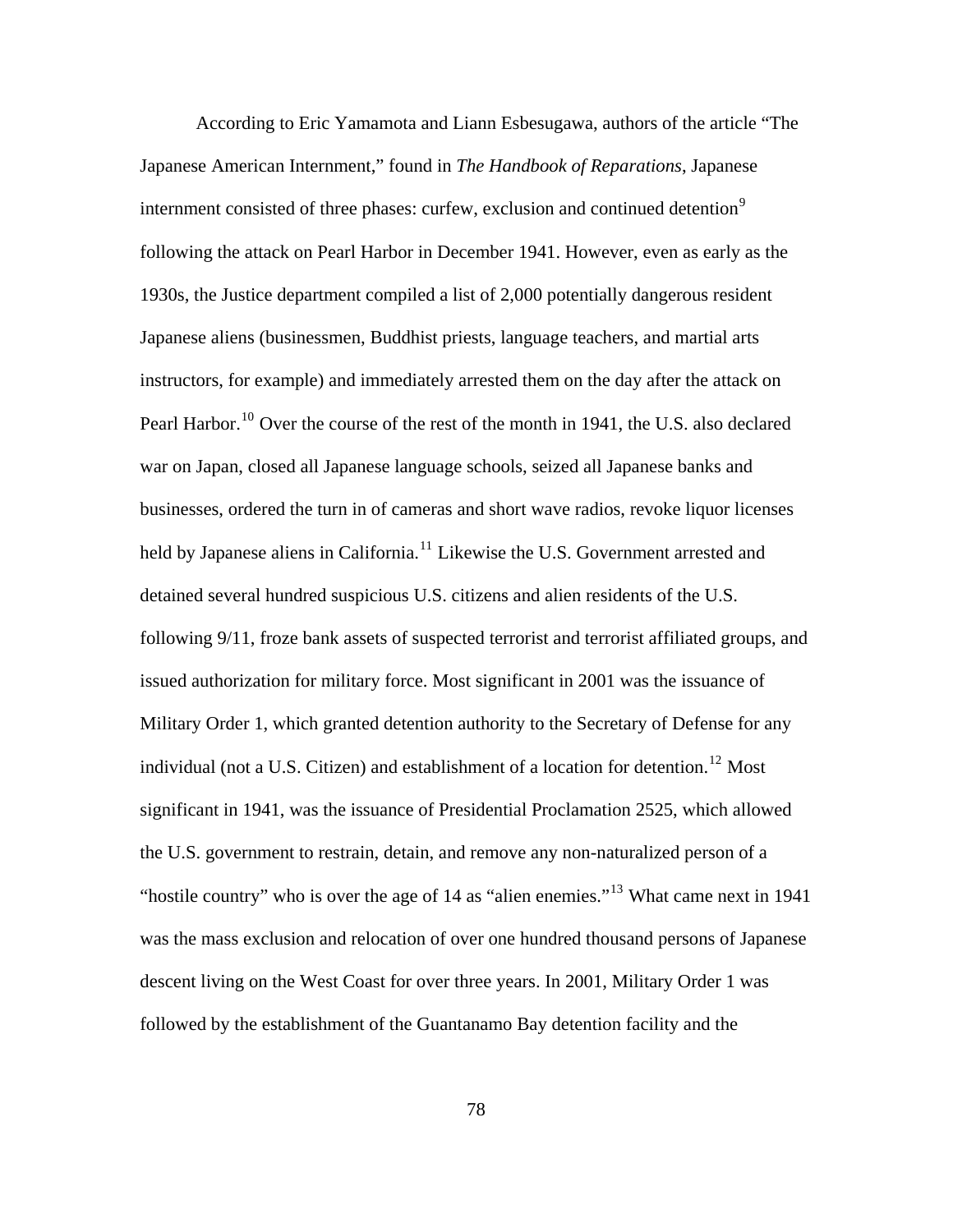According to Eric Yamamota and Liann Esbesugawa, authors of the article "The Japanese American Internment," found in *The Handbook of Reparations*, Japanese internment consisted of three phases: curfew, exclusion and continued detention[9] following the attack on Pearl Harbor in December 1941. However, even as early as the 1930s, the Justice department compiled a list of 2,000 potentially dangerous resident Japanese aliens (businessmen, Buddhist priests, language teachers, and martial arts instructors, for example) and immediately arrested them on the day after the attack on Pearl Harbor.[10] Over the course of the rest of the month in 1941, the U.S. also declared war on Japan, closed all Japanese language schools, seized all Japanese banks and businesses, ordered the turn in of cameras and short wave radios, revoke liquor licenses held by Japanese aliens in California.[11] Likewise the U.S. Government arrested and detained several hundred suspicious U.S. citizens and alien residents of the U.S. following 9/11, froze bank assets of suspected terrorist and terrorist affiliated groups, and issued authorization for military force. Most significant in 2001 was the issuance of Military Order 1, which granted detention authority to the Secretary of Defense for any individual (not a U.S. Citizen) and establishment of a location for detention.[12] Most significant in 1941, was the issuance of Presidential Proclamation 2525, which allowed the U.S. government to restrain, detain, and remove any non-naturalized person of a "hostile country" who is over the age of 14 as "alien enemies."[13] What came next in 1941 was the mass exclusion and relocation of over one hundred thousand persons of Japanese descent living on the West Coast for over three years. In 2001, Military Order 1 was followed by the establishment of the Guantanamo Bay detention facility and the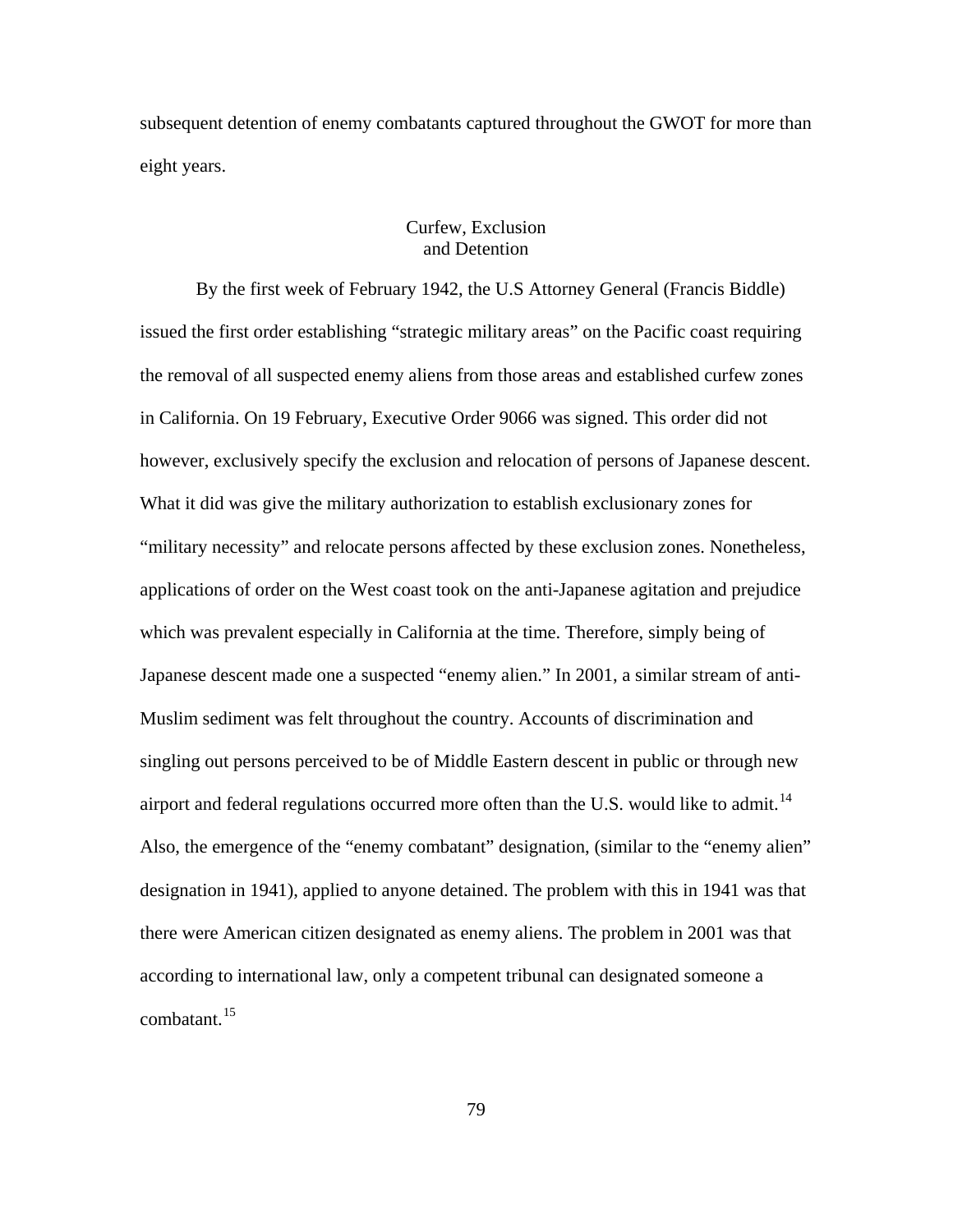subsequent detention of enemy combatants captured throughout the GWOT for more than eight years.

## Curfew, Exclusion and Detention

By the first week of February 1942, the U.S Attorney General (Francis Biddle) issued the first order establishing "strategic military areas" on the Pacific coast requiring the removal of all suspected enemy aliens from those areas and established curfew zones in California. On 19 February, Executive Order 9066 was signed. This order did not however, exclusively specify the exclusion and relocation of persons of Japanese descent. What it did was give the military authorization to establish exclusionary zones for "military necessity" and relocate persons affected by these exclusion zones. Nonetheless, applications of order on the West coast took on the anti-Japanese agitation and prejudice which was prevalent especially in California at the time. Therefore, simply being of Japanese descent made one a suspected "enemy alien." In 2001, a similar stream of anti-Muslim sediment was felt throughout the country. Accounts of discrimination and singling out persons perceived to be of Middle Eastern descent in public or through new airport and federal regulations occurred more often than the U.S. would like to admit.[14] Also, the emergence of the "enemy combatant" designation, (similar to the "enemy alien" designation in 1941), applied to anyone detained. The problem with this in 1941 was that there were American citizen designated as enemy aliens. The problem in 2001 was that according to international law, only a competent tribunal can designated someone a combatant.[15]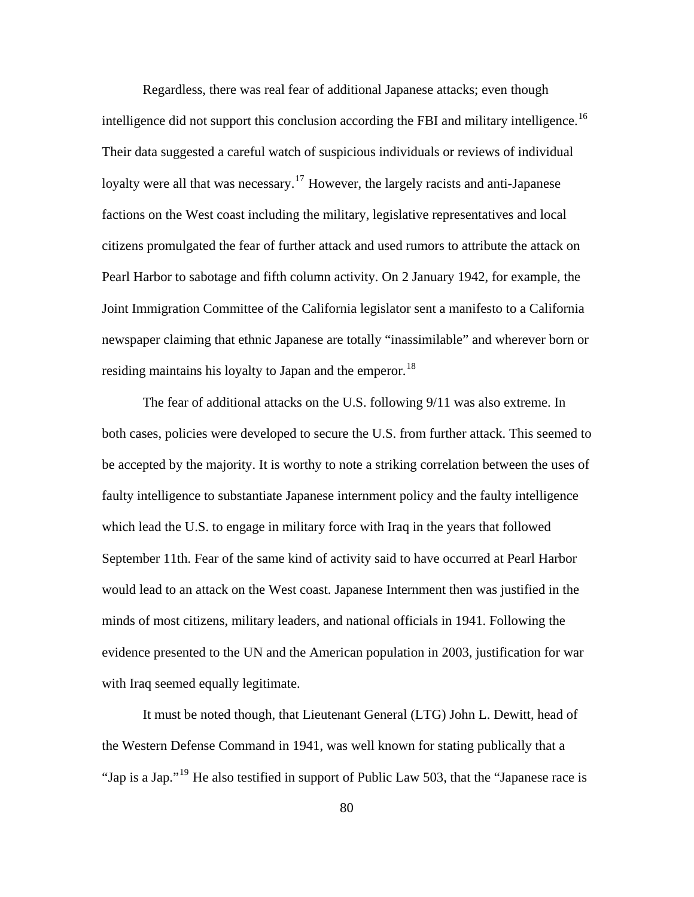Regardless, there was real fear of additional Japanese attacks; even though intelligence did not support this conclusion according the FBI and military intelligence.[16] Their data suggested a careful watch of suspicious individuals or reviews of individual loyalty were all that was necessary.[17] However, the largely racists and anti-Japanese factions on the West coast including the military, legislative representatives and local citizens promulgated the fear of further attack and used rumors to attribute the attack on Pearl Harbor to sabotage and fifth column activity. On 2 January 1942, for example, the Joint Immigration Committee of the California legislator sent a manifesto to a California newspaper claiming that ethnic Japanese are totally "inassimilable" and wherever born or residing maintains his loyalty to Japan and the emperor.[18]

The fear of additional attacks on the U.S. following 9/11 was also extreme. In both cases, policies were developed to secure the U.S. from further attack. This seemed to be accepted by the majority. It is worthy to note a striking correlation between the uses of faulty intelligence to substantiate Japanese internment policy and the faulty intelligence which lead the U.S. to engage in military force with Iraq in the years that followed September 11th. Fear of the same kind of activity said to have occurred at Pearl Harbor would lead to an attack on the West coast. Japanese Internment then was justified in the minds of most citizens, military leaders, and national officials in 1941. Following the evidence presented to the UN and the American population in 2003, justification for war with Iraq seemed equally legitimate.

It must be noted though, that Lieutenant General (LTG) John L. Dewitt, head of the Western Defense Command in 1941, was well known for stating publically that a "Jap is a Jap."[19] He also testified in support of Public Law 503, that the "Japanese race is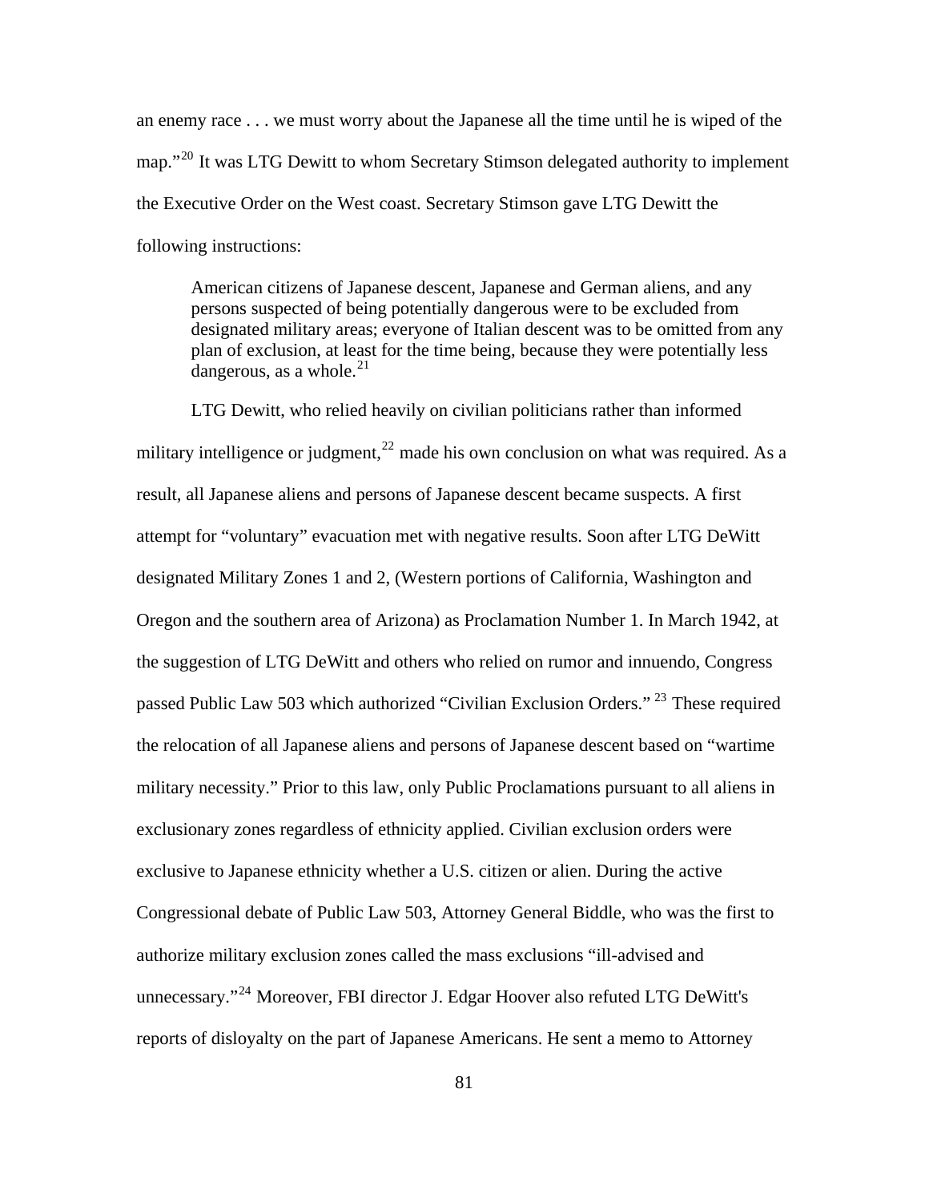an enemy race . . . we must worry about the Japanese all the time until he is wiped of the map."[20] It was LTG Dewitt to whom Secretary Stimson delegated authority to implement the Executive Order on the West coast. Secretary Stimson gave LTG Dewitt the following instructions:

> American citizens of Japanese descent, Japanese and German aliens, and any persons suspected of being potentially dangerous were to be excluded from designated military areas; everyone of Italian descent was to be omitted from any plan of exclusion, at least for the time being, because they were potentially less dangerous, as a whole.[21]

LTG Dewitt, who relied heavily on civilian politicians rather than informed military intelligence or judgment,[22] made his own conclusion on what was required. As a result, all Japanese aliens and persons of Japanese descent became suspects. A first attempt for "voluntary" evacuation met with negative results. Soon after LTG DeWitt designated Military Zones 1 and 2, (Western portions of California, Washington and Oregon and the southern area of Arizona) as Proclamation Number 1. In March 1942, at the suggestion of LTG DeWitt and others who relied on rumor and innuendo, Congress passed Public Law 503 which authorized "Civilian Exclusion Orders." [23] These required the relocation of all Japanese aliens and persons of Japanese descent based on "wartime military necessity." Prior to this law, only Public Proclamations pursuant to all aliens in exclusionary zones regardless of ethnicity applied. Civilian exclusion orders were exclusive to Japanese ethnicity whether a U.S. citizen or alien. During the active Congressional debate of Public Law 503, Attorney General Biddle, who was the first to authorize military exclusion zones called the mass exclusions "ill-advised and unnecessary."[24] Moreover, FBI director J. Edgar Hoover also refuted LTG DeWitt's reports of disloyalty on the part of Japanese Americans. He sent a memo to Attorney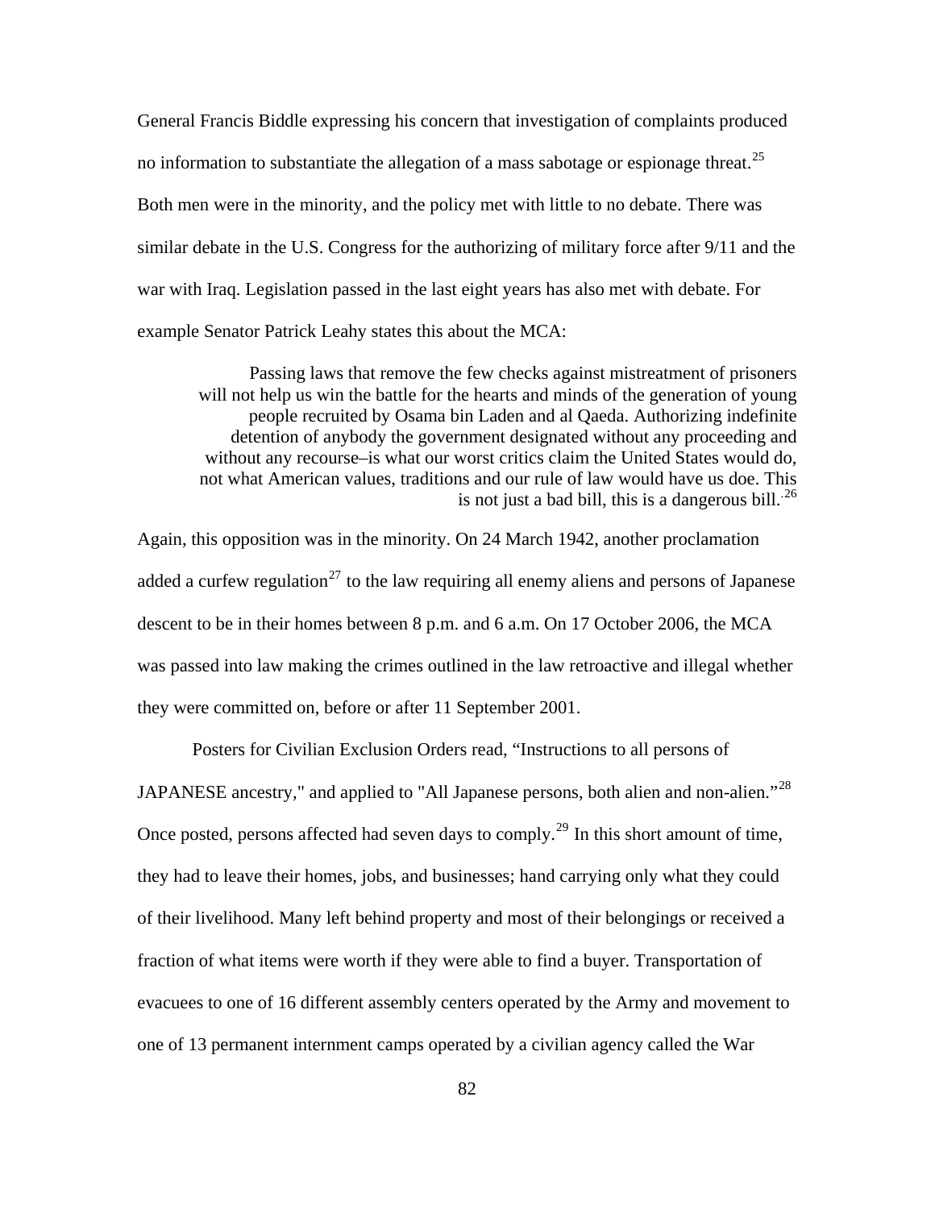General Francis Biddle expressing his concern that investigation of complaints produced no information to substantiate the allegation of a mass sabotage or espionage threat.[25] Both men were in the minority, and the policy met with little to no debate. There was similar debate in the U.S. Congress for the authorizing of military force after 9/11 and the war with Iraq. Legislation passed in the last eight years has also met with debate. For example Senator Patrick Leahy states this about the MCA:

> Passing laws that remove the few checks against mistreatment of prisoners will not help us win the battle for the hearts and minds of the generation of young people recruited by Osama bin Laden and al Qaeda. Authorizing indefinite detention of anybody the government designated without any proceeding and without any recourse–is what our worst critics claim the United States would do, not what American values, traditions and our rule of law would have us doe. This is not just a bad bill, this is a dangerous bill.[26]

Again, this opposition was in the minority. On 24 March 1942, another proclamation added a curfew regulation[27] to the law requiring all enemy aliens and persons of Japanese descent to be in their homes between 8 p.m. and 6 a.m. On 17 October 2006, the MCA was passed into law making the crimes outlined in the law retroactive and illegal whether they were committed on, before or after 11 September 2001.

Posters for Civilian Exclusion Orders read, "Instructions to all persons of JAPANESE ancestry," and applied to "All Japanese persons, both alien and non-alien."[28] Once posted, persons affected had seven days to comply.[29] In this short amount of time, they had to leave their homes, jobs, and businesses; hand carrying only what they could of their livelihood. Many left behind property and most of their belongings or received a fraction of what items were worth if they were able to find a buyer. Transportation of evacuees to one of 16 different assembly centers operated by the Army and movement to one of 13 permanent internment camps operated by a civilian agency called the War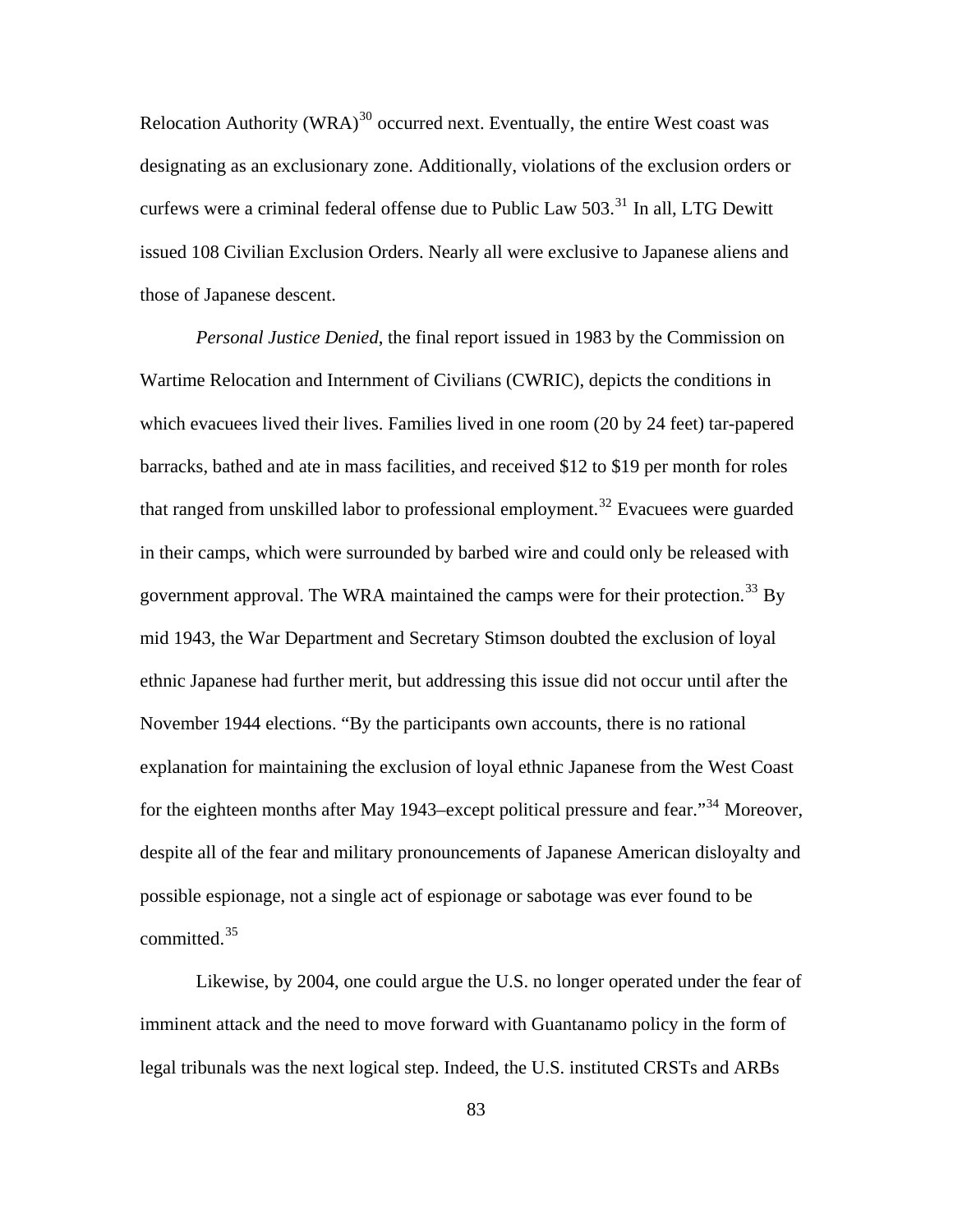Relocation Authority (WRA)[30] occurred next. Eventually, the entire West coast was designating as an exclusionary zone. Additionally, violations of the exclusion orders or curfews were a criminal federal offense due to Public Law 503.[31] In all, LTG Dewitt issued 108 Civilian Exclusion Orders. Nearly all were exclusive to Japanese aliens and those of Japanese descent.

*Personal Justice Denied*, the final report issued in 1983 by the Commission on Wartime Relocation and Internment of Civilians (CWRIC), depicts the conditions in which evacuees lived their lives. Families lived in one room (20 by 24 feet) tar-papered barracks, bathed and ate in mass facilities, and received $12 to $19 per month for roles that ranged from unskilled labor to professional employment.[32] Evacuees were guarded in their camps, which were surrounded by barbed wire and could only be released with government approval. The WRA maintained the camps were for their protection.[33] By mid 1943, the War Department and Secretary Stimson doubted the exclusion of loyal ethnic Japanese had further merit, but addressing this issue did not occur until after the November 1944 elections. "By the participants own accounts, there is no rational explanation for maintaining the exclusion of loyal ethnic Japanese from the West Coast for the eighteen months after May 1943–except political pressure and fear."[34] Moreover, despite all of the fear and military pronouncements of Japanese American disloyalty and possible espionage, not a single act of espionage or sabotage was ever found to be committed.[35]

Likewise, by 2004, one could argue the U.S. no longer operated under the fear of imminent attack and the need to move forward with Guantanamo policy in the form of legal tribunals was the next logical step. Indeed, the U.S. instituted CRSTs and ARBs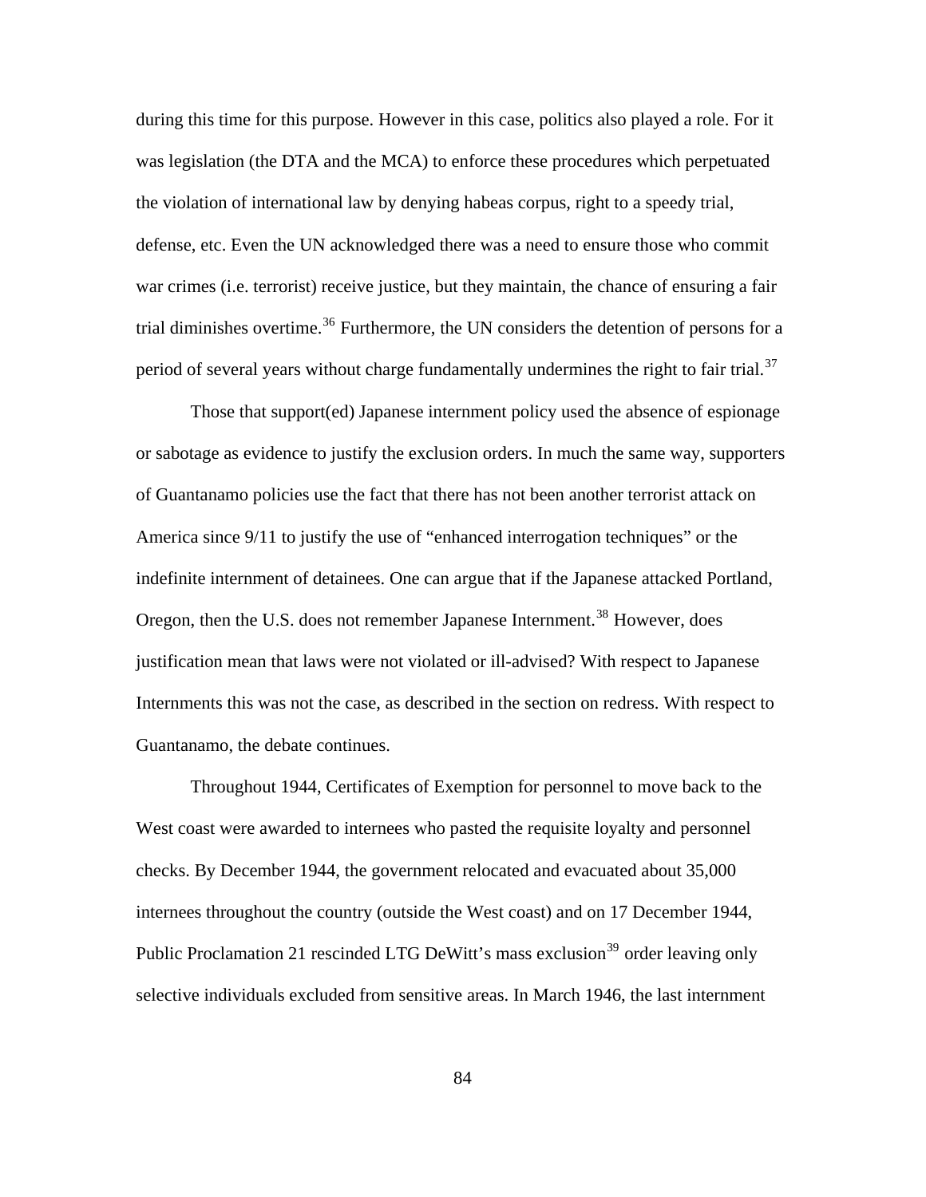during this time for this purpose. However in this case, politics also played a role. For it was legislation (the DTA and the MCA) to enforce these procedures which perpetuated the violation of international law by denying habeas corpus, right to a speedy trial, defense, etc. Even the UN acknowledged there was a need to ensure those who commit war crimes (i.e. terrorist) receive justice, but they maintain, the chance of ensuring a fair trial diminishes overtime.[36] Furthermore, the UN considers the detention of persons for a period of several years without charge fundamentally undermines the right to fair trial.[37]

Those that support(ed) Japanese internment policy used the absence of espionage or sabotage as evidence to justify the exclusion orders. In much the same way, supporters of Guantanamo policies use the fact that there has not been another terrorist attack on America since 9/11 to justify the use of "enhanced interrogation techniques" or the indefinite internment of detainees. One can argue that if the Japanese attacked Portland, Oregon, then the U.S. does not remember Japanese Internment.[38] However, does justification mean that laws were not violated or ill-advised? With respect to Japanese Internments this was not the case, as described in the section on redress. With respect to Guantanamo, the debate continues.

Throughout 1944, Certificates of Exemption for personnel to move back to the West coast were awarded to internees who pasted the requisite loyalty and personnel checks. By December 1944, the government relocated and evacuated about 35,000 internees throughout the country (outside the West coast) and on 17 December 1944, Public Proclamation 21 rescinded LTG DeWitt's mass exclusion[39] order leaving only selective individuals excluded from sensitive areas. In March 1946, the last internment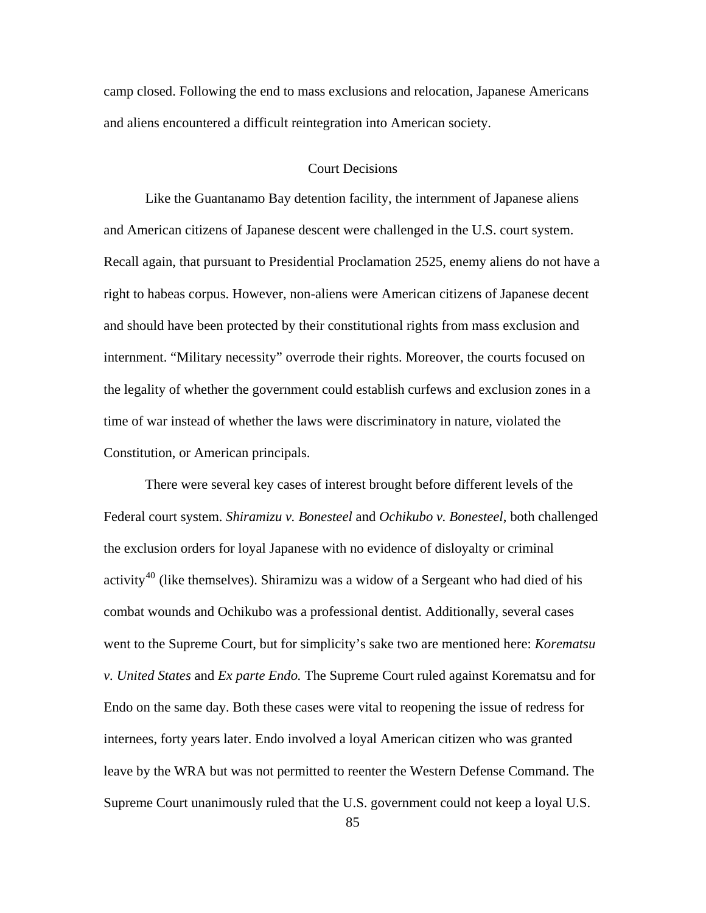camp closed. Following the end to mass exclusions and relocation, Japanese Americans and aliens encountered a difficult reintegration into American society.

## Court Decisions

Like the Guantanamo Bay detention facility, the internment of Japanese aliens and American citizens of Japanese descent were challenged in the U.S. court system. Recall again, that pursuant to Presidential Proclamation 2525, enemy aliens do not have a right to habeas corpus. However, non-aliens were American citizens of Japanese decent and should have been protected by their constitutional rights from mass exclusion and internment. "Military necessity" overrode their rights. Moreover, the courts focused on the legality of whether the government could establish curfews and exclusion zones in a time of war instead of whether the laws were discriminatory in nature, violated the Constitution, or American principals.

There were several key cases of interest brought before different levels of the Federal court system. *Shiramizu v. Bonesteel* and *Ochikubo v. Bonesteel*, both challenged the exclusion orders for loyal Japanese with no evidence of disloyalty or criminal activity[40] (like themselves). Shiramizu was a widow of a Sergeant who had died of his combat wounds and Ochikubo was a professional dentist. Additionally, several cases went to the Supreme Court, but for simplicity's sake two are mentioned here: *Korematsu v. United States* and *Ex parte Endo.* The Supreme Court ruled against Korematsu and for Endo on the same day. Both these cases were vital to reopening the issue of redress for internees, forty years later. Endo involved a loyal American citizen who was granted leave by the WRA but was not permitted to reenter the Western Defense Command. The Supreme Court unanimously ruled that the U.S. government could not keep a loyal U.S.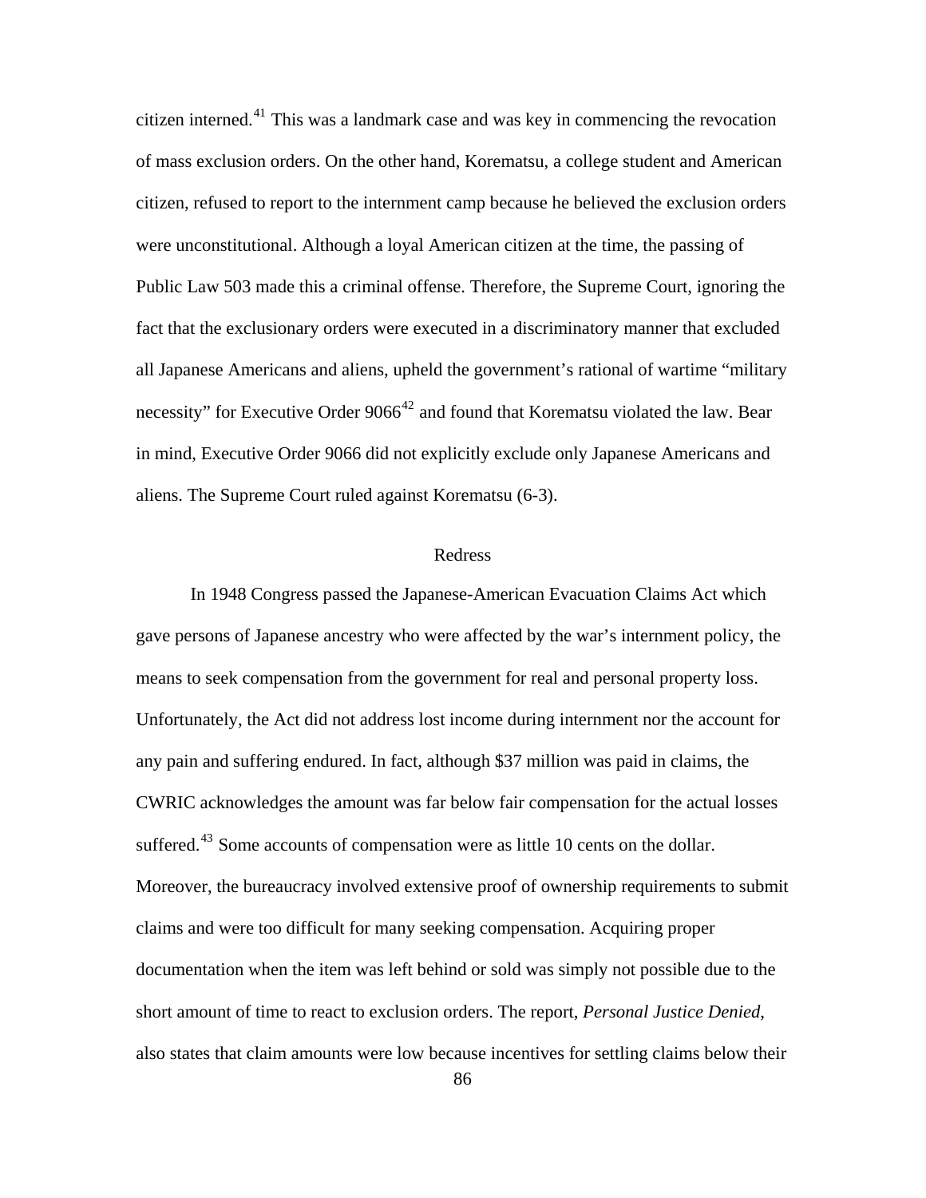citizen interned.[41] This was a landmark case and was key in commencing the revocation of mass exclusion orders. On the other hand, Korematsu, a college student and American citizen, refused to report to the internment camp because he believed the exclusion orders were unconstitutional. Although a loyal American citizen at the time, the passing of Public Law 503 made this a criminal offense. Therefore, the Supreme Court, ignoring the fact that the exclusionary orders were executed in a discriminatory manner that excluded all Japanese Americans and aliens, upheld the government's rational of wartime "military necessity" for Executive Order 9066[42] and found that Korematsu violated the law. Bear in mind, Executive Order 9066 did not explicitly exclude only Japanese Americans and aliens. The Supreme Court ruled against Korematsu (6-3).

## Redress

In 1948 Congress passed the Japanese-American Evacuation Claims Act which gave persons of Japanese ancestry who were affected by the war's internment policy, the means to seek compensation from the government for real and personal property loss. Unfortunately, the Act did not address lost income during internment nor the account for any pain and suffering endured. In fact, although $37 million was paid in claims, the CWRIC acknowledges the amount was far below fair compensation for the actual losses suffered.[43] Some accounts of compensation were as little 10 cents on the dollar. Moreover, the bureaucracy involved extensive proof of ownership requirements to submit claims and were too difficult for many seeking compensation. Acquiring proper documentation when the item was left behind or sold was simply not possible due to the short amount of time to react to exclusion orders. The report, *Personal Justice Denied*, also states that claim amounts were low because incentives for settling claims below their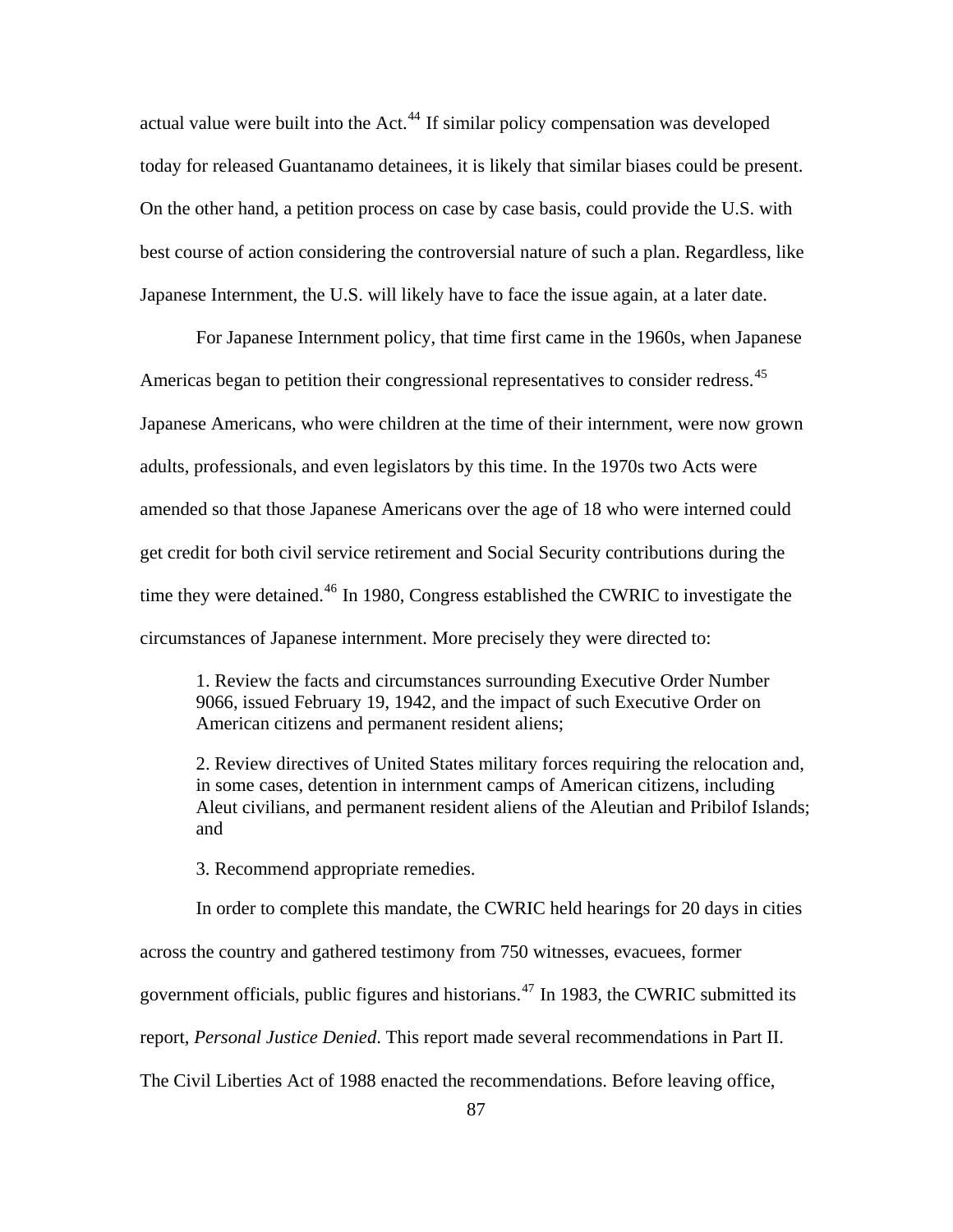actual value were built into the Act.[44] If similar policy compensation was developed today for released Guantanamo detainees, it is likely that similar biases could be present. On the other hand, a petition process on case by case basis, could provide the U.S. with best course of action considering the controversial nature of such a plan. Regardless, like Japanese Internment, the U.S. will likely have to face the issue again, at a later date.

For Japanese Internment policy, that time first came in the 1960s, when Japanese Americas began to petition their congressional representatives to consider redress.[45] Japanese Americans, who were children at the time of their internment, were now grown adults, professionals, and even legislators by this time. In the 1970s two Acts were amended so that those Japanese Americans over the age of 18 who were interned could get credit for both civil service retirement and Social Security contributions during the time they were detained.[46] In 1980, Congress established the CWRIC to investigate the circumstances of Japanese internment. More precisely they were directed to:

> 1. Review the facts and circumstances surrounding Executive Order Number 9066, issued February 19, 1942, and the impact of such Executive Order on American citizens and permanent resident aliens;
>
> 2. Review directives of United States military forces requiring the relocation and, in some cases, detention in internment camps of American citizens, including Aleut civilians, and permanent resident aliens of the Aleutian and Pribilof Islands; and
>
> 3. Recommend appropriate remedies.

In order to complete this mandate, the CWRIC held hearings for 20 days in cities across the country and gathered testimony from 750 witnesses, evacuees, former government officials, public figures and historians.[47] In 1983, the CWRIC submitted its report, *Personal Justice Denied*. This report made several recommendations in Part II. The Civil Liberties Act of 1988 enacted the recommendations. Before leaving office,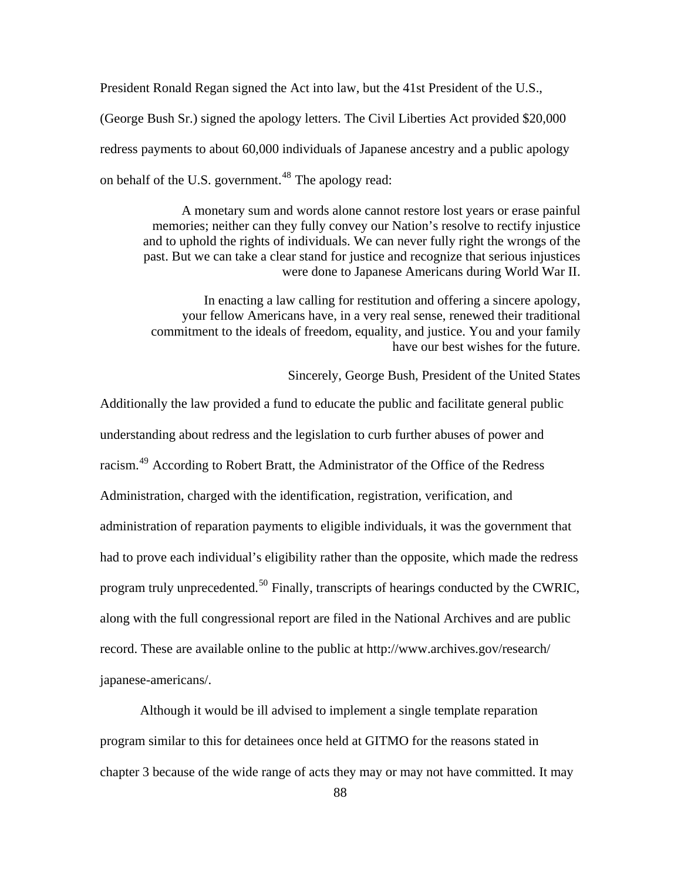President Ronald Regan signed the Act into law, but the 41st President of the U.S., (George Bush Sr.) signed the apology letters. The Civil Liberties Act provided $20,000 redress payments to about 60,000 individuals of Japanese ancestry and a public apology on behalf of the U.S. government.[48] The apology read:

> A monetary sum and words alone cannot restore lost years or erase painful memories; neither can they fully convey our Nation's resolve to rectify injustice and to uphold the rights of individuals. We can never fully right the wrongs of the past. But we can take a clear stand for justice and recognize that serious injustices were done to Japanese Americans during World War II.
>
> In enacting a law calling for restitution and offering a sincere apology, your fellow Americans have, in a very real sense, renewed their traditional commitment to the ideals of freedom, equality, and justice. You and your family have our best wishes for the future.
>
> Sincerely, George Bush, President of the United States

Additionally the law provided a fund to educate the public and facilitate general public understanding about redress and the legislation to curb further abuses of power and racism.[49] According to Robert Bratt, the Administrator of the Office of the Redress Administration, charged with the identification, registration, verification, and administration of reparation payments to eligible individuals, it was the government that had to prove each individual's eligibility rather than the opposite, which made the redress program truly unprecedented.[50] Finally, transcripts of hearings conducted by the CWRIC, along with the full congressional report are filed in the National Archives and are public record. These are available online to the public at http://www.archives.gov/research/japanese-americans/.

Although it would be ill advised to implement a single template reparation program similar to this for detainees once held at GITMO for the reasons stated in chapter 3 because of the wide range of acts they may or may not have committed. It may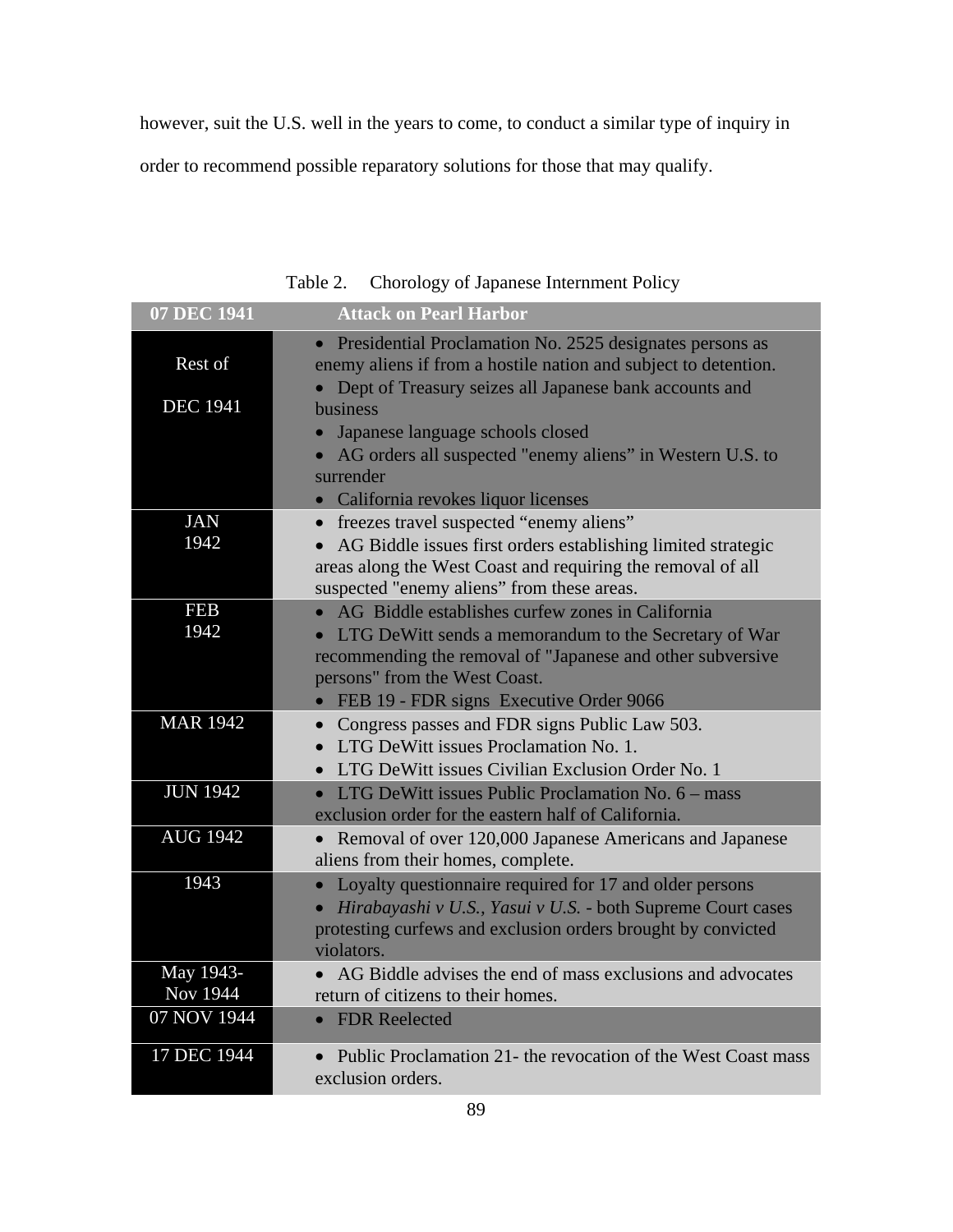however, suit the U.S. well in the years to come, to conduct a similar type of inquiry in order to recommend possible reparatory solutions for those that may qualify.

Table 2. Chorology of Japanese Internment Policy

| 07 DEC 1941 | Attack on Pearl Harbor |
|---|---|
| Rest of DEC 1941 | • Presidential Proclamation No. 2525 designates persons as enemy aliens if from a hostile nation and subject to detention.<br>• Dept of Treasury seizes all Japanese bank accounts and business<br>• Japanese language schools closed<br>• AG orders all suspected "enemy aliens" in Western U.S. to surrender<br>• California revokes liquor licenses |
| JAN 1942 | • freezes travel suspected "enemy aliens"<br>• AG Biddle issues first orders establishing limited strategic areas along the West Coast and requiring the removal of all suspected "enemy aliens" from these areas. |
| FEB 1942 | • AG Biddle establishes curfew zones in California<br>• LTG DeWitt sends a memorandum to the Secretary of War recommending the removal of "Japanese and other subversive persons" from the West Coast.<br>• FEB 19 - FDR signs Executive Order 9066 |
| MAR 1942 | • Congress passes and FDR signs Public Law 503.<br>• LTG DeWitt issues Proclamation No. 1.<br>• LTG DeWitt issues Civilian Exclusion Order No. 1 |
| JUN 1942 | • LTG DeWitt issues Public Proclamation No. 6 – mass exclusion order for the eastern half of California. |
| AUG 1942 | • Removal of over 120,000 Japanese Americans and Japanese aliens from their homes, complete. |
| 1943 | • Loyalty questionnaire required for 17 and older persons<br>• *Hirabayashi v U.S., Yasui v U.S.* - both Supreme Court cases protesting curfews and exclusion orders brought by convicted violators. |
| May 1943- Nov 1944 | • AG Biddle advises the end of mass exclusions and advocates return of citizens to their homes. |
| 07 NOV 1944 | • FDR Reelected |
| 17 DEC 1944 | • Public Proclamation 21- the revocation of the West Coast mass exclusion orders. |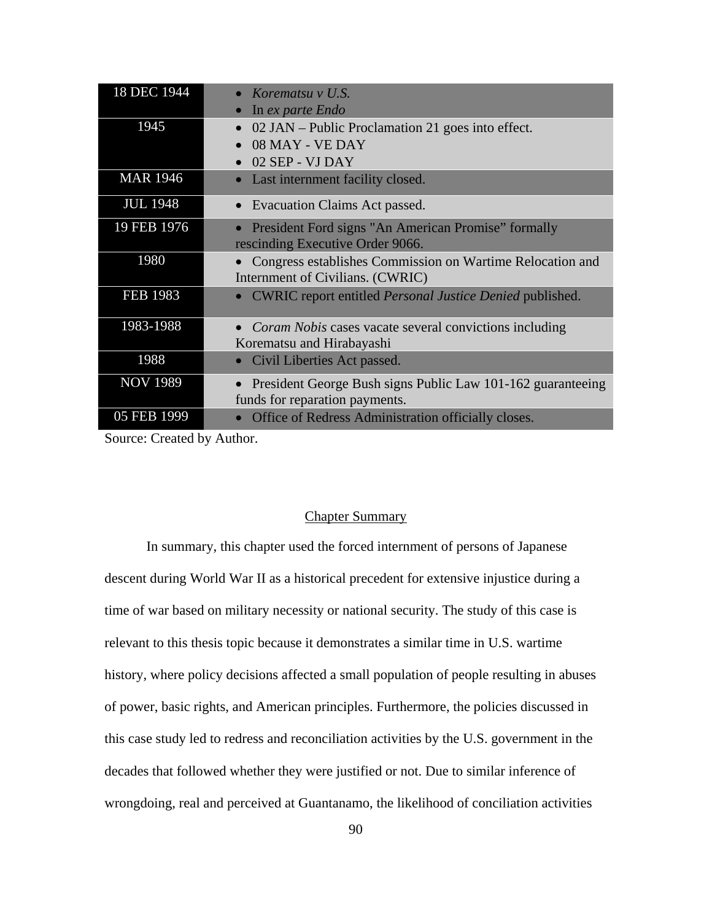| | |
|---|---|
| 18 DEC 1944 | • *Korematsu v U.S.*<br>• In *ex parte Endo* |
| 1945 | • 02 JAN – Public Proclamation 21 goes into effect.<br>• 08 MAY - VE DAY<br>• 02 SEP - VJ DAY |
| MAR 1946 | • Last internment facility closed. |
| JUL 1948 | • Evacuation Claims Act passed. |
| 19 FEB 1976 | • President Ford signs "An American Promise" formally rescinding Executive Order 9066. |
| 1980 | • Congress establishes Commission on Wartime Relocation and Internment of Civilians. (CWRIC) |
| FEB 1983 | • CWRIC report entitled *Personal Justice Denied* published. |
| 1983-1988 | • *Coram Nobis* cases vacate several convictions including Korematsu and Hirabayashi |
| 1988 | • Civil Liberties Act passed. |
| NOV 1989 | • President George Bush signs Public Law 101-162 guaranteeing funds for reparation payments. |
| 05 FEB 1999 | • Office of Redress Administration officially closes. |

Source: Created by Author.

## Chapter Summary

In summary, this chapter used the forced internment of persons of Japanese descent during World War II as a historical precedent for extensive injustice during a time of war based on military necessity or national security. The study of this case is relevant to this thesis topic because it demonstrates a similar time in U.S. wartime history, where policy decisions affected a small population of people resulting in abuses of power, basic rights, and American principles. Furthermore, the policies discussed in this case study led to redress and reconciliation activities by the U.S. government in the decades that followed whether they were justified or not. Due to similar inference of wrongdoing, real and perceived at Guantanamo, the likelihood of conciliation activities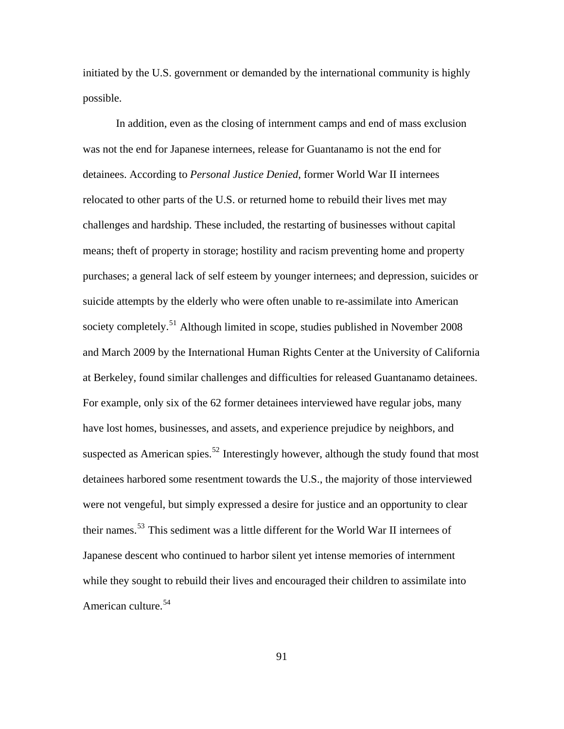initiated by the U.S. government or demanded by the international community is highly possible.

In addition, even as the closing of internment camps and end of mass exclusion was not the end for Japanese internees, release for Guantanamo is not the end for detainees. According to *Personal Justice Denied*, former World War II internees relocated to other parts of the U.S. or returned home to rebuild their lives met may challenges and hardship. These included, the restarting of businesses without capital means; theft of property in storage; hostility and racism preventing home and property purchases; a general lack of self esteem by younger internees; and depression, suicides or suicide attempts by the elderly who were often unable to re-assimilate into American society completely.[51] Although limited in scope, studies published in November 2008 and March 2009 by the International Human Rights Center at the University of California at Berkeley, found similar challenges and difficulties for released Guantanamo detainees. For example, only six of the 62 former detainees interviewed have regular jobs, many have lost homes, businesses, and assets, and experience prejudice by neighbors, and suspected as American spies.[52] Interestingly however, although the study found that most detainees harbored some resentment towards the U.S., the majority of those interviewed were not vengeful, but simply expressed a desire for justice and an opportunity to clear their names.[53] This sediment was a little different for the World War II internees of Japanese descent who continued to harbor silent yet intense memories of internment while they sought to rebuild their lives and encouraged their children to assimilate into American culture.[54]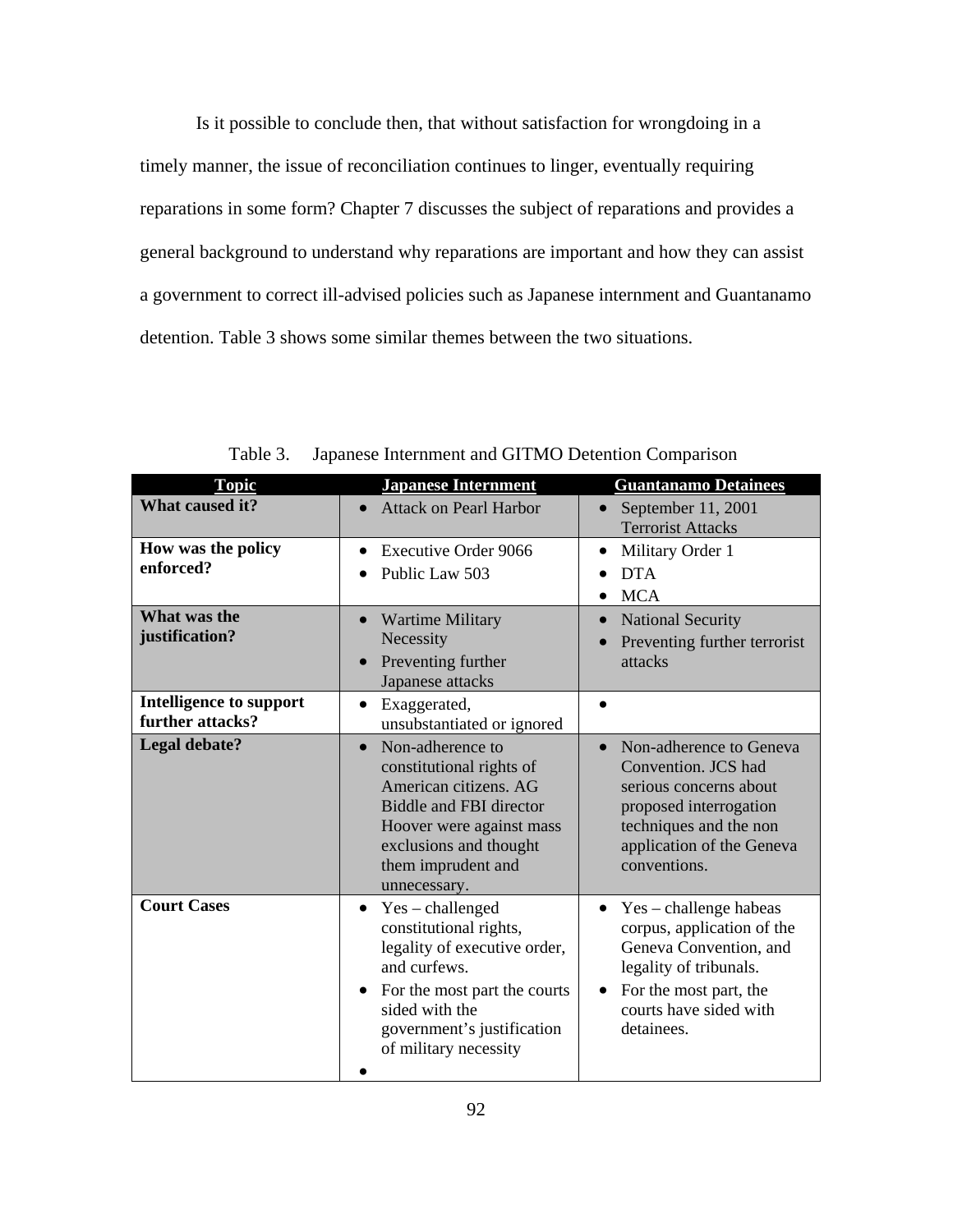Is it possible to conclude then, that without satisfaction for wrongdoing in a timely manner, the issue of reconciliation continues to linger, eventually requiring reparations in some form? Chapter 7 discusses the subject of reparations and provides a general background to understand why reparations are important and how they can assist a government to correct ill-advised policies such as Japanese internment and Guantanamo detention. Table 3 shows some similar themes between the two situations.

Table 3. Japanese Internment and GITMO Detention Comparison

| Topic | Japanese Internment | Guantanamo Detainees |
|---|---|---|
| **What caused it?** | • Attack on Pearl Harbor | • September 11, 2001 Terrorist Attacks |
| **How was the policy enforced?** | • Executive Order 9066<br>• Public Law 503 | • Military Order 1<br>• DTA<br>• MCA |
| **What was the justification?** | • Wartime Military Necessity<br>• Preventing further Japanese attacks | • National Security<br>• Preventing further terrorist attacks |
| **Intelligence to support further attacks?** | • Exaggerated, unsubstantiated or ignored | • |
| **Legal debate?** | • Non-adherence to constitutional rights of American citizens. AG Biddle and FBI director Hoover were against mass exclusions and thought them imprudent and unnecessary. | • Non-adherence to Geneva Convention. JCS had serious concerns about proposed interrogation techniques and the non application of the Geneva conventions. |
| **Court Cases** | • Yes – challenged constitutional rights, legality of executive order, and curfews.<br>• For the most part the courts sided with the government's justification of military necessity<br>• | • Yes – challenge habeas corpus, application of the Geneva Convention, and legality of tribunals.<br>• For the most part, the courts have sided with detainees. |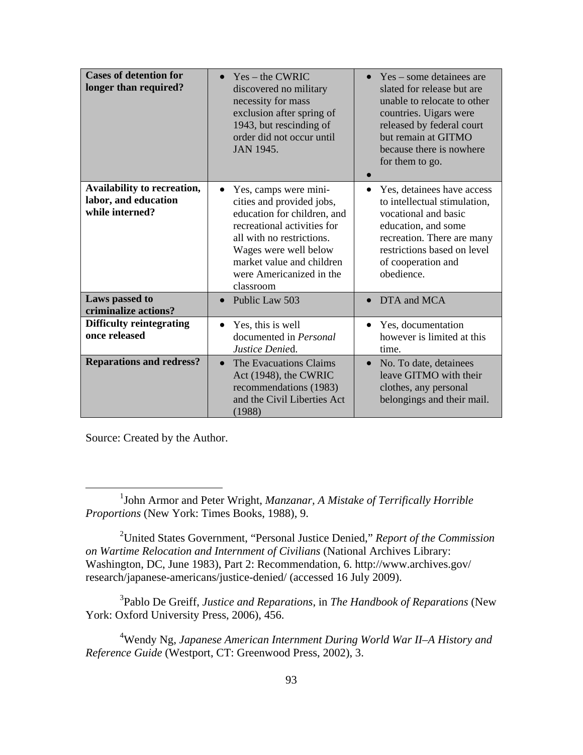| **Cases of detention for longer than required?** | • Yes – the CWRIC discovered no military necessity for mass exclusion after spring of 1943, but rescinding of order did not occur until JAN 1945. | • Yes – some detainees are slated for release but are unable to relocate to other countries. Uigars were released by federal court but remain at GITMO because there is nowhere for them to go.<br>• |
|---|---|---|
| **Availability to recreation, labor, and education while interned?** | • Yes, camps were mini-cities and provided jobs, education for children, and recreational activities for all with no restrictions. Wages were well below market value and children were Americanized in the classroom | • Yes, detainees have access to intellectual stimulation, vocational and basic education, and some recreation. There are many restrictions based on level of cooperation and obedience. |
| **Laws passed to criminalize actions?** | • Public Law 503 | • DTA and MCA |
| **Difficulty reintegrating once released** | • Yes, this is well documented in *Personal Justice Denie*d. | • Yes, documentation however is limited at this time. |
| **Reparations and redress?** | • The Evacuations Claims Act (1948), the CWRIC recommendations (1983) and the Civil Liberties Act (1988) | • No. To date, detainees leave GITMO with their clothes, any personal belongings and their mail. |

Source: Created by the Author.

---

[1]John Armor and Peter Wright, *Manzanar, A Mistake of Terrifically Horrible Proportions* (New York: Times Books, 1988), 9.

[2]United States Government, "Personal Justice Denied," *Report of the Commission on Wartime Relocation and Internment of Civilians* (National Archives Library: Washington, DC, June 1983), Part 2: Recommendation, 6. http://www.archives.gov/research/japanese-americans/justice-denied/ (accessed 16 July 2009).

[3]Pablo De Greiff, *Justice and Reparations*, in *The Handbook of Reparations* (New York: Oxford University Press, 2006), 456.

[4]Wendy Ng, *Japanese American Internment During World War II–A History and Reference Guide* (Westport, CT: Greenwood Press, 2002), 3.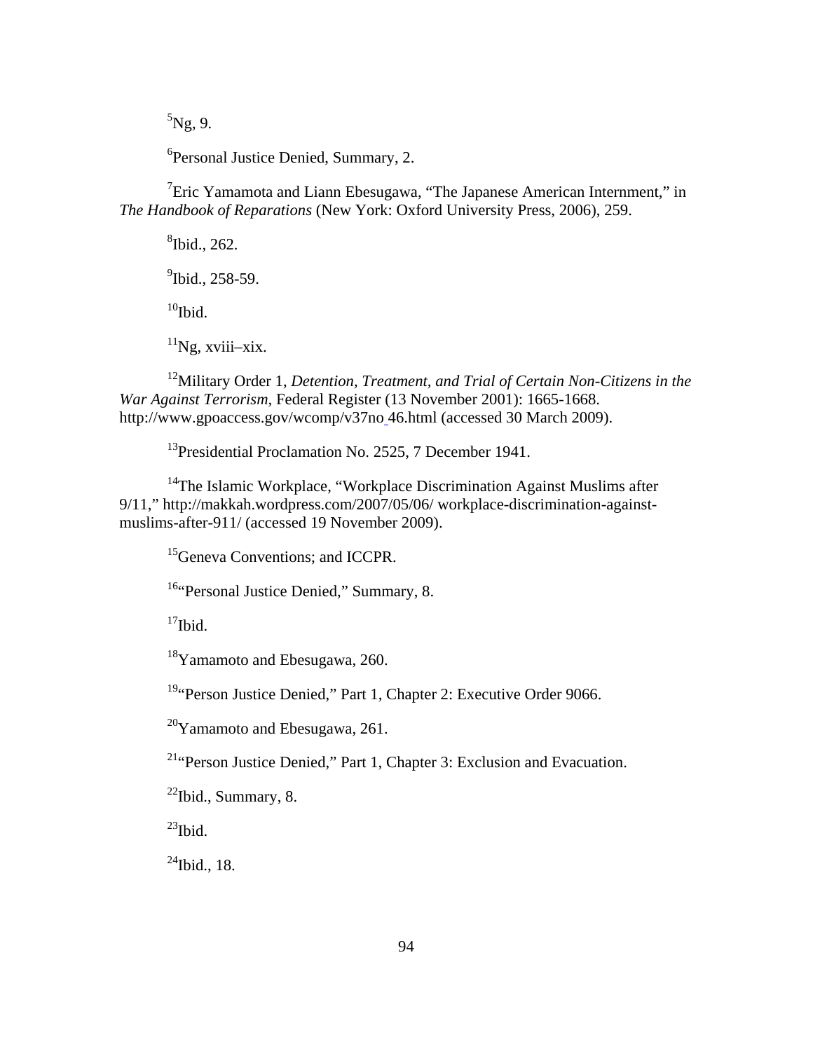[5]Ng, 9.

[6]Personal Justice Denied, Summary, 2.

[7]Eric Yamamota and Liann Ebesugawa, "The Japanese American Internment," in *The Handbook of Reparations* (New York: Oxford University Press, 2006), 259.

[8]Ibid., 262.

[9]Ibid., 258-59.

[10]Ibid.

[11]Ng, xviii–xix.

[12]Military Order 1, *Detention, Treatment, and Trial of Certain Non-Citizens in the War Against Terrorism,* Federal Register (13 November 2001): 1665-1668. http://www.gpoaccess.gov/wcomp/v37no 46.html (accessed 30 March 2009).

[13]Presidential Proclamation No. 2525, 7 December 1941.

[14]The Islamic Workplace, "Workplace Discrimination Against Muslims after 9/11," http://makkah.wordpress.com/2007/05/06/ workplace-discrimination-against-muslims-after-911/ (accessed 19 November 2009).

[15]Geneva Conventions; and ICCPR.

[16]"Personal Justice Denied," Summary, 8.

[17]Ibid.

[18]Yamamoto and Ebesugawa, 260.

[19]"Person Justice Denied," Part 1, Chapter 2: Executive Order 9066.

[20]Yamamoto and Ebesugawa, 261.

[21]"Person Justice Denied," Part 1, Chapter 3: Exclusion and Evacuation.

[22]Ibid., Summary, 8.

[23]Ibid.

[24]Ibid., 18.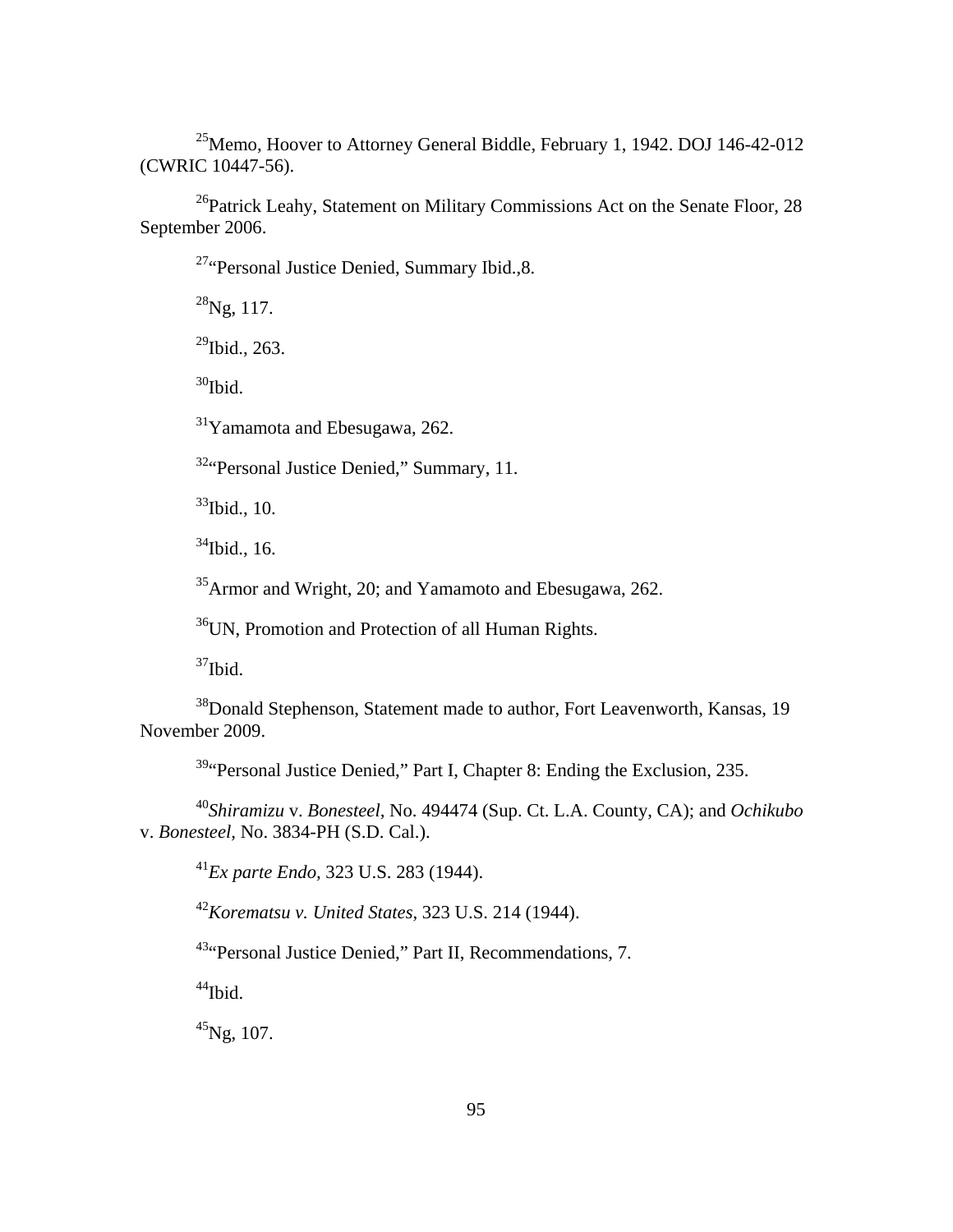[25]Memo, Hoover to Attorney General Biddle, February 1, 1942. DOJ 146-42-012 (CWRIC 10447-56).

[26]Patrick Leahy, Statement on Military Commissions Act on the Senate Floor, 28 September 2006.

[27]"Personal Justice Denied, Summary Ibid.,8.

[28]Ng, 117.

[29]Ibid., 263.

[30]Ibid.

[31]Yamamota and Ebesugawa, 262.

[32]"Personal Justice Denied," Summary, 11.

[33]Ibid., 10.

[34]Ibid., 16.

[35]Armor and Wright, 20; and Yamamoto and Ebesugawa, 262.

[36]UN, Promotion and Protection of all Human Rights.

[37]Ibid.

[38]Donald Stephenson, Statement made to author, Fort Leavenworth, Kansas, 19 November 2009.

[39]"Personal Justice Denied," Part I, Chapter 8: Ending the Exclusion, 235.

[40]*Shiramizu* v. *Bonesteel*, No. 494474 (Sup. Ct. L.A. County, CA); and *Ochikubo* v. *Bonesteel*, No. 3834-PH (S.D. Cal.).

[41]*Ex parte Endo*, 323 U.S. 283 (1944).

[42]*Korematsu v. United States*, 323 U.S. 214 (1944).

[43]"Personal Justice Denied," Part II, Recommendations, 7.

[44]Ibid.

[45]Ng, 107.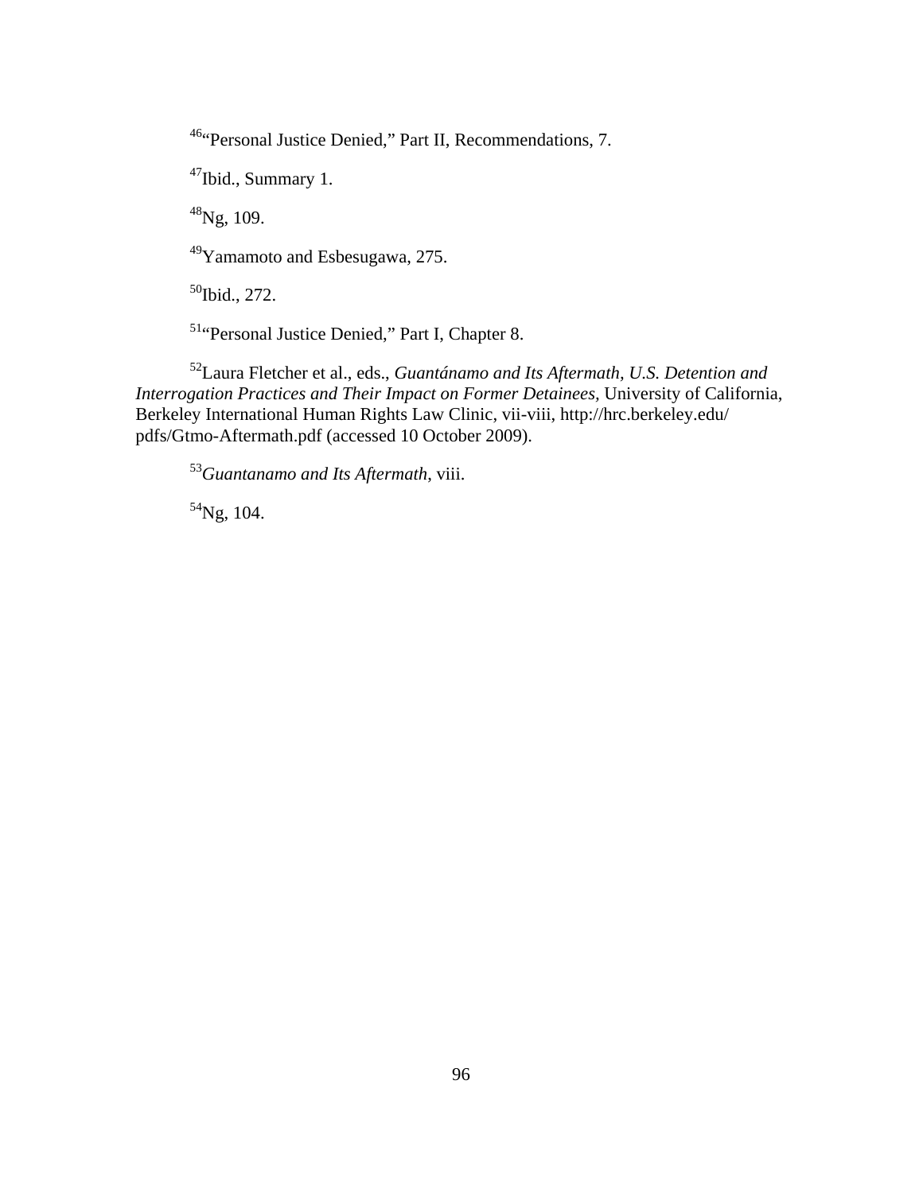[46]"Personal Justice Denied," Part II, Recommendations, 7.

[47]Ibid., Summary 1.

[48]Ng, 109.

[49]Yamamoto and Esbesugawa, 275.

[50]Ibid., 272.

[51]"Personal Justice Denied," Part I, Chapter 8.

[52]Laura Fletcher et al., eds., *Guantánamo and Its Aftermath, U.S. Detention and Interrogation Practices and Their Impact on Former Detainees*, University of California, Berkeley International Human Rights Law Clinic, vii-viii, http://hrc.berkeley.edu/pdfs/Gtmo-Aftermath.pdf (accessed 10 October 2009).

[53]*Guantanamo and Its Aftermath*, viii.

[54]Ng, 104.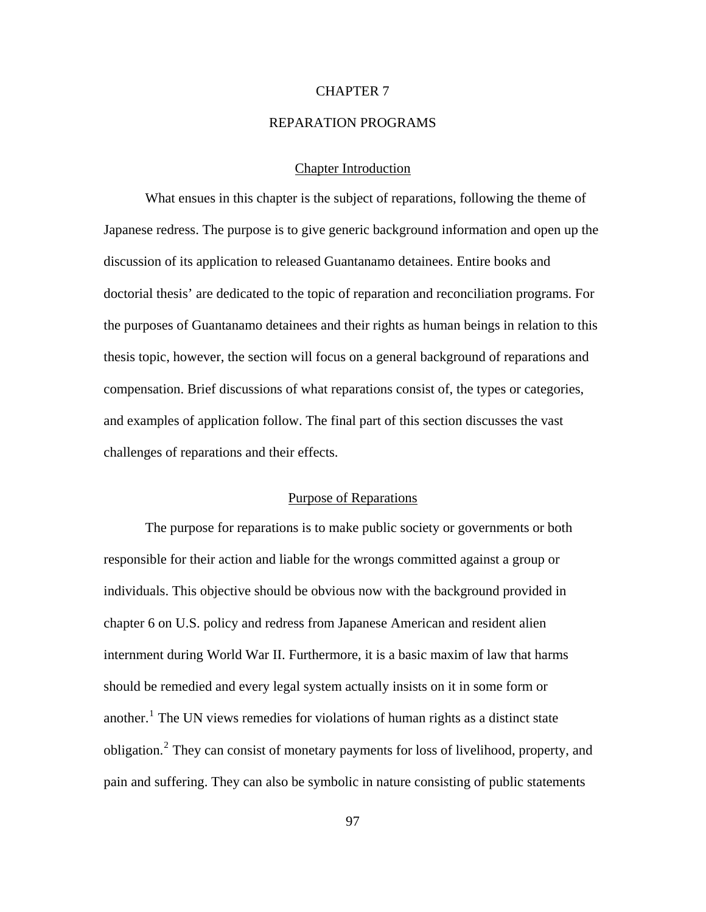# CHAPTER 7

# REPARATION PROGRAMS

## Chapter Introduction

What ensues in this chapter is the subject of reparations, following the theme of Japanese redress. The purpose is to give generic background information and open up the discussion of its application to released Guantanamo detainees. Entire books and doctorial thesis' are dedicated to the topic of reparation and reconciliation programs. For the purposes of Guantanamo detainees and their rights as human beings in relation to this thesis topic, however, the section will focus on a general background of reparations and compensation. Brief discussions of what reparations consist of, the types or categories, and examples of application follow. The final part of this section discusses the vast challenges of reparations and their effects.

## Purpose of Reparations

The purpose for reparations is to make public society or governments or both responsible for their action and liable for the wrongs committed against a group or individuals. This objective should be obvious now with the background provided in chapter 6 on U.S. policy and redress from Japanese American and resident alien internment during World War II. Furthermore, it is a basic maxim of law that harms should be remedied and every legal system actually insists on it in some form or another.[1] The UN views remedies for violations of human rights as a distinct state obligation.[2] They can consist of monetary payments for loss of livelihood, property, and pain and suffering. They can also be symbolic in nature consisting of public statements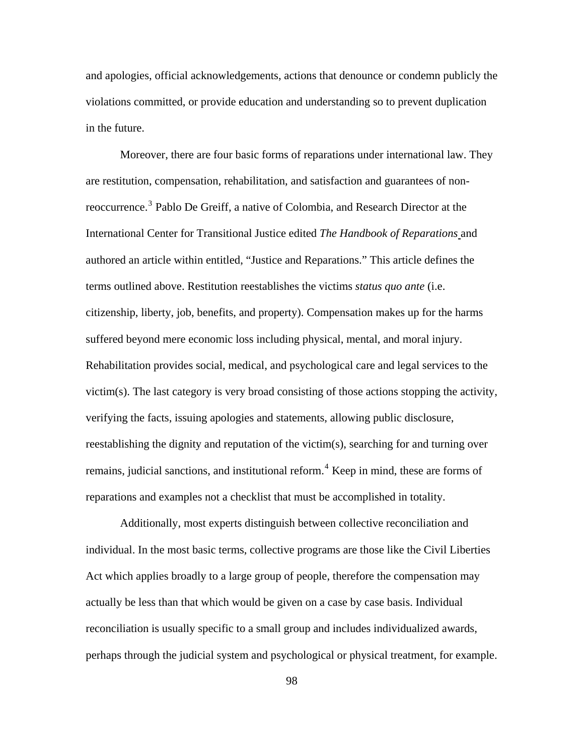and apologies, official acknowledgements, actions that denounce or condemn publicly the violations committed, or provide education and understanding so to prevent duplication in the future.

Moreover, there are four basic forms of reparations under international law. They are restitution, compensation, rehabilitation, and satisfaction and guarantees of non-reoccurrence.[3] Pablo De Greiff, a native of Colombia, and Research Director at the International Center for Transitional Justice edited *The Handbook of Reparations* and authored an article within entitled, "Justice and Reparations." This article defines the terms outlined above. Restitution reestablishes the victims *status quo ante* (i.e. citizenship, liberty, job, benefits, and property). Compensation makes up for the harms suffered beyond mere economic loss including physical, mental, and moral injury. Rehabilitation provides social, medical, and psychological care and legal services to the victim(s). The last category is very broad consisting of those actions stopping the activity, verifying the facts, issuing apologies and statements, allowing public disclosure, reestablishing the dignity and reputation of the victim(s), searching for and turning over remains, judicial sanctions, and institutional reform.[4] Keep in mind, these are forms of reparations and examples not a checklist that must be accomplished in totality.

Additionally, most experts distinguish between collective reconciliation and individual. In the most basic terms, collective programs are those like the Civil Liberties Act which applies broadly to a large group of people, therefore the compensation may actually be less than that which would be given on a case by case basis. Individual reconciliation is usually specific to a small group and includes individualized awards, perhaps through the judicial system and psychological or physical treatment, for example.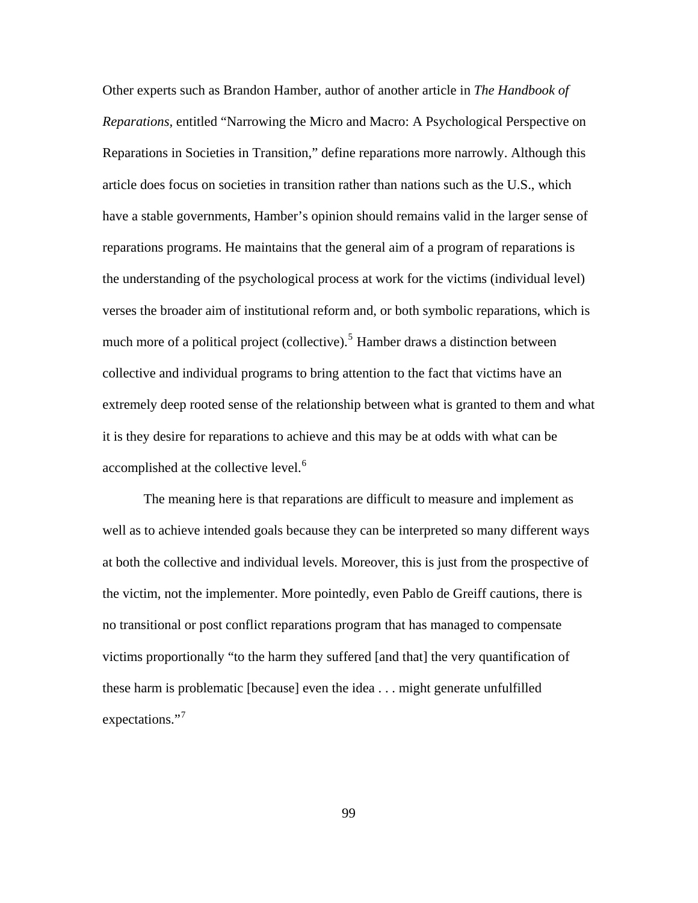Other experts such as Brandon Hamber, author of another article in *The Handbook of Reparations*, entitled "Narrowing the Micro and Macro: A Psychological Perspective on Reparations in Societies in Transition," define reparations more narrowly. Although this article does focus on societies in transition rather than nations such as the U.S., which have a stable governments, Hamber's opinion should remains valid in the larger sense of reparations programs. He maintains that the general aim of a program of reparations is the understanding of the psychological process at work for the victims (individual level) verses the broader aim of institutional reform and, or both symbolic reparations, which is much more of a political project (collective).[5] Hamber draws a distinction between collective and individual programs to bring attention to the fact that victims have an extremely deep rooted sense of the relationship between what is granted to them and what it is they desire for reparations to achieve and this may be at odds with what can be accomplished at the collective level.[6]

The meaning here is that reparations are difficult to measure and implement as well as to achieve intended goals because they can be interpreted so many different ways at both the collective and individual levels. Moreover, this is just from the prospective of the victim, not the implementer. More pointedly, even Pablo de Greiff cautions, there is no transitional or post conflict reparations program that has managed to compensate victims proportionally "to the harm they suffered [and that] the very quantification of these harm is problematic [because] even the idea . . . might generate unfulfilled expectations."[7]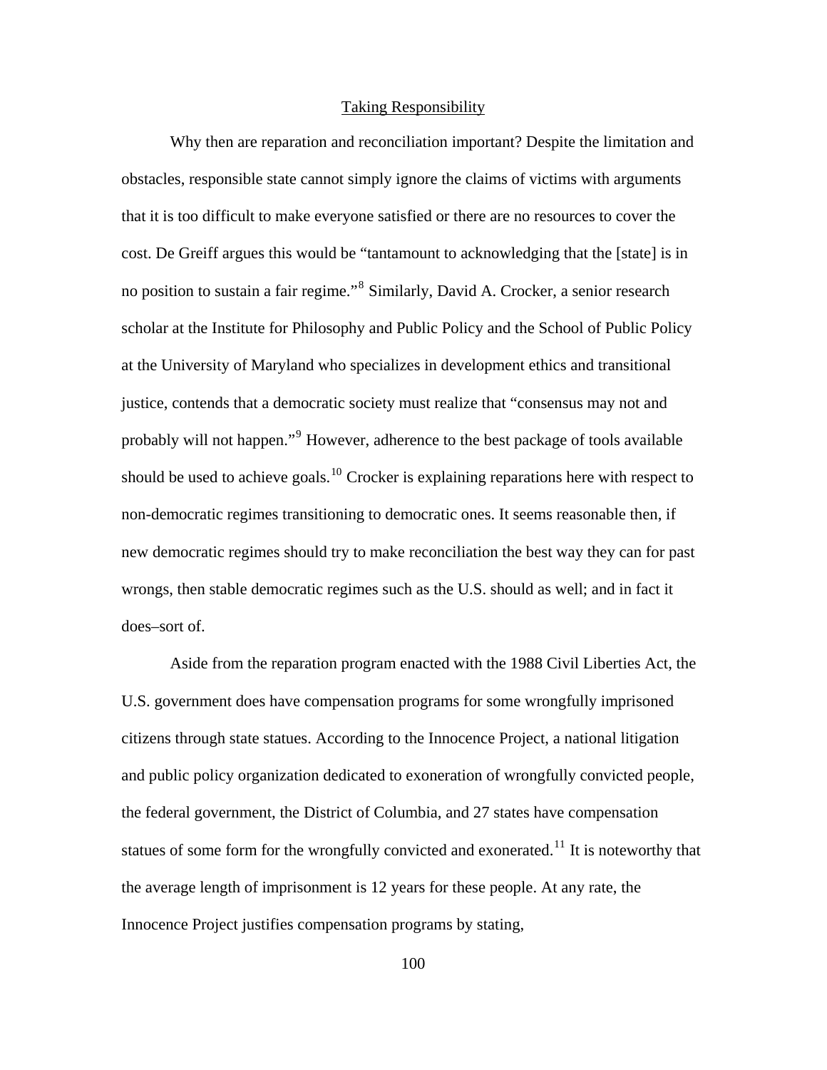## Taking Responsibility

Why then are reparation and reconciliation important? Despite the limitation and obstacles, responsible state cannot simply ignore the claims of victims with arguments that it is too difficult to make everyone satisfied or there are no resources to cover the cost. De Greiff argues this would be "tantamount to acknowledging that the [state] is in no position to sustain a fair regime."[8] Similarly, David A. Crocker, a senior research scholar at the Institute for Philosophy and Public Policy and the School of Public Policy at the University of Maryland who specializes in development ethics and transitional justice, contends that a democratic society must realize that "consensus may not and probably will not happen."[9] However, adherence to the best package of tools available should be used to achieve goals.[10] Crocker is explaining reparations here with respect to non-democratic regimes transitioning to democratic ones. It seems reasonable then, if new democratic regimes should try to make reconciliation the best way they can for past wrongs, then stable democratic regimes such as the U.S. should as well; and in fact it does–sort of.

Aside from the reparation program enacted with the 1988 Civil Liberties Act, the U.S. government does have compensation programs for some wrongfully imprisoned citizens through state statues. According to the Innocence Project, a national litigation and public policy organization dedicated to exoneration of wrongfully convicted people, the federal government, the District of Columbia, and 27 states have compensation statues of some form for the wrongfully convicted and exonerated.[11] It is noteworthy that the average length of imprisonment is 12 years for these people. At any rate, the Innocence Project justifies compensation programs by stating,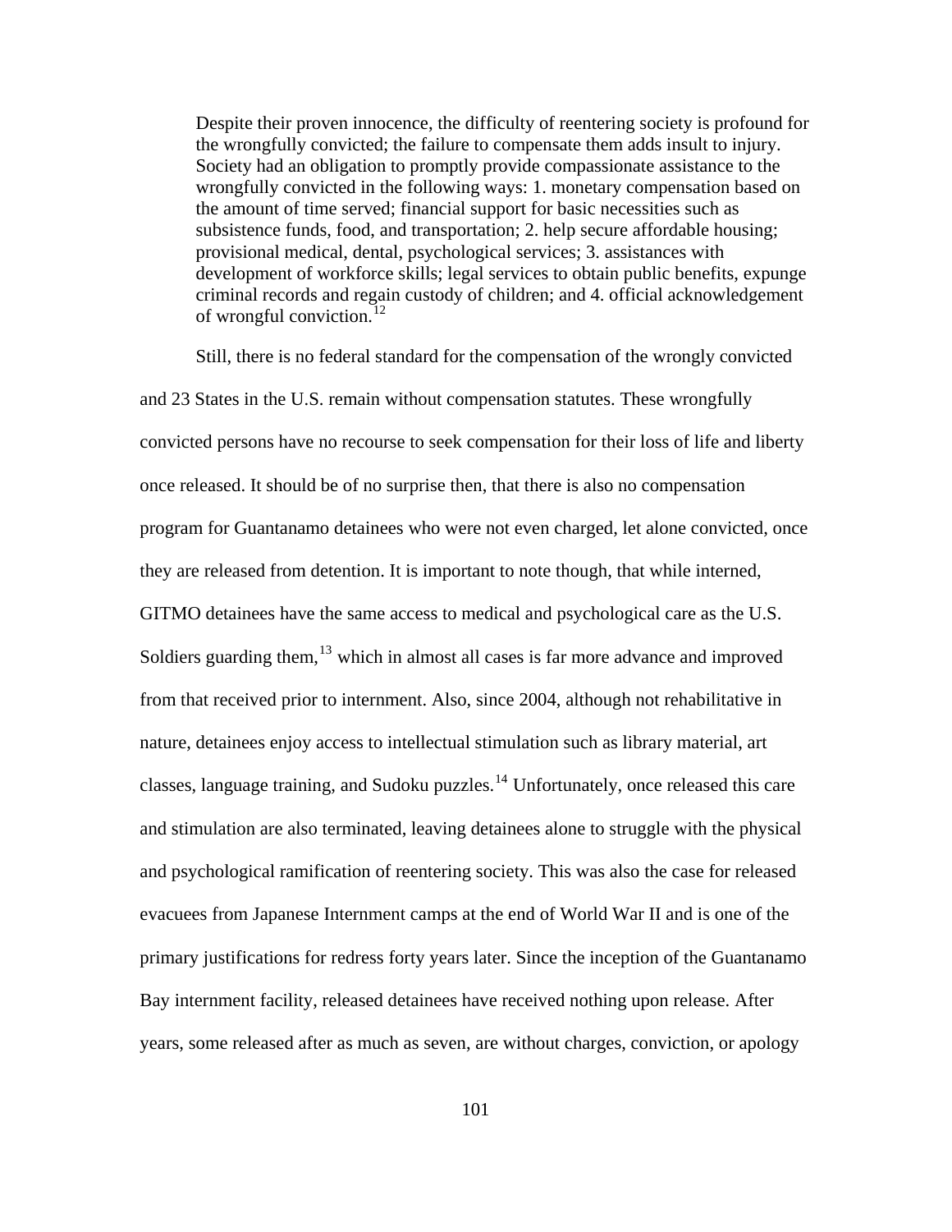> Despite their proven innocence, the difficulty of reentering society is profound for the wrongfully convicted; the failure to compensate them adds insult to injury. Society had an obligation to promptly provide compassionate assistance to the wrongfully convicted in the following ways: 1. monetary compensation based on the amount of time served; financial support for basic necessities such as subsistence funds, food, and transportation; 2. help secure affordable housing; provisional medical, dental, psychological services; 3. assistances with development of workforce skills; legal services to obtain public benefits, expunge criminal records and regain custody of children; and 4. official acknowledgement of wrongful conviction.[12]

Still, there is no federal standard for the compensation of the wrongly convicted and 23 States in the U.S. remain without compensation statutes. These wrongfully convicted persons have no recourse to seek compensation for their loss of life and liberty once released. It should be of no surprise then, that there is also no compensation program for Guantanamo detainees who were not even charged, let alone convicted, once they are released from detention. It is important to note though, that while interned, GITMO detainees have the same access to medical and psychological care as the U.S. Soldiers guarding them,[13] which in almost all cases is far more advance and improved from that received prior to internment. Also, since 2004, although not rehabilitative in nature, detainees enjoy access to intellectual stimulation such as library material, art classes, language training, and Sudoku puzzles.[14] Unfortunately, once released this care and stimulation are also terminated, leaving detainees alone to struggle with the physical and psychological ramification of reentering society. This was also the case for released evacuees from Japanese Internment camps at the end of World War II and is one of the primary justifications for redress forty years later. Since the inception of the Guantanamo Bay internment facility, released detainees have received nothing upon release. After years, some released after as much as seven, are without charges, conviction, or apology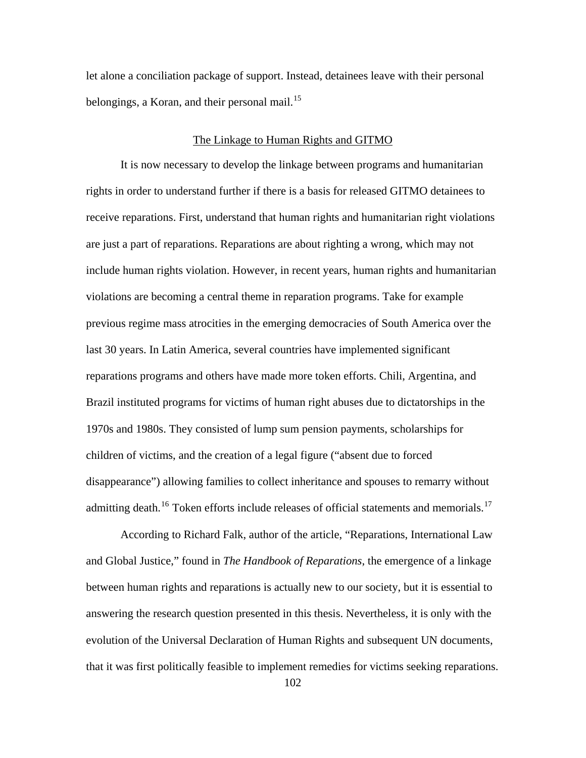let alone a conciliation package of support. Instead, detainees leave with their personal belongings, a Koran, and their personal mail.[15]

## The Linkage to Human Rights and GITMO

It is now necessary to develop the linkage between programs and humanitarian rights in order to understand further if there is a basis for released GITMO detainees to receive reparations. First, understand that human rights and humanitarian right violations are just a part of reparations. Reparations are about righting a wrong, which may not include human rights violation. However, in recent years, human rights and humanitarian violations are becoming a central theme in reparation programs. Take for example previous regime mass atrocities in the emerging democracies of South America over the last 30 years. In Latin America, several countries have implemented significant reparations programs and others have made more token efforts. Chili, Argentina, and Brazil instituted programs for victims of human right abuses due to dictatorships in the 1970s and 1980s. They consisted of lump sum pension payments, scholarships for children of victims, and the creation of a legal figure ("absent due to forced disappearance") allowing families to collect inheritance and spouses to remarry without admitting death.[16] Token efforts include releases of official statements and memorials.[17]

According to Richard Falk, author of the article, "Reparations, International Law and Global Justice," found in *The Handbook of Reparations*, the emergence of a linkage between human rights and reparations is actually new to our society, but it is essential to answering the research question presented in this thesis. Nevertheless, it is only with the evolution of the Universal Declaration of Human Rights and subsequent UN documents, that it was first politically feasible to implement remedies for victims seeking reparations.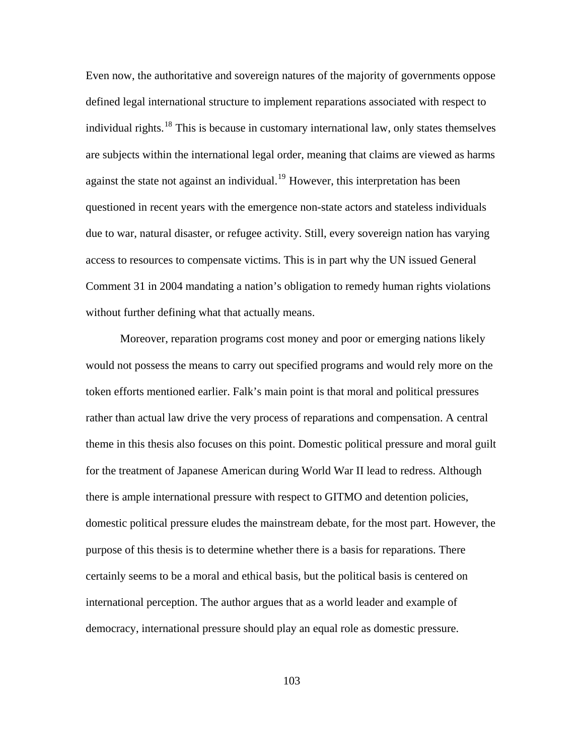Even now, the authoritative and sovereign natures of the majority of governments oppose defined legal international structure to implement reparations associated with respect to individual rights.[18] This is because in customary international law, only states themselves are subjects within the international legal order, meaning that claims are viewed as harms against the state not against an individual.[19] However, this interpretation has been questioned in recent years with the emergence non-state actors and stateless individuals due to war, natural disaster, or refugee activity. Still, every sovereign nation has varying access to resources to compensate victims. This is in part why the UN issued General Comment 31 in 2004 mandating a nation's obligation to remedy human rights violations without further defining what that actually means.

Moreover, reparation programs cost money and poor or emerging nations likely would not possess the means to carry out specified programs and would rely more on the token efforts mentioned earlier. Falk's main point is that moral and political pressures rather than actual law drive the very process of reparations and compensation. A central theme in this thesis also focuses on this point. Domestic political pressure and moral guilt for the treatment of Japanese American during World War II lead to redress. Although there is ample international pressure with respect to GITMO and detention policies, domestic political pressure eludes the mainstream debate, for the most part. However, the purpose of this thesis is to determine whether there is a basis for reparations. There certainly seems to be a moral and ethical basis, but the political basis is centered on international perception. The author argues that as a world leader and example of democracy, international pressure should play an equal role as domestic pressure.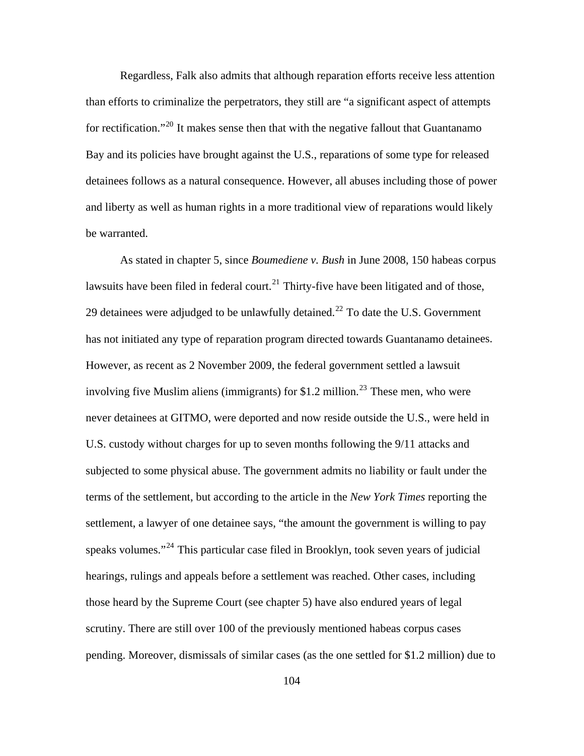Regardless, Falk also admits that although reparation efforts receive less attention than efforts to criminalize the perpetrators, they still are "a significant aspect of attempts for rectification."[20] It makes sense then that with the negative fallout that Guantanamo Bay and its policies have brought against the U.S., reparations of some type for released detainees follows as a natural consequence. However, all abuses including those of power and liberty as well as human rights in a more traditional view of reparations would likely be warranted.

As stated in chapter 5, since *Boumediene v. Bush* in June 2008, 150 habeas corpus lawsuits have been filed in federal court.[21] Thirty-five have been litigated and of those, 29 detainees were adjudged to be unlawfully detained.[22] To date the U.S. Government has not initiated any type of reparation program directed towards Guantanamo detainees. However, as recent as 2 November 2009, the federal government settled a lawsuit involving five Muslim aliens (immigrants) for $1.2 million.[23] These men, who were never detainees at GITMO, were deported and now reside outside the U.S., were held in U.S. custody without charges for up to seven months following the 9/11 attacks and subjected to some physical abuse. The government admits no liability or fault under the terms of the settlement, but according to the article in the *New York Times* reporting the settlement, a lawyer of one detainee says, "the amount the government is willing to pay speaks volumes."[24] This particular case filed in Brooklyn, took seven years of judicial hearings, rulings and appeals before a settlement was reached. Other cases, including those heard by the Supreme Court (see chapter 5) have also endured years of legal scrutiny. There are still over 100 of the previously mentioned habeas corpus cases pending. Moreover, dismissals of similar cases (as the one settled for $1.2 million) due to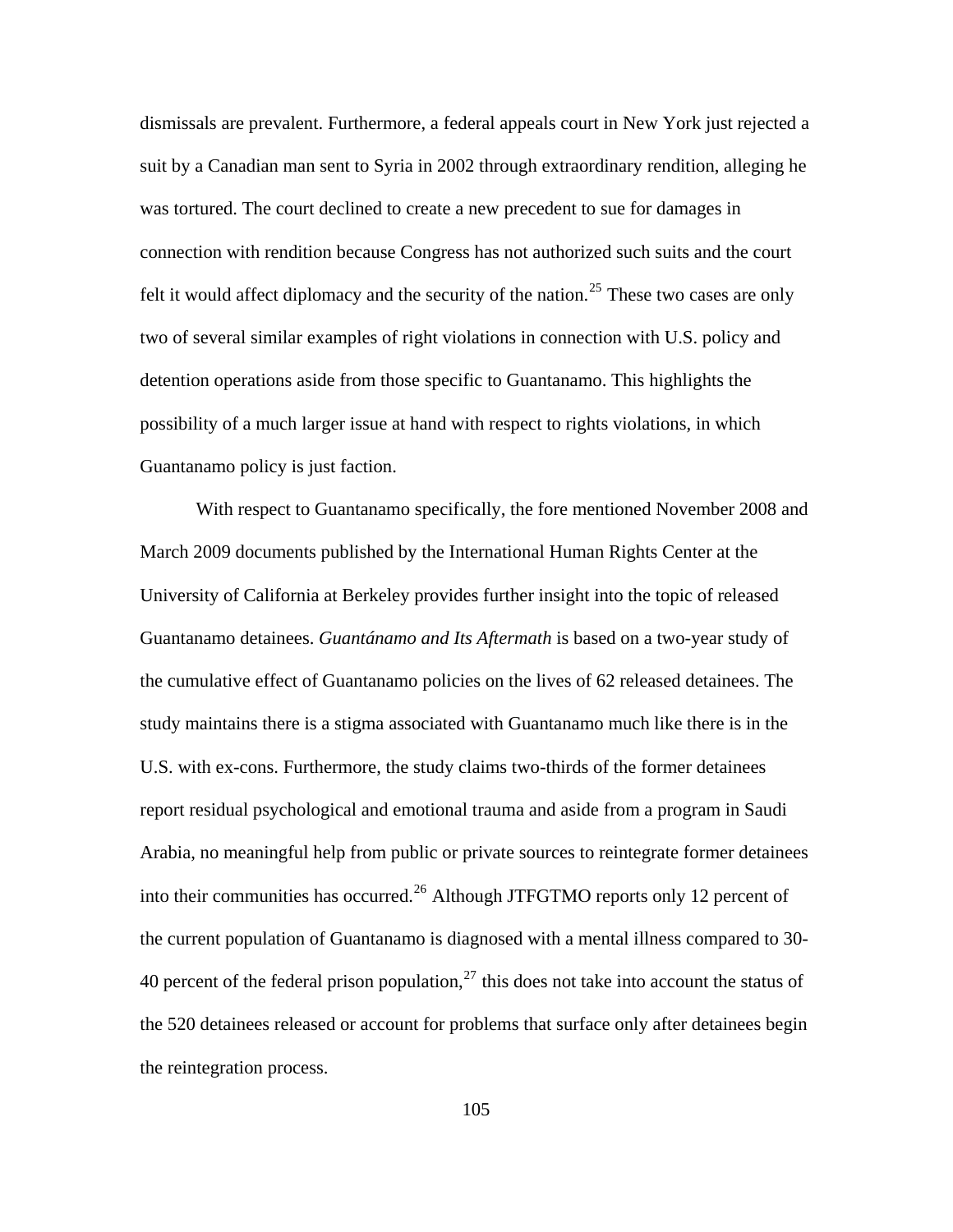dismissals are prevalent. Furthermore, a federal appeals court in New York just rejected a suit by a Canadian man sent to Syria in 2002 through extraordinary rendition, alleging he was tortured. The court declined to create a new precedent to sue for damages in connection with rendition because Congress has not authorized such suits and the court felt it would affect diplomacy and the security of the nation.[25] These two cases are only two of several similar examples of right violations in connection with U.S. policy and detention operations aside from those specific to Guantanamo. This highlights the possibility of a much larger issue at hand with respect to rights violations, in which Guantanamo policy is just faction.

With respect to Guantanamo specifically, the fore mentioned November 2008 and March 2009 documents published by the International Human Rights Center at the University of California at Berkeley provides further insight into the topic of released Guantanamo detainees. *Guantánamo and Its Aftermath* is based on a two-year study of the cumulative effect of Guantanamo policies on the lives of 62 released detainees. The study maintains there is a stigma associated with Guantanamo much like there is in the U.S. with ex-cons. Furthermore, the study claims two-thirds of the former detainees report residual psychological and emotional trauma and aside from a program in Saudi Arabia, no meaningful help from public or private sources to reintegrate former detainees into their communities has occurred.[26] Although JTFGTMO reports only 12 percent of the current population of Guantanamo is diagnosed with a mental illness compared to 30-40 percent of the federal prison population,[27] this does not take into account the status of the 520 detainees released or account for problems that surface only after detainees begin the reintegration process.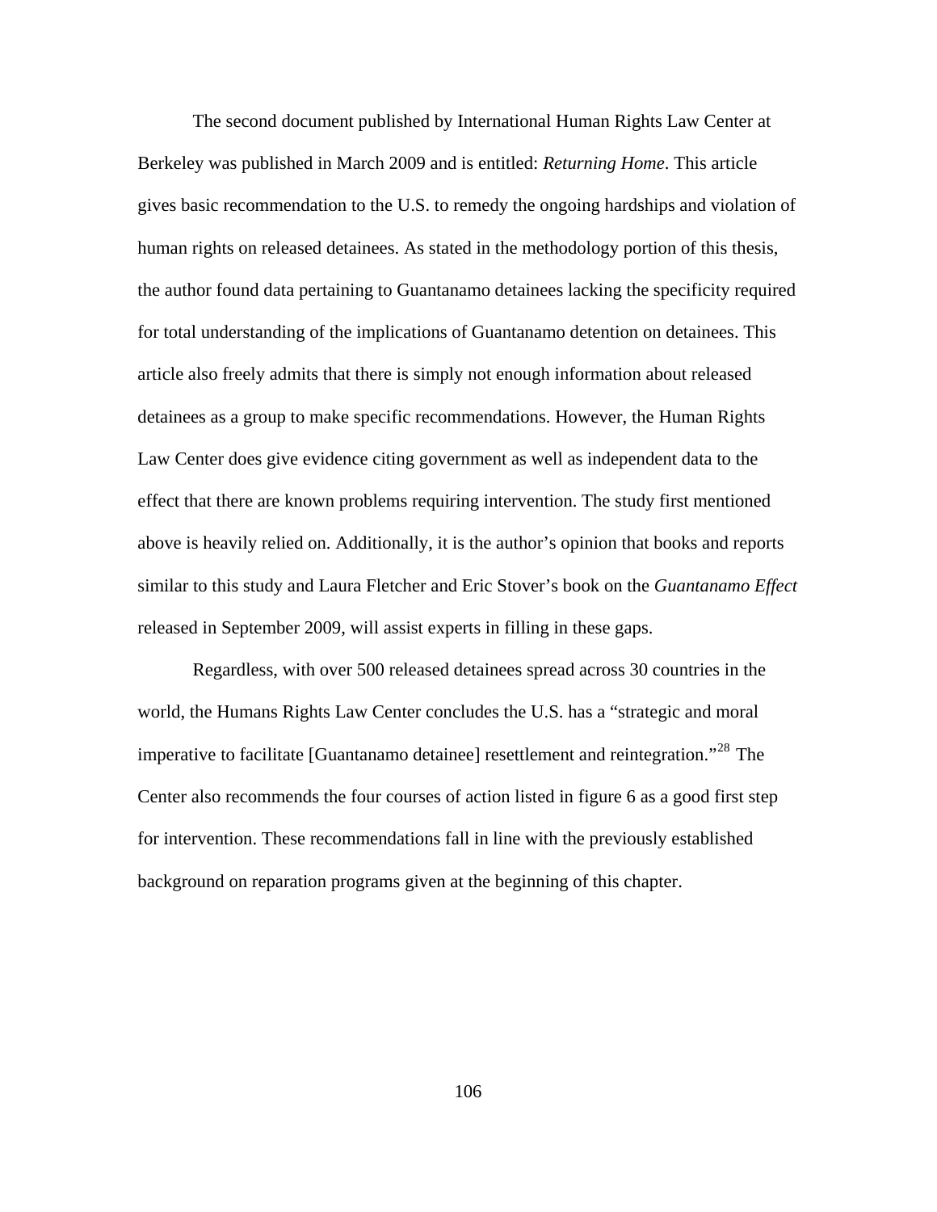The second document published by International Human Rights Law Center at Berkeley was published in March 2009 and is entitled: *Returning Home*. This article gives basic recommendation to the U.S. to remedy the ongoing hardships and violation of human rights on released detainees. As stated in the methodology portion of this thesis, the author found data pertaining to Guantanamo detainees lacking the specificity required for total understanding of the implications of Guantanamo detention on detainees. This article also freely admits that there is simply not enough information about released detainees as a group to make specific recommendations. However, the Human Rights Law Center does give evidence citing government as well as independent data to the effect that there are known problems requiring intervention. The study first mentioned above is heavily relied on. Additionally, it is the author's opinion that books and reports similar to this study and Laura Fletcher and Eric Stover's book on the *Guantanamo Effect* released in September 2009, will assist experts in filling in these gaps.

Regardless, with over 500 released detainees spread across 30 countries in the world, the Humans Rights Law Center concludes the U.S. has a "strategic and moral imperative to facilitate [Guantanamo detainee] resettlement and reintegration."[28] The Center also recommends the four courses of action listed in figure 6 as a good first step for intervention. These recommendations fall in line with the previously established background on reparation programs given at the beginning of this chapter.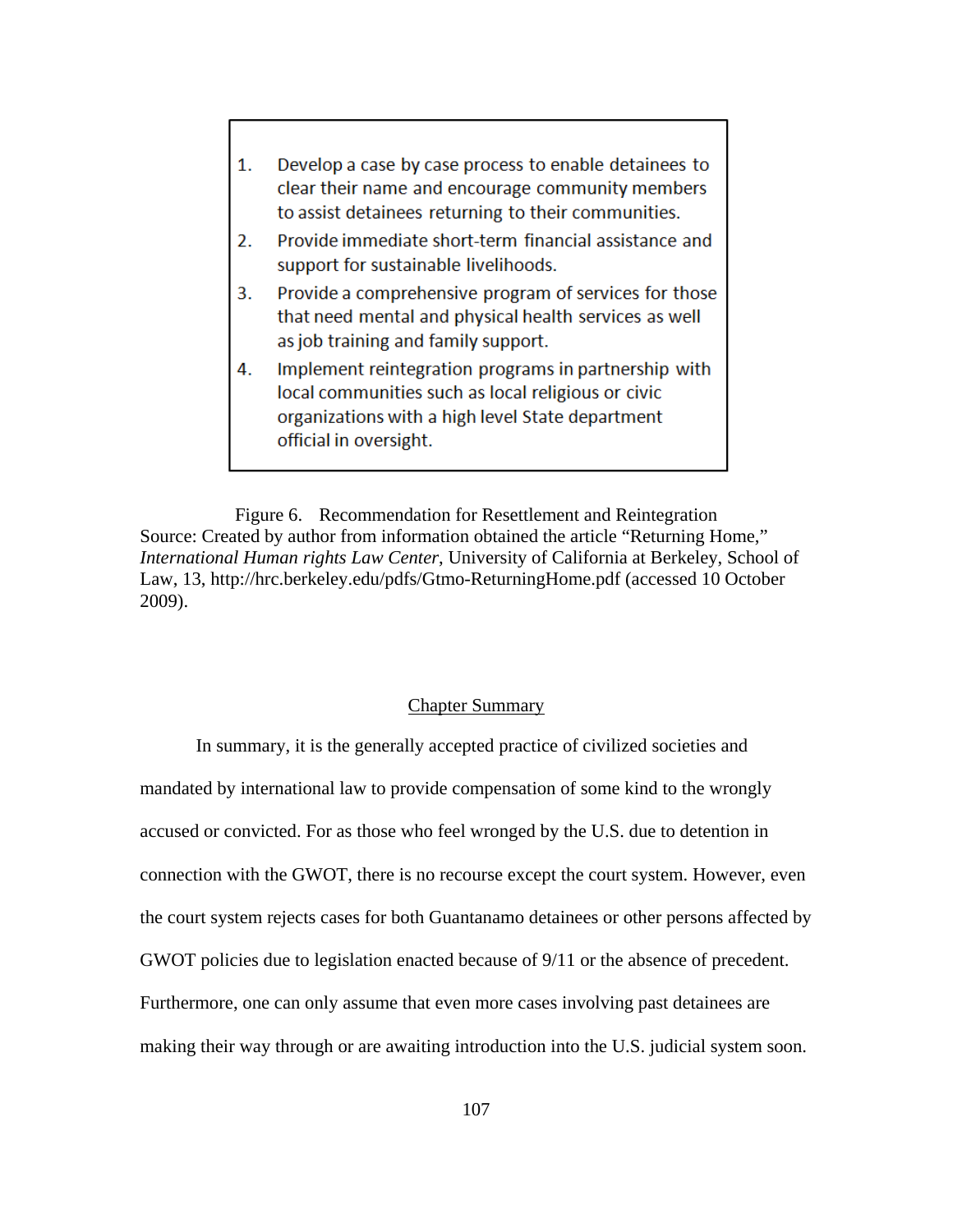1. Develop a case by case process to enable detainees to clear their name and encourage community members to assist detainees returning to their communities.
2. Provide immediate short-term financial assistance and support for sustainable livelihoods.
3. Provide a comprehensive program of services for those that need mental and physical health services as well as job training and family support.
4. Implement reintegration programs in partnership with local communities such as local religious or civic organizations with a high level State department official in oversight.

Figure 6. Recommendation for Resettlement and Reintegration
Source: Created by author from information obtained the article "Returning Home," *International Human rights Law Center*, University of California at Berkeley, School of Law, 13, http://hrc.berkeley.edu/pdfs/Gtmo-ReturningHome.pdf (accessed 10 October 2009).

## Chapter Summary

In summary, it is the generally accepted practice of civilized societies and mandated by international law to provide compensation of some kind to the wrongly accused or convicted. For as those who feel wronged by the U.S. due to detention in connection with the GWOT, there is no recourse except the court system. However, even the court system rejects cases for both Guantanamo detainees or other persons affected by GWOT policies due to legislation enacted because of 9/11 or the absence of precedent. Furthermore, one can only assume that even more cases involving past detainees are making their way through or are awaiting introduction into the U.S. judicial system soon.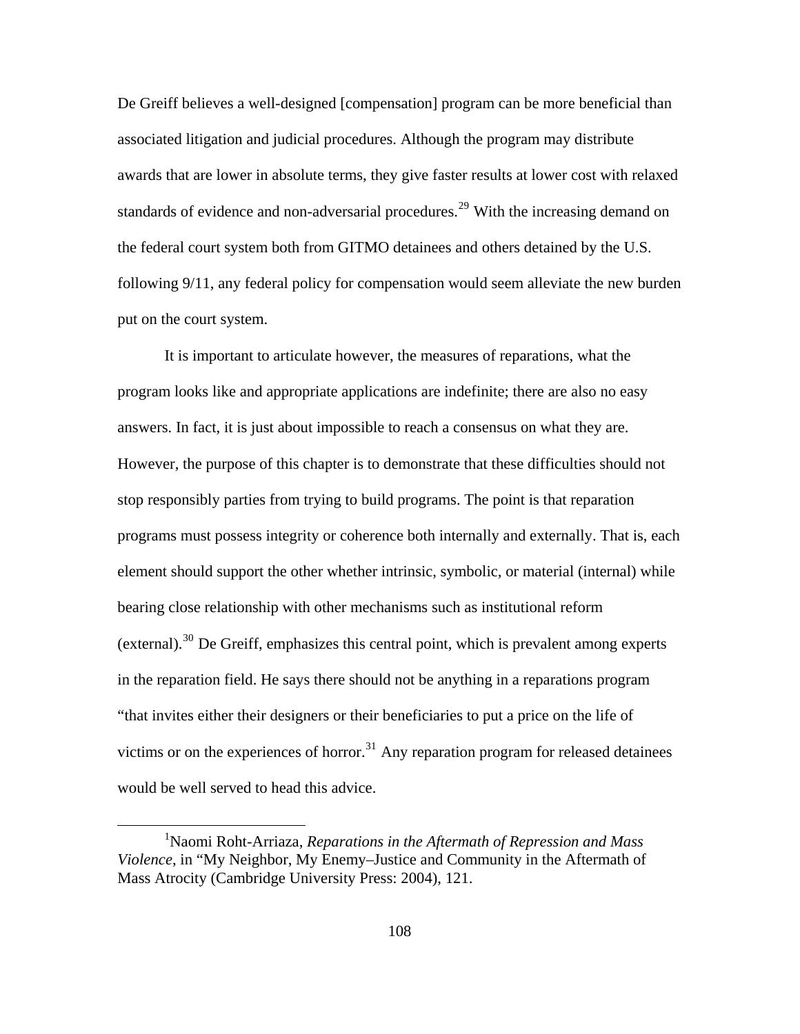De Greiff believes a well-designed [compensation] program can be more beneficial than associated litigation and judicial procedures. Although the program may distribute awards that are lower in absolute terms, they give faster results at lower cost with relaxed standards of evidence and non-adversarial procedures.[29] With the increasing demand on the federal court system both from GITMO detainees and others detained by the U.S. following 9/11, any federal policy for compensation would seem alleviate the new burden put on the court system.

It is important to articulate however, the measures of reparations, what the program looks like and appropriate applications are indefinite; there are also no easy answers. In fact, it is just about impossible to reach a consensus on what they are. However, the purpose of this chapter is to demonstrate that these difficulties should not stop responsibly parties from trying to build programs. The point is that reparation programs must possess integrity or coherence both internally and externally. That is, each element should support the other whether intrinsic, symbolic, or material (internal) while bearing close relationship with other mechanisms such as institutional reform (external).[30] De Greiff, emphasizes this central point, which is prevalent among experts in the reparation field. He says there should not be anything in a reparations program "that invites either their designers or their beneficiaries to put a price on the life of victims or on the experiences of horror.[31] Any reparation program for released detainees would be well served to head this advice.

---

[1]Naomi Roht-Arriaza, *Reparations in the Aftermath of Repression and Mass Violence*, in "My Neighbor, My Enemy–Justice and Community in the Aftermath of Mass Atrocity (Cambridge University Press: 2004), 121.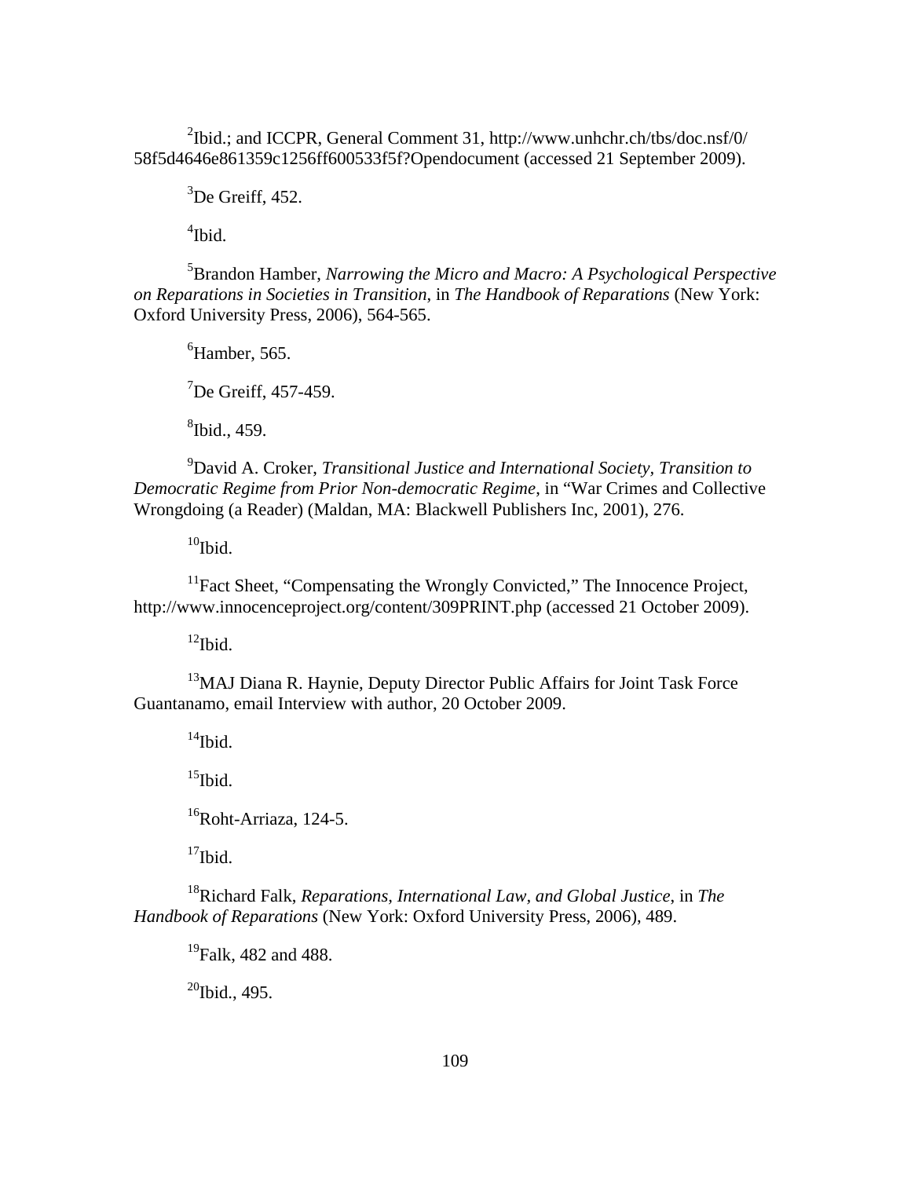[2]Ibid.; and ICCPR, General Comment 31, http://www.unhchr.ch/tbs/doc.nsf/0/58f5d4646e861359c1256ff600533f5f?Opendocument (accessed 21 September 2009).

[3]De Greiff, 452.

[4]Ibid.

[5]Brandon Hamber, *Narrowing the Micro and Macro: A Psychological Perspective on Reparations in Societies in Transition*, in *The Handbook of Reparations* (New York: Oxford University Press, 2006), 564-565.

[6]Hamber, 565.

[7]De Greiff, 457-459.

[8]Ibid., 459.

[9]David A. Croker, *Transitional Justice and International Society, Transition to Democratic Regime from Prior Non-democratic Regime*, in "War Crimes and Collective Wrongdoing (a Reader) (Maldan, MA: Blackwell Publishers Inc, 2001), 276.

[10]Ibid.

[11]Fact Sheet, "Compensating the Wrongly Convicted," The Innocence Project, http://www.innocenceproject.org/content/309PRINT.php (accessed 21 October 2009).

[12]Ibid.

[13]MAJ Diana R. Haynie, Deputy Director Public Affairs for Joint Task Force Guantanamo, email Interview with author, 20 October 2009.

[14]Ibid.

[15]Ibid.

[16]Roht-Arriaza, 124-5.

[17]Ibid.

[18]Richard Falk, *Reparations, International Law, and Global Justice*, in *The Handbook of Reparations* (New York: Oxford University Press, 2006), 489.

[19]Falk, 482 and 488.

[20]Ibid., 495.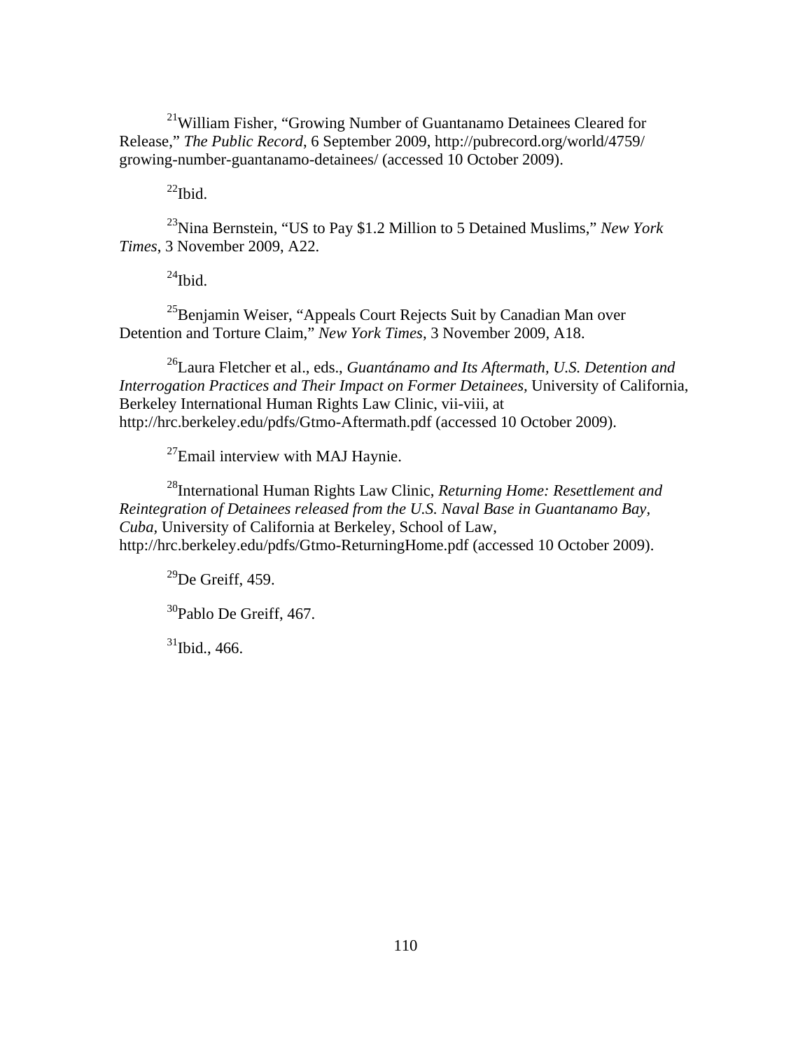[21]William Fisher, "Growing Number of Guantanamo Detainees Cleared for Release," *The Public Record*, 6 September 2009, http://pubrecord.org/world/4759/growing-number-guantanamo-detainees/ (accessed 10 October 2009).

[22]Ibid.

[23]Nina Bernstein, "US to Pay $1.2 Million to 5 Detained Muslims," *New York Times*, 3 November 2009, A22.

[24]Ibid.

[25]Benjamin Weiser, "Appeals Court Rejects Suit by Canadian Man over Detention and Torture Claim," *New York Times*, 3 November 2009, A18.

[26]Laura Fletcher et al., eds., *Guantánamo and Its Aftermath, U.S. Detention and Interrogation Practices and Their Impact on Former Detainees*, University of California, Berkeley International Human Rights Law Clinic, vii-viii, at http://hrc.berkeley.edu/pdfs/Gtmo-Aftermath.pdf (accessed 10 October 2009).

[27]Email interview with MAJ Haynie.

[28]International Human Rights Law Clinic, *Returning Home: Resettlement and Reintegration of Detainees released from the U.S. Naval Base in Guantanamo Bay, Cuba*, University of California at Berkeley, School of Law, http://hrc.berkeley.edu/pdfs/Gtmo-ReturningHome.pdf (accessed 10 October 2009).

[29]De Greiff, 459.

[30]Pablo De Greiff, 467.

[31]Ibid., 466.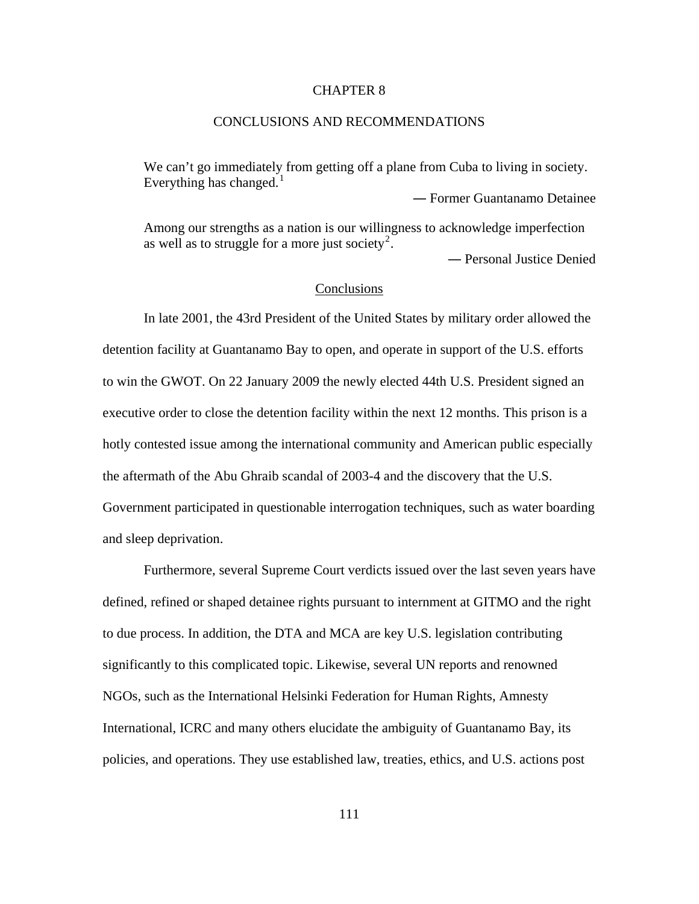# CHAPTER 8

# CONCLUSIONS AND RECOMMENDATIONS

> We can't go immediately from getting off a plane from Cuba to living in society. Everything has changed.[1]
>
> — Former Guantanamo Detainee

> Among our strengths as a nation is our willingness to acknowledge imperfection as well as to struggle for a more just society[2].
>
> — Personal Justice Denied

## Conclusions

In late 2001, the 43rd President of the United States by military order allowed the detention facility at Guantanamo Bay to open, and operate in support of the U.S. efforts to win the GWOT. On 22 January 2009 the newly elected 44th U.S. President signed an executive order to close the detention facility within the next 12 months. This prison is a hotly contested issue among the international community and American public especially the aftermath of the Abu Ghraib scandal of 2003-4 and the discovery that the U.S. Government participated in questionable interrogation techniques, such as water boarding and sleep deprivation.

Furthermore, several Supreme Court verdicts issued over the last seven years have defined, refined or shaped detainee rights pursuant to internment at GITMO and the right to due process. In addition, the DTA and MCA are key U.S. legislation contributing significantly to this complicated topic. Likewise, several UN reports and renowned NGOs, such as the International Helsinki Federation for Human Rights, Amnesty International, ICRC and many others elucidate the ambiguity of Guantanamo Bay, its policies, and operations. They use established law, treaties, ethics, and U.S. actions post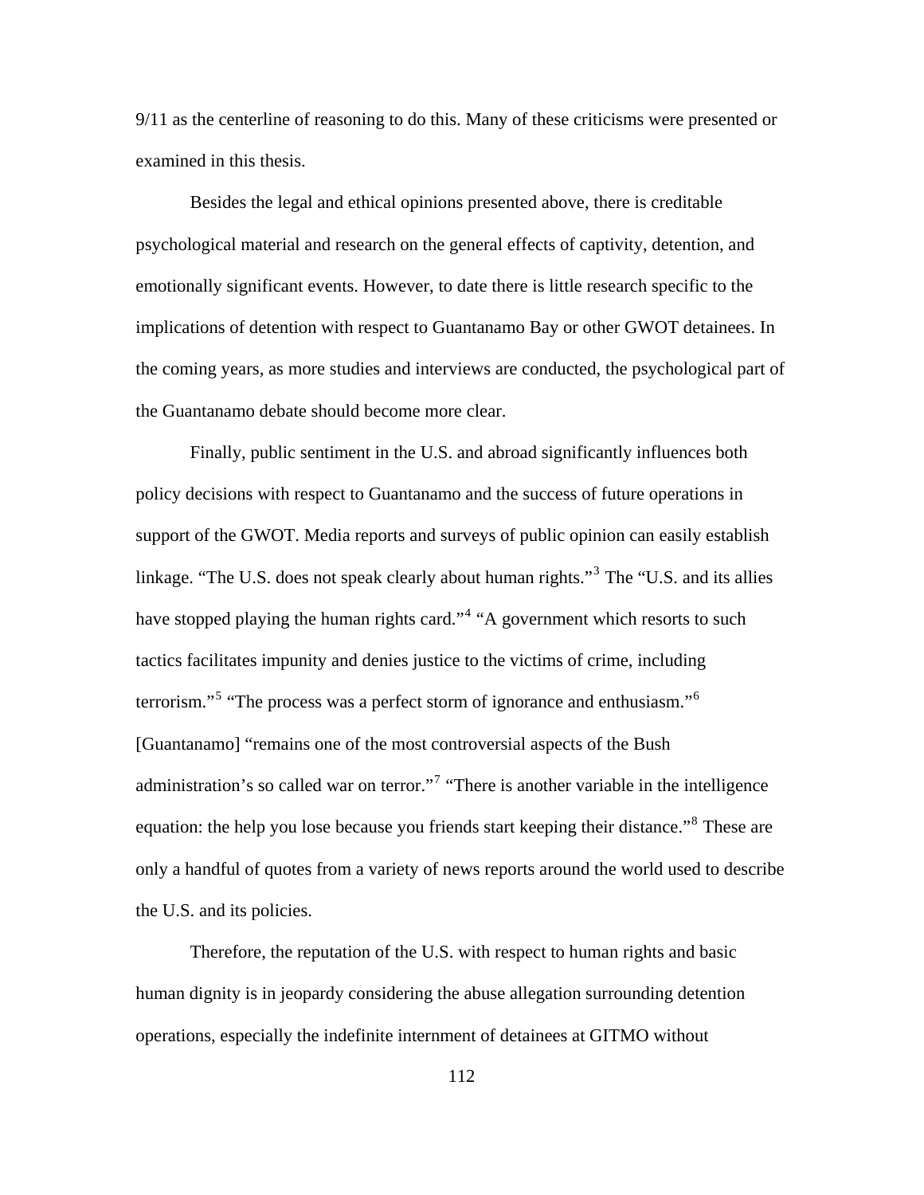9/11 as the centerline of reasoning to do this. Many of these criticisms were presented or examined in this thesis.

Besides the legal and ethical opinions presented above, there is creditable psychological material and research on the general effects of captivity, detention, and emotionally significant events. However, to date there is little research specific to the implications of detention with respect to Guantanamo Bay or other GWOT detainees. In the coming years, as more studies and interviews are conducted, the psychological part of the Guantanamo debate should become more clear.

Finally, public sentiment in the U.S. and abroad significantly influences both policy decisions with respect to Guantanamo and the success of future operations in support of the GWOT. Media reports and surveys of public opinion can easily establish linkage. "The U.S. does not speak clearly about human rights."[3] The "U.S. and its allies have stopped playing the human rights card."[4] "A government which resorts to such tactics facilitates impunity and denies justice to the victims of crime, including terrorism."[5] "The process was a perfect storm of ignorance and enthusiasm."[6] [Guantanamo] "remains one of the most controversial aspects of the Bush administration's so called war on terror."[7] "There is another variable in the intelligence equation: the help you lose because you friends start keeping their distance."[8] These are only a handful of quotes from a variety of news reports around the world used to describe the U.S. and its policies.

Therefore, the reputation of the U.S. with respect to human rights and basic human dignity is in jeopardy considering the abuse allegation surrounding detention operations, especially the indefinite internment of detainees at GITMO without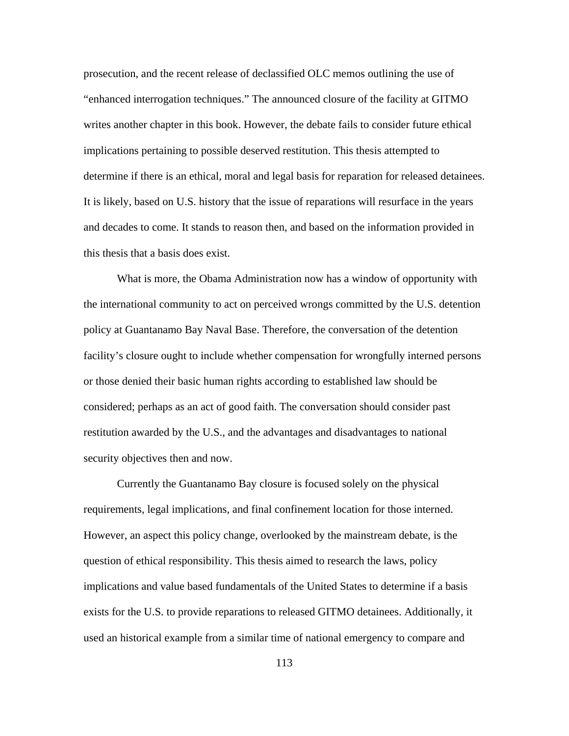prosecution, and the recent release of declassified OLC memos outlining the use of "enhanced interrogation techniques." The announced closure of the facility at GITMO writes another chapter in this book. However, the debate fails to consider future ethical implications pertaining to possible deserved restitution. This thesis attempted to determine if there is an ethical, moral and legal basis for reparation for released detainees. It is likely, based on U.S. history that the issue of reparations will resurface in the years and decades to come. It stands to reason then, and based on the information provided in this thesis that a basis does exist.

What is more, the Obama Administration now has a window of opportunity with the international community to act on perceived wrongs committed by the U.S. detention policy at Guantanamo Bay Naval Base. Therefore, the conversation of the detention facility's closure ought to include whether compensation for wrongfully interned persons or those denied their basic human rights according to established law should be considered; perhaps as an act of good faith. The conversation should consider past restitution awarded by the U.S., and the advantages and disadvantages to national security objectives then and now.

Currently the Guantanamo Bay closure is focused solely on the physical requirements, legal implications, and final confinement location for those interned. However, an aspect this policy change, overlooked by the mainstream debate, is the question of ethical responsibility. This thesis aimed to research the laws, policy implications and value based fundamentals of the United States to determine if a basis exists for the U.S. to provide reparations to released GITMO detainees. Additionally, it used an historical example from a similar time of national emergency to compare and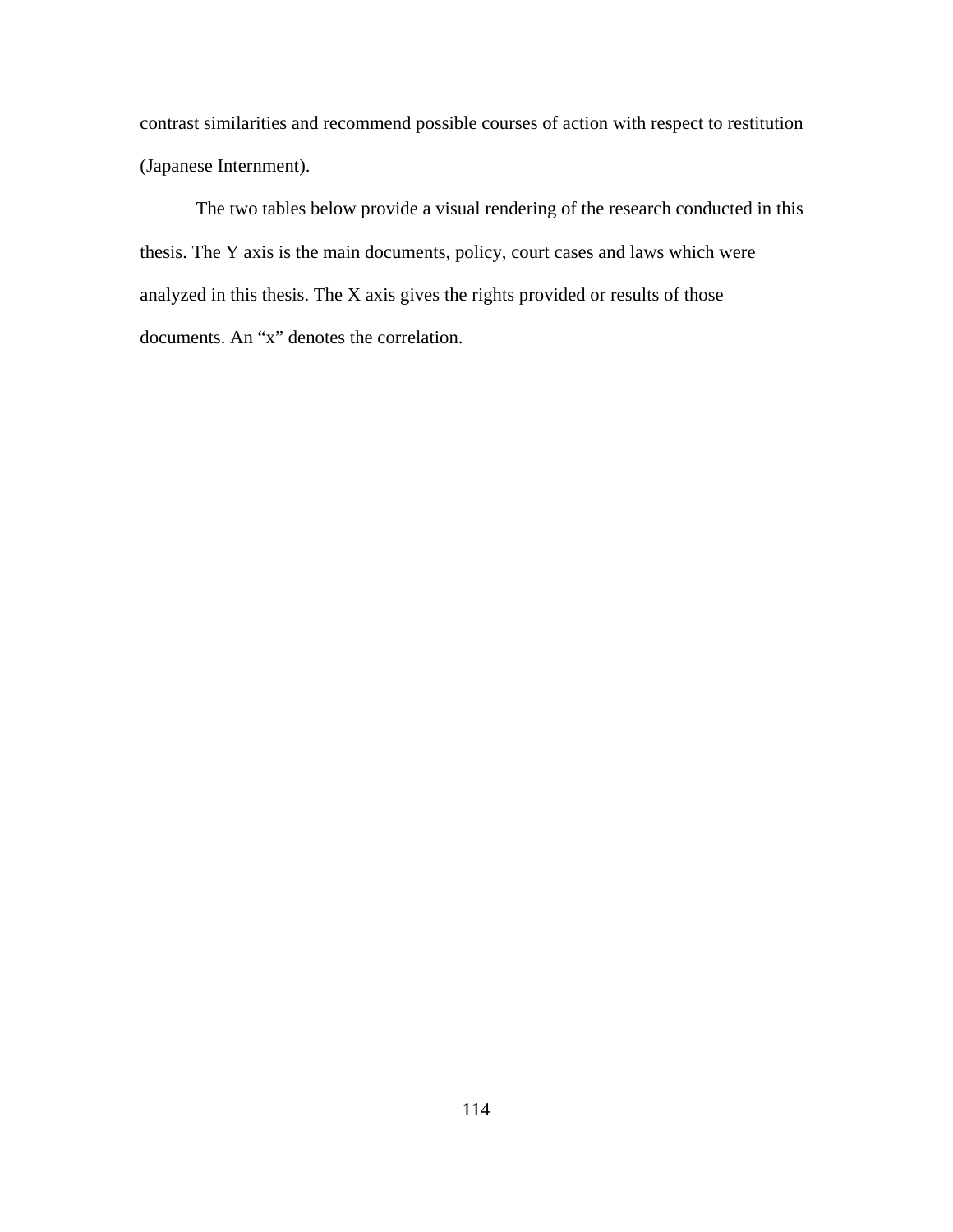contrast similarities and recommend possible courses of action with respect to restitution (Japanese Internment).

The two tables below provide a visual rendering of the research conducted in this thesis. The Y axis is the main documents, policy, court cases and laws which were analyzed in this thesis. The X axis gives the rights provided or results of those documents. An “x” denotes the correlation.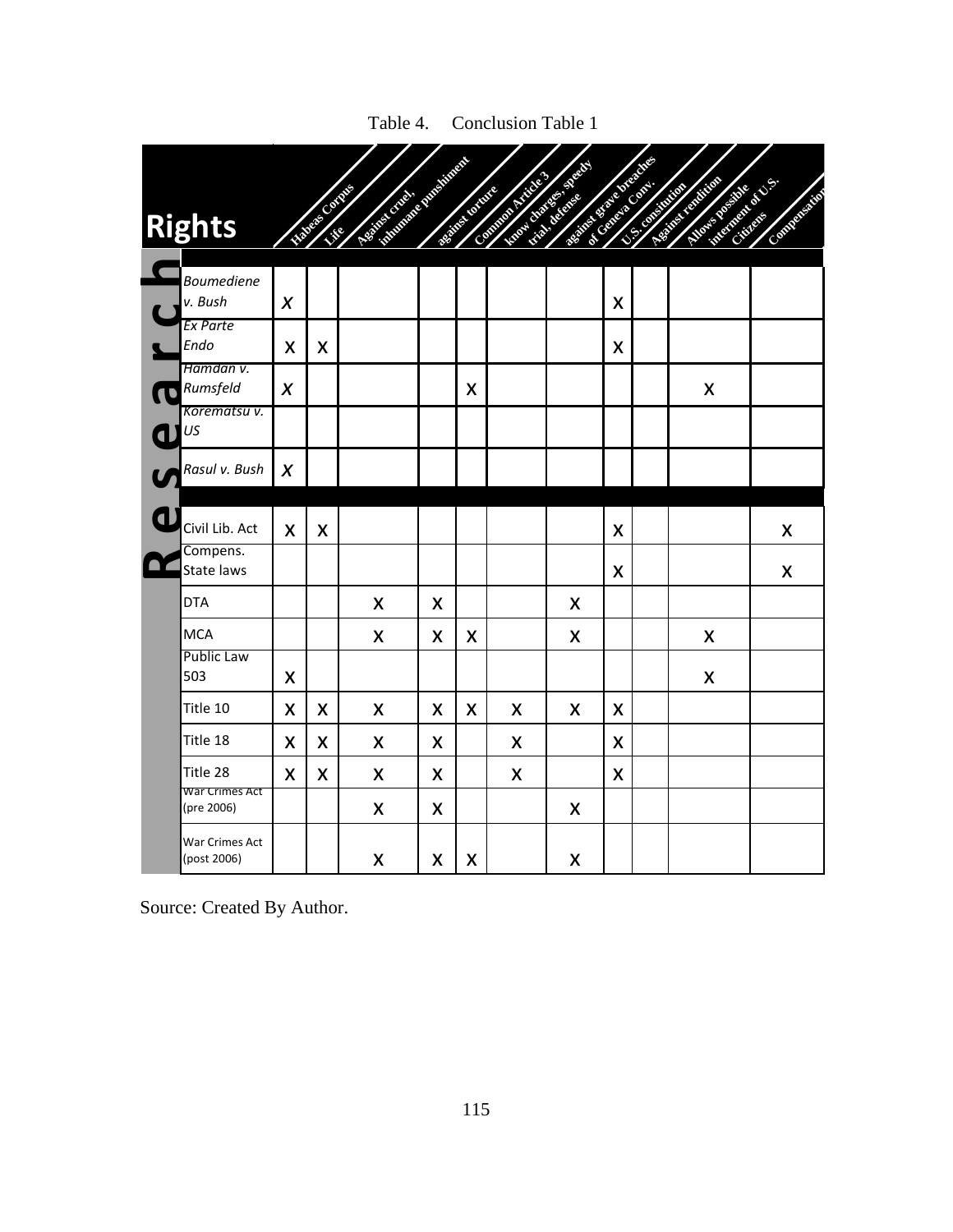Table 4. Conclusion Table 1

| Rights | Habeas Corpus | Life | Against cruel, inhumane punishment | against torture | Common Article 3 | know charges, speedy trial, defense | against grave breaches of Geneva Conv. | U.S. constitution | Against rendition | Allows possible internment of U.S. Citizens | Compensation |
|---|---|---|---|---|---|---|---|---|---|---|---|
| *Boumediene v. Bush* | X | | | | | | | X | | | |
| *Ex Parte Endo* | X | X | | | | | | X | | | |
| *Hamdan v. Rumsfeld* | X | | | | X | | | | | X | |
| *Korematsu v. US* | | | | | | | | | | | |
| *Rasul v. Bush* | X | | | | | | | | | | |
| Civil Lib. Act | X | X | | | | | | X | | | X |
| Compens. State laws | | | | | | | | X | | | X |
| DTA | | | X | X | | | X | | | | |
| MCA | | | X | X | X | | X | | | X | |
| Public Law 503 | X | | | | | | | | | X | |
| Title 10 | X | X | X | X | X | X | X | X | | | |
| Title 18 | X | X | X | X | | X | | X | | | |
| Title 28 | X | X | X | X | | X | | X | | | |
| War Crimes Act (pre 2006) | | | X | X | | | X | | | | |
| War Crimes Act (post 2006) | | | X | X | X | | X | | | | |

Research

Source: Created By Author.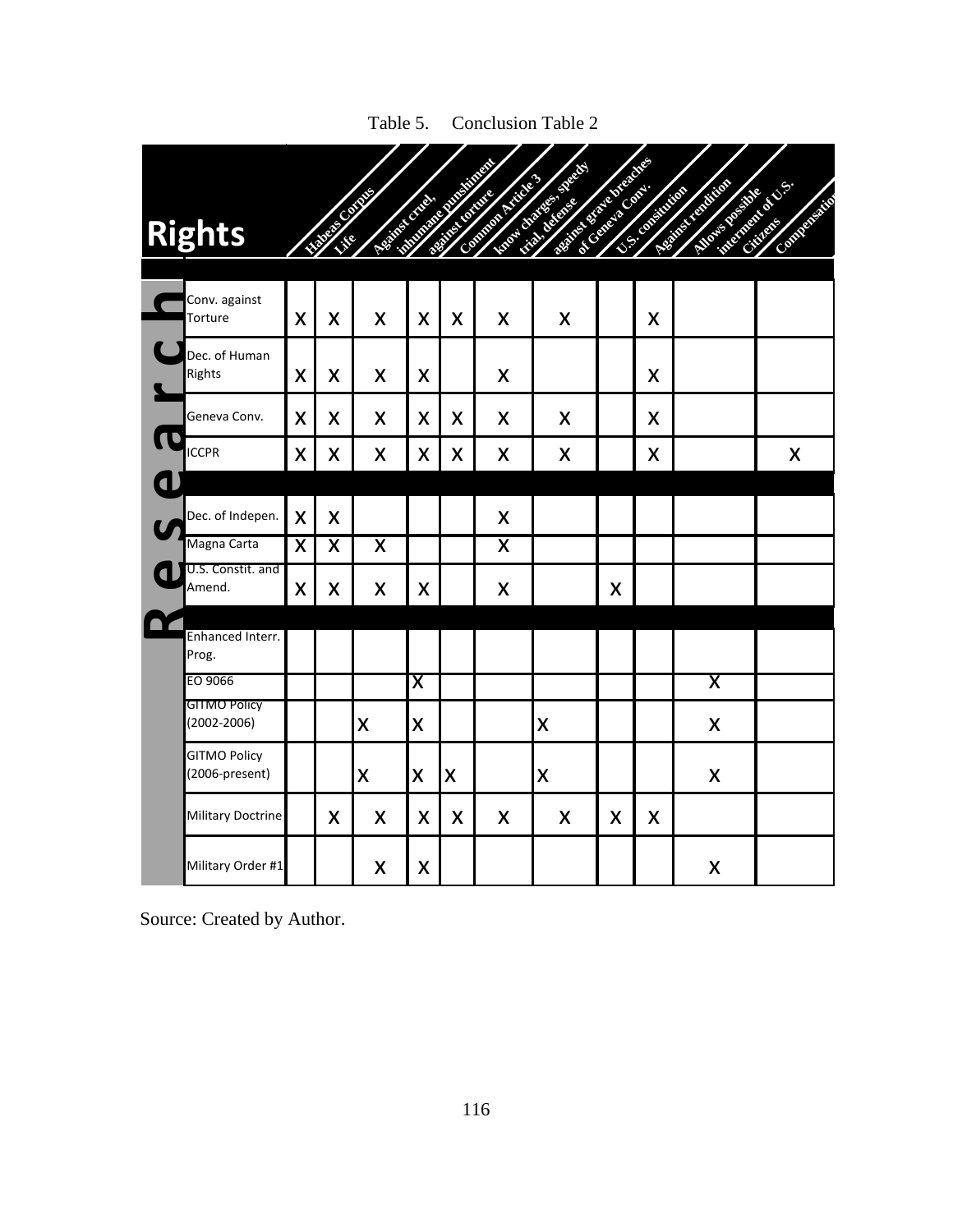Table 5. Conclusion Table 2

| Rights | Habeas Corpus | Life | Against cruel, inhumane punishment | against torture | Common Article 3 | know charges, speedy trial, defense | against grave breaches of Geneva Conv. | U.S. consitution | Against rendition | Allows possible interment of U.S. Citizens | Compensation |
|---|---|---|---|---|---|---|---|---|---|---|---|
| Conv. against Torture | X | X | X | X | X | X | X | | X | | |
| Dec. of Human Rights | X | X | X | X | | X | | | X | | |
| Geneva Conv. | X | X | X | X | X | X | X | | X | | |
| ICCPR | X | X | X | X | X | X | X | | X | | X |
| Dec. of Indepen. | X | X | | | | X | | | | | |
| Magna Carta | X | X | X | | | X | | | | | |
| U.S. Constit. and Amend. | X | X | X | X | | X | | X | | | |
| Enhanced Interr. Prog. | | | | | | | | | | | |
| EO 9066 | | | | X | | | | | | X | |
| GITMO Policy (2002-2006) | | | X | X | | | X | | | X | |
| GITMO Policy (2006-present) | | | X | X | X | | X | | | X | |
| Military Doctrine | | X | X | X | X | X | X | X | X | | |
| Military Order #1 | | | X | X | | | | | | X | |

Source: Created by Author.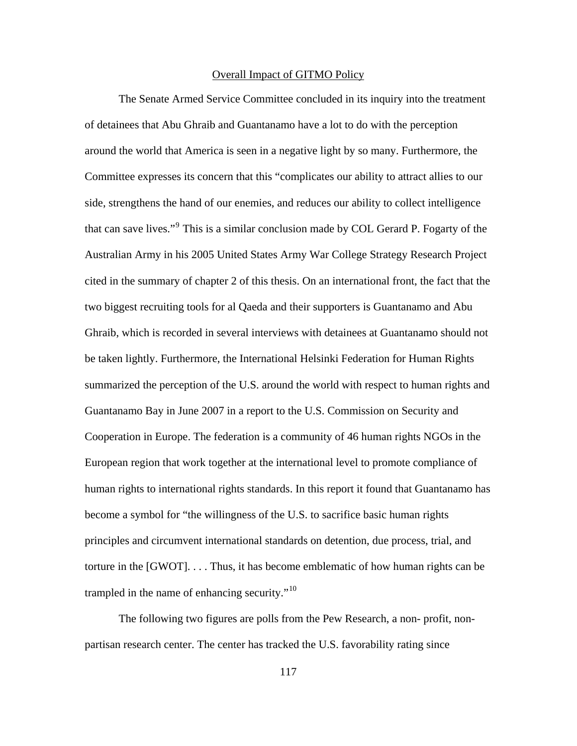## Overall Impact of GITMO Policy

The Senate Armed Service Committee concluded in its inquiry into the treatment of detainees that Abu Ghraib and Guantanamo have a lot to do with the perception around the world that America is seen in a negative light by so many. Furthermore, the Committee expresses its concern that this "complicates our ability to attract allies to our side, strengthens the hand of our enemies, and reduces our ability to collect intelligence that can save lives."[9] This is a similar conclusion made by COL Gerard P. Fogarty of the Australian Army in his 2005 United States Army War College Strategy Research Project cited in the summary of chapter 2 of this thesis. On an international front, the fact that the two biggest recruiting tools for al Qaeda and their supporters is Guantanamo and Abu Ghraib, which is recorded in several interviews with detainees at Guantanamo should not be taken lightly. Furthermore, the International Helsinki Federation for Human Rights summarized the perception of the U.S. around the world with respect to human rights and Guantanamo Bay in June 2007 in a report to the U.S. Commission on Security and Cooperation in Europe. The federation is a community of 46 human rights NGOs in the European region that work together at the international level to promote compliance of human rights to international rights standards. In this report it found that Guantanamo has become a symbol for "the willingness of the U.S. to sacrifice basic human rights principles and circumvent international standards on detention, due process, trial, and torture in the [GWOT]. . . . Thus, it has become emblematic of how human rights can be trampled in the name of enhancing security."[10]

The following two figures are polls from the Pew Research, a non- profit, non-partisan research center. The center has tracked the U.S. favorability rating since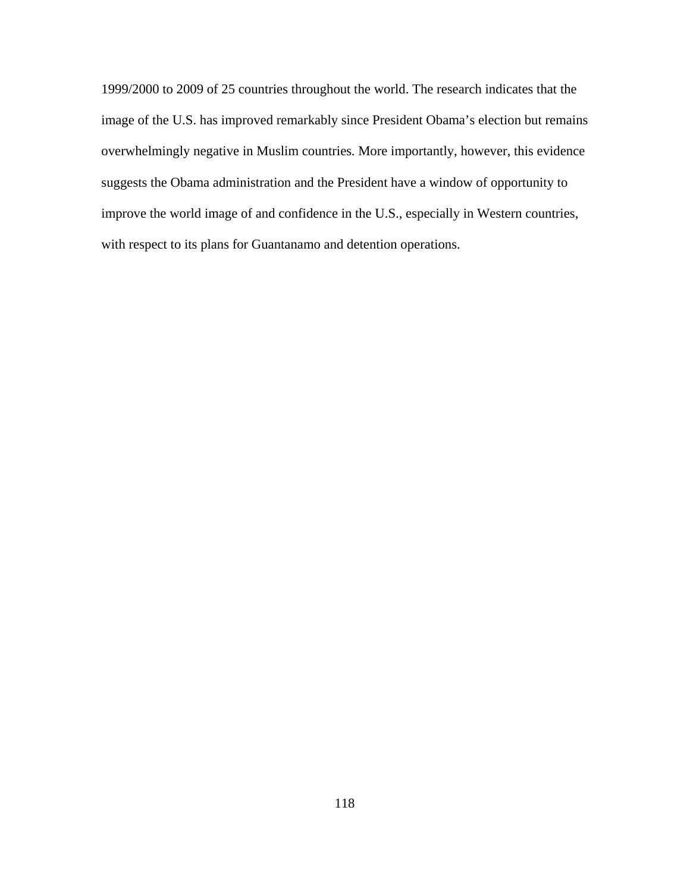1999/2000 to 2009 of 25 countries throughout the world. The research indicates that the image of the U.S. has improved remarkably since President Obama's election but remains overwhelmingly negative in Muslim countries. More importantly, however, this evidence suggests the Obama administration and the President have a window of opportunity to improve the world image of and confidence in the U.S., especially in Western countries, with respect to its plans for Guantanamo and detention operations.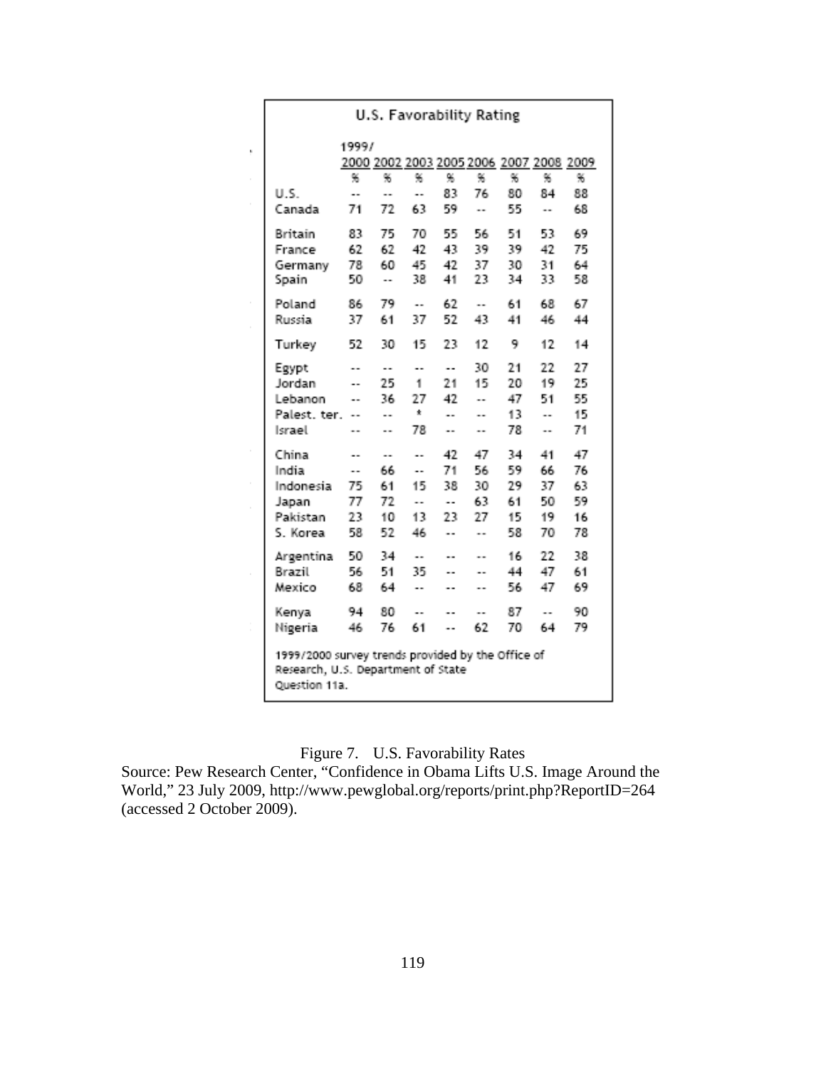**U.S. Favorability Rating**

| | 1999/ 2000 | 2002 | 2003 | 2005 | 2006 | 2007 | 2008 | 2009 |
|---|---|---|---|---|---|---|---|---|
| | % | % | % | % | % | % | % | % |
| U.S. | -- | -- | -- | 83 | 76 | 80 | 84 | 88 |
| Canada | 71 | 72 | 63 | 59 | -- | 55 | -- | 68 |
| Britain | 83 | 75 | 70 | 55 | 56 | 51 | 53 | 69 |
| France | 62 | 62 | 42 | 43 | 39 | 39 | 42 | 75 |
| Germany | 78 | 60 | 45 | 42 | 37 | 30 | 31 | 64 |
| Spain | 50 | -- | 38 | 41 | 23 | 34 | 33 | 58 |
| Poland | 86 | 79 | -- | 62 | -- | 61 | 68 | 67 |
| Russia | 37 | 61 | 37 | 52 | 43 | 41 | 46 | 44 |
| Turkey | 52 | 30 | 15 | 23 | 12 | 9 | 12 | 14 |
| Egypt | -- | -- | -- | -- | 30 | 21 | 22 | 27 |
| Jordan | -- | 25 | 1 | 21 | 15 | 20 | 19 | 25 |
| Lebanon | -- | 36 | 27 | 42 | -- | 47 | 51 | 55 |
| Palest. ter. | -- | -- | * | -- | -- | 13 | -- | 15 |
| Israel | -- | -- | 78 | -- | -- | 78 | -- | 71 |
| China | -- | -- | -- | 42 | 47 | 34 | 41 | 47 |
| India | -- | 66 | -- | 71 | 56 | 59 | 66 | 76 |
| Indonesia | 75 | 61 | 15 | 38 | 30 | 29 | 37 | 63 |
| Japan | 77 | 72 | -- | -- | 63 | 61 | 50 | 59 |
| Pakistan | 23 | 10 | 13 | 23 | 27 | 15 | 19 | 16 |
| S. Korea | 58 | 52 | 46 | -- | -- | 58 | 70 | 78 |
| Argentina | 50 | 34 | -- | -- | -- | 16 | 22 | 38 |
| Brazil | 56 | 51 | 35 | -- | -- | 44 | 47 | 61 |
| Mexico | 68 | 64 | -- | -- | -- | 56 | 47 | 69 |
| Kenya | 94 | 80 | -- | -- | -- | 87 | -- | 90 |
| Nigeria | 46 | 76 | 61 | -- | 62 | 70 | 64 | 79 |

1999/2000 survey trends provided by the Office of Research, U.S. Department of State
Question 11a.

Figure 7. U.S. Favorability Rates
Source: Pew Research Center, "Confidence in Obama Lifts U.S. Image Around the World," 23 July 2009, http://www.pewglobal.org/reports/print.php?ReportID=264 (accessed 2 October 2009).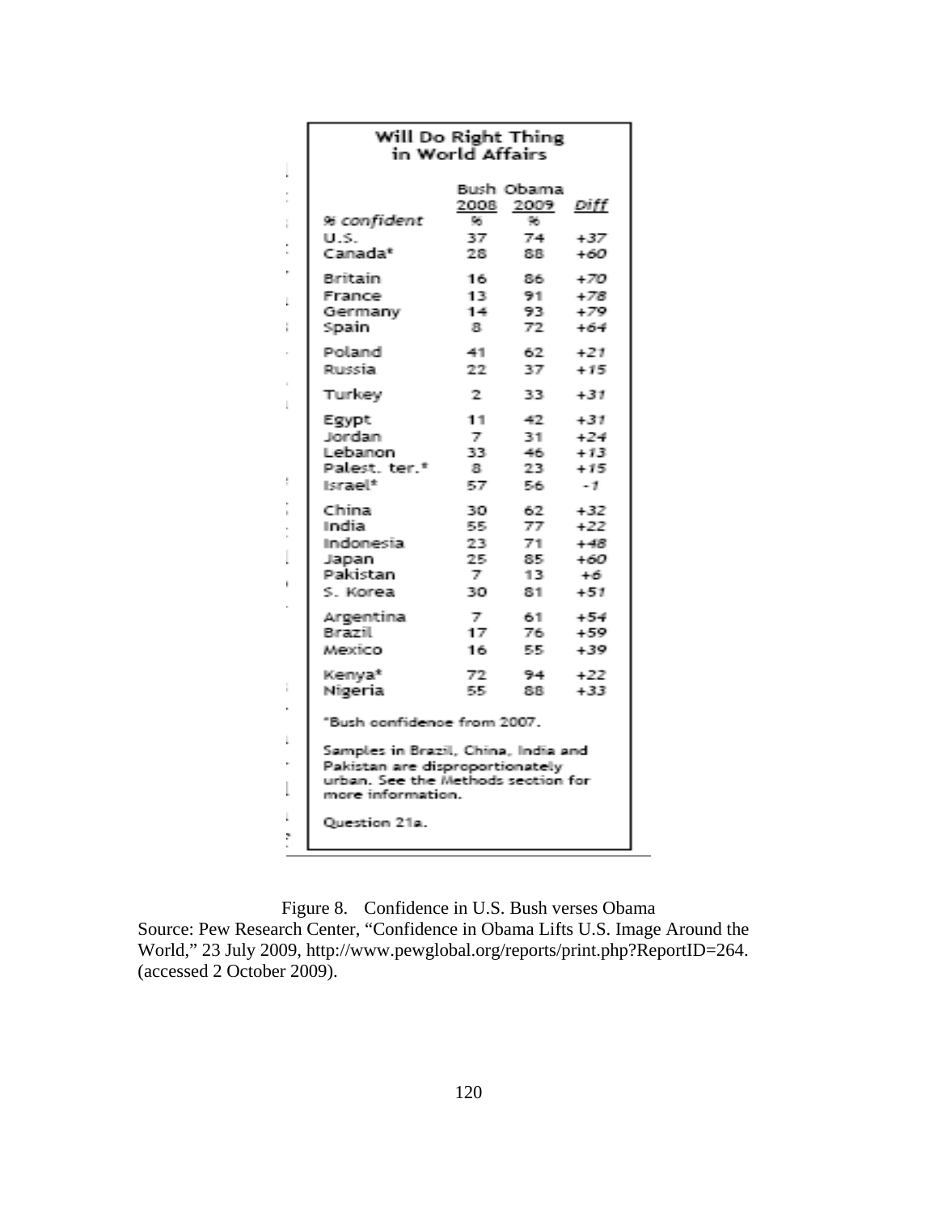**Will Do Right Thing in World Affairs**

| % confident | Bush 2008 % | Obama 2009 % | Diff |
|---|---|---|---|
| U.S. | 37 | 74 | +37 |
| Canada* | 28 | 88 | +60 |
| Britain | 16 | 86 | +70 |
| France | 13 | 91 | +78 |
| Germany | 14 | 93 | +79 |
| Spain | 8 | 72 | +64 |
| Poland | 41 | 62 | +21 |
| Russia | 22 | 37 | +15 |
| Turkey | 2 | 33 | +31 |
| Egypt | 11 | 42 | +31 |
| Jordan | 7 | 31 | +24 |
| Lebanon | 33 | 46 | +13 |
| Palest. ter.* | 8 | 23 | +15 |
| Israel* | 57 | 56 | -1 |
| China | 30 | 62 | +32 |
| India | 55 | 77 | +22 |
| Indonesia | 23 | 71 | +48 |
| Japan | 25 | 85 | +60 |
| Pakistan | 7 | 13 | +6 |
| S. Korea | 30 | 81 | +51 |
| Argentina | 7 | 61 | +54 |
| Brazil | 17 | 76 | +59 |
| Mexico | 16 | 55 | +39 |
| Kenya* | 72 | 94 | +22 |
| Nigeria | 55 | 88 | +33 |

*Bush confidence from 2007.

Samples in Brazil, China, India and Pakistan are disproportionately urban. See the Methods section for more information.

Question 21a.

Figure 8. Confidence in U.S. Bush verses Obama
Source: Pew Research Center, "Confidence in Obama Lifts U.S. Image Around the World," 23 July 2009, http://www.pewglobal.org/reports/print.php?ReportID=264. (accessed 2 October 2009).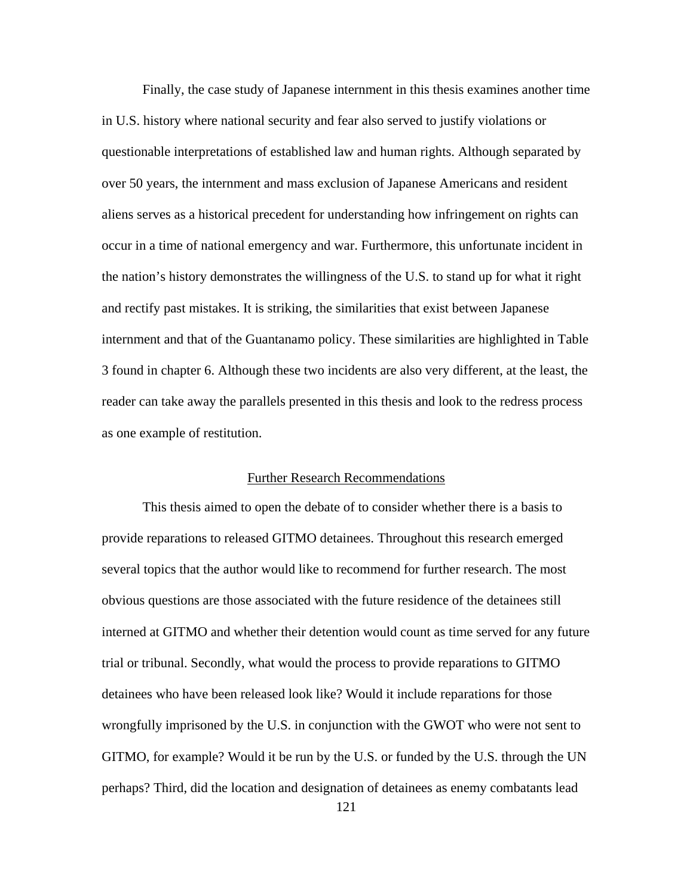Finally, the case study of Japanese internment in this thesis examines another time in U.S. history where national security and fear also served to justify violations or questionable interpretations of established law and human rights. Although separated by over 50 years, the internment and mass exclusion of Japanese Americans and resident aliens serves as a historical precedent for understanding how infringement on rights can occur in a time of national emergency and war. Furthermore, this unfortunate incident in the nation's history demonstrates the willingness of the U.S. to stand up for what it right and rectify past mistakes. It is striking, the similarities that exist between Japanese internment and that of the Guantanamo policy. These similarities are highlighted in Table 3 found in chapter 6. Although these two incidents are also very different, at the least, the reader can take away the parallels presented in this thesis and look to the redress process as one example of restitution.

## Further Research Recommendations

This thesis aimed to open the debate of to consider whether there is a basis to provide reparations to released GITMO detainees. Throughout this research emerged several topics that the author would like to recommend for further research. The most obvious questions are those associated with the future residence of the detainees still interned at GITMO and whether their detention would count as time served for any future trial or tribunal. Secondly, what would the process to provide reparations to GITMO detainees who have been released look like? Would it include reparations for those wrongfully imprisoned by the U.S. in conjunction with the GWOT who were not sent to GITMO, for example? Would it be run by the U.S. or funded by the U.S. through the UN perhaps? Third, did the location and designation of detainees as enemy combatants lead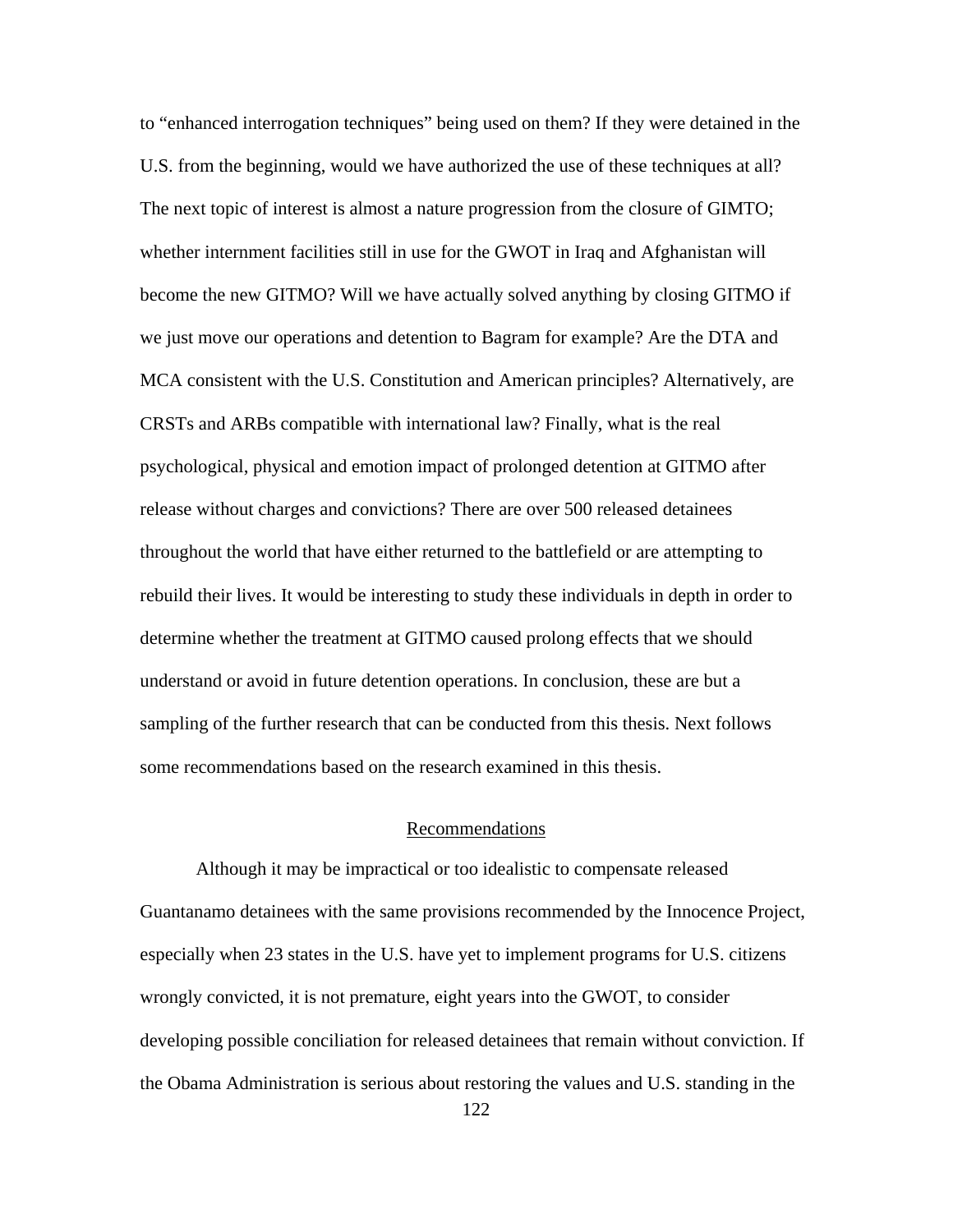to "enhanced interrogation techniques" being used on them? If they were detained in the U.S. from the beginning, would we have authorized the use of these techniques at all? The next topic of interest is almost a nature progression from the closure of GIMTO; whether internment facilities still in use for the GWOT in Iraq and Afghanistan will become the new GITMO? Will we have actually solved anything by closing GITMO if we just move our operations and detention to Bagram for example? Are the DTA and MCA consistent with the U.S. Constitution and American principles? Alternatively, are CRSTs and ARBs compatible with international law? Finally, what is the real psychological, physical and emotion impact of prolonged detention at GITMO after release without charges and convictions? There are over 500 released detainees throughout the world that have either returned to the battlefield or are attempting to rebuild their lives. It would be interesting to study these individuals in depth in order to determine whether the treatment at GITMO caused prolong effects that we should understand or avoid in future detention operations. In conclusion, these are but a sampling of the further research that can be conducted from this thesis. Next follows some recommendations based on the research examined in this thesis.

## Recommendations

Although it may be impractical or too idealistic to compensate released Guantanamo detainees with the same provisions recommended by the Innocence Project, especially when 23 states in the U.S. have yet to implement programs for U.S. citizens wrongly convicted, it is not premature, eight years into the GWOT, to consider developing possible conciliation for released detainees that remain without conviction. If the Obama Administration is serious about restoring the values and U.S. standing in the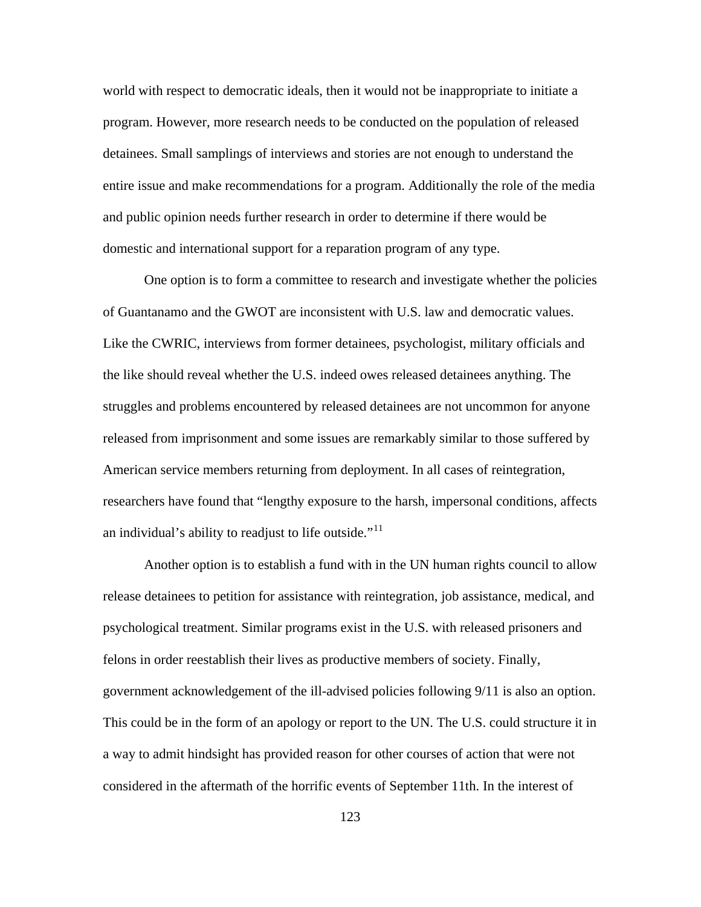world with respect to democratic ideals, then it would not be inappropriate to initiate a program. However, more research needs to be conducted on the population of released detainees. Small samplings of interviews and stories are not enough to understand the entire issue and make recommendations for a program. Additionally the role of the media and public opinion needs further research in order to determine if there would be domestic and international support for a reparation program of any type.

One option is to form a committee to research and investigate whether the policies of Guantanamo and the GWOT are inconsistent with U.S. law and democratic values. Like the CWRIC, interviews from former detainees, psychologist, military officials and the like should reveal whether the U.S. indeed owes released detainees anything. The struggles and problems encountered by released detainees are not uncommon for anyone released from imprisonment and some issues are remarkably similar to those suffered by American service members returning from deployment. In all cases of reintegration, researchers have found that "lengthy exposure to the harsh, impersonal conditions, affects an individual's ability to readjust to life outside."[11]

Another option is to establish a fund with in the UN human rights council to allow release detainees to petition for assistance with reintegration, job assistance, medical, and psychological treatment. Similar programs exist in the U.S. with released prisoners and felons in order reestablish their lives as productive members of society. Finally, government acknowledgement of the ill-advised policies following 9/11 is also an option. This could be in the form of an apology or report to the UN. The U.S. could structure it in a way to admit hindsight has provided reason for other courses of action that were not considered in the aftermath of the horrific events of September 11th. In the interest of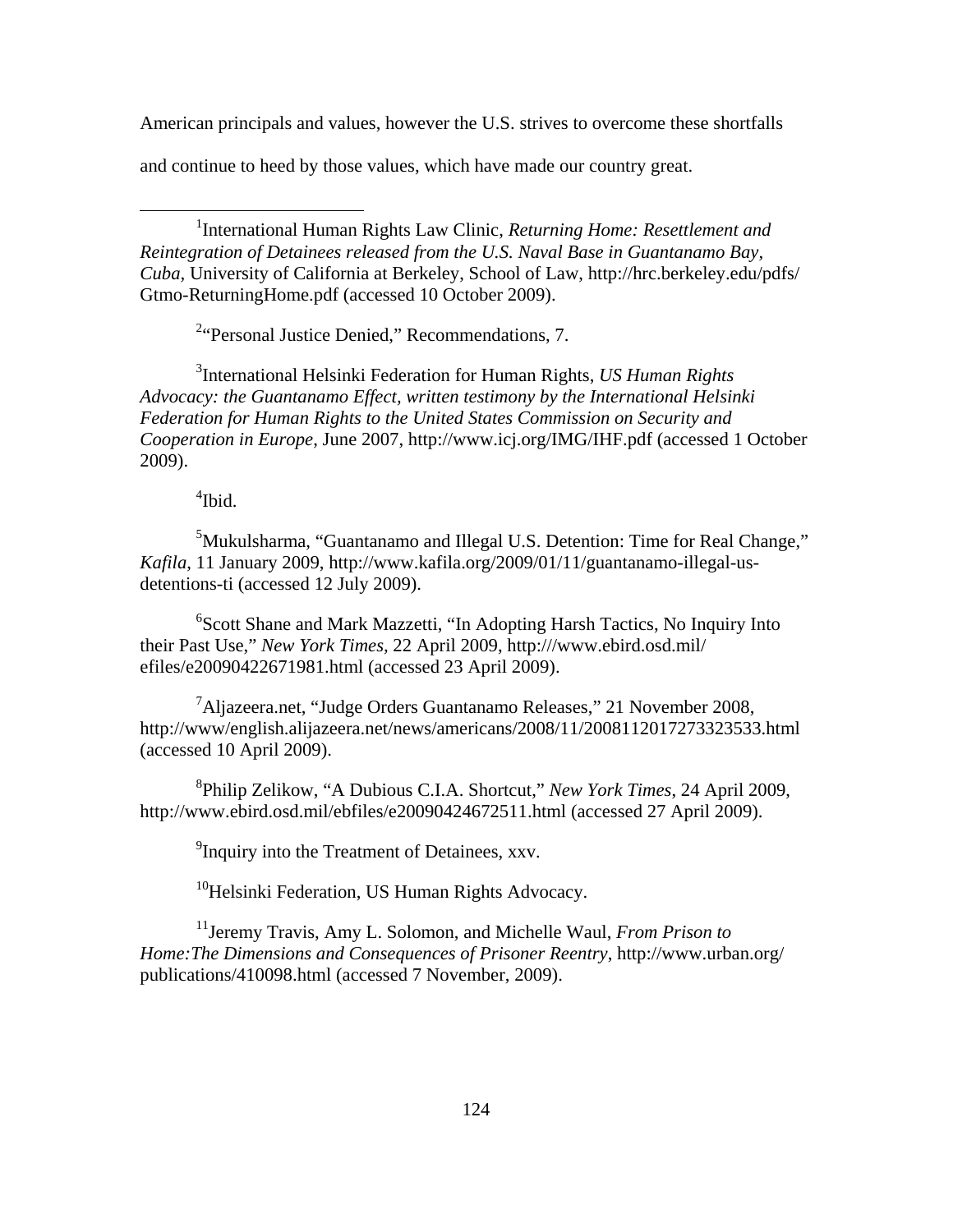American principals and values, however the U.S. strives to overcome these shortfalls and continue to heed by those values, which have made our country great.

---

[1]International Human Rights Law Clinic, *Returning Home: Resettlement and Reintegration of Detainees released from the U.S. Naval Base in Guantanamo Bay, Cuba*, University of California at Berkeley, School of Law, http://hrc.berkeley.edu/pdfs/Gtmo-ReturningHome.pdf (accessed 10 October 2009).

[2]"Personal Justice Denied," Recommendations, 7.

[3]International Helsinki Federation for Human Rights, *US Human Rights Advocacy: the Guantanamo Effect, written testimony by the International Helsinki Federation for Human Rights to the United States Commission on Security and Cooperation in Europe*, June 2007, http://www.icj.org/IMG/IHF.pdf (accessed 1 October 2009).

[4]Ibid.

[5]Mukulsharma, "Guantanamo and Illegal U.S. Detention: Time for Real Change," *Kafila*, 11 January 2009, http://www.kafila.org/2009/01/11/guantanamo-illegal-us-detentions-ti (accessed 12 July 2009).

[6]Scott Shane and Mark Mazzetti, "In Adopting Harsh Tactics, No Inquiry Into their Past Use," *New York Times,* 22 April 2009, http:///www.ebird.osd.mil/efiles/e20090422671981.html (accessed 23 April 2009).

[7]Aljazeera.net, "Judge Orders Guantanamo Releases," 21 November 2008, http://www/english.alijazeera.net/news/americans/2008/11/2008112017273323533.html (accessed 10 April 2009).

[8]Philip Zelikow, "A Dubious C.I.A. Shortcut," *New York Times*, 24 April 2009, http://www.ebird.osd.mil/ebfiles/e20090424672511.html (accessed 27 April 2009).

[9]Inquiry into the Treatment of Detainees, xxv.

[10]Helsinki Federation, US Human Rights Advocacy.

[11]Jeremy Travis, Amy L. Solomon, and Michelle Waul, *From Prison to Home:The Dimensions and Consequences of Prisoner Reentry*, http://www.urban.org/publications/410098.html (accessed 7 November, 2009).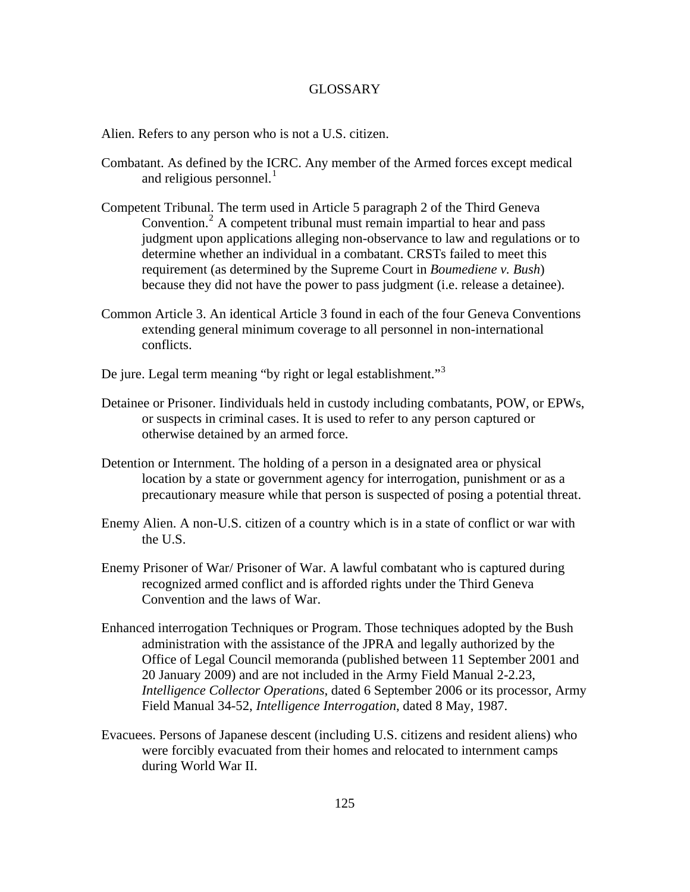# GLOSSARY

Alien. Refers to any person who is not a U.S. citizen.

Combatant. As defined by the ICRC. Any member of the Armed forces except medical and religious personnel.[1]

Competent Tribunal. The term used in Article 5 paragraph 2 of the Third Geneva Convention.[2] A competent tribunal must remain impartial to hear and pass judgment upon applications alleging non-observance to law and regulations or to determine whether an individual in a combatant. CRSTs failed to meet this requirement (as determined by the Supreme Court in *Boumediene v. Bush*) because they did not have the power to pass judgment (i.e. release a detainee).

Common Article 3. An identical Article 3 found in each of the four Geneva Conventions extending general minimum coverage to all personnel in non-international conflicts.

De jure. Legal term meaning "by right or legal establishment."[3]

Detainee or Prisoner. Iindividuals held in custody including combatants, POW, or EPWs, or suspects in criminal cases. It is used to refer to any person captured or otherwise detained by an armed force.

Detention or Internment. The holding of a person in a designated area or physical location by a state or government agency for interrogation, punishment or as a precautionary measure while that person is suspected of posing a potential threat.

Enemy Alien. A non-U.S. citizen of a country which is in a state of conflict or war with the U.S.

Enemy Prisoner of War/ Prisoner of War. A lawful combatant who is captured during recognized armed conflict and is afforded rights under the Third Geneva Convention and the laws of War.

Enhanced interrogation Techniques or Program. Those techniques adopted by the Bush administration with the assistance of the JPRA and legally authorized by the Office of Legal Council memoranda (published between 11 September 2001 and 20 January 2009) and are not included in the Army Field Manual 2-2.23, *Intelligence Collector Operations*, dated 6 September 2006 or its processor, Army Field Manual 34-52, *Intelligence Interrogation*, dated 8 May, 1987.

Evacuees. Persons of Japanese descent (including U.S. citizens and resident aliens) who were forcibly evacuated from their homes and relocated to internment camps during World War II.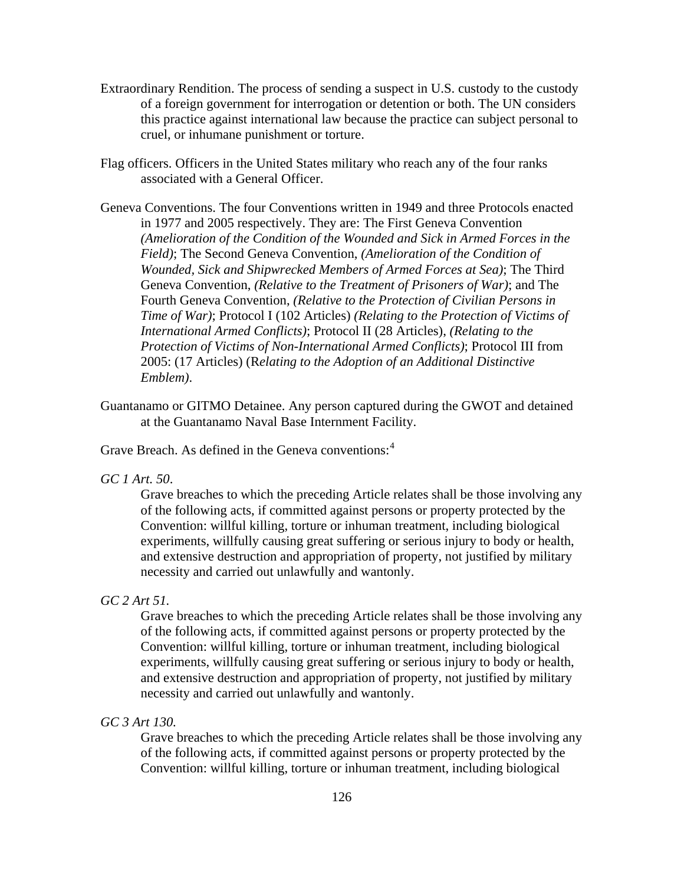Extraordinary Rendition. The process of sending a suspect in U.S. custody to the custody of a foreign government for interrogation or detention or both. The UN considers this practice against international law because the practice can subject personal to cruel, or inhumane punishment or torture.

Flag officers. Officers in the United States military who reach any of the four ranks associated with a General Officer.

Geneva Conventions. The four Conventions written in 1949 and three Protocols enacted in 1977 and 2005 respectively. They are: The First Geneva Convention *(Amelioration of the Condition of the Wounded and Sick in Armed Forces in the Field)*; The Second Geneva Convention, *(Amelioration of the Condition of Wounded, Sick and Shipwrecked Members of Armed Forces at Sea)*; The Third Geneva Convention, *(Relative to the Treatment of Prisoners of War)*; and The Fourth Geneva Convention, *(Relative to the Protection of Civilian Persons in Time of War)*; Protocol I (102 Articles) *(Relating to the Protection of Victims of International Armed Conflicts)*; Protocol II (28 Articles), *(Relating to the Protection of Victims of Non-International Armed Conflicts)*; Protocol III from 2005: (17 Articles) (R*elating to the Adoption of an Additional Distinctive Emblem)*.

Guantanamo or GITMO Detainee. Any person captured during the GWOT and detained at the Guantanamo Naval Base Internment Facility.

Grave Breach. As defined in the Geneva conventions:[4]

*GC 1 Art. 50*.

Grave breaches to which the preceding Article relates shall be those involving any of the following acts, if committed against persons or property protected by the Convention: willful killing, torture or inhuman treatment, including biological experiments, willfully causing great suffering or serious injury to body or health, and extensive destruction and appropriation of property, not justified by military necessity and carried out unlawfully and wantonly.

*GC 2 Art 51.*

Grave breaches to which the preceding Article relates shall be those involving any of the following acts, if committed against persons or property protected by the Convention: willful killing, torture or inhuman treatment, including biological experiments, willfully causing great suffering or serious injury to body or health, and extensive destruction and appropriation of property, not justified by military necessity and carried out unlawfully and wantonly.

*GC 3 Art 130.*

Grave breaches to which the preceding Article relates shall be those involving any of the following acts, if committed against persons or property protected by the Convention: willful killing, torture or inhuman treatment, including biological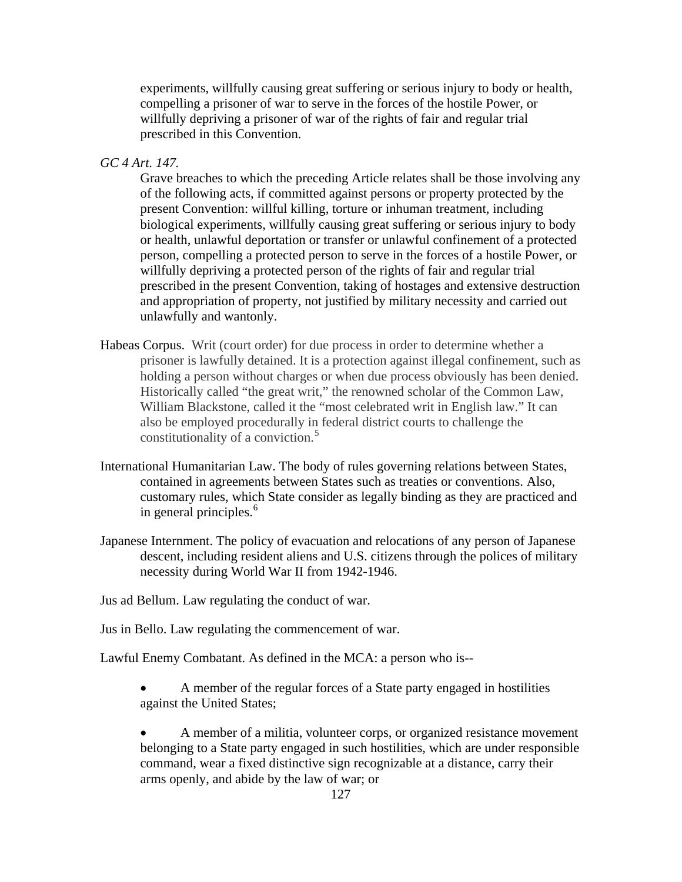experiments, willfully causing great suffering or serious injury to body or health, compelling a prisoner of war to serve in the forces of the hostile Power, or willfully depriving a prisoner of war of the rights of fair and regular trial prescribed in this Convention.

*GC 4 Art. 147.*

> Grave breaches to which the preceding Article relates shall be those involving any of the following acts, if committed against persons or property protected by the present Convention: willful killing, torture or inhuman treatment, including biological experiments, willfully causing great suffering or serious injury to body or health, unlawful deportation or transfer or unlawful confinement of a protected person, compelling a protected person to serve in the forces of a hostile Power, or willfully depriving a protected person of the rights of fair and regular trial prescribed in the present Convention, taking of hostages and extensive destruction and appropriation of property, not justified by military necessity and carried out unlawfully and wantonly.

Habeas Corpus. Writ (court order) for due process in order to determine whether a prisoner is lawfully detained. It is a protection against illegal confinement, such as holding a person without charges or when due process obviously has been denied. Historically called "the great writ," the renowned scholar of the Common Law, William Blackstone, called it the "most celebrated writ in English law." It can also be employed procedurally in federal district courts to challenge the constitutionality of a conviction.[5]

International Humanitarian Law. The body of rules governing relations between States, contained in agreements between States such as treaties or conventions. Also, customary rules, which State consider as legally binding as they are practiced and in general principles.[6]

Japanese Internment. The policy of evacuation and relocations of any person of Japanese descent, including resident aliens and U.S. citizens through the polices of military necessity during World War II from 1942-1946.

Jus ad Bellum. Law regulating the conduct of war.

Jus in Bello. Law regulating the commencement of war.

Lawful Enemy Combatant. As defined in the MCA: a person who is--

- A member of the regular forces of a State party engaged in hostilities against the United States;
- A member of a militia, volunteer corps, or organized resistance movement belonging to a State party engaged in such hostilities, which are under responsible command, wear a fixed distinctive sign recognizable at a distance, carry their arms openly, and abide by the law of war; or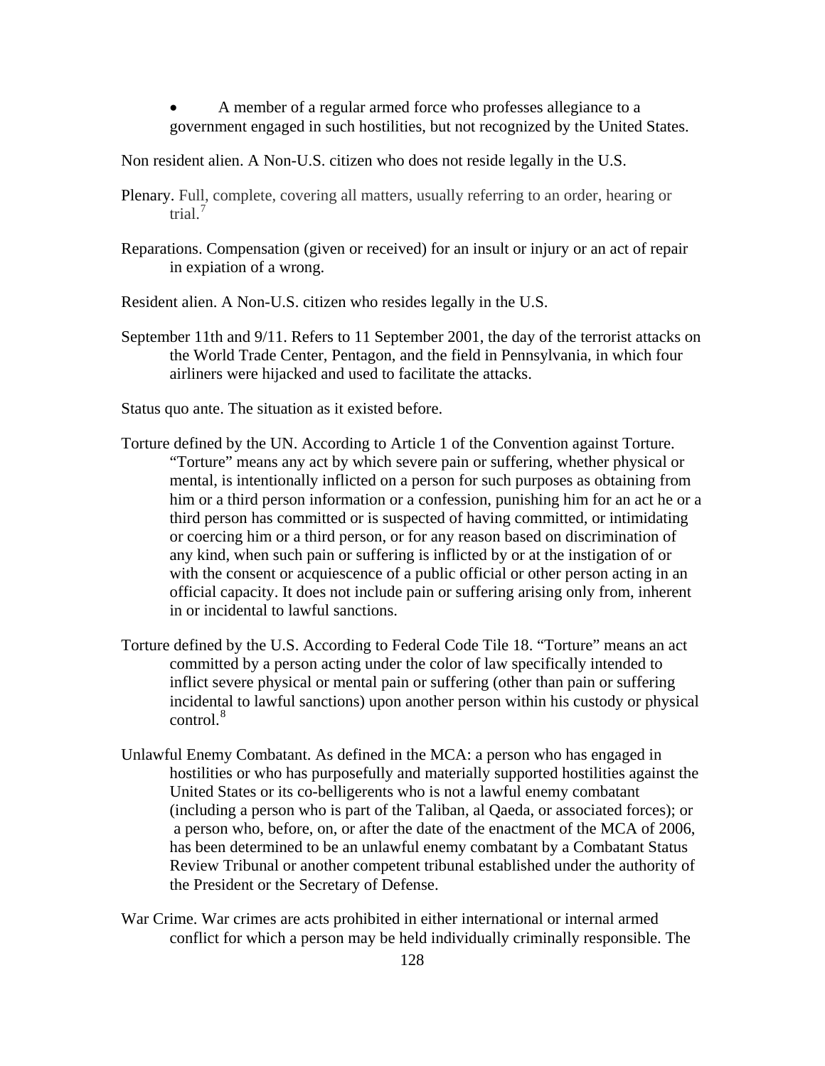- A member of a regular armed force who professes allegiance to a government engaged in such hostilities, but not recognized by the United States.

Non resident alien. A Non-U.S. citizen who does not reside legally in the U.S.

Plenary. Full, complete, covering all matters, usually referring to an order, hearing or trial.[7]

Reparations. Compensation (given or received) for an insult or injury or an act of repair in expiation of a wrong.

Resident alien. A Non-U.S. citizen who resides legally in the U.S.

September 11th and 9/11. Refers to 11 September 2001, the day of the terrorist attacks on the World Trade Center, Pentagon, and the field in Pennsylvania, in which four airliners were hijacked and used to facilitate the attacks.

Status quo ante. The situation as it existed before.

Torture defined by the UN. According to Article 1 of the Convention against Torture. "Torture" means any act by which severe pain or suffering, whether physical or mental, is intentionally inflicted on a person for such purposes as obtaining from him or a third person information or a confession, punishing him for an act he or a third person has committed or is suspected of having committed, or intimidating or coercing him or a third person, or for any reason based on discrimination of any kind, when such pain or suffering is inflicted by or at the instigation of or with the consent or acquiescence of a public official or other person acting in an official capacity. It does not include pain or suffering arising only from, inherent in or incidental to lawful sanctions.

Torture defined by the U.S. According to Federal Code Tile 18. "Torture" means an act committed by a person acting under the color of law specifically intended to inflict severe physical or mental pain or suffering (other than pain or suffering incidental to lawful sanctions) upon another person within his custody or physical control.[8]

Unlawful Enemy Combatant. As defined in the MCA: a person who has engaged in hostilities or who has purposefully and materially supported hostilities against the United States or its co-belligerents who is not a lawful enemy combatant (including a person who is part of the Taliban, al Qaeda, or associated forces); or a person who, before, on, or after the date of the enactment of the MCA of 2006, has been determined to be an unlawful enemy combatant by a Combatant Status Review Tribunal or another competent tribunal established under the authority of the President or the Secretary of Defense.

War Crime. War crimes are acts prohibited in either international or internal armed conflict for which a person may be held individually criminally responsible. The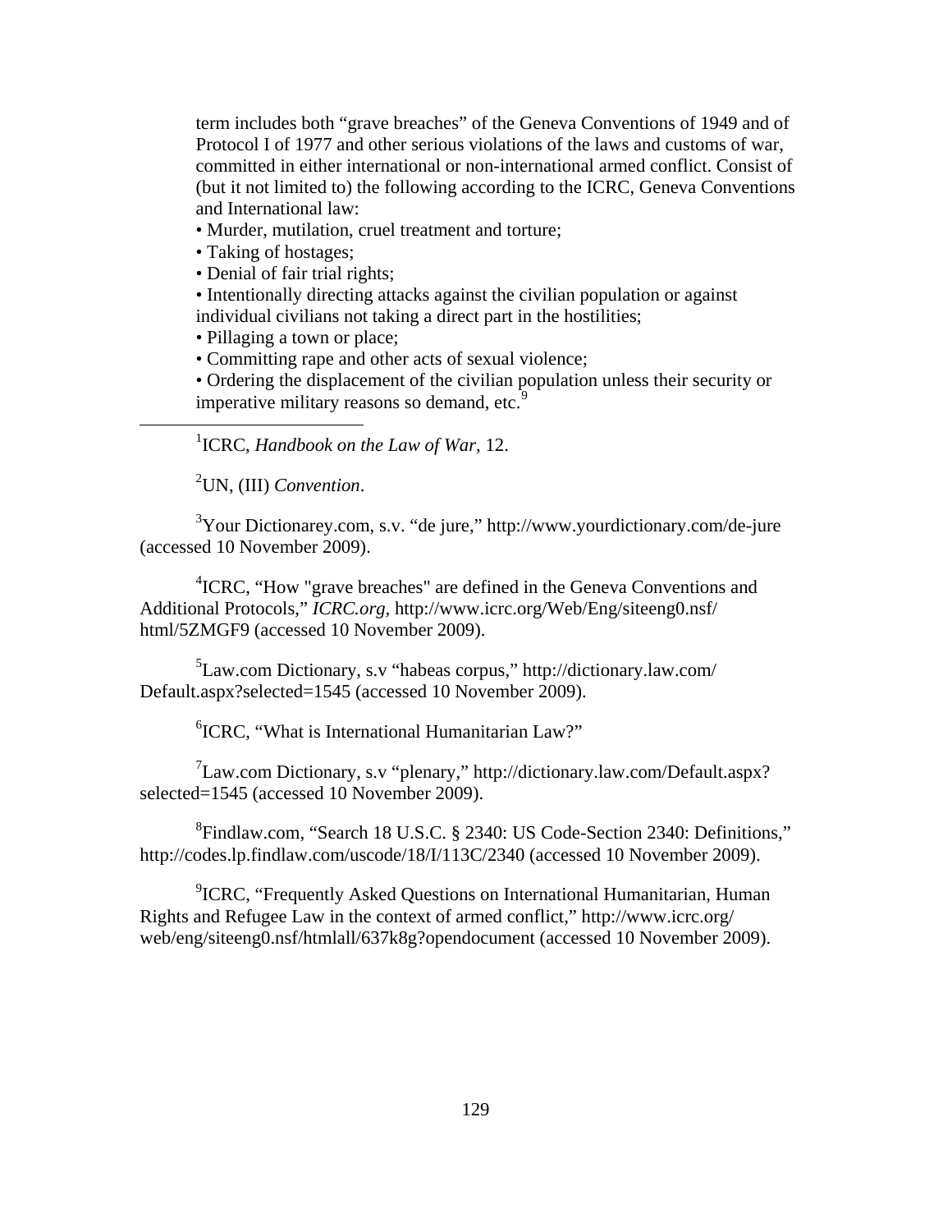term includes both "grave breaches" of the Geneva Conventions of 1949 and of Protocol I of 1977 and other serious violations of the laws and customs of war, committed in either international or non-international armed conflict. Consist of (but it not limited to) the following according to the ICRC, Geneva Conventions and International law:

- Murder, mutilation, cruel treatment and torture;
- Taking of hostages;
- Denial of fair trial rights;
- Intentionally directing attacks against the civilian population or against individual civilians not taking a direct part in the hostilities;
- Pillaging a town or place;
- Committing rape and other acts of sexual violence;
- Ordering the displacement of the civilian population unless their security or imperative military reasons so demand, etc.[9]

---

[1]ICRC, *Handbook on the Law of War*, 12.

[2]UN, (III) *Convention*.

[3]Your Dictionarey.com, s.v. "de jure," http://www.yourdictionary.com/de-jure (accessed 10 November 2009).

[4]ICRC, "How "grave breaches" are defined in the Geneva Conventions and Additional Protocols," *ICRC.org*, http://www.icrc.org/Web/Eng/siteeng0.nsf/html/5ZMGF9 (accessed 10 November 2009).

[5]Law.com Dictionary, s.v "habeas corpus," http://dictionary.law.com/Default.aspx?selected=1545 (accessed 10 November 2009).

[6]ICRC, "What is International Humanitarian Law?"

[7]Law.com Dictionary, s.v "plenary," http://dictionary.law.com/Default.aspx?selected=1545 (accessed 10 November 2009).

[8]Findlaw.com, "Search 18 U.S.C. § 2340: US Code-Section 2340: Definitions," http://codes.lp.findlaw.com/uscode/18/I/113C/2340 (accessed 10 November 2009).

[9]ICRC, "Frequently Asked Questions on International Humanitarian, Human Rights and Refugee Law in the context of armed conflict," http://www.icrc.org/web/eng/siteeng0.nsf/htmlall/637k8g?opendocument (accessed 10 November 2009).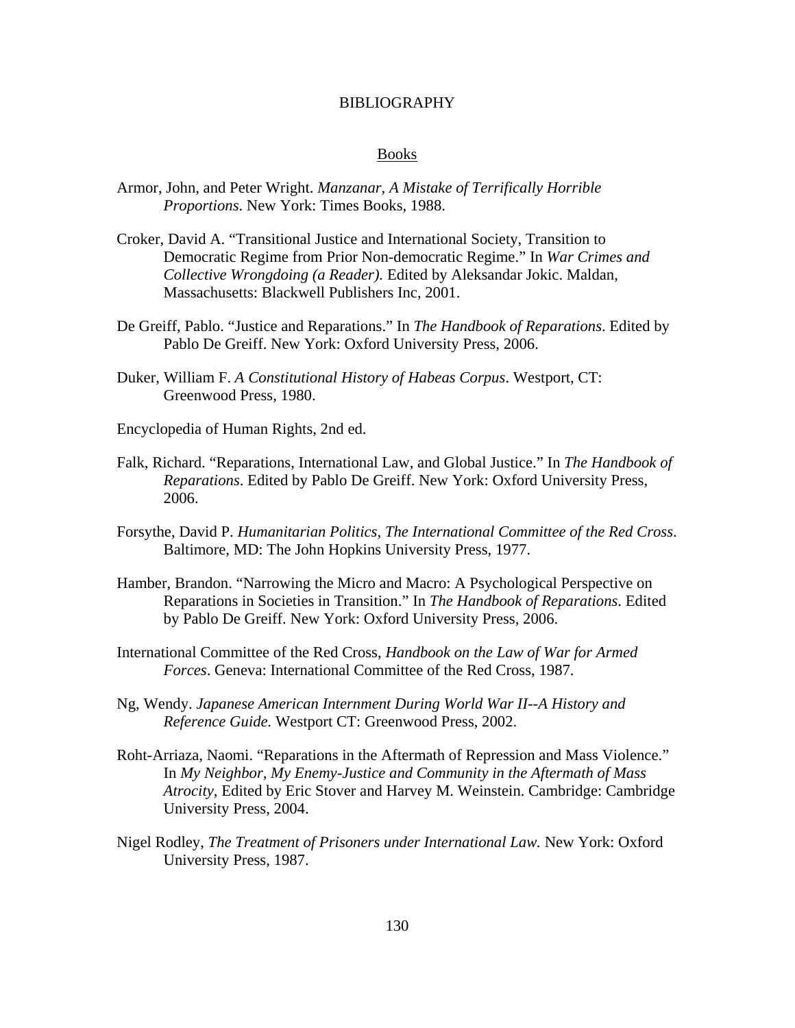# BIBLIOGRAPHY

## Books

Armor, John, and Peter Wright. *Manzanar, A Mistake of Terrifically Horrible Proportions*. New York: Times Books, 1988.

Croker, David A. "Transitional Justice and International Society, Transition to Democratic Regime from Prior Non-democratic Regime." In *War Crimes and Collective Wrongdoing (a Reader).* Edited by Aleksandar Jokic. Maldan, Massachusetts: Blackwell Publishers Inc, 2001.

De Greiff, Pablo. "Justice and Reparations." In *The Handbook of Reparations*. Edited by Pablo De Greiff. New York: Oxford University Press, 2006.

Duker, William F. *A Constitutional History of Habeas Corpus*. Westport, CT: Greenwood Press, 1980.

Encyclopedia of Human Rights, 2nd ed.

Falk, Richard. "Reparations, International Law, and Global Justice." In *The Handbook of Reparations*. Edited by Pablo De Greiff. New York: Oxford University Press, 2006.

Forsythe, David P. *Humanitarian Politics, The International Committee of the Red Cross*. Baltimore, MD: The John Hopkins University Press, 1977.

Hamber, Brandon. "Narrowing the Micro and Macro: A Psychological Perspective on Reparations in Societies in Transition." In *The Handbook of Reparations*. Edited by Pablo De Greiff. New York: Oxford University Press, 2006.

International Committee of the Red Cross, *Handbook on the Law of War for Armed Forces*. Geneva: International Committee of the Red Cross, 1987.

Ng, Wendy. *Japanese American Internment During World War II--A History and Reference Guide.* Westport CT: Greenwood Press, 2002.

Roht-Arriaza, Naomi. "Reparations in the Aftermath of Repression and Mass Violence." In *My Neighbor, My Enemy-Justice and Community in the Aftermath of Mass Atrocity*, Edited by Eric Stover and Harvey M. Weinstein. Cambridge: Cambridge University Press, 2004.

Nigel Rodley, *The Treatment of Prisoners under International Law.* New York: Oxford University Press, 1987.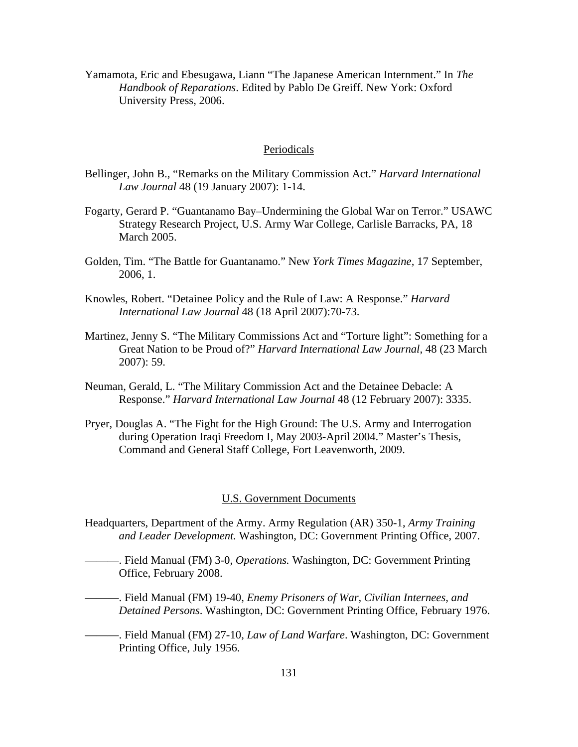Yamamota, Eric and Ebesugawa, Liann "The Japanese American Internment." In *The Handbook of Reparations*. Edited by Pablo De Greiff. New York: Oxford University Press, 2006.

## Periodicals

Bellinger, John B., "Remarks on the Military Commission Act." *Harvard International Law Journal* 48 (19 January 2007): 1-14.

Fogarty, Gerard P. "Guantanamo Bay–Undermining the Global War on Terror." USAWC Strategy Research Project, U.S. Army War College, Carlisle Barracks, PA, 18 March 2005.

Golden, Tim. "The Battle for Guantanamo." New *York Times Magazine*, 17 September, 2006, 1.

Knowles, Robert. "Detainee Policy and the Rule of Law: A Response." *Harvard International Law Journal* 48 (18 April 2007):70-73.

Martinez, Jenny S. "The Military Commissions Act and "Torture light": Something for a Great Nation to be Proud of?" *Harvard International Law Journal*, 48 (23 March 2007): 59.

Neuman, Gerald, L. "The Military Commission Act and the Detainee Debacle: A Response." *Harvard International Law Journal* 48 (12 February 2007): 3335.

Pryer, Douglas A. "The Fight for the High Ground: The U.S. Army and Interrogation during Operation Iraqi Freedom I, May 2003-April 2004." Master's Thesis, Command and General Staff College, Fort Leavenworth, 2009.

## U.S. Government Documents

Headquarters, Department of the Army. Army Regulation (AR) 350-1, *Army Training and Leader Development.* Washington, DC: Government Printing Office, 2007.

———. Field Manual (FM) 3-0, *Operations.* Washington, DC: Government Printing Office, February 2008.

———. Field Manual (FM) 19-40, *Enemy Prisoners of War, Civilian Internees, and Detained Persons*. Washington, DC: Government Printing Office, February 1976.

———. Field Manual (FM) 27-10, *Law of Land Warfare*. Washington, DC: Government Printing Office, July 1956.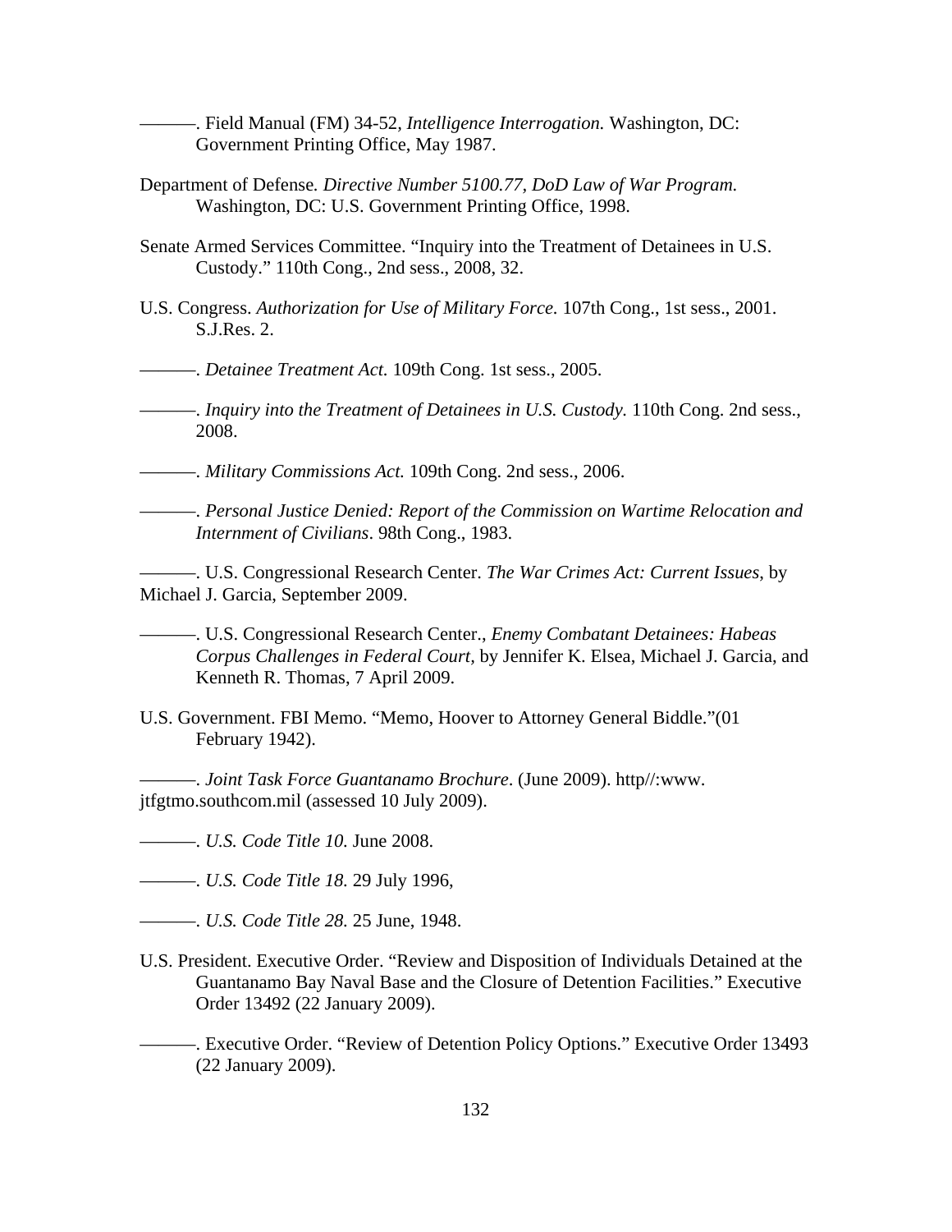———. Field Manual (FM) 34-52, *Intelligence Interrogation.* Washington, DC: Government Printing Office, May 1987.

Department of Defense*. Directive Number 5100.77, DoD Law of War Program.* Washington, DC: U.S. Government Printing Office, 1998.

Senate Armed Services Committee. "Inquiry into the Treatment of Detainees in U.S. Custody." 110th Cong., 2nd sess., 2008, 32.

U.S. Congress. *Authorization for Use of Military Force.* 107th Cong., 1st sess., 2001. S.J.Res. 2.

———. *Detainee Treatment Act.* 109th Cong. 1st sess., 2005.

———. *Inquiry into the Treatment of Detainees in U.S. Custody.* 110th Cong. 2nd sess., 2008.

———. *Military Commissions Act.* 109th Cong. 2nd sess., 2006.

———. *Personal Justice Denied: Report of the Commission on Wartime Relocation and Internment of Civilians*. 98th Cong., 1983.

———. U.S. Congressional Research Center. *The War Crimes Act: Current Issues*, by Michael J. Garcia, September 2009.

———. U.S. Congressional Research Center., *Enemy Combatant Detainees: Habeas Corpus Challenges in Federal Court*, by Jennifer K. Elsea, Michael J. Garcia, and Kenneth R. Thomas, 7 April 2009.

U.S. Government. FBI Memo. "Memo, Hoover to Attorney General Biddle."(01 February 1942).

———. *Joint Task Force Guantanamo Brochure*. (June 2009). http//:www. jtfgtmo.southcom.mil (assessed 10 July 2009).

———. *U.S. Code Title 10.* June 2008.

———. *U.S. Code Title 18.* 29 July 1996,

———. *U.S. Code Title 28.* 25 June, 1948.

U.S. President. Executive Order. "Review and Disposition of Individuals Detained at the Guantanamo Bay Naval Base and the Closure of Detention Facilities." Executive Order 13492 (22 January 2009).

———. Executive Order. "Review of Detention Policy Options." Executive Order 13493 (22 January 2009).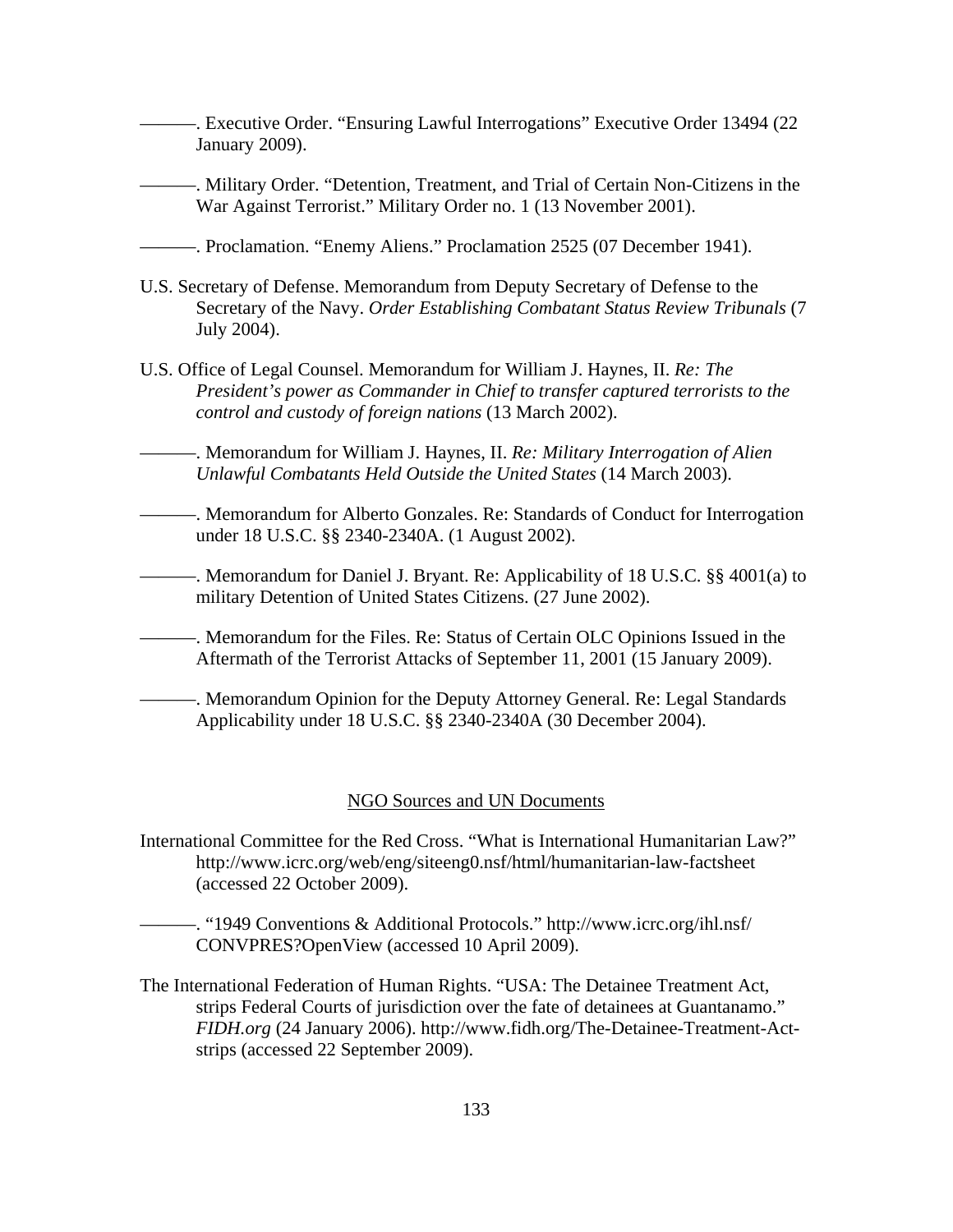———. Executive Order. “Ensuring Lawful Interrogations” Executive Order 13494 (22 January 2009).

———. Military Order. “Detention, Treatment, and Trial of Certain Non-Citizens in the War Against Terrorist.” Military Order no. 1 (13 November 2001).

———. Proclamation. “Enemy Aliens.” Proclamation 2525 (07 December 1941).

U.S. Secretary of Defense. Memorandum from Deputy Secretary of Defense to the Secretary of the Navy. *Order Establishing Combatant Status Review Tribunals* (7 July 2004).

U.S. Office of Legal Counsel. Memorandum for William J. Haynes, II. *Re: The President’s power as Commander in Chief to transfer captured terrorists to the control and custody of foreign nations* (13 March 2002).

———. Memorandum for William J. Haynes, II. *Re: Military Interrogation of Alien Unlawful Combatants Held Outside the United States* (14 March 2003).

———. Memorandum for Alberto Gonzales. Re: Standards of Conduct for Interrogation under 18 U.S.C. §§ 2340-2340A. (1 August 2002).

———. Memorandum for Daniel J. Bryant. Re: Applicability of 18 U.S.C. §§ 4001(a) to military Detention of United States Citizens. (27 June 2002).

———. Memorandum for the Files. Re: Status of Certain OLC Opinions Issued in the Aftermath of the Terrorist Attacks of September 11, 2001 (15 January 2009).

———. Memorandum Opinion for the Deputy Attorney General. Re: Legal Standards Applicability under 18 U.S.C. §§ 2340-2340A (30 December 2004).

NGO Sources and UN Documents

International Committee for the Red Cross. “What is International Humanitarian Law?” http://www.icrc.org/web/eng/siteeng0.nsf/html/humanitarian-law-factsheet (accessed 22 October 2009).

———. “1949 Conventions & Additional Protocols.” http://www.icrc.org/ihl.nsf/CONVPRES?OpenView (accessed 10 April 2009).

The International Federation of Human Rights. “USA: The Detainee Treatment Act, strips Federal Courts of jurisdiction over the fate of detainees at Guantanamo.” *FIDH.org* (24 January 2006). http://www.fidh.org/The-Detainee-Treatment-Act-strips (accessed 22 September 2009).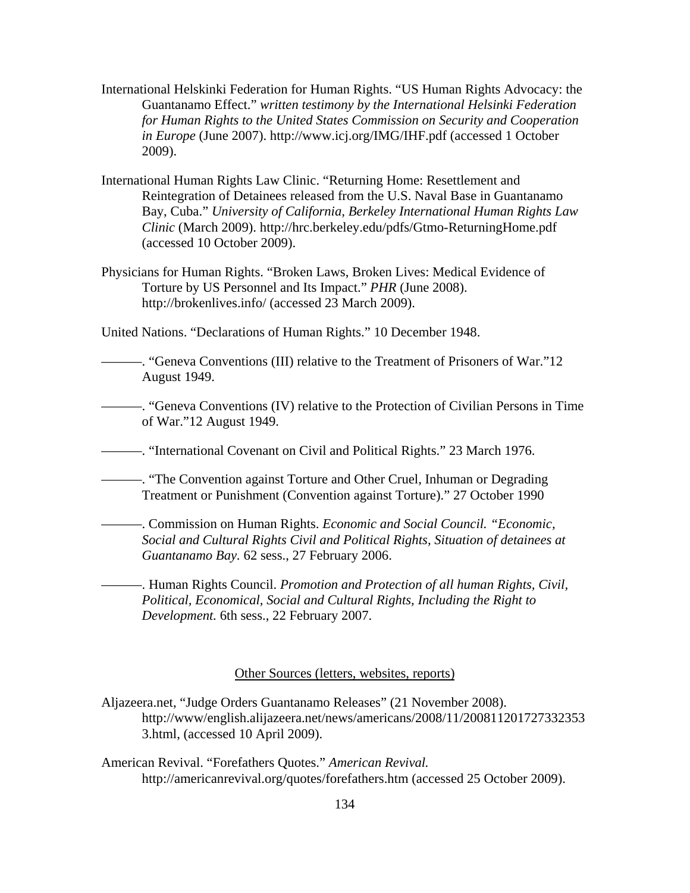International Helskinki Federation for Human Rights. "US Human Rights Advocacy: the Guantanamo Effect." *written testimony by the International Helsinki Federation for Human Rights to the United States Commission on Security and Cooperation in Europe* (June 2007). http://www.icj.org/IMG/IHF.pdf (accessed 1 October 2009).

International Human Rights Law Clinic. "Returning Home: Resettlement and Reintegration of Detainees released from the U.S. Naval Base in Guantanamo Bay, Cuba." *University of California, Berkeley International Human Rights Law Clinic* (March 2009). http://hrc.berkeley.edu/pdfs/Gtmo-ReturningHome.pdf (accessed 10 October 2009).

Physicians for Human Rights. "Broken Laws, Broken Lives: Medical Evidence of Torture by US Personnel and Its Impact." *PHR* (June 2008). http://brokenlives.info/ (accessed 23 March 2009).

United Nations. "Declarations of Human Rights." 10 December 1948.

———. "Geneva Conventions (III) relative to the Treatment of Prisoners of War."12 August 1949.

———. "Geneva Conventions (IV) relative to the Protection of Civilian Persons in Time of War."12 August 1949.

———. "International Covenant on Civil and Political Rights." 23 March 1976.

———. "The Convention against Torture and Other Cruel, Inhuman or Degrading Treatment or Punishment (Convention against Torture)." 27 October 1990

———. Commission on Human Rights. *Economic and Social Council. "Economic, Social and Cultural Rights Civil and Political Rights, Situation of detainees at Guantanamo Bay.* 62 sess., 27 February 2006.

———. Human Rights Council. *Promotion and Protection of all human Rights, Civil, Political, Economical, Social and Cultural Rights, Including the Right to Development.* 6th sess., 22 February 2007.

## Other Sources (letters, websites, reports)

Aljazeera.net, "Judge Orders Guantanamo Releases" (21 November 2008). http://www/english.alijazeera.net/news/americans/2008/11/200811201727332353 3.html, (accessed 10 April 2009).

American Revival. "Forefathers Quotes." *American Revival.* http://americanrevival.org/quotes/forefathers.htm (accessed 25 October 2009).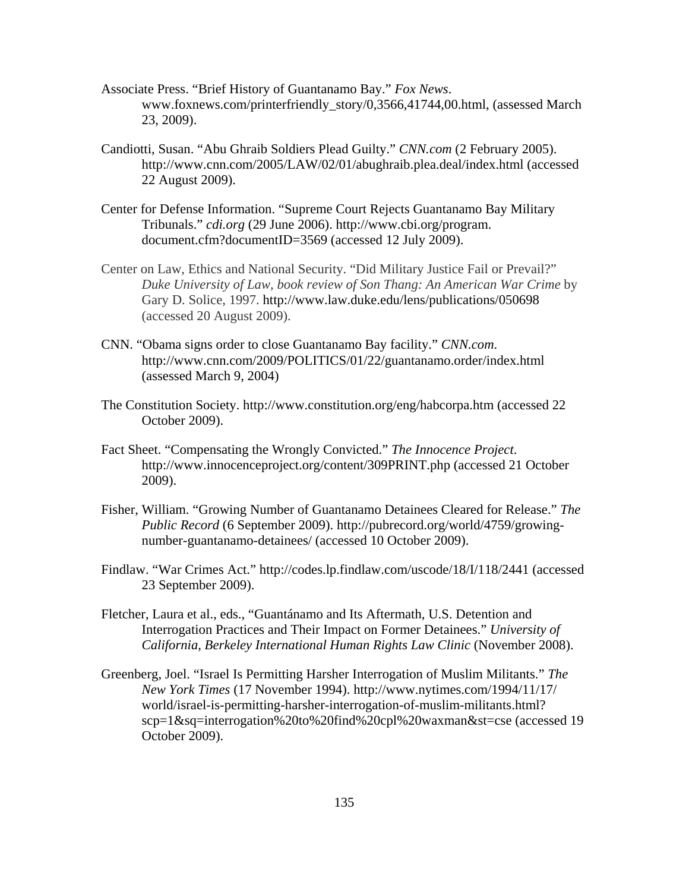Associate Press. "Brief History of Guantanamo Bay." *Fox News*. www.foxnews.com/printerfriendly_story/0,3566,41744,00.html, (assessed March 23, 2009).

Candiotti, Susan. "Abu Ghraib Soldiers Plead Guilty." *CNN.com* (2 February 2005). http://www.cnn.com/2005/LAW/02/01/abughraib.plea.deal/index.html (accessed 22 August 2009).

Center for Defense Information. "Supreme Court Rejects Guantanamo Bay Military Tribunals." *cdi.org* (29 June 2006). http://www.cbi.org/program.document.cfm?documentID=3569 (accessed 12 July 2009).

Center on Law, Ethics and National Security. "Did Military Justice Fail or Prevail?" *Duke University of Law, book review of Son Thang: An American War Crime* by Gary D. Solice, 1997. http://www.law.duke.edu/lens/publications/050698 (accessed 20 August 2009).

CNN. "Obama signs order to close Guantanamo Bay facility." *CNN.com*. http://www.cnn.com/2009/POLITICS/01/22/guantanamo.order/index.html (assessed March 9, 2004)

The Constitution Society. http://www.constitution.org/eng/habcorpa.htm (accessed 22 October 2009).

Fact Sheet. "Compensating the Wrongly Convicted." *The Innocence Project*. http://www.innocenceproject.org/content/309PRINT.php (accessed 21 October 2009).

Fisher, William. "Growing Number of Guantanamo Detainees Cleared for Release." *The Public Record* (6 September 2009). http://pubrecord.org/world/4759/growing-number-guantanamo-detainees/ (accessed 10 October 2009).

Findlaw. "War Crimes Act." http://codes.lp.findlaw.com/uscode/18/I/118/2441 (accessed 23 September 2009).

Fletcher, Laura et al., eds., "Guantánamo and Its Aftermath, U.S. Detention and Interrogation Practices and Their Impact on Former Detainees." *University of California, Berkeley International Human Rights Law Clinic* (November 2008).

Greenberg, Joel. "Israel Is Permitting Harsher Interrogation of Muslim Militants." *The New York Times* (17 November 1994). http://www.nytimes.com/1994/11/17/world/israel-is-permitting-harsher-interrogation-of-muslim-militants.html?scp=1&sq=interrogation%20to%20find%20cpl%20waxman&st=cse (accessed 19 October 2009).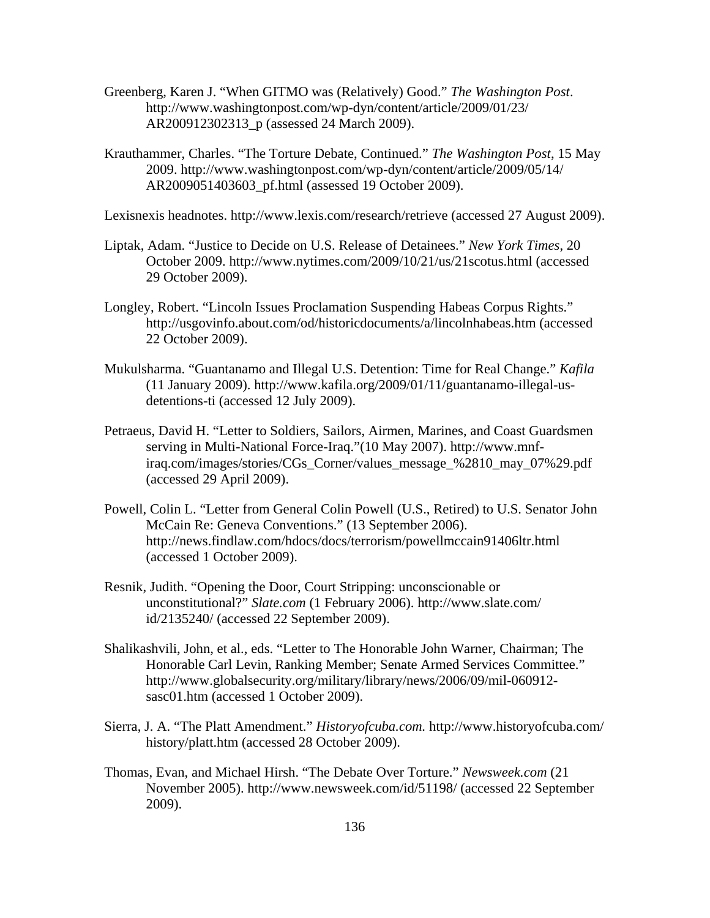Greenberg, Karen J. “When GITMO was (Relatively) Good.” *The Washington Post*. http://www.washingtonpost.com/wp-dyn/content/article/2009/01/23/AR200912302313_p (assessed 24 March 2009).

Krauthammer, Charles. “The Torture Debate, Continued.” *The Washington Post*, 15 May 2009. http://www.washingtonpost.com/wp-dyn/content/article/2009/05/14/AR2009051403603_pf.html (assessed 19 October 2009).

Lexisnexis headnotes. http://www.lexis.com/research/retrieve (accessed 27 August 2009).

Liptak, Adam. “Justice to Decide on U.S. Release of Detainees.” *New York Times*, 20 October 2009. http://www.nytimes.com/2009/10/21/us/21scotus.html (accessed 29 October 2009).

Longley, Robert. “Lincoln Issues Proclamation Suspending Habeas Corpus Rights.” http://usgovinfo.about.com/od/historicdocuments/a/lincolnhabeas.htm (accessed 22 October 2009).

Mukulsharma. “Guantanamo and Illegal U.S. Detention: Time for Real Change.” *Kafila* (11 January 2009). http://www.kafila.org/2009/01/11/guantanamo-illegal-us-detentions-ti (accessed 12 July 2009).

Petraeus, David H. “Letter to Soldiers, Sailors, Airmen, Marines, and Coast Guardsmen serving in Multi-National Force-Iraq.”(10 May 2007). http://www.mnf-iraq.com/images/stories/CGs_Corner/values_message_%2810_may_07%29.pdf (accessed 29 April 2009).

Powell, Colin L. “Letter from General Colin Powell (U.S., Retired) to U.S. Senator John McCain Re: Geneva Conventions.” (13 September 2006). http://news.findlaw.com/hdocs/docs/terrorism/powellmccain91406ltr.html (accessed 1 October 2009).

Resnik, Judith. “Opening the Door, Court Stripping: unconscionable or unconstitutional?” *Slate.com* (1 February 2006). http://www.slate.com/id/2135240/ (accessed 22 September 2009).

Shalikashvili, John, et al., eds. “Letter to The Honorable John Warner, Chairman; The Honorable Carl Levin, Ranking Member; Senate Armed Services Committee.” http://www.globalsecurity.org/military/library/news/2006/09/mil-060912-sasc01.htm (accessed 1 October 2009).

Sierra, J. A. “The Platt Amendment.” *Historyofcuba.com.* http://www.historyofcuba.com/history/platt.htm (accessed 28 October 2009).

Thomas, Evan, and Michael Hirsh. “The Debate Over Torture.” *Newsweek.com* (21 November 2005). http://www.newsweek.com/id/51198/ (accessed 22 September 2009).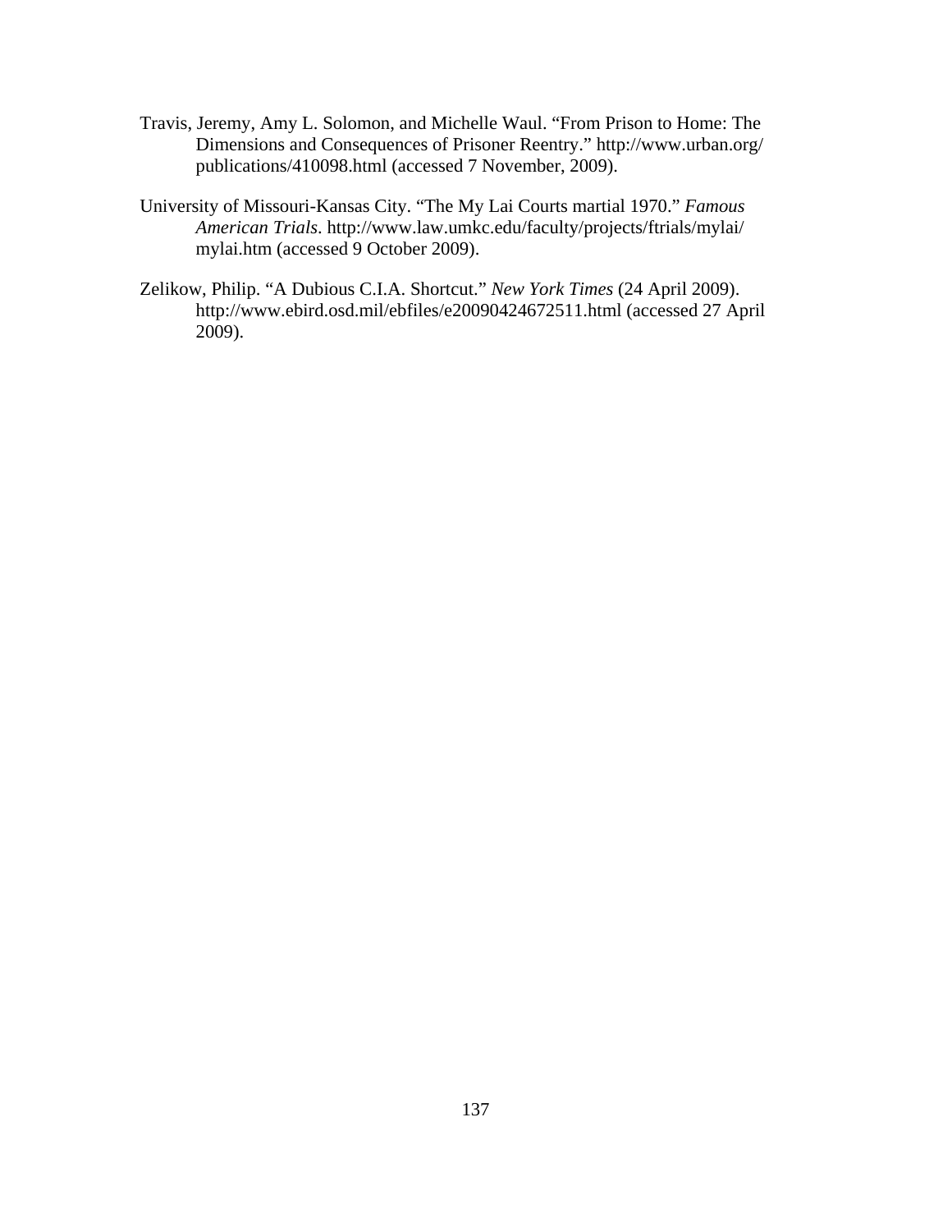Travis, Jeremy, Amy L. Solomon, and Michelle Waul. "From Prison to Home: The Dimensions and Consequences of Prisoner Reentry." http://www.urban.org/publications/410098.html (accessed 7 November, 2009).

University of Missouri-Kansas City. "The My Lai Courts martial 1970." *Famous American Trials*. http://www.law.umkc.edu/faculty/projects/ftrials/mylai/mylai.htm (accessed 9 October 2009).

Zelikow, Philip. "A Dubious C.I.A. Shortcut." *New York Times* (24 April 2009). http://www.ebird.osd.mil/ebfiles/e20090424672511.html (accessed 27 April 2009).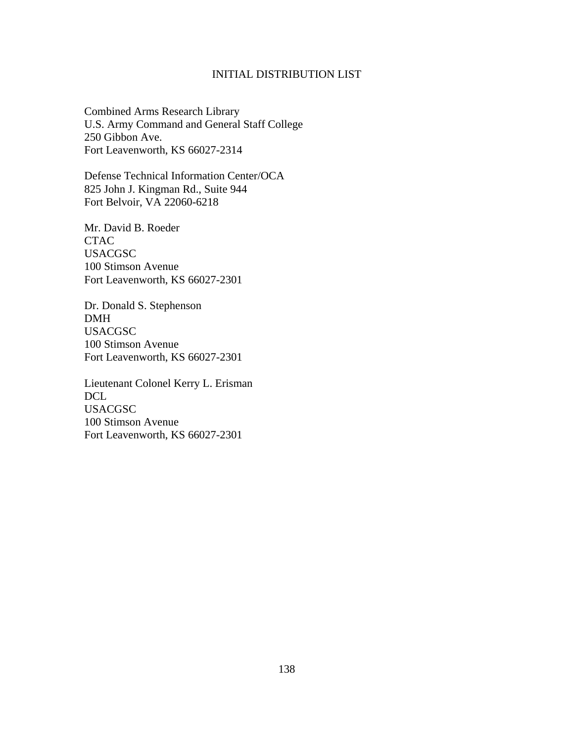# INITIAL DISTRIBUTION LIST

Combined Arms Research Library
U.S. Army Command and General Staff College
250 Gibbon Ave.
Fort Leavenworth, KS 66027-2314

Defense Technical Information Center/OCA
825 John J. Kingman Rd., Suite 944
Fort Belvoir, VA 22060-6218

Mr. David B. Roeder
CTAC
USACGSC
100 Stimson Avenue
Fort Leavenworth, KS 66027-2301

Dr. Donald S. Stephenson
DMH
USACGSC
100 Stimson Avenue
Fort Leavenworth, KS 66027-2301

Lieutenant Colonel Kerry L. Erisman
DCL
USACGSC
100 Stimson Avenue
Fort Leavenworth, KS 66027-2301